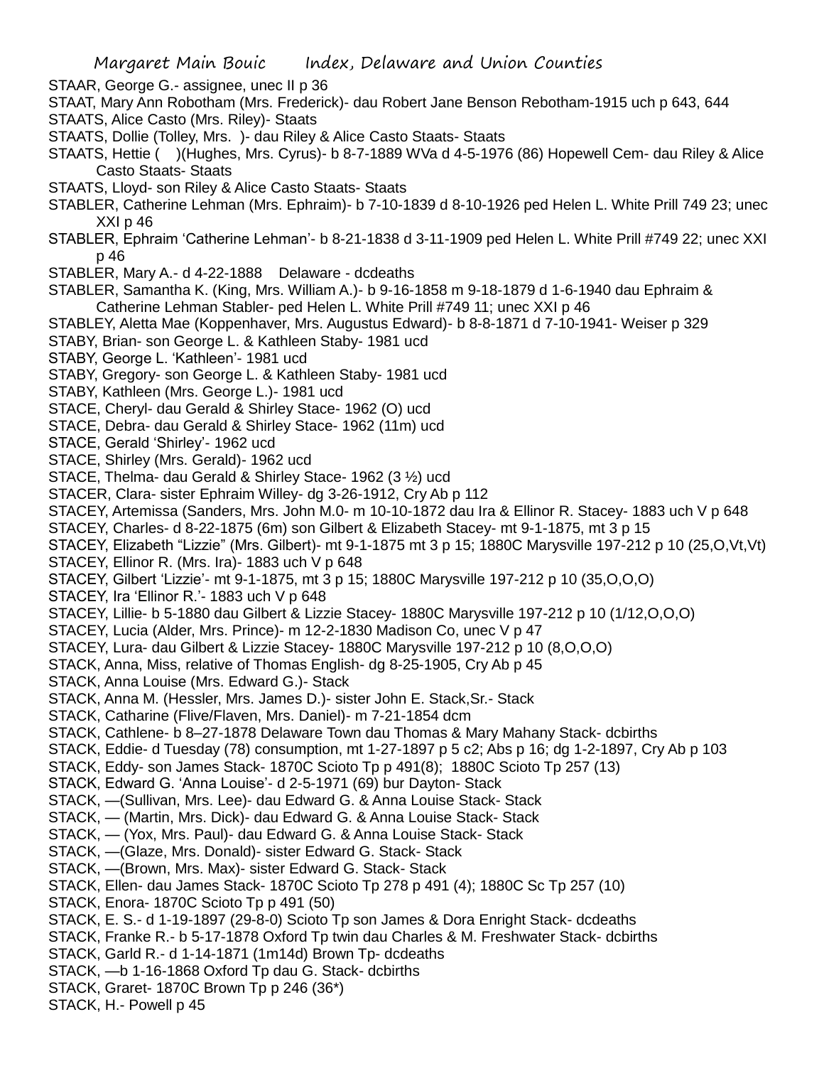STAAR, George G.- assignee, unec II p 36

STAAT, Mary Ann Robotham (Mrs. Frederick)- dau Robert Jane Benson Rebotham-1915 uch p 643, 644

STAATS, Alice Casto (Mrs. Riley)- Staats

STAATS, Dollie (Tolley, Mrs. )- dau Riley & Alice Casto Staats- Staats

STAATS, Hettie ( )(Hughes, Mrs. Cyrus)- b 8-7-1889 WVa d 4-5-1976 (86) Hopewell Cem- dau Riley & Alice Casto Staats- Staats

STAATS, Lloyd- son Riley & Alice Casto Staats- Staats

STABLER, Catherine Lehman (Mrs. Ephraim)- b 7-10-1839 d 8-10-1926 ped Helen L. White Prill 749 23; unec XXI p 46

STABLER, Ephraim 'Catherine Lehman'- b 8-21-1838 d 3-11-1909 ped Helen L. White Prill #749 22; unec XXI p 46

STABLER, Mary A.- d 4-22-1888 Delaware - dcdeaths

STABLER, Samantha K. (King, Mrs. William A.)- b 9-16-1858 m 9-18-1879 d 1-6-1940 dau Ephraim & Catherine Lehman Stabler- ped Helen L. White Prill #749 11; unec XXI p 46

STABLEY, Aletta Mae (Koppenhaver, Mrs. Augustus Edward)- b 8-8-1871 d 7-10-1941- Weiser p 329

STABY, Brian- son George L. & Kathleen Staby- 1981 ucd

STABY, George L. 'Kathleen'- 1981 ucd

STABY, Gregory- son George L. & Kathleen Staby- 1981 ucd

STABY, Kathleen (Mrs. George L.)- 1981 ucd

STACE, Cheryl- dau Gerald & Shirley Stace- 1962 (O) ucd

STACE, Debra- dau Gerald & Shirley Stace- 1962 (11m) ucd

STACE, Gerald 'Shirley'- 1962 ucd

STACE, Shirley (Mrs. Gerald)- 1962 ucd

STACE, Thelma- dau Gerald & Shirley Stace- 1962 (3 ½) ucd

STACER, Clara- sister Ephraim Willey- dg 3-26-1912, Cry Ab p 112

STACEY, Artemissa (Sanders, Mrs. John M.0- m 10-10-1872 dau Ira & Ellinor R. Stacey- 1883 uch V p 648

STACEY, Charles- d 8-22-1875 (6m) son Gilbert & Elizabeth Stacey- mt 9-1-1875, mt 3 p 15

STACEY, Elizabeth "Lizzie" (Mrs. Gilbert)- mt 9-1-1875 mt 3 p 15; 1880C Marysville 197-212 p 10 (25,O,Vt,Vt)

STACEY, Ellinor R. (Mrs. Ira)- 1883 uch V p 648

STACEY, Gilbert 'Lizzie'- mt 9-1-1875, mt 3 p 15; 1880C Marysville 197-212 p 10 (35,O,O,O)

STACEY, Ira 'Ellinor R.'- 1883 uch V p 648

STACEY, Lillie- b 5-1880 dau Gilbert & Lizzie Stacey- 1880C Marysville 197-212 p 10 (1/12,O,O,O)

STACEY, Lucia (Alder, Mrs. Prince)- m 12-2-1830 Madison Co, unec V p 47

STACEY, Lura- dau Gilbert & Lizzie Stacey- 1880C Marysville 197-212 p 10 (8,O,O,O)

STACK, Anna, Miss, relative of Thomas English- dg 8-25-1905, Cry Ab p 45

STACK, Anna Louise (Mrs. Edward G.)- Stack

STACK, Anna M. (Hessler, Mrs. James D.)- sister John E. Stack,Sr.- Stack

STACK, Catharine (Flive/Flaven, Mrs. Daniel)- m 7-21-1854 dcm

STACK, Cathlene- b 8–27-1878 Delaware Town dau Thomas & Mary Mahany Stack- dcbirths

STACK, Eddie- d Tuesday (78) consumption, mt 1-27-1897 p 5 c2; Abs p 16; dg 1-2-1897, Cry Ab p 103

STACK, Eddy- son James Stack- 1870C Scioto Tp p 491(8); 1880C Scioto Tp 257 (13)

STACK, Edward G. 'Anna Louise'- d 2-5-1971 (69) bur Dayton- Stack

STACK, —(Sullivan, Mrs. Lee)- dau Edward G. & Anna Louise Stack- Stack

STACK, — (Martin, Mrs. Dick)- dau Edward G. & Anna Louise Stack- Stack

STACK, — (Yox, Mrs. Paul)- dau Edward G. & Anna Louise Stack- Stack

STACK, —(Glaze, Mrs. Donald)- sister Edward G. Stack- Stack

STACK, —(Brown, Mrs. Max)- sister Edward G. Stack- Stack

STACK, Ellen- dau James Stack- 1870C Scioto Tp 278 p 491 (4); 1880C Sc Tp 257 (10)

STACK, Enora- 1870C Scioto Tp p 491 (50)

STACK, E. S.- d 1-19-1897 (29-8-0) Scioto Tp son James & Dora Enright Stack- dcdeaths

STACK, Franke R.- b 5-17-1878 Oxford Tp twin dau Charles & M. Freshwater Stack- dcbirths

STACK, Garld R.- d 1-14-1871 (1m14d) Brown Tp- dcdeaths

STACK, —b 1-16-1868 Oxford Tp dau G. Stack- dcbirths

STACK, Graret- 1870C Brown Tp p 246 (36*)

STACK, H.- Powell p 45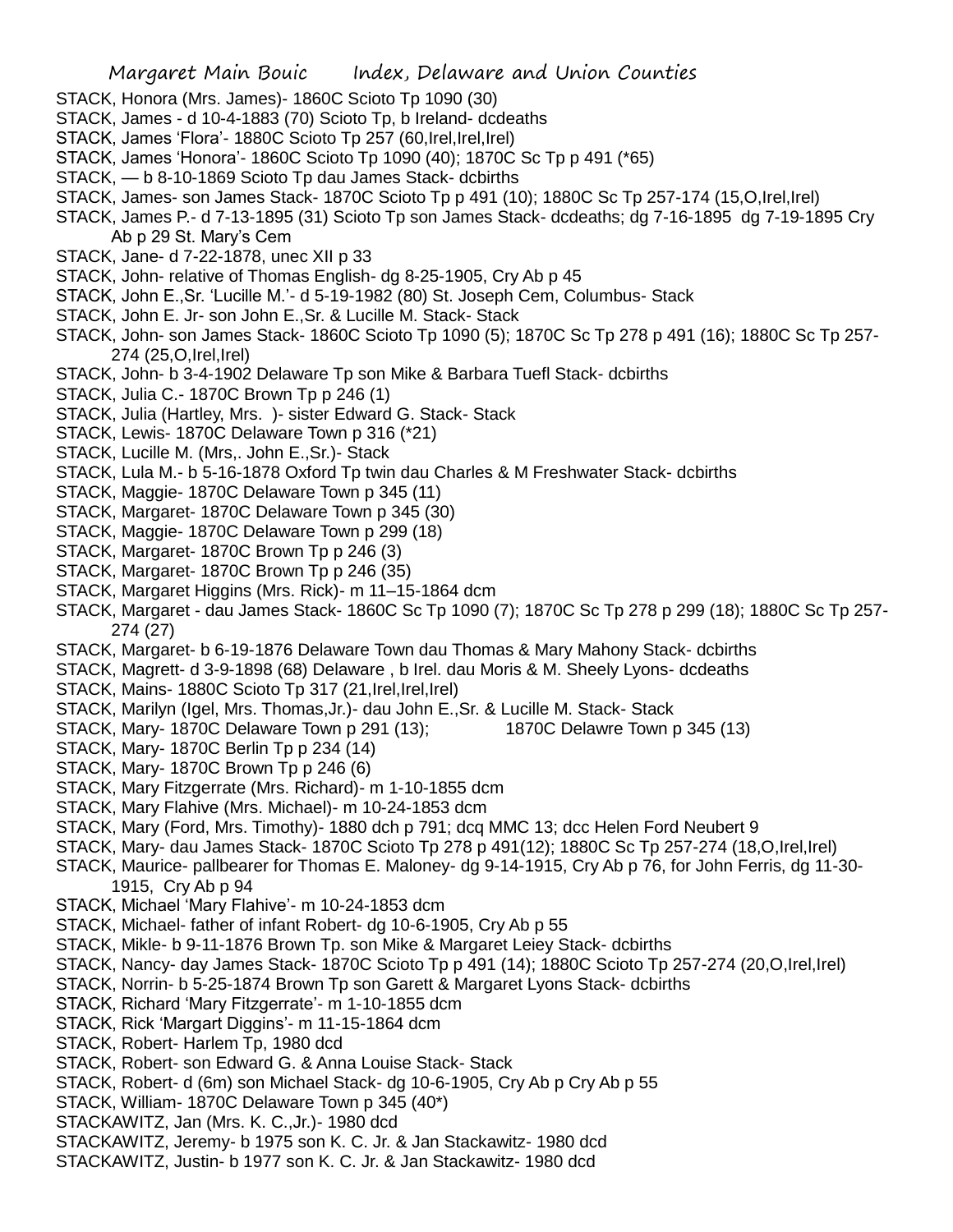STACK, Honora (Mrs. James)- 1860C Scioto Tp 1090 (30)
STACK, James - d 10-4-1883 (70) Scioto Tp, b Ireland- dcdeaths
STACK, James 'Flora'- 1880C Scioto Tp 257 (60,Irel,Irel,Irel)
STACK, James 'Honora'- 1860C Scioto Tp 1090 (40); 1870C Sc Tp p 491 (*65)
STACK, — b 8-10-1869 Scioto Tp dau James Stack- dcbirths
STACK, James- son James Stack- 1870C Scioto Tp p 491 (10); 1880C Sc Tp 257-174 (15,O,Irel,Irel)
STACK, James P.- d 7-13-1895 (31) Scioto Tp son James Stack- dcdeaths; dg 7-16-1895 dg 7-19-1895 Cry Ab p 29 St. Mary's Cem
STACK, Jane- d 7-22-1878, unec XII p 33
STACK, John- relative of Thomas English- dg 8-25-1905, Cry Ab p 45
STACK, John E.,Sr. 'Lucille M.'- d 5-19-1982 (80) St. Joseph Cem, Columbus- Stack
STACK, John E. Jr- son John E.,Sr. & Lucille M. Stack- Stack
STACK, John- son James Stack- 1860C Scioto Tp 1090 (5); 1870C Sc Tp 278 p 491 (16); 1880C Sc Tp 257-274 (25,O,Irel,Irel)
STACK, John- b 3-4-1902 Delaware Tp son Mike & Barbara Tuefl Stack- dcbirths
STACK, Julia C.- 1870C Brown Tp p 246 (1)
STACK, Julia (Hartley, Mrs. )- sister Edward G. Stack- Stack
STACK, Lewis- 1870C Delaware Town p 316 (*21)
STACK, Lucille M. (Mrs,. John E.,Sr.)- Stack
STACK, Lula M.- b 5-16-1878 Oxford Tp twin dau Charles & M Freshwater Stack- dcbirths
STACK, Maggie- 1870C Delaware Town p 345 (11)
STACK, Margaret- 1870C Delaware Town p 345 (30)
STACK, Maggie- 1870C Delaware Town p 299 (18)
STACK, Margaret- 1870C Brown Tp p 246 (3)
STACK, Margaret- 1870C Brown Tp p 246 (35)
STACK, Margaret Higgins (Mrs. Rick)- m 11–15-1864 dcm
STACK, Margaret - dau James Stack- 1860C Sc Tp 1090 (7); 1870C Sc Tp 278 p 299 (18); 1880C Sc Tp 257-274 (27)
STACK, Margaret- b 6-19-1876 Delaware Town dau Thomas & Mary Mahony Stack- dcbirths
STACK, Magrett- d 3-9-1898 (68) Delaware , b Irel. dau Moris & M. Sheely Lyons- dcdeaths
STACK, Mains- 1880C Scioto Tp 317 (21,Irel,Irel,Irel)
STACK, Marilyn (Igel, Mrs. Thomas,Jr.)- dau John E.,Sr. & Lucille M. Stack- Stack
STACK, Mary- 1870C Delaware Town p 291 (13); 1870C Delawre Town p 345 (13)
STACK, Mary- 1870C Berlin Tp p 234 (14)
STACK, Mary- 1870C Brown Tp p 246 (6)
STACK, Mary Fitzgerrate (Mrs. Richard)- m 1-10-1855 dcm
STACK, Mary Flahive (Mrs. Michael)- m 10-24-1853 dcm
STACK, Mary (Ford, Mrs. Timothy)- 1880 dch p 791; dcq MMC 13; dcc Helen Ford Neubert 9
STACK, Mary- dau James Stack- 1870C Scioto Tp 278 p 491(12); 1880C Sc Tp 257-274 (18,O,Irel,Irel)
STACK, Maurice- pallbearer for Thomas E. Maloney- dg 9-14-1915, Cry Ab p 76, for John Ferris, dg 11-30-1915, Cry Ab p 94
STACK, Michael 'Mary Flahive'- m 10-24-1853 dcm
STACK, Michael- father of infant Robert- dg 10-6-1905, Cry Ab p 55
STACK, Mikle- b 9-11-1876 Brown Tp. son Mike & Margaret Leiey Stack- dcbirths
STACK, Nancy- day James Stack- 1870C Scioto Tp p 491 (14); 1880C Scioto Tp 257-274 (20,O,Irel,Irel)
STACK, Norrin- b 5-25-1874 Brown Tp son Garett & Margaret Lyons Stack- dcbirths
STACK, Richard 'Mary Fitzgerrate'- m 1-10-1855 dcm
STACK, Rick 'Margart Diggins'- m 11-15-1864 dcm
STACK, Robert- Harlem Tp, 1980 dcd
STACK, Robert- son Edward G. & Anna Louise Stack- Stack
STACK, Robert- d (6m) son Michael Stack- dg 10-6-1905, Cry Ab p Cry Ab p 55
STACK, William- 1870C Delaware Town p 345 (40*)
STACKAWITZ, Jan (Mrs. K. C.,Jr.)- 1980 dcd
STACKAWITZ, Jeremy- b 1975 son K. C. Jr. & Jan Stackawitz- 1980 dcd
STACKAWITZ, Justin- b 1977 son K. C. Jr. & Jan Stackawitz- 1980 dcd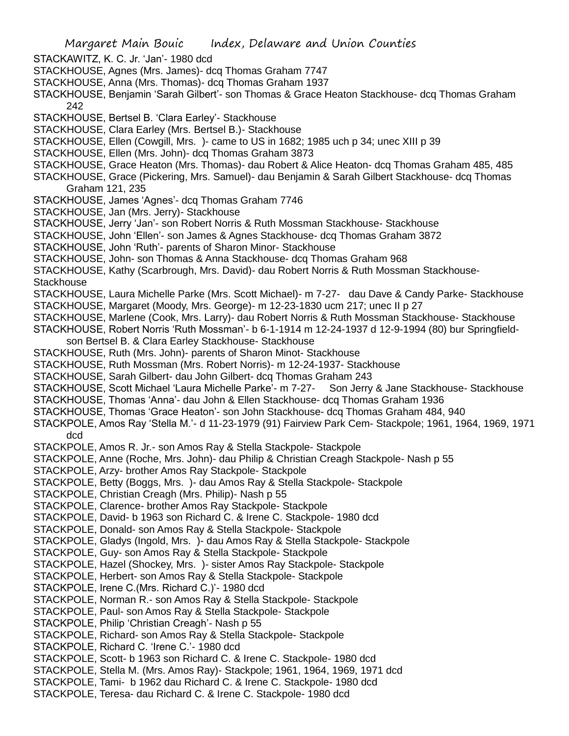STACKAWITZ, K. C. Jr. 'Jan'- 1980 dcd
STACKHOUSE, Agnes (Mrs. James)- dcq Thomas Graham 7747
STACKHOUSE, Anna (Mrs. Thomas)- dcq Thomas Graham 1937
STACKHOUSE, Benjamin 'Sarah Gilbert'- son Thomas & Grace Heaton Stackhouse- dcq Thomas Graham 242
STACKHOUSE, Bertsel B. 'Clara Earley'- Stackhouse
STACKHOUSE, Clara Earley (Mrs. Bertsel B.)- Stackhouse
STACKHOUSE, Ellen (Cowgill, Mrs. )- came to US in 1682; 1985 uch p 34; unec XIII p 39
STACKHOUSE, Ellen (Mrs. John)- dcq Thomas Graham 3873
STACKHOUSE, Grace Heaton (Mrs. Thomas)- dau Robert & Alice Heaton- dcq Thomas Graham 485, 485
STACKHOUSE, Grace (Pickering, Mrs. Samuel)- dau Benjamin & Sarah Gilbert Stackhouse- dcq Thomas Graham 121, 235
STACKHOUSE, James 'Agnes'- dcq Thomas Graham 7746
STACKHOUSE, Jan (Mrs. Jerry)- Stackhouse
STACKHOUSE, Jerry 'Jan'- son Robert Norris & Ruth Mossman Stackhouse- Stackhouse
STACKHOUSE, John 'Ellen'- son James & Agnes Stackhouse- dcq Thomas Graham 3872
STACKHOUSE, John 'Ruth'- parents of Sharon Minor- Stackhouse
STACKHOUSE, John- son Thomas & Anna Stackhouse- dcq Thomas Graham 968
STACKHOUSE, Kathy (Scarbrough, Mrs. David)- dau Robert Norris & Ruth Mossman Stackhouse- Stackhouse
STACKHOUSE, Laura Michelle Parke (Mrs. Scott Michael)- m 7-27- dau Dave & Candy Parke- Stackhouse
STACKHOUSE, Margaret (Moody, Mrs. George)- m 12-23-1830 ucm 217; unec II p 27
STACKHOUSE, Marlene (Cook, Mrs. Larry)- dau Robert Norris & Ruth Mossman Stackhouse- Stackhouse
STACKHOUSE, Robert Norris 'Ruth Mossman'- b 6-1-1914 m 12-24-1937 d 12-9-1994 (80) bur Springfield- son Bertsel B. & Clara Earley Stackhouse- Stackhouse
STACKHOUSE, Ruth (Mrs. John)- parents of Sharon Minot- Stackhouse
STACKHOUSE, Ruth Mossman (Mrs. Robert Norris)- m 12-24-1937- Stackhouse
STACKHOUSE, Sarah Gilbert- dau John Gilbert- dcq Thomas Graham 243
STACKHOUSE, Scott Michael 'Laura Michelle Parke'- m 7-27- Son Jerry & Jane Stackhouse- Stackhouse
STACKHOUSE, Thomas 'Anna'- dau John & Ellen Stackhouse- dcq Thomas Graham 1936
STACKHOUSE, Thomas 'Grace Heaton'- son John Stackhouse- dcq Thomas Graham 484, 940
STACKPOLE, Amos Ray 'Stella M.'- d 11-23-1979 (91) Fairview Park Cem- Stackpole; 1961, 1964, 1969, 1971 dcd
STACKPOLE, Amos R. Jr.- son Amos Ray & Stella Stackpole- Stackpole
STACKPOLE, Anne (Roche, Mrs. John)- dau Philip & Christian Creagh Stackpole- Nash p 55
STACKPOLE, Arzy- brother Amos Ray Stackpole- Stackpole
STACKPOLE, Betty (Boggs, Mrs. )- dau Amos Ray & Stella Stackpole- Stackpole
STACKPOLE, Christian Creagh (Mrs. Philip)- Nash p 55
STACKPOLE, Clarence- brother Amos Ray Stackpole- Stackpole
STACKPOLE, David- b 1963 son Richard C. & Irene C. Stackpole- 1980 dcd
STACKPOLE, Donald- son Amos Ray & Stella Stackpole- Stackpole
STACKPOLE, Gladys (Ingold, Mrs. )- dau Amos Ray & Stella Stackpole- Stackpole
STACKPOLE, Guy- son Amos Ray & Stella Stackpole- Stackpole
STACKPOLE, Hazel (Shockey, Mrs. )- sister Amos Ray Stackpole- Stackpole
STACKPOLE, Herbert- son Amos Ray & Stella Stackpole- Stackpole
STACKPOLE, Irene C.(Mrs. Richard C.)'- 1980 dcd
STACKPOLE, Norman R.- son Amos Ray & Stella Stackpole- Stackpole
STACKPOLE, Paul- son Amos Ray & Stella Stackpole- Stackpole
STACKPOLE, Philip 'Christian Creagh'- Nash p 55
STACKPOLE, Richard- son Amos Ray & Stella Stackpole- Stackpole
STACKPOLE, Richard C. 'Irene C.'- 1980 dcd
STACKPOLE, Scott- b 1963 son Richard C. & Irene C. Stackpole- 1980 dcd
STACKPOLE, Stella M. (Mrs. Amos Ray)- Stackpole; 1961, 1964, 1969, 1971 dcd
STACKPOLE, Tami- b 1962 dau Richard C. & Irene C. Stackpole- 1980 dcd
STACKPOLE, Teresa- dau Richard C. & Irene C. Stackpole- 1980 dcd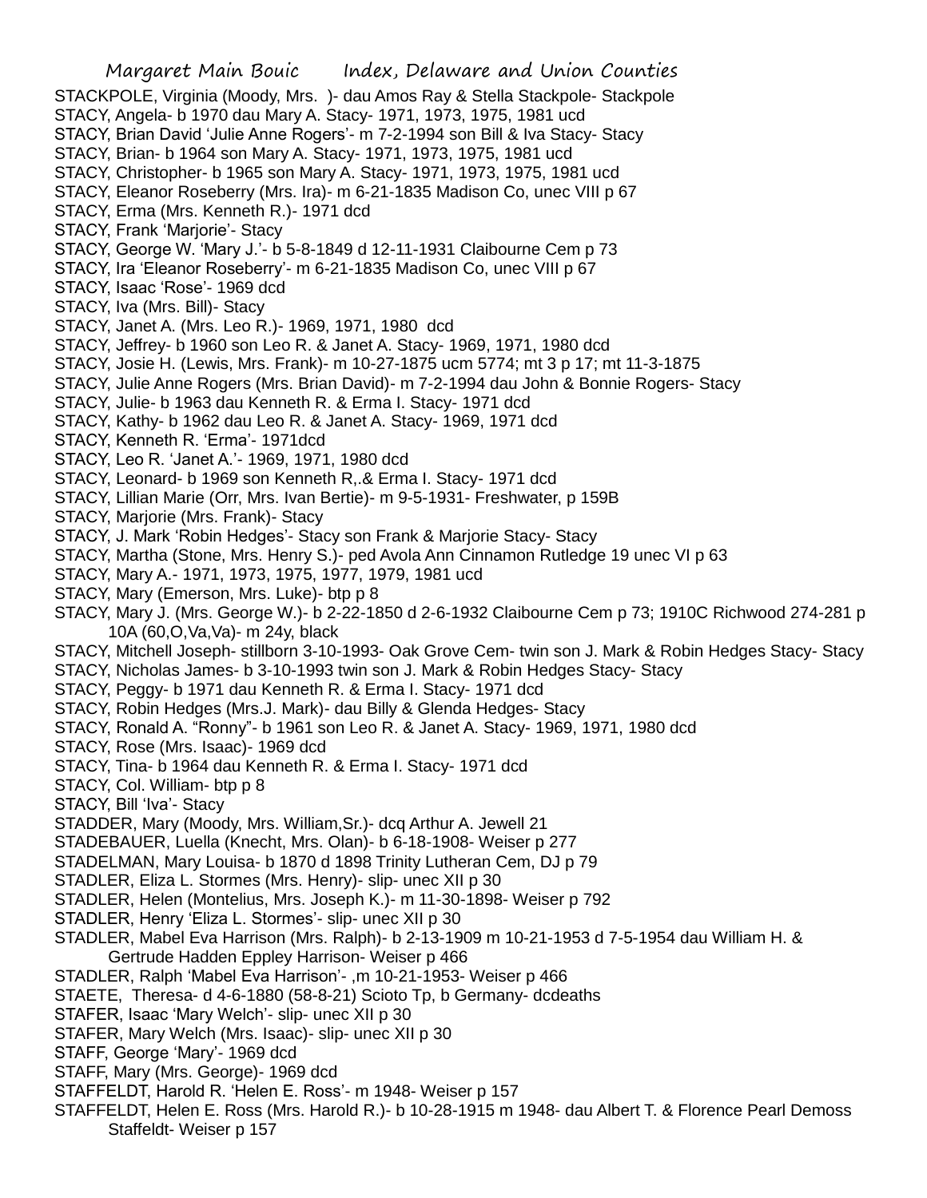STACKPOLE, Virginia (Moody, Mrs. )- dau Amos Ray & Stella Stackpole- Stackpole

STACY, Angela- b 1970 dau Mary A. Stacy- 1971, 1973, 1975, 1981 ucd

STACY, Brian David 'Julie Anne Rogers'- m 7-2-1994 son Bill & Iva Stacy- Stacy

STACY, Brian- b 1964 son Mary A. Stacy- 1971, 1973, 1975, 1981 ucd

STACY, Christopher- b 1965 son Mary A. Stacy- 1971, 1973, 1975, 1981 ucd

STACY, Eleanor Roseberry (Mrs. Ira)- m 6-21-1835 Madison Co, unec VIII p 67

STACY, Erma (Mrs. Kenneth R.)- 1971 dcd

STACY, Frank 'Marjorie'- Stacy

STACY, George W. 'Mary J.'- b 5-8-1849 d 12-11-1931 Claibourne Cem p 73

STACY, Ira 'Eleanor Roseberry'- m 6-21-1835 Madison Co, unec VIII p 67

STACY, Isaac 'Rose'- 1969 dcd

STACY, Iva (Mrs. Bill)- Stacy

STACY, Janet A. (Mrs. Leo R.)- 1969, 1971, 1980 dcd

STACY, Jeffrey- b 1960 son Leo R. & Janet A. Stacy- 1969, 1971, 1980 dcd

STACY, Josie H. (Lewis, Mrs. Frank)- m 10-27-1875 ucm 5774; mt 3 p 17; mt 11-3-1875

STACY, Julie Anne Rogers (Mrs. Brian David)- m 7-2-1994 dau John & Bonnie Rogers- Stacy

STACY, Julie- b 1963 dau Kenneth R. & Erma I. Stacy- 1971 dcd

STACY, Kathy- b 1962 dau Leo R. & Janet A. Stacy- 1969, 1971 dcd

STACY, Kenneth R. 'Erma'- 1971dcd

STACY, Leo R. 'Janet A.'- 1969, 1971, 1980 dcd

STACY, Leonard- b 1969 son Kenneth R,.& Erma I. Stacy- 1971 dcd

STACY, Lillian Marie (Orr, Mrs. Ivan Bertie)- m 9-5-1931- Freshwater, p 159B

STACY, Marjorie (Mrs. Frank)- Stacy

STACY, J. Mark 'Robin Hedges'- Stacy son Frank & Marjorie Stacy- Stacy

STACY, Martha (Stone, Mrs. Henry S.)- ped Avola Ann Cinnamon Rutledge 19 unec VI p 63

STACY, Mary A.- 1971, 1973, 1975, 1977, 1979, 1981 ucd

STACY, Mary (Emerson, Mrs. Luke)- btp p 8

STACY, Mary J. (Mrs. George W.)- b 2-22-1850 d 2-6-1932 Claibourne Cem p 73; 1910C Richwood 274-281 p 10A (60,O,Va,Va)- m 24y, black

STACY, Mitchell Joseph- stillborn 3-10-1993- Oak Grove Cem- twin son J. Mark & Robin Hedges Stacy- Stacy

STACY, Nicholas James- b 3-10-1993 twin son J. Mark & Robin Hedges Stacy- Stacy

STACY, Peggy- b 1971 dau Kenneth R. & Erma I. Stacy- 1971 dcd

STACY, Robin Hedges (Mrs.J. Mark)- dau Billy & Glenda Hedges- Stacy

STACY, Ronald A. "Ronny"- b 1961 son Leo R. & Janet A. Stacy- 1969, 1971, 1980 dcd

STACY, Rose (Mrs. Isaac)- 1969 dcd

STACY, Tina- b 1964 dau Kenneth R. & Erma I. Stacy- 1971 dcd

STACY, Col. William- btp p 8

STACY, Bill 'Iva'- Stacy

STADDER, Mary (Moody, Mrs. William,Sr.)- dcq Arthur A. Jewell 21

STADEBAUER, Luella (Knecht, Mrs. Olan)- b 6-18-1908- Weiser p 277

STADELMAN, Mary Louisa- b 1870 d 1898 Trinity Lutheran Cem, DJ p 79

STADLER, Eliza L. Stormes (Mrs. Henry)- slip- unec XII p 30

STADLER, Helen (Montelius, Mrs. Joseph K.)- m 11-30-1898- Weiser p 792

STADLER, Henry 'Eliza L. Stormes'- slip- unec XII p 30

STADLER, Mabel Eva Harrison (Mrs. Ralph)- b 2-13-1909 m 10-21-1953 d 7-5-1954 dau William H. & Gertrude Hadden Eppley Harrison- Weiser p 466

STADLER, Ralph 'Mabel Eva Harrison'- ,m 10-21-1953- Weiser p 466

STAETE, Theresa- d 4-6-1880 (58-8-21) Scioto Tp, b Germany- dcdeaths

STAFER, Isaac 'Mary Welch'- slip- unec XII p 30

STAFER, Mary Welch (Mrs. Isaac)- slip- unec XII p 30

STAFF, George 'Mary'- 1969 dcd

STAFF, Mary (Mrs. George)- 1969 dcd

STAFFELDT, Harold R. 'Helen E. Ross'- m 1948- Weiser p 157

STAFFELDT, Helen E. Ross (Mrs. Harold R.)- b 10-28-1915 m 1948- dau Albert T. & Florence Pearl Demoss Staffeldt- Weiser p 157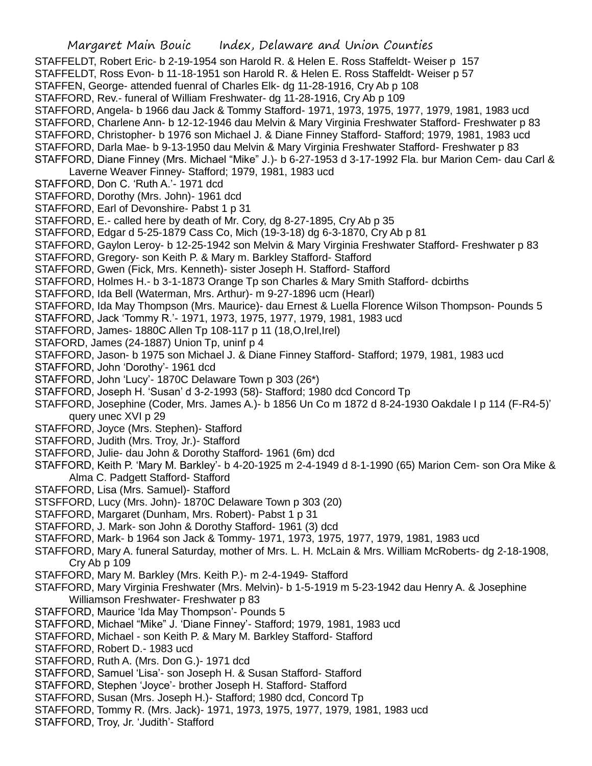STAFFELDT, Robert Eric- b 2-19-1954 son Harold R. & Helen E. Ross Staffeldt- Weiser p 157
STAFFELDT, Ross Evon- b 11-18-1951 son Harold R. & Helen E. Ross Staffeldt- Weiser p 57
STAFFEN, George- attended fuenral of Charles Elk- dg 11-28-1916, Cry Ab p 108
STAFFORD, Rev.- funeral of William Freshwater- dg 11-28-1916, Cry Ab p 109
STAFFORD, Angela- b 1966 dau Jack & Tommy Stafford- 1971, 1973, 1975, 1977, 1979, 1981, 1983 ucd
STAFFORD, Charlene Ann- b 12-12-1946 dau Melvin & Mary Virginia Freshwater Stafford- Freshwater p 83
STAFFORD, Christopher- b 1976 son Michael J. & Diane Finney Stafford- Stafford; 1979, 1981, 1983 ucd
STAFFORD, Darla Mae- b 9-13-1950 dau Melvin & Mary Virginia Freshwater Stafford- Freshwater p 83
STAFFORD, Diane Finney (Mrs. Michael "Mike" J.)- b 6-27-1953 d 3-17-1992 Fla. bur Marion Cem- dau Carl & Laverne Weaver Finney- Stafford; 1979, 1981, 1983 ucd
STAFFORD, Don C. 'Ruth A.'- 1971 dcd
STAFFORD, Dorothy (Mrs. John)- 1961 dcd
STAFFORD, Earl of Devonshire- Pabst 1 p 31
STAFFORD, E.- called here by death of Mr. Cory, dg 8-27-1895, Cry Ab p 35
STAFFORD, Edgar d 5-25-1879 Cass Co, Mich (19-3-18) dg 6-3-1870, Cry Ab p 81
STAFFORD, Gaylon Leroy- b 12-25-1942 son Melvin & Mary Virginia Freshwater Stafford- Freshwater p 83
STAFFORD, Gregory- son Keith P. & Mary m. Barkley Stafford- Stafford
STAFFORD, Gwen (Fick, Mrs. Kenneth)- sister Joseph H. Stafford- Stafford
STAFFORD, Holmes H.- b 3-1-1873 Orange Tp son Charles & Mary Smith Stafford- dcbirths
STAFFORD, Ida Bell (Waterman, Mrs. Arthur)- m 9-27-1896 ucm (Hearl)
STAFFORD, Ida May Thompson (Mrs. Maurice)- dau Ernest & Luella Florence Wilson Thompson- Pounds 5
STAFFORD, Jack 'Tommy R.'- 1971, 1973, 1975, 1977, 1979, 1981, 1983 ucd
STAFFORD, James- 1880C Allen Tp 108-117 p 11 (18,O,Irel,Irel)
STAFORD, James (24-1887) Union Tp, uninf p 4
STAFFORD, Jason- b 1975 son Michael J. & Diane Finney Stafford- Stafford; 1979, 1981, 1983 ucd
STAFFORD, John 'Dorothy'- 1961 dcd
STAFFORD, John 'Lucy'- 1870C Delaware Town p 303 (26*)
STAFFORD, Joseph H. 'Susan' d 3-2-1993 (58)- Stafford; 1980 dcd Concord Tp
STAFFORD, Josephine (Coder, Mrs. James A.)- b 1856 Un Co m 1872 d 8-24-1930 Oakdale I p 114 (F-R4-5)' query unec XVI p 29
STAFFORD, Joyce (Mrs. Stephen)- Stafford
STAFFORD, Judith (Mrs. Troy, Jr.)- Stafford
STAFFORD, Julie- dau John & Dorothy Stafford- 1961 (6m) dcd
STAFFORD, Keith P. 'Mary M. Barkley'- b 4-20-1925 m 2-4-1949 d 8-1-1990 (65) Marion Cem- son Ora Mike & Alma C. Padgett Stafford- Stafford
STAFFORD, Lisa (Mrs. Samuel)- Stafford
STSFFORD, Lucy (Mrs. John)- 1870C Delaware Town p 303 (20)
STAFFORD, Margaret (Dunham, Mrs. Robert)- Pabst 1 p 31
STAFFORD, J. Mark- son John & Dorothy Stafford- 1961 (3) dcd
STAFFORD, Mark- b 1964 son Jack & Tommy- 1971, 1973, 1975, 1977, 1979, 1981, 1983 ucd
STAFFORD, Mary A. funeral Saturday, mother of Mrs. L. H. McLain & Mrs. William McRoberts- dg 2-18-1908, Cry Ab p 109
STAFFORD, Mary M. Barkley (Mrs. Keith P.)- m 2-4-1949- Stafford
STAFFORD, Mary Virginia Freshwater (Mrs. Melvin)- b 1-5-1919 m 5-23-1942 dau Henry A. & Josephine Williamson Freshwater- Freshwater p 83
STAFFORD, Maurice 'Ida May Thompson'- Pounds 5
STAFFORD, Michael "Mike" J. 'Diane Finney'- Stafford; 1979, 1981, 1983 ucd
STAFFORD, Michael - son Keith P. & Mary M. Barkley Stafford- Stafford
STAFFORD, Robert D.- 1983 ucd
STAFFORD, Ruth A. (Mrs. Don G.)- 1971 dcd
STAFFORD, Samuel 'Lisa'- son Joseph H. & Susan Stafford- Stafford
STAFFORD, Stephen 'Joyce'- brother Joseph H. Stafford- Stafford
STAFFORD, Susan (Mrs. Joseph H.)- Stafford; 1980 dcd, Concord Tp
STAFFORD, Tommy R. (Mrs. Jack)- 1971, 1973, 1975, 1977, 1979, 1981, 1983 ucd
STAFFORD, Troy, Jr. 'Judith'- Stafford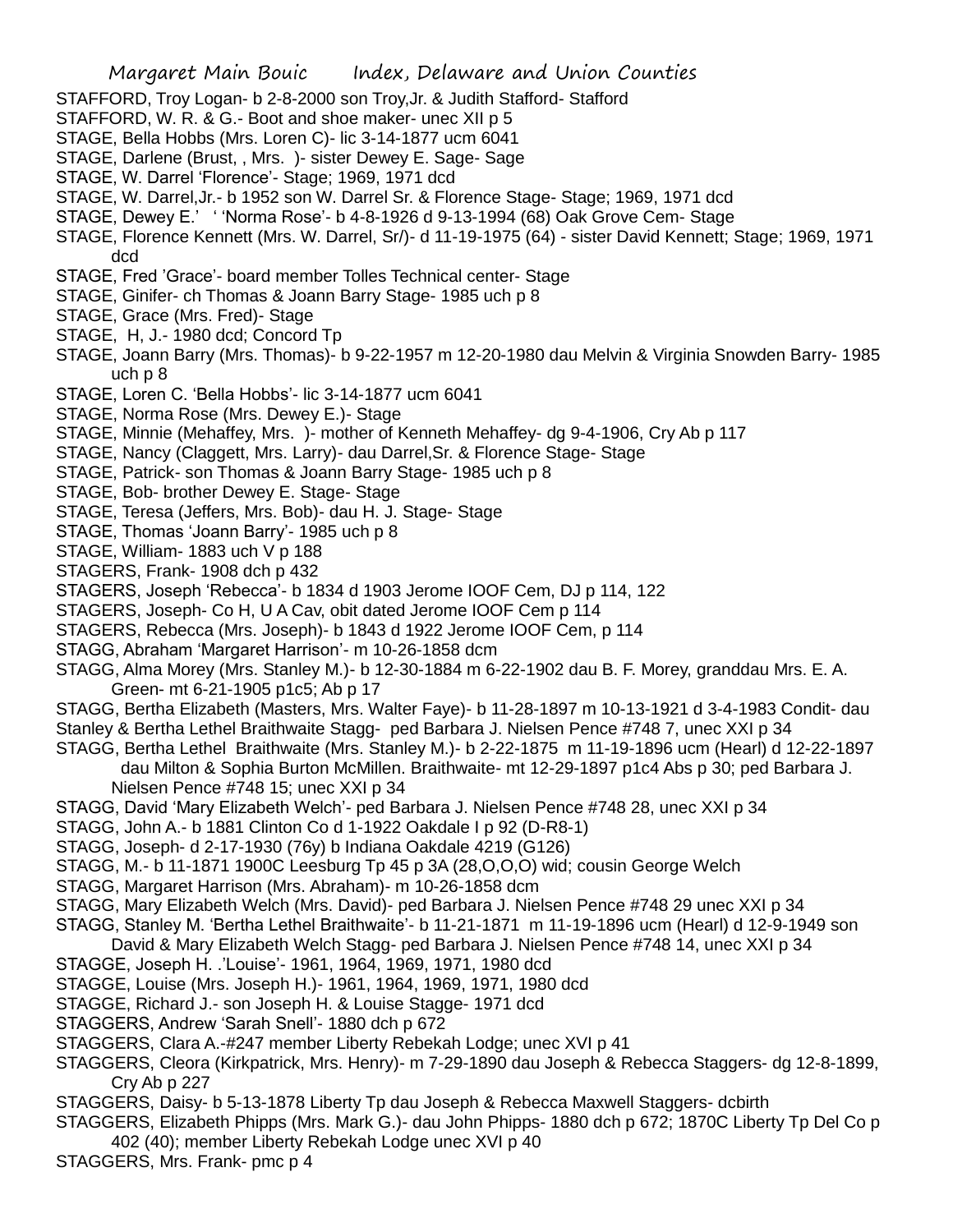STAFFORD, Troy Logan- b 2-8-2000 son Troy,Jr. & Judith Stafford- Stafford

STAFFORD, W. R. & G.- Boot and shoe maker- unec XII p 5

STAGE, Bella Hobbs (Mrs. Loren C)- lic 3-14-1877 ucm 6041

STAGE, Darlene (Brust, , Mrs. )- sister Dewey E. Sage- Sage

STAGE, W. Darrel 'Florence'- Stage; 1969, 1971 dcd

STAGE, W. Darrel,Jr.- b 1952 son W. Darrel Sr. & Florence Stage- Stage; 1969, 1971 dcd

STAGE, Dewey E.' ' 'Norma Rose'- b 4-8-1926 d 9-13-1994 (68) Oak Grove Cem- Stage

STAGE, Florence Kennett (Mrs. W. Darrel, Sr/)- d 11-19-1975 (64) - sister David Kennett; Stage; 1969, 1971 dcd

STAGE, Fred 'Grace'- board member Tolles Technical center- Stage

STAGE, Ginifer- ch Thomas & Joann Barry Stage- 1985 uch p 8

STAGE, Grace (Mrs. Fred)- Stage

STAGE, H, J.- 1980 dcd; Concord Tp

STAGE, Joann Barry (Mrs. Thomas)- b 9-22-1957 m 12-20-1980 dau Melvin & Virginia Snowden Barry- 1985 uch p 8

STAGE, Loren C. 'Bella Hobbs'- lic 3-14-1877 ucm 6041

STAGE, Norma Rose (Mrs. Dewey E.)- Stage

STAGE, Minnie (Mehaffey, Mrs. )- mother of Kenneth Mehaffey- dg 9-4-1906, Cry Ab p 117

STAGE, Nancy (Claggett, Mrs. Larry)- dau Darrel,Sr. & Florence Stage- Stage

STAGE, Patrick- son Thomas & Joann Barry Stage- 1985 uch p 8

STAGE, Bob- brother Dewey E. Stage- Stage

STAGE, Teresa (Jeffers, Mrs. Bob)- dau H. J. Stage- Stage

STAGE, Thomas 'Joann Barry'- 1985 uch p 8

STAGE, William- 1883 uch V p 188

STAGERS, Frank- 1908 dch p 432

STAGERS, Joseph 'Rebecca'- b 1834 d 1903 Jerome IOOF Cem, DJ p 114, 122

STAGERS, Joseph- Co H, U A Cav, obit dated Jerome IOOF Cem p 114

STAGERS, Rebecca (Mrs. Joseph)- b 1843 d 1922 Jerome IOOF Cem, p 114

STAGG, Abraham 'Margaret Harrison'- m 10-26-1858 dcm

STAGG, Alma Morey (Mrs. Stanley M.)- b 12-30-1884 m 6-22-1902 dau B. F. Morey, granddau Mrs. E. A. Green- mt 6-21-1905 p1c5; Ab p 17

STAGG, Bertha Elizabeth (Masters, Mrs. Walter Faye)- b 11-28-1897 m 10-13-1921 d 3-4-1983 Condit- dau Stanley & Bertha Lethel Braithwaite Stagg- ped Barbara J. Nielsen Pence #748 7, unec XXI p 34

STAGG, Bertha Lethel Braithwaite (Mrs. Stanley M.)- b 2-22-1875 m 11-19-1896 ucm (Hearl) d 12-22-1897 dau Milton & Sophia Burton McMillen. Braithwaite- mt 12-29-1897 p1c4 Abs p 30; ped Barbara J. Nielsen Pence #748 15; unec XXI p 34

STAGG, David 'Mary Elizabeth Welch'- ped Barbara J. Nielsen Pence #748 28, unec XXI p 34

STAGG, John A.- b 1881 Clinton Co d 1-1922 Oakdale I p 92 (D-R8-1)

STAGG, Joseph- d 2-17-1930 (76y) b Indiana Oakdale 4219 (G126)

STAGG, M.- b 11-1871 1900C Leesburg Tp 45 p 3A (28,O,O,O) wid; cousin George Welch

STAGG, Margaret Harrison (Mrs. Abraham)- m 10-26-1858 dcm

STAGG, Mary Elizabeth Welch (Mrs. David)- ped Barbara J. Nielsen Pence #748 29 unec XXI p 34

STAGG, Stanley M. 'Bertha Lethel Braithwaite'- b 11-21-1871 m 11-19-1896 ucm (Hearl) d 12-9-1949 son David & Mary Elizabeth Welch Stagg- ped Barbara J. Nielsen Pence #748 14, unec XXI p 34

STAGGE, Joseph H. .'Louise'- 1961, 1964, 1969, 1971, 1980 dcd

STAGGE, Louise (Mrs. Joseph H.)- 1961, 1964, 1969, 1971, 1980 dcd

STAGGE, Richard J.- son Joseph H. & Louise Stagge- 1971 dcd

STAGGERS, Andrew 'Sarah Snell'- 1880 dch p 672

STAGGERS, Clara A.-#247 member Liberty Rebekah Lodge; unec XVI p 41

STAGGERS, Cleora (Kirkpatrick, Mrs. Henry)- m 7-29-1890 dau Joseph & Rebecca Staggers- dg 12-8-1899, Cry Ab p 227

STAGGERS, Daisy- b 5-13-1878 Liberty Tp dau Joseph & Rebecca Maxwell Staggers- dcbirth

STAGGERS, Elizabeth Phipps (Mrs. Mark G.)- dau John Phipps- 1880 dch p 672; 1870C Liberty Tp Del Co p 402 (40); member Liberty Rebekah Lodge unec XVI p 40

STAGGERS, Mrs. Frank- pmc p 4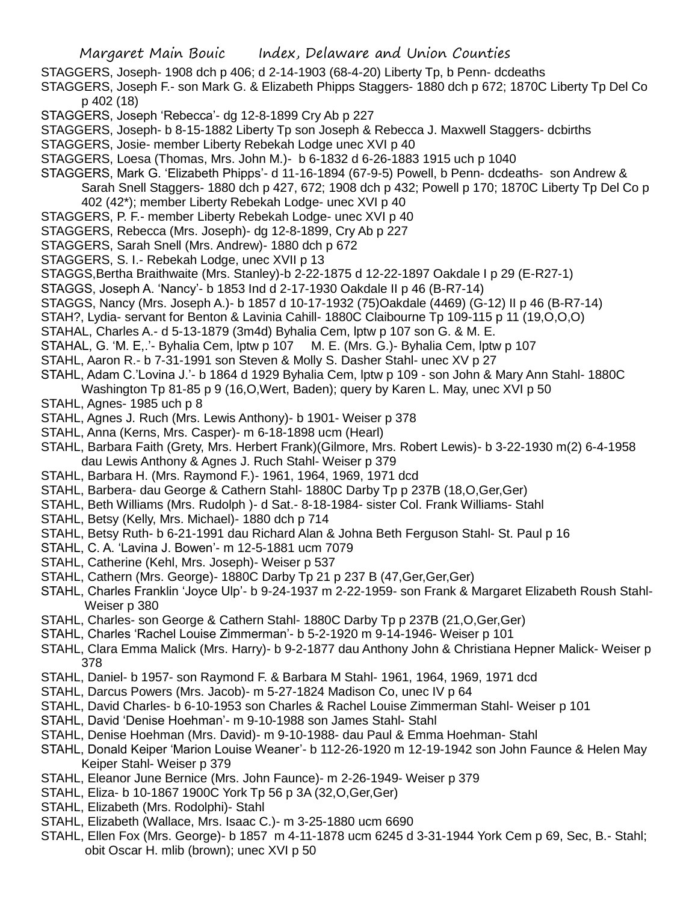STAGGERS, Joseph- 1908 dch p 406; d 2-14-1903 (68-4-20) Liberty Tp, b Penn- dcdeaths

STAGGERS, Joseph F.- son Mark G. & Elizabeth Phipps Staggers- 1880 dch p 672; 1870C Liberty Tp Del Co p 402 (18)

STAGGERS, Joseph 'Rebecca'- dg 12-8-1899 Cry Ab p 227

STAGGERS, Joseph- b 8-15-1882 Liberty Tp son Joseph & Rebecca J. Maxwell Staggers- dcbirths

STAGGERS, Josie- member Liberty Rebekah Lodge unec XVI p 40

STAGGERS, Loesa (Thomas, Mrs. John M.)- b 6-1832 d 6-26-1883 1915 uch p 1040

STAGGERS, Mark G. 'Elizabeth Phipps'- d 11-16-1894 (67-9-5) Powell, b Penn- dcdeaths- son Andrew & Sarah Snell Staggers- 1880 dch p 427, 672; 1908 dch p 432; Powell p 170; 1870C Liberty Tp Del Co p 402 (42*); member Liberty Rebekah Lodge- unec XVI p 40

STAGGERS, P. F.- member Liberty Rebekah Lodge- unec XVI p 40

STAGGERS, Rebecca (Mrs. Joseph)- dg 12-8-1899, Cry Ab p 227

STAGGERS, Sarah Snell (Mrs. Andrew)- 1880 dch p 672

STAGGERS, S. I.- Rebekah Lodge, unec XVII p 13

STAGGS,Bertha Braithwaite (Mrs. Stanley)-b 2-22-1875 d 12-22-1897 Oakdale I p 29 (E-R27-1)

STAGGS, Joseph A. 'Nancy'- b 1853 Ind d 2-17-1930 Oakdale II p 46 (B-R7-14)

STAGGS, Nancy (Mrs. Joseph A.)- b 1857 d 10-17-1932 (75)Oakdale (4469) (G-12) II p 46 (B-R7-14)

STAH?, Lydia- servant for Benton & Lavinia Cahill- 1880C Claibourne Tp 109-115 p 11 (19,O,O,O)

STAHAL, Charles A.- d 5-13-1879 (3m4d) Byhalia Cem, lptw p 107 son G. & M. E.

STAHAL, G. 'M. E,.'- Byhalia Cem, lptw p 107     M. E. (Mrs. G.)- Byhalia Cem, lptw p 107

STAHL, Aaron R.- b 7-31-1991 son Steven & Molly S. Dasher Stahl- unec XV p 27

STAHL, Adam C.'Lovina J.'- b 1864 d 1929 Byhalia Cem, lptw p 109 - son John & Mary Ann Stahl- 1880C Washington Tp 81-85 p 9 (16,O,Wert, Baden); query by Karen L. May, unec XVI p 50

STAHL, Agnes- 1985 uch p 8

STAHL, Agnes J. Ruch (Mrs. Lewis Anthony)- b 1901- Weiser p 378

STAHL, Anna (Kerns, Mrs. Casper)- m 6-18-1898 ucm (Hearl)

STAHL, Barbara Faith (Grety, Mrs. Herbert Frank)(Gilmore, Mrs. Robert Lewis)- b 3-22-1930 m(2) 6-4-1958 dau Lewis Anthony & Agnes J. Ruch Stahl- Weiser p 379

STAHL, Barbara H. (Mrs. Raymond F.)- 1961, 1964, 1969, 1971 dcd

STAHL, Barbera- dau George & Cathern Stahl- 1880C Darby Tp p 237B (18,O,Ger,Ger)

STAHL, Beth Williams (Mrs. Rudolph )- d Sat.- 8-18-1984- sister Col. Frank Williams- Stahl

STAHL, Betsy (Kelly, Mrs. Michael)- 1880 dch p 714

STAHL, Betsy Ruth- b 6-21-1991 dau Richard Alan & Johna Beth Ferguson Stahl- St. Paul p 16

STAHL, C. A. 'Lavina J. Bowen'- m 12-5-1881 ucm 7079

STAHL, Catherine (Kehl, Mrs. Joseph)- Weiser p 537

STAHL, Cathern (Mrs. George)- 1880C Darby Tp 21 p 237 B (47,Ger,Ger,Ger)

STAHL, Charles Franklin 'Joyce Ulp'- b 9-24-1937 m 2-22-1959- son Frank & Margaret Elizabeth Roush Stahl- Weiser p 380

STAHL, Charles- son George & Cathern Stahl- 1880C Darby Tp p 237B (21,O,Ger,Ger)

STAHL, Charles 'Rachel Louise Zimmerman'- b 5-2-1920 m 9-14-1946- Weiser p 101

STAHL, Clara Emma Malick (Mrs. Harry)- b 9-2-1877 dau Anthony John & Christiana Hepner Malick- Weiser p 378

STAHL, Daniel- b 1957- son Raymond F. & Barbara M Stahl- 1961, 1964, 1969, 1971 dcd

STAHL, Darcus Powers (Mrs. Jacob)- m 5-27-1824 Madison Co, unec IV p 64

STAHL, David Charles- b 6-10-1953 son Charles & Rachel Louise Zimmerman Stahl- Weiser p 101

STAHL, David 'Denise Hoehman'- m 9-10-1988 son James Stahl- Stahl

STAHL, Denise Hoehman (Mrs. David)- m 9-10-1988- dau Paul & Emma Hoehman- Stahl

STAHL, Donald Keiper 'Marion Louise Weaner'- b 112-26-1920 m 12-19-1942 son John Faunce & Helen May Keiper Stahl- Weiser p 379

STAHL, Eleanor June Bernice (Mrs. John Faunce)- m 2-26-1949- Weiser p 379

STAHL, Eliza- b 10-1867 1900C York Tp 56 p 3A (32,O,Ger,Ger)

STAHL, Elizabeth (Mrs. Rodolphi)- Stahl

STAHL, Elizabeth (Wallace, Mrs. Isaac C.)- m 3-25-1880 ucm 6690

STAHL, Ellen Fox (Mrs. George)- b 1857 m 4-11-1878 ucm 6245 d 3-31-1944 York Cem p 69, Sec, B.- Stahl; obit Oscar H. mlib (brown); unec XVI p 50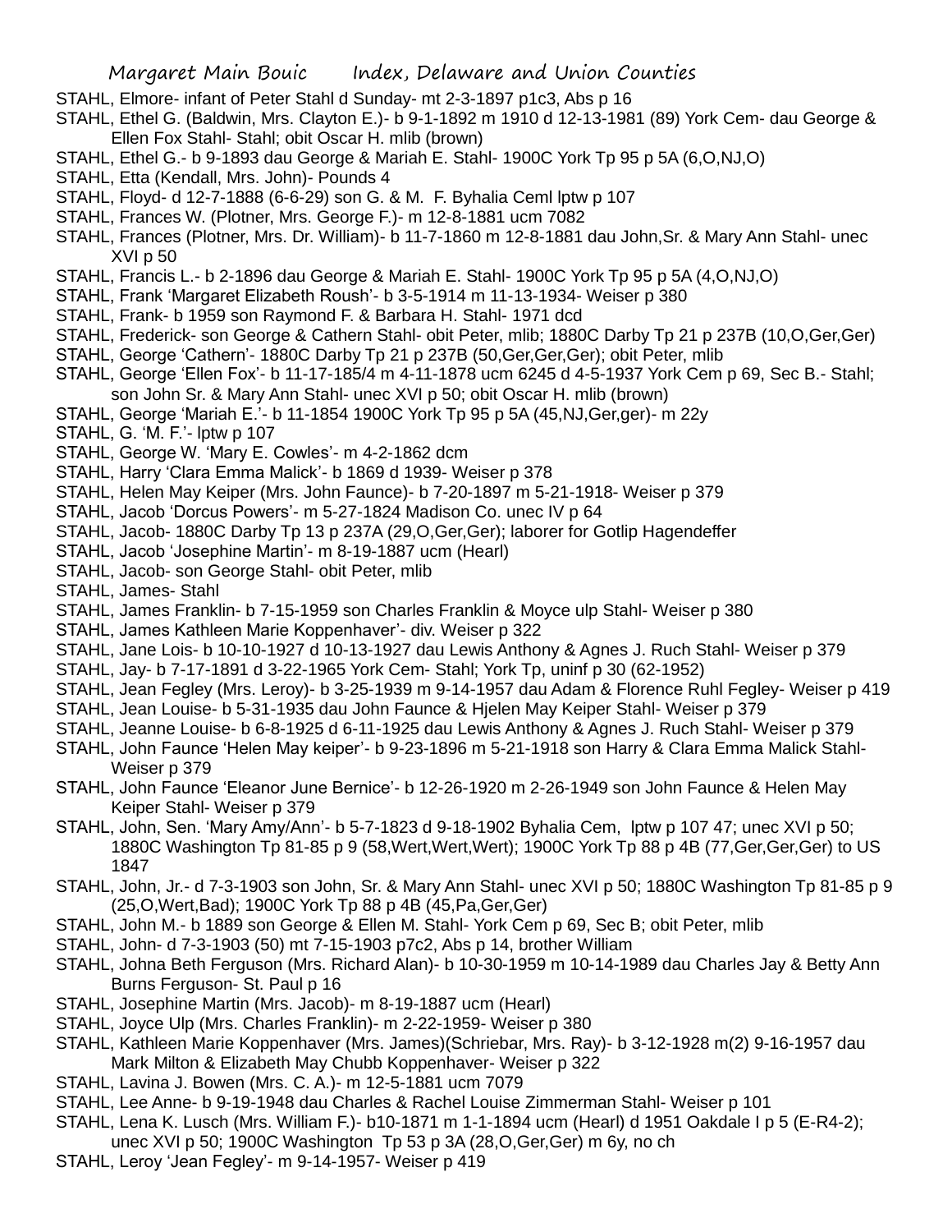STAHL, Elmore- infant of Peter Stahl d Sunday- mt 2-3-1897 p1c3, Abs p 16

STAHL, Ethel G. (Baldwin, Mrs. Clayton E.)- b 9-1-1892 m 1910 d 12-13-1981 (89) York Cem- dau George & Ellen Fox Stahl- Stahl; obit Oscar H. mlib (brown)

STAHL, Ethel G.- b 9-1893 dau George & Mariah E. Stahl- 1900C York Tp 95 p 5A (6,O,NJ,O)

STAHL, Etta (Kendall, Mrs. John)- Pounds 4

STAHL, Floyd- d 12-7-1888 (6-6-29) son G. & M. F. Byhalia Ceml lptw p 107

STAHL, Frances W. (Plotner, Mrs. George F.)- m 12-8-1881 ucm 7082

STAHL, Frances (Plotner, Mrs. Dr. William)- b 11-7-1860 m 12-8-1881 dau John,Sr. & Mary Ann Stahl- unec XVI p 50

STAHL, Francis L.- b 2-1896 dau George & Mariah E. Stahl- 1900C York Tp 95 p 5A (4,O,NJ,O)

STAHL, Frank 'Margaret Elizabeth Roush'- b 3-5-1914 m 11-13-1934- Weiser p 380

STAHL, Frank- b 1959 son Raymond F. & Barbara H. Stahl- 1971 dcd

STAHL, Frederick- son George & Cathern Stahl- obit Peter, mlib; 1880C Darby Tp 21 p 237B (10,O,Ger,Ger)

STAHL, George 'Cathern'- 1880C Darby Tp 21 p 237B (50,Ger,Ger,Ger); obit Peter, mlib

STAHL, George 'Ellen Fox'- b 11-17-185/4 m 4-11-1878 ucm 6245 d 4-5-1937 York Cem p 69, Sec B.- Stahl; son John Sr. & Mary Ann Stahl- unec XVI p 50; obit Oscar H. mlib (brown)

STAHL, George 'Mariah E.'- b 11-1854 1900C York Tp 95 p 5A (45,NJ,Ger,ger)- m 22y

STAHL, G. 'M. F.'- lptw p 107

STAHL, George W. 'Mary E. Cowles'- m 4-2-1862 dcm

STAHL, Harry 'Clara Emma Malick'- b 1869 d 1939- Weiser p 378

STAHL, Helen May Keiper (Mrs. John Faunce)- b 7-20-1897 m 5-21-1918- Weiser p 379

STAHL, Jacob 'Dorcus Powers'- m 5-27-1824 Madison Co. unec IV p 64

STAHL, Jacob- 1880C Darby Tp 13 p 237A (29,O,Ger,Ger); laborer for Gotlip Hagendeffer

STAHL, Jacob 'Josephine Martin'- m 8-19-1887 ucm (Hearl)

STAHL, Jacob- son George Stahl- obit Peter, mlib

STAHL, James- Stahl

STAHL, James Franklin- b 7-15-1959 son Charles Franklin & Moyce ulp Stahl- Weiser p 380

STAHL, James Kathleen Marie Koppenhaver'- div. Weiser p 322

STAHL, Jane Lois- b 10-10-1927 d 10-13-1927 dau Lewis Anthony & Agnes J. Ruch Stahl- Weiser p 379

STAHL, Jay- b 7-17-1891 d 3-22-1965 York Cem- Stahl; York Tp, uninf p 30 (62-1952)

STAHL, Jean Fegley (Mrs. Leroy)- b 3-25-1939 m 9-14-1957 dau Adam & Florence Ruhl Fegley- Weiser p 419

STAHL, Jean Louise- b 5-31-1935 dau John Faunce & Hjelen May Keiper Stahl- Weiser p 379

STAHL, Jeanne Louise- b 6-8-1925 d 6-11-1925 dau Lewis Anthony & Agnes J. Ruch Stahl- Weiser p 379

STAHL, John Faunce 'Helen May keiper'- b 9-23-1896 m 5-21-1918 son Harry & Clara Emma Malick Stahl- Weiser p 379

STAHL, John Faunce 'Eleanor June Bernice'- b 12-26-1920 m 2-26-1949 son John Faunce & Helen May Keiper Stahl- Weiser p 379

STAHL, John, Sen. 'Mary Amy/Ann'- b 5-7-1823 d 9-18-1902 Byhalia Cem, lptw p 107 47; unec XVI p 50; 1880C Washington Tp 81-85 p 9 (58,Wert,Wert,Wert); 1900C York Tp 88 p 4B (77,Ger,Ger,Ger) to US 1847

STAHL, John, Jr.- d 7-3-1903 son John, Sr. & Mary Ann Stahl- unec XVI p 50; 1880C Washington Tp 81-85 p 9 (25,O,Wert,Bad); 1900C York Tp 88 p 4B (45,Pa,Ger,Ger)

STAHL, John M.- b 1889 son George & Ellen M. Stahl- York Cem p 69, Sec B; obit Peter, mlib

STAHL, John- d 7-3-1903 (50) mt 7-15-1903 p7c2, Abs p 14, brother William

STAHL, Johna Beth Ferguson (Mrs. Richard Alan)- b 10-30-1959 m 10-14-1989 dau Charles Jay & Betty Ann Burns Ferguson- St. Paul p 16

STAHL, Josephine Martin (Mrs. Jacob)- m 8-19-1887 ucm (Hearl)

STAHL, Joyce Ulp (Mrs. Charles Franklin)- m 2-22-1959- Weiser p 380

STAHL, Kathleen Marie Koppenhaver (Mrs. James)(Schriebar, Mrs. Ray)- b 3-12-1928 m(2) 9-16-1957 dau Mark Milton & Elizabeth May Chubb Koppenhaver- Weiser p 322

STAHL, Lavina J. Bowen (Mrs. C. A.)- m 12-5-1881 ucm 7079

STAHL, Lee Anne- b 9-19-1948 dau Charles & Rachel Louise Zimmerman Stahl- Weiser p 101

STAHL, Lena K. Lusch (Mrs. William F.)- b10-1871 m 1-1-1894 ucm (Hearl) d 1951 Oakdale I p 5 (E-R4-2); unec XVI p 50; 1900C Washington Tp 53 p 3A (28,O,Ger,Ger) m 6y, no ch

STAHL, Leroy 'Jean Fegley'- m 9-14-1957- Weiser p 419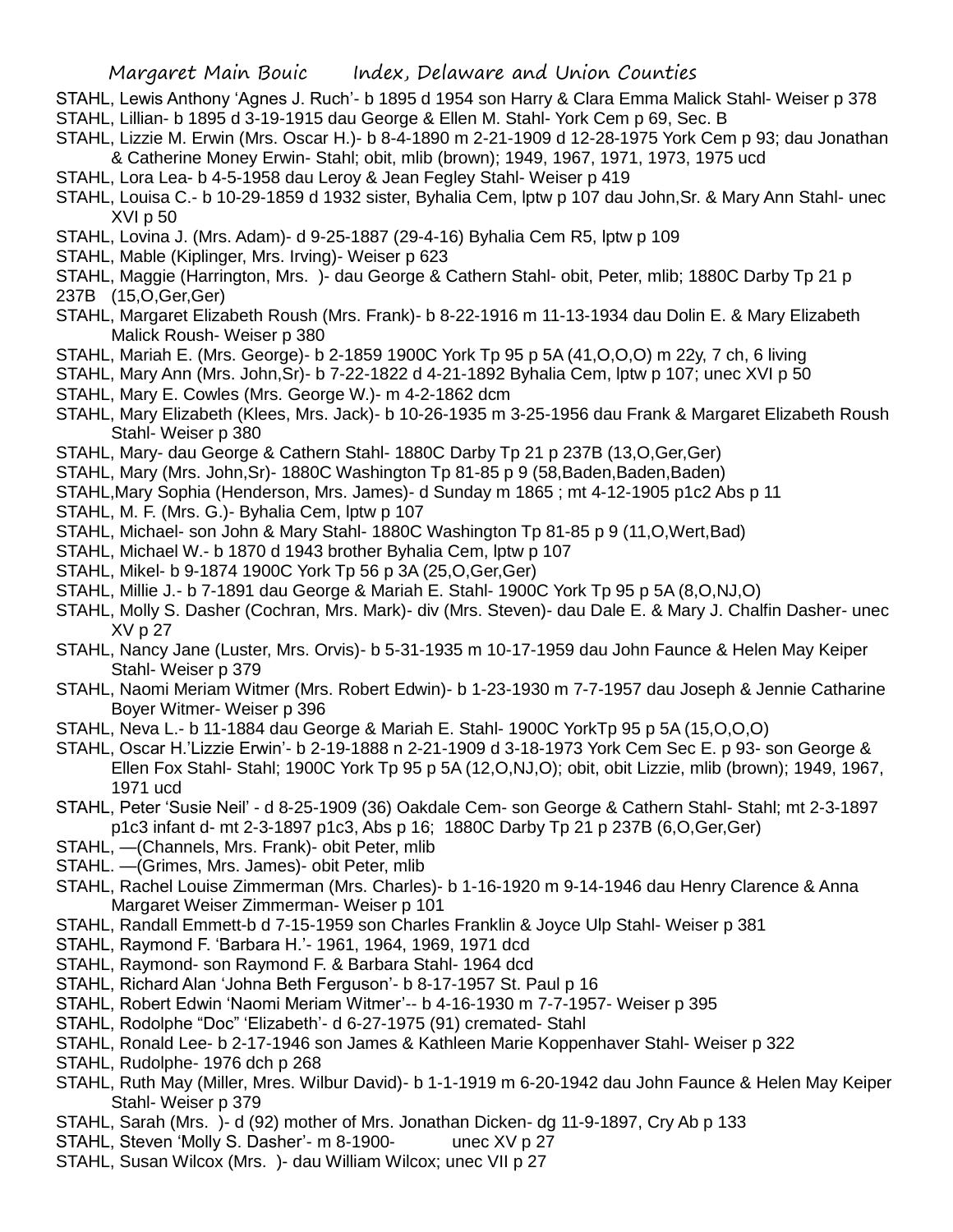STAHL, Lewis Anthony 'Agnes J. Ruch'- b 1895 d 1954 son Harry & Clara Emma Malick Stahl- Weiser p 378

STAHL, Lillian- b 1895 d 3-19-1915 dau George & Ellen M. Stahl- York Cem p 69, Sec. B

STAHL, Lizzie M. Erwin (Mrs. Oscar H.)- b 8-4-1890 m 2-21-1909 d 12-28-1975 York Cem p 93; dau Jonathan & Catherine Money Erwin- Stahl; obit, mlib (brown); 1949, 1967, 1971, 1973, 1975 ucd

STAHL, Lora Lea- b 4-5-1958 dau Leroy & Jean Fegley Stahl- Weiser p 419

STAHL, Louisa C.- b 10-29-1859 d 1932 sister, Byhalia Cem, lptw p 107 dau John,Sr. & Mary Ann Stahl- unec XVI p 50

STAHL, Lovina J. (Mrs. Adam)- d 9-25-1887 (29-4-16) Byhalia Cem R5, lptw p 109

STAHL, Mable (Kiplinger, Mrs. Irving)- Weiser p 623

STAHL, Maggie (Harrington, Mrs. )- dau George & Cathern Stahl- obit, Peter, mlib; 1880C Darby Tp 21 p 237B (15,O,Ger,Ger)

STAHL, Margaret Elizabeth Roush (Mrs. Frank)- b 8-22-1916 m 11-13-1934 dau Dolin E. & Mary Elizabeth Malick Roush- Weiser p 380

STAHL, Mariah E. (Mrs. George)- b 2-1859 1900C York Tp 95 p 5A (41,O,O,O) m 22y, 7 ch, 6 living

STAHL, Mary Ann (Mrs. John,Sr)- b 7-22-1822 d 4-21-1892 Byhalia Cem, lptw p 107; unec XVI p 50

STAHL, Mary E. Cowles (Mrs. George W.)- m 4-2-1862 dcm

STAHL, Mary Elizabeth (Klees, Mrs. Jack)- b 10-26-1935 m 3-25-1956 dau Frank & Margaret Elizabeth Roush Stahl- Weiser p 380

STAHL, Mary- dau George & Cathern Stahl- 1880C Darby Tp 21 p 237B (13,O,Ger,Ger)

STAHL, Mary (Mrs. John,Sr)- 1880C Washington Tp 81-85 p 9 (58,Baden,Baden,Baden)

STAHL,Mary Sophia (Henderson, Mrs. James)- d Sunday m 1865 ; mt 4-12-1905 p1c2 Abs p 11

STAHL, M. F. (Mrs. G.)- Byhalia Cem, lptw p 107

STAHL, Michael- son John & Mary Stahl- 1880C Washington Tp 81-85 p 9 (11,O,Wert,Bad)

STAHL, Michael W.- b 1870 d 1943 brother Byhalia Cem, lptw p 107

STAHL, Mikel- b 9-1874 1900C York Tp 56 p 3A (25,O,Ger,Ger)

STAHL, Millie J.- b 7-1891 dau George & Mariah E. Stahl- 1900C York Tp 95 p 5A (8,O,NJ,O)

STAHL, Molly S. Dasher (Cochran, Mrs. Mark)- div (Mrs. Steven)- dau Dale E. & Mary J. Chalfin Dasher- unec XV p 27

STAHL, Nancy Jane (Luster, Mrs. Orvis)- b 5-31-1935 m 10-17-1959 dau John Faunce & Helen May Keiper Stahl- Weiser p 379

STAHL, Naomi Meriam Witmer (Mrs. Robert Edwin)- b 1-23-1930 m 7-7-1957 dau Joseph & Jennie Catharine Boyer Witmer- Weiser p 396

STAHL, Neva L.- b 11-1884 dau George & Mariah E. Stahl- 1900C YorkTp 95 p 5A (15,O,O,O)

STAHL, Oscar H.'Lizzie Erwin'- b 2-19-1888 n 2-21-1909 d 3-18-1973 York Cem Sec E. p 93- son George & Ellen Fox Stahl- Stahl; 1900C York Tp 95 p 5A (12,O,NJ,O); obit, obit Lizzie, mlib (brown); 1949, 1967, 1971 ucd

STAHL, Peter 'Susie Neil' - d 8-25-1909 (36) Oakdale Cem- son George & Cathern Stahl- Stahl; mt 2-3-1897 p1c3 infant d- mt 2-3-1897 p1c3, Abs p 16; 1880C Darby Tp 21 p 237B (6,O,Ger,Ger)

STAHL, —(Channels, Mrs. Frank)- obit Peter, mlib

STAHL. —(Grimes, Mrs. James)- obit Peter, mlib

STAHL, Rachel Louise Zimmerman (Mrs. Charles)- b 1-16-1920 m 9-14-1946 dau Henry Clarence & Anna Margaret Weiser Zimmerman- Weiser p 101

STAHL, Randall Emmett-b d 7-15-1959 son Charles Franklin & Joyce Ulp Stahl- Weiser p 381

STAHL, Raymond F. 'Barbara H.'- 1961, 1964, 1969, 1971 dcd

STAHL, Raymond- son Raymond F. & Barbara Stahl- 1964 dcd

STAHL, Richard Alan 'Johna Beth Ferguson'- b 8-17-1957 St. Paul p 16

STAHL, Robert Edwin 'Naomi Meriam Witmer'-- b 4-16-1930 m 7-7-1957- Weiser p 395

STAHL, Rodolphe "Doc" 'Elizabeth'- d 6-27-1975 (91) cremated- Stahl

STAHL, Ronald Lee- b 2-17-1946 son James & Kathleen Marie Koppenhaver Stahl- Weiser p 322

STAHL, Rudolphe- 1976 dch p 268

STAHL, Ruth May (Miller, Mres. Wilbur David)- b 1-1-1919 m 6-20-1942 dau John Faunce & Helen May Keiper Stahl- Weiser p 379

STAHL, Sarah (Mrs. )- d (92) mother of Mrs. Jonathan Dicken- dg 11-9-1897, Cry Ab p 133

STAHL, Steven 'Molly S. Dasher'- m 8-1900- unec XV p 27

STAHL, Susan Wilcox (Mrs. )- dau William Wilcox; unec VII p 27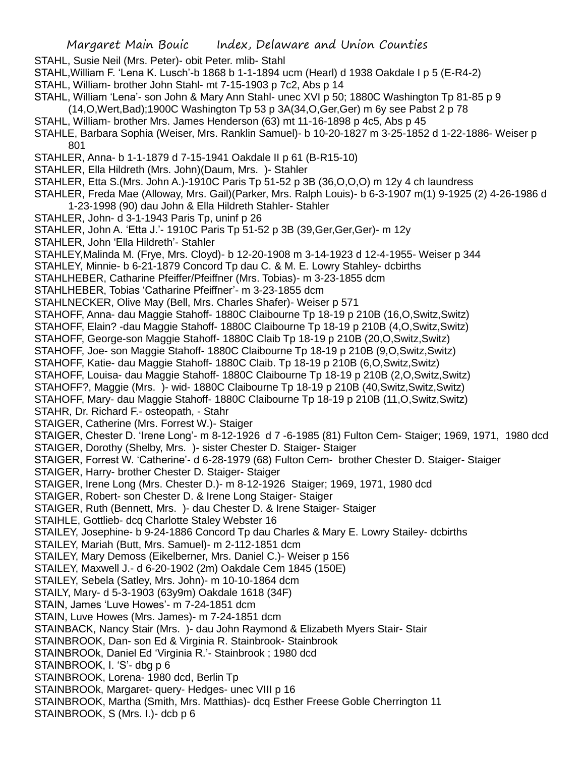STAHL, Susie Neil (Mrs. Peter)- obit Peter. mlib- Stahl

STAHL,William F. 'Lena K. Lusch'-b 1868 b 1-1-1894 ucm (Hearl) d 1938 Oakdale I p 5 (E-R4-2)

STAHL, William- brother John Stahl- mt 7-15-1903 p 7c2, Abs p 14

STAHL, William 'Lena'- son John & Mary Ann Stahl- unec XVI p 50; 1880C Washington Tp 81-85 p 9 (14,O,Wert,Bad);1900C Washington Tp 53 p 3A(34,O,Ger,Ger) m 6y see Pabst 2 p 78

STAHL, William- brother Mrs. James Henderson (63) mt 11-16-1898 p 4c5, Abs p 45

STAHLE, Barbara Sophia (Weiser, Mrs. Ranklin Samuel)- b 10-20-1827 m 3-25-1852 d 1-22-1886- Weiser p 801

STAHLER, Anna- b 1-1-1879 d 7-15-1941 Oakdale II p 61 (B-R15-10)

STAHLER, Ella Hildreth (Mrs. John)(Daum, Mrs. )- Stahler

STAHLER, Etta S.(Mrs. John A.)-1910C Paris Tp 51-52 p 3B (36,O,O,O) m 12y 4 ch laundress

STAHLER, Freda Mae (Alloway, Mrs. Gail)(Parker, Mrs. Ralph Louis)- b 6-3-1907 m(1) 9-1925 (2) 4-26-1986 d 1-23-1998 (90) dau John & Ella Hildreth Stahler- Stahler

STAHLER, John- d 3-1-1943 Paris Tp, uninf p 26

STAHLER, John A. 'Etta J.'- 1910C Paris Tp 51-52 p 3B (39,Ger,Ger,Ger)- m 12y

STAHLER, John 'Ella Hildreth'- Stahler

STAHLEY,Malinda M. (Frye, Mrs. Cloyd)- b 12-20-1908 m 3-14-1923 d 12-4-1955- Weiser p 344

STAHLEY, Minnie- b 6-21-1879 Concord Tp dau C. & M. E. Lowry Stahley- dcbirths

STAHLHEBER, Catharine Pfeiffer/Pfeiffner (Mrs. Tobias)- m 3-23-1855 dcm

STAHLHEBER, Tobias 'Catharine Pfeiffner'- m 3-23-1855 dcm

STAHLNECKER, Olive May (Bell, Mrs. Charles Shafer)- Weiser p 571

STAHOFF, Anna- dau Maggie Stahoff- 1880C Claibourne Tp 18-19 p 210B (16,O,Switz,Switz)

STAHOFF, Elain? -dau Maggie Stahoff- 1880C Claibourne Tp 18-19 p 210B (4,O,Switz,Switz)

STAHOFF, George-son Maggie Stahoff- 1880C Claib Tp 18-19 p 210B (20,O,Switz,Switz)

STAHOFF, Joe- son Maggie Stahoff- 1880C Claibourne Tp 18-19 p 210B (9,O,Switz,Switz)

STAHOFF, Katie- dau Maggie Stahoff- 1880C Claib. Tp 18-19 p 210B (6,O,Switz,Switz)

STAHOFF, Louisa- dau Maggie Stahoff- 1880C Claibourne Tp 18-19 p 210B (2,O,Switz,Switz)

STAHOFF?, Maggie (Mrs. )- wid- 1880C Claibourne Tp 18-19 p 210B (40,Switz,Switz,Switz)

STAHOFF, Mary- dau Maggie Stahoff- 1880C Claibourne Tp 18-19 p 210B (11,O,Switz,Switz)

STAHR, Dr. Richard F.- osteopath, - Stahr

STAIGER, Catherine (Mrs. Forrest W.)- Staiger

STAIGER, Chester D. 'Irene Long'- m 8-12-1926 d 7 -6-1985 (81) Fulton Cem- Staiger; 1969, 1971, 1980 dcd

STAIGER, Dorothy (Shelby, Mrs. )- sister Chester D. Staiger- Staiger

STAIGER, Forrest W. 'Catherine'- d 6-28-1979 (68) Fulton Cem- brother Chester D. Staiger- Staiger

STAIGER, Harry- brother Chester D. Staiger- Staiger

STAIGER, Irene Long (Mrs. Chester D.)- m 8-12-1926 Staiger; 1969, 1971, 1980 dcd

STAIGER, Robert- son Chester D. & Irene Long Staiger- Staiger

STAIGER, Ruth (Bennett, Mrs. )- dau Chester D. & Irene Staiger- Staiger

STAIHLE, Gottlieb- dcq Charlotte Staley Webster 16

STAILEY, Josephine- b 9-24-1886 Concord Tp dau Charles & Mary E. Lowry Stailey- dcbirths

STAILEY, Mariah (Butt, Mrs. Samuel)- m 2-112-1851 dcm

STAILEY, Mary Demoss (Eikelberner, Mrs. Daniel C.)- Weiser p 156

STAILEY, Maxwell J.- d 6-20-1902 (2m) Oakdale Cem 1845 (150E)

STAILEY, Sebela (Satley, Mrs. John)- m 10-10-1864 dcm

STAILY, Mary- d 5-3-1903 (63y9m) Oakdale 1618 (34F)

STAIN, James 'Luve Howes'- m 7-24-1851 dcm

STAIN, Luve Howes (Mrs. James)- m 7-24-1851 dcm

STAINBACK, Nancy Stair (Mrs. )- dau John Raymond & Elizabeth Myers Stair- Stair

STAINBROOK, Dan- son Ed & Virginia R. Stainbrook- Stainbrook

STAINBROOk, Daniel Ed 'Virginia R.'- Stainbrook ; 1980 dcd

STAINBROOK, I. 'S'- dbg p 6

STAINBROOK, Lorena- 1980 dcd, Berlin Tp

STAINBROOk, Margaret- query- Hedges- unec VIII p 16

STAINBROOK, Martha (Smith, Mrs. Matthias)- dcq Esther Freese Goble Cherrington 11

STAINBROOK, S (Mrs. I.)- dcb p 6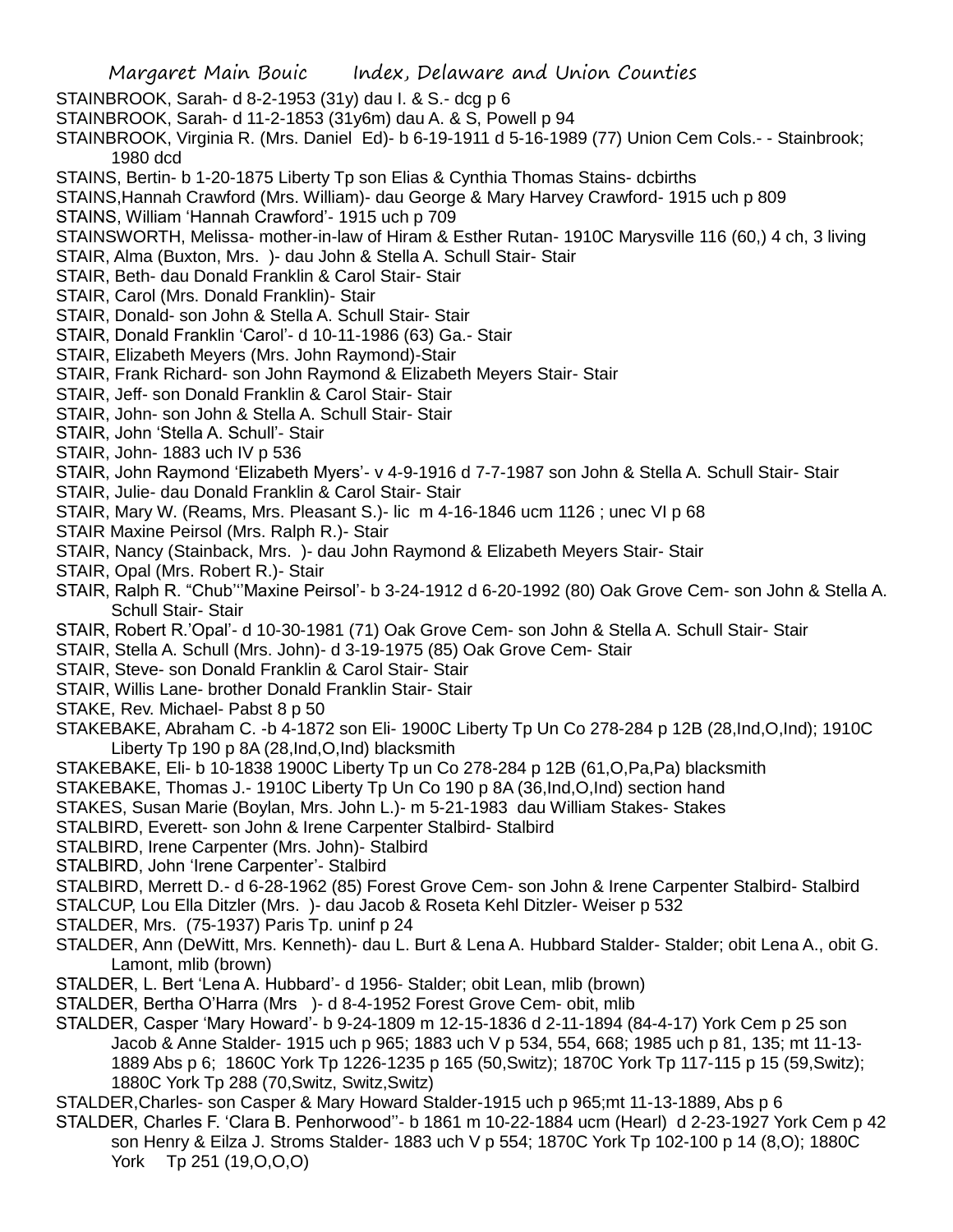STAINBROOK, Sarah- d 8-2-1953 (31y) dau I. & S.- dcg p 6

STAINBROOK, Sarah- d 11-2-1853 (31y6m) dau A. & S, Powell p 94

STAINBROOK, Virginia R. (Mrs. Daniel Ed)- b 6-19-1911 d 5-16-1989 (77) Union Cem Cols.- - Stainbrook; 1980 dcd

STAINS, Bertin- b 1-20-1875 Liberty Tp son Elias & Cynthia Thomas Stains- dcbirths

STAINS,Hannah Crawford (Mrs. William)- dau George & Mary Harvey Crawford- 1915 uch p 809

STAINS, William 'Hannah Crawford'- 1915 uch p 709

STAINSWORTH, Melissa- mother-in-law of Hiram & Esther Rutan- 1910C Marysville 116 (60,) 4 ch, 3 living

STAIR, Alma (Buxton, Mrs. )- dau John & Stella A. Schull Stair- Stair

STAIR, Beth- dau Donald Franklin & Carol Stair- Stair

STAIR, Carol (Mrs. Donald Franklin)- Stair

STAIR, Donald- son John & Stella A. Schull Stair- Stair

STAIR, Donald Franklin 'Carol'- d 10-11-1986 (63) Ga.- Stair

STAIR, Elizabeth Meyers (Mrs. John Raymond)-Stair

STAIR, Frank Richard- son John Raymond & Elizabeth Meyers Stair- Stair

STAIR, Jeff- son Donald Franklin & Carol Stair- Stair

STAIR, John- son John & Stella A. Schull Stair- Stair

STAIR, John 'Stella A. Schull'- Stair

STAIR, John- 1883 uch IV p 536

STAIR, John Raymond 'Elizabeth Myers'- v 4-9-1916 d 7-7-1987 son John & Stella A. Schull Stair- Stair

STAIR, Julie- dau Donald Franklin & Carol Stair- Stair

STAIR, Mary W. (Reams, Mrs. Pleasant S.)- lic m 4-16-1846 ucm 1126 ; unec VI p 68

STAIR Maxine Peirsol (Mrs. Ralph R.)- Stair

STAIR, Nancy (Stainback, Mrs. )- dau John Raymond & Elizabeth Meyers Stair- Stair

STAIR, Opal (Mrs. Robert R.)- Stair

STAIR, Ralph R. "Chub'"Maxine Peirsol'- b 3-24-1912 d 6-20-1992 (80) Oak Grove Cem- son John & Stella A. Schull Stair- Stair

STAIR, Robert R.'Opal'- d 10-30-1981 (71) Oak Grove Cem- son John & Stella A. Schull Stair- Stair

STAIR, Stella A. Schull (Mrs. John)- d 3-19-1975 (85) Oak Grove Cem- Stair

STAIR, Steve- son Donald Franklin & Carol Stair- Stair

STAIR, Willis Lane- brother Donald Franklin Stair- Stair

STAKE, Rev. Michael- Pabst 8 p 50

STAKEBAKE, Abraham C. -b 4-1872 son Eli- 1900C Liberty Tp Un Co 278-284 p 12B (28,Ind,O,Ind); 1910C Liberty Tp 190 p 8A (28,Ind,O,Ind) blacksmith

STAKEBAKE, Eli- b 10-1838 1900C Liberty Tp un Co 278-284 p 12B (61,O,Pa,Pa) blacksmith

STAKEBAKE, Thomas J.- 1910C Liberty Tp Un Co 190 p 8A (36,Ind,O,Ind) section hand

STAKES, Susan Marie (Boylan, Mrs. John L.)- m 5-21-1983 dau William Stakes- Stakes

STALBIRD, Everett- son John & Irene Carpenter Stalbird- Stalbird

STALBIRD, Irene Carpenter (Mrs. John)- Stalbird

STALBIRD, John 'Irene Carpenter'- Stalbird

STALBIRD, Merrett D.- d 6-28-1962 (85) Forest Grove Cem- son John & Irene Carpenter Stalbird- Stalbird

STALCUP, Lou Ella Ditzler (Mrs. )- dau Jacob & Roseta Kehl Ditzler- Weiser p 532

STALDER, Mrs. (75-1937) Paris Tp. uninf p 24

STALDER, Ann (DeWitt, Mrs. Kenneth)- dau L. Burt & Lena A. Hubbard Stalder- Stalder; obit Lena A., obit G. Lamont, mlib (brown)

STALDER, L. Bert 'Lena A. Hubbard'- d 1956- Stalder; obit Lean, mlib (brown)

STALDER, Bertha O'Harra (Mrs )- d 8-4-1952 Forest Grove Cem- obit, mlib

STALDER, Casper 'Mary Howard'- b 9-24-1809 m 12-15-1836 d 2-11-1894 (84-4-17) York Cem p 25 son Jacob & Anne Stalder- 1915 uch p 965; 1883 uch V p 534, 554, 668; 1985 uch p 81, 135; mt 11-13-1889 Abs p 6; 1860C York Tp 1226-1235 p 165 (50,Switz); 1870C York Tp 117-115 p 15 (59,Switz); 1880C York Tp 288 (70,Switz, Switz,Switz)

STALDER,Charles- son Casper & Mary Howard Stalder-1915 uch p 965;mt 11-13-1889, Abs p 6

STALDER, Charles F. 'Clara B. Penhorwood''- b 1861 m 10-22-1884 ucm (Hearl) d 2-23-1927 York Cem p 42 son Henry & Eilza J. Stroms Stalder- 1883 uch V p 554; 1870C York Tp 102-100 p 14 (8,O); 1880C York Tp 251 (19,O,O,O)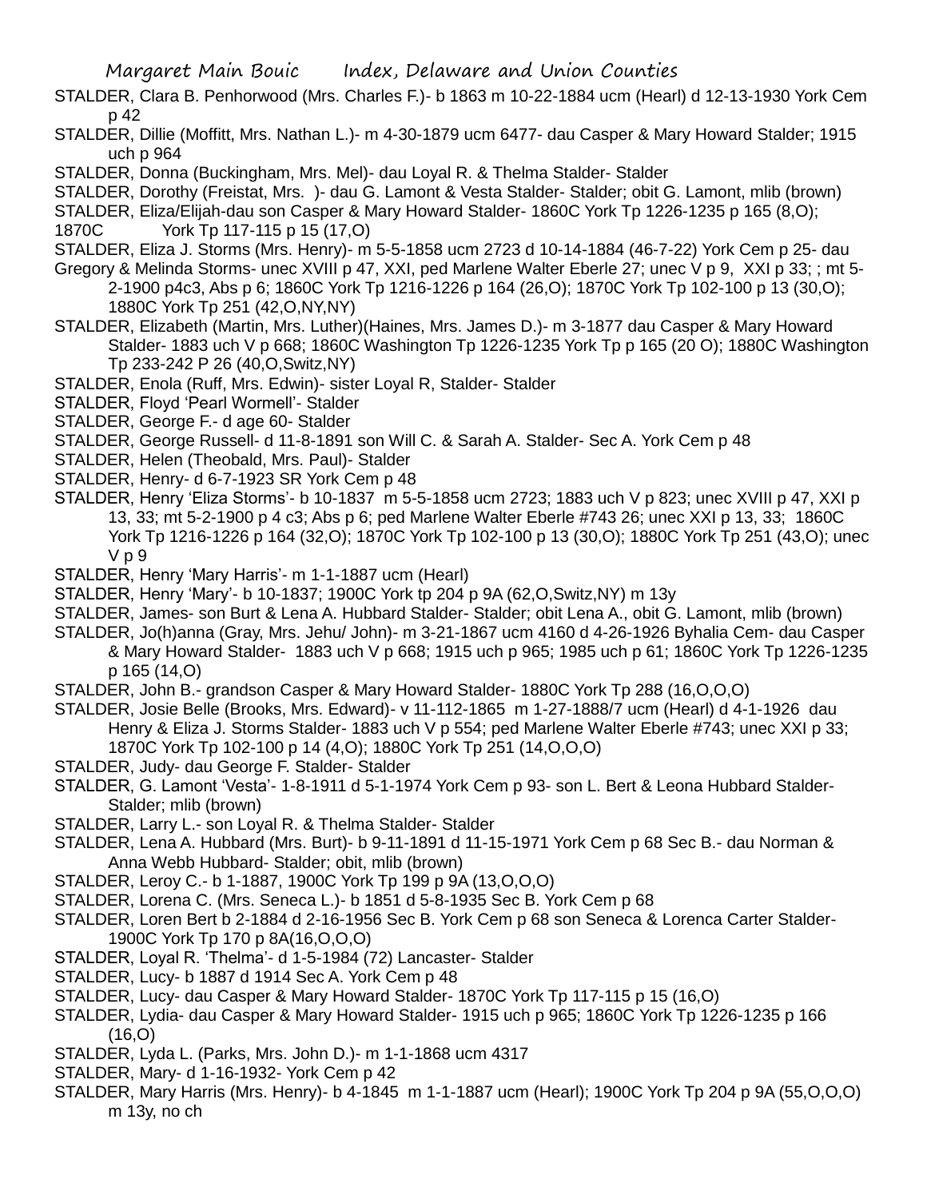STALDER, Clara B. Penhorwood (Mrs. Charles F.)- b 1863 m 10-22-1884 ucm (Hearl) d 12-13-1930 York Cem p 42

STALDER, Dillie (Moffitt, Mrs. Nathan L.)- m 4-30-1879 ucm 6477- dau Casper & Mary Howard Stalder; 1915 uch p 964

STALDER, Donna (Buckingham, Mrs. Mel)- dau Loyal R. & Thelma Stalder- Stalder

STALDER, Dorothy (Freistat, Mrs. )- dau G. Lamont & Vesta Stalder- Stalder; obit G. Lamont, mlib (brown)

STALDER, Eliza/Elijah-dau son Casper & Mary Howard Stalder- 1860C York Tp 1226-1235 p 165 (8,O); 1870C York Tp 117-115 p 15 (17,O)

STALDER, Eliza J. Storms (Mrs. Henry)- m 5-5-1858 ucm 2723 d 10-14-1884 (46-7-22) York Cem p 25- dau Gregory & Melinda Storms- unec XVIII p 47, XXI, ped Marlene Walter Eberle 27; unec V p 9, XXI p 33; ; mt 5-2-1900 p4c3, Abs p 6; 1860C York Tp 1216-1226 p 164 (26,O); 1870C York Tp 102-100 p 13 (30,O); 1880C York Tp 251 (42,O,NY,NY)

STALDER, Elizabeth (Martin, Mrs. Luther)(Haines, Mrs. James D.)- m 3-1877 dau Casper & Mary Howard Stalder- 1883 uch V p 668; 1860C Washington Tp 1226-1235 York Tp p 165 (20 O); 1880C Washington Tp 233-242 P 26 (40,O,Switz,NY)

STALDER, Enola (Ruff, Mrs. Edwin)- sister Loyal R, Stalder- Stalder

STALDER, Floyd 'Pearl Wormell'- Stalder

STALDER, George F.- d age 60- Stalder

STALDER, George Russell- d 11-8-1891 son Will C. & Sarah A. Stalder- Sec A. York Cem p 48

STALDER, Helen (Theobald, Mrs. Paul)- Stalder

STALDER, Henry- d 6-7-1923 SR York Cem p 48

STALDER, Henry 'Eliza Storms'- b 10-1837 m 5-5-1858 ucm 2723; 1883 uch V p 823; unec XVIII p 47, XXI p 13, 33; mt 5-2-1900 p 4 c3; Abs p 6; ped Marlene Walter Eberle #743 26; unec XXI p 13, 33; 1860C York Tp 1216-1226 p 164 (32,O); 1870C York Tp 102-100 p 13 (30,O); 1880C York Tp 251 (43,O); unec V p 9

STALDER, Henry 'Mary Harris'- m 1-1-1887 ucm (Hearl)

STALDER, Henry 'Mary'- b 10-1837; 1900C York tp 204 p 9A (62,O,Switz,NY) m 13y

STALDER, James- son Burt & Lena A. Hubbard Stalder- Stalder; obit Lena A., obit G. Lamont, mlib (brown)

STALDER, Jo(h)anna (Gray, Mrs. Jehu/ John)- m 3-21-1867 ucm 4160 d 4-26-1926 Byhalia Cem- dau Casper & Mary Howard Stalder- 1883 uch V p 668; 1915 uch p 965; 1985 uch p 61; 1860C York Tp 1226-1235 p 165 (14,O)

STALDER, John B.- grandson Casper & Mary Howard Stalder- 1880C York Tp 288 (16,O,O,O)

STALDER, Josie Belle (Brooks, Mrs. Edward)- v 11-112-1865 m 1-27-1888/7 ucm (Hearl) d 4-1-1926 dau Henry & Eliza J. Storms Stalder- 1883 uch V p 554; ped Marlene Walter Eberle #743; unec XXI p 33; 1870C York Tp 102-100 p 14 (4,O); 1880C York Tp 251 (14,O,O,O)

STALDER, Judy- dau George F. Stalder- Stalder

STALDER, G. Lamont 'Vesta'- 1-8-1911 d 5-1-1974 York Cem p 93- son L. Bert & Leona Hubbard Stalder- Stalder; mlib (brown)

STALDER, Larry L.- son Loyal R. & Thelma Stalder- Stalder

STALDER, Lena A. Hubbard (Mrs. Burt)- b 9-11-1891 d 11-15-1971 York Cem p 68 Sec B.- dau Norman & Anna Webb Hubbard- Stalder; obit, mlib (brown)

STALDER, Leroy C.- b 1-1887, 1900C York Tp 199 p 9A (13,O,O,O)

STALDER, Lorena C. (Mrs. Seneca L.)- b 1851 d 5-8-1935 Sec B. York Cem p 68

STALDER, Loren Bert b 2-1884 d 2-16-1956 Sec B. York Cem p 68 son Seneca & Lorenca Carter Stalder- 1900C York Tp 170 p 8A(16,O,O,O)

STALDER, Loyal R. 'Thelma'- d 1-5-1984 (72) Lancaster- Stalder

STALDER, Lucy- b 1887 d 1914 Sec A. York Cem p 48

STALDER, Lucy- dau Casper & Mary Howard Stalder- 1870C York Tp 117-115 p 15 (16,O)

STALDER, Lydia- dau Casper & Mary Howard Stalder- 1915 uch p 965; 1860C York Tp 1226-1235 p 166 (16,O)

STALDER, Lyda L. (Parks, Mrs. John D.)- m 1-1-1868 ucm 4317

STALDER, Mary- d 1-16-1932- York Cem p 42

STALDER, Mary Harris (Mrs. Henry)- b 4-1845 m 1-1-1887 ucm (Hearl); 1900C York Tp 204 p 9A (55,O,O,O) m 13y, no ch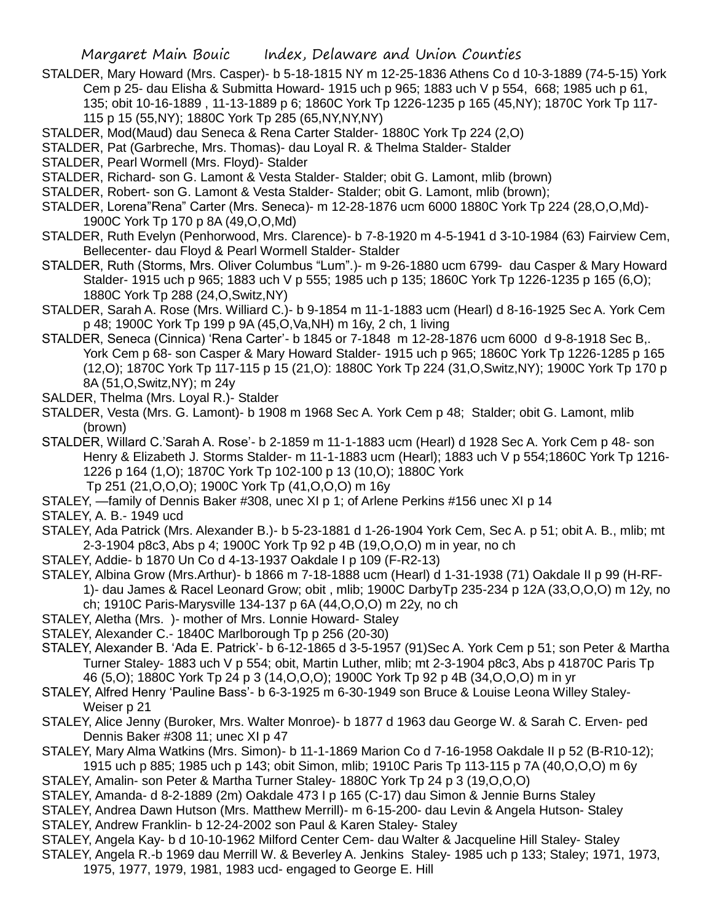STALDER, Mary Howard (Mrs. Casper)- b 5-18-1815 NY m 12-25-1836 Athens Co d 10-3-1889 (74-5-15) York Cem p 25- dau Elisha & Submitta Howard- 1915 uch p 965; 1883 uch V p 554, 668; 1985 uch p 61, 135; obit 10-16-1889 , 11-13-1889 p 6; 1860C York Tp 1226-1235 p 165 (45,NY); 1870C York Tp 117-115 p 15 (55,NY); 1880C York Tp 285 (65,NY,NY,NY)

STALDER, Mod(Maud) dau Seneca & Rena Carter Stalder- 1880C York Tp 224 (2,O)

STALDER, Pat (Garbreche, Mrs. Thomas)- dau Loyal R. & Thelma Stalder- Stalder

STALDER, Pearl Wormell (Mrs. Floyd)- Stalder

STALDER, Richard- son G. Lamont & Vesta Stalder- Stalder; obit G. Lamont, mlib (brown)

STALDER, Robert- son G. Lamont & Vesta Stalder- Stalder; obit G. Lamont, mlib (brown);

STALDER, Lorena"Rena" Carter (Mrs. Seneca)- m 12-28-1876 ucm 6000 1880C York Tp 224 (28,O,O,Md)- 1900C York Tp 170 p 8A (49,O,O,Md)

STALDER, Ruth Evelyn (Penhorwood, Mrs. Clarence)- b 7-8-1920 m 4-5-1941 d 3-10-1984 (63) Fairview Cem, Bellecenter- dau Floyd & Pearl Wormell Stalder- Stalder

STALDER, Ruth (Storms, Mrs. Oliver Columbus "Lum".)- m 9-26-1880 ucm 6799- dau Casper & Mary Howard Stalder- 1915 uch p 965; 1883 uch V p 555; 1985 uch p 135; 1860C York Tp 1226-1235 p 165 (6,O); 1880C York Tp 288 (24,O,Switz,NY)

STALDER, Sarah A. Rose (Mrs. Williard C.)- b 9-1854 m 11-1-1883 ucm (Hearl) d 8-16-1925 Sec A. York Cem p 48; 1900C York Tp 199 p 9A (45,O,Va,NH) m 16y, 2 ch, 1 living

STALDER, Seneca (Cinnica) 'Rena Carter'- b 1845 or 7-1848 m 12-28-1876 ucm 6000 d 9-8-1918 Sec B,. York Cem p 68- son Casper & Mary Howard Stalder- 1915 uch p 965; 1860C York Tp 1226-1285 p 165 (12,O); 1870C York Tp 117-115 p 15 (21,O): 1880C York Tp 224 (31,O,Switz,NY); 1900C York Tp 170 p 8A (51,O,Switz,NY); m 24y

SALDER, Thelma (Mrs. Loyal R.)- Stalder

STALDER, Vesta (Mrs. G. Lamont)- b 1908 m 1968 Sec A. York Cem p 48; Stalder; obit G. Lamont, mlib (brown)

STALDER, Willard C.'Sarah A. Rose'- b 2-1859 m 11-1-1883 ucm (Hearl) d 1928 Sec A. York Cem p 48- son Henry & Elizabeth J. Storms Stalder- m 11-1-1883 ucm (Hearl); 1883 uch V p 554;1860C York Tp 1216-1226 p 164 (1,O); 1870C York Tp 102-100 p 13 (10,O); 1880C York Tp 251 (21,O,O,O); 1900C York Tp (41,O,O,O) m 16y

STALEY, —family of Dennis Baker #308, unec XI p 1; of Arlene Perkins #156 unec XI p 14

STALEY, A. B.- 1949 ucd

STALEY, Ada Patrick (Mrs. Alexander B.)- b 5-23-1881 d 1-26-1904 York Cem, Sec A. p 51; obit A. B., mlib; mt 2-3-1904 p8c3, Abs p 4; 1900C York Tp 92 p 4B (19,O,O,O) m in year, no ch

STALEY, Addie- b 1870 Un Co d 4-13-1937 Oakdale I p 109 (F-R2-13)

STALEY, Albina Grow (Mrs.Arthur)- b 1866 m 7-18-1888 ucm (Hearl) d 1-31-1938 (71) Oakdale II p 99 (H-RF-1)- dau James & Racel Leonard Grow; obit , mlib; 1900C DarbyTp 235-234 p 12A (33,O,O,O) m 12y, no ch; 1910C Paris-Marysville 134-137 p 6A (44,O,O,O) m 22y, no ch

STALEY, Aletha (Mrs. )- mother of Mrs. Lonnie Howard- Staley

STALEY, Alexander C.- 1840C Marlborough Tp p 256 (20-30)

STALEY, Alexander B. 'Ada E. Patrick'- b 6-12-1865 d 3-5-1957 (91)Sec A. York Cem p 51; son Peter & Martha Turner Staley- 1883 uch V p 554; obit, Martin Luther, mlib; mt 2-3-1904 p8c3, Abs p 41870C Paris Tp 46 (5,O); 1880C York Tp 24 p 3 (14,O,O,O); 1900C York Tp 92 p 4B (34,O,O,O) m in yr

STALEY, Alfred Henry 'Pauline Bass'- b 6-3-1925 m 6-30-1949 son Bruce & Louise Leona Willey Staley- Weiser p 21

STALEY, Alice Jenny (Buroker, Mrs. Walter Monroe)- b 1877 d 1963 dau George W. & Sarah C. Erven- ped Dennis Baker #308 11; unec XI p 47

STALEY, Mary Alma Watkins (Mrs. Simon)- b 11-1-1869 Marion Co d 7-16-1958 Oakdale II p 52 (B-R10-12); 1915 uch p 885; 1985 uch p 143; obit Simon, mlib; 1910C Paris Tp 113-115 p 7A (40,O,O,O) m 6y

STALEY, Amalin- son Peter & Martha Turner Staley- 1880C York Tp 24 p 3 (19,O,O,O)

STALEY, Amanda- d 8-2-1889 (2m) Oakdale 473 I p 165 (C-17) dau Simon & Jennie Burns Staley

STALEY, Andrea Dawn Hutson (Mrs. Matthew Merrill)- m 6-15-200- dau Levin & Angela Hutson- Staley

STALEY, Andrew Franklin- b 12-24-2002 son Paul & Karen Staley- Staley

STALEY, Angela Kay- b d 10-10-1962 Milford Center Cem- dau Walter & Jacqueline Hill Staley- Staley

STALEY, Angela R.-b 1969 dau Merrill W. & Beverley A. Jenkins Staley- 1985 uch p 133; Staley; 1971, 1973, 1975, 1977, 1979, 1981, 1983 ucd- engaged to George E. Hill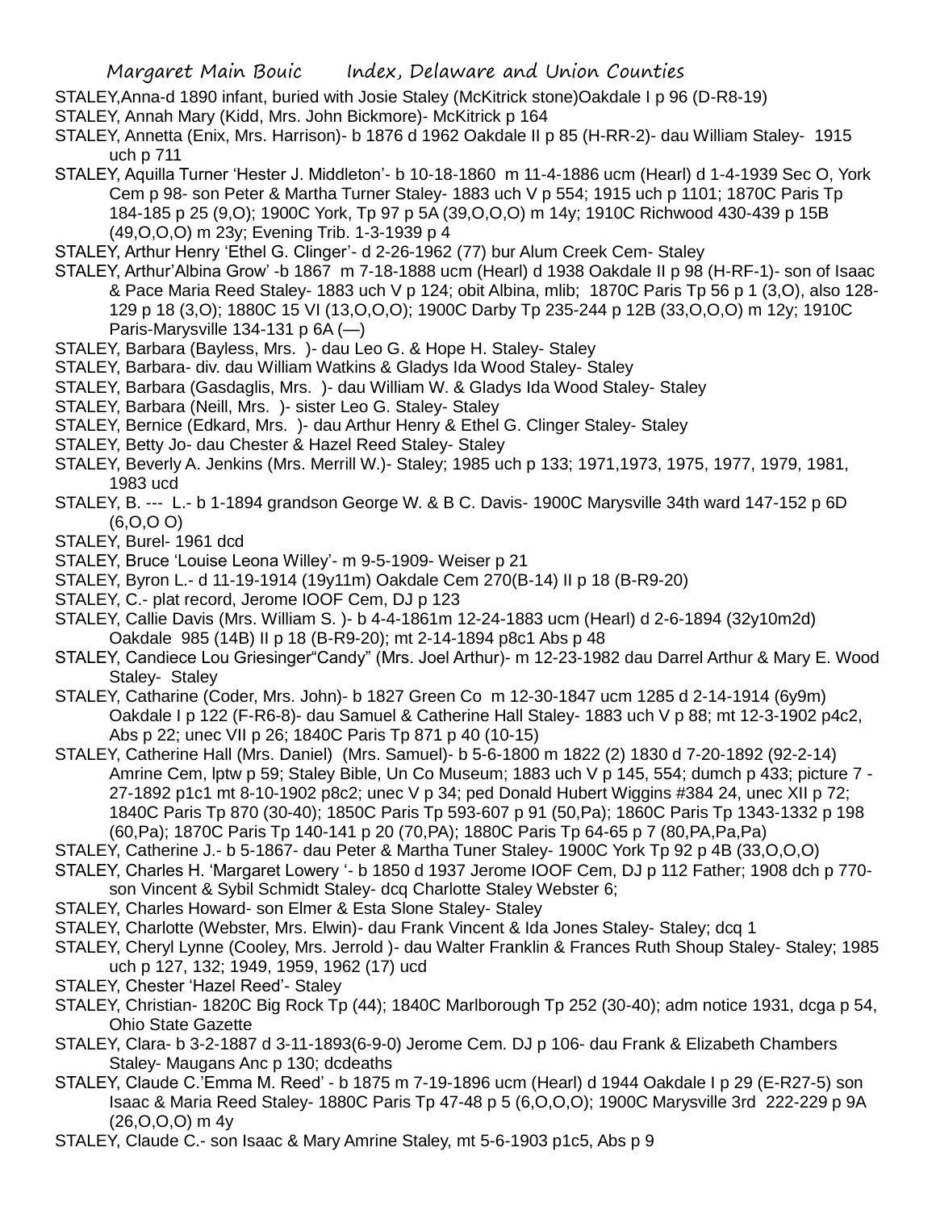STALEY,Anna-d 1890 infant, buried with Josie Staley (McKitrick stone)Oakdale I p 96 (D-R8-19)

STALEY, Annah Mary (Kidd, Mrs. John Bickmore)- McKitrick p 164

STALEY, Annetta (Enix, Mrs. Harrison)- b 1876 d 1962 Oakdale II p 85 (H-RR-2)- dau William Staley- 1915 uch p 711

STALEY, Aquilla Turner 'Hester J. Middleton'- b 10-18-1860 m 11-4-1886 ucm (Hearl) d 1-4-1939 Sec O, York Cem p 98- son Peter & Martha Turner Staley- 1883 uch V p 554; 1915 uch p 1101; 1870C Paris Tp 184-185 p 25 (9,O); 1900C York, Tp 97 p 5A (39,O,O,O) m 14y; 1910C Richwood 430-439 p 15B (49,O,O,O) m 23y; Evening Trib. 1-3-1939 p 4

STALEY, Arthur Henry 'Ethel G. Clinger'- d 2-26-1962 (77) bur Alum Creek Cem- Staley

STALEY, Arthur'Albina Grow' -b 1867 m 7-18-1888 ucm (Hearl) d 1938 Oakdale II p 98 (H-RF-1)- son of Isaac & Pace Maria Reed Staley- 1883 uch V p 124; obit Albina, mlib; 1870C Paris Tp 56 p 1 (3,O), also 128-129 p 18 (3,O); 1880C 15 VI (13,O,O,O); 1900C Darby Tp 235-244 p 12B (33,O,O,O) m 12y; 1910C Paris-Marysville 134-131 p 6A (—)

STALEY, Barbara (Bayless, Mrs. )- dau Leo G. & Hope H. Staley- Staley

STALEY, Barbara- div. dau William Watkins & Gladys Ida Wood Staley- Staley

STALEY, Barbara (Gasdaglis, Mrs. )- dau William W. & Gladys Ida Wood Staley- Staley

STALEY, Barbara (Neill, Mrs. )- sister Leo G. Staley- Staley

STALEY, Bernice (Edkard, Mrs. )- dau Arthur Henry & Ethel G. Clinger Staley- Staley

STALEY, Betty Jo- dau Chester & Hazel Reed Staley- Staley

STALEY, Beverly A. Jenkins (Mrs. Merrill W.)- Staley; 1985 uch p 133; 1971,1973, 1975, 1977, 1979, 1981, 1983 ucd

STALEY, B. --- L.- b 1-1894 grandson George W. & B C. Davis- 1900C Marysville 34th ward 147-152 p 6D (6,O,O O)

STALEY, Burel- 1961 dcd

STALEY, Bruce 'Louise Leona Willey'- m 9-5-1909- Weiser p 21

STALEY, Byron L.- d 11-19-1914 (19y11m) Oakdale Cem 270(B-14) II p 18 (B-R9-20)

STALEY, C.- plat record, Jerome IOOF Cem, DJ p 123

STALEY, Callie Davis (Mrs. William S. )- b 4-4-1861m 12-24-1883 ucm (Hearl) d 2-6-1894 (32y10m2d) Oakdale 985 (14B) II p 18 (B-R9-20); mt 2-14-1894 p8c1 Abs p 48

STALEY, Candiece Lou Griesinger"Candy" (Mrs. Joel Arthur)- m 12-23-1982 dau Darrel Arthur & Mary E. Wood Staley- Staley

STALEY, Catharine (Coder, Mrs. John)- b 1827 Green Co m 12-30-1847 ucm 1285 d 2-14-1914 (6y9m) Oakdale I p 122 (F-R6-8)- dau Samuel & Catherine Hall Staley- 1883 uch V p 88; mt 12-3-1902 p4c2, Abs p 22; unec VII p 26; 1840C Paris Tp 871 p 40 (10-15)

STALEY, Catherine Hall (Mrs. Daniel) (Mrs. Samuel)- b 5-6-1800 m 1822 (2) 1830 d 7-20-1892 (92-2-14) Amrine Cem, lptw p 59; Staley Bible, Un Co Museum; 1883 uch V p 145, 554; dumch p 433; picture 7 -27-1892 p1c1 mt 8-10-1902 p8c2; unec V p 34; ped Donald Hubert Wiggins #384 24, unec XII p 72; 1840C Paris Tp 870 (30-40); 1850C Paris Tp 593-607 p 91 (50,Pa); 1860C Paris Tp 1343-1332 p 198 (60,Pa); 1870C Paris Tp 140-141 p 20 (70,PA); 1880C Paris Tp 64-65 p 7 (80,PA,Pa,Pa)

STALEY, Catherine J.- b 5-1867- dau Peter & Martha Tuner Staley- 1900C York Tp 92 p 4B (33,O,O,O)

STALEY, Charles H. 'Margaret Lowery '- b 1850 d 1937 Jerome IOOF Cem, DJ p 112 Father; 1908 dch p 770- son Vincent & Sybil Schmidt Staley- dcq Charlotte Staley Webster 6;

STALEY, Charles Howard- son Elmer & Esta Slone Staley- Staley

STALEY, Charlotte (Webster, Mrs. Elwin)- dau Frank Vincent & Ida Jones Staley- Staley; dcq 1

STALEY, Cheryl Lynne (Cooley, Mrs. Jerrold )- dau Walter Franklin & Frances Ruth Shoup Staley- Staley; 1985 uch p 127, 132; 1949, 1959, 1962 (17) ucd

STALEY, Chester 'Hazel Reed'- Staley

STALEY, Christian- 1820C Big Rock Tp (44); 1840C Marlborough Tp 252 (30-40); adm notice 1931, dcga p 54, Ohio State Gazette

STALEY, Clara- b 3-2-1887 d 3-11-1893(6-9-0) Jerome Cem. DJ p 106- dau Frank & Elizabeth Chambers Staley- Maugans Anc p 130; dcdeaths

STALEY, Claude C.'Emma M. Reed' - b 1875 m 7-19-1896 ucm (Hearl) d 1944 Oakdale I p 29 (E-R27-5) son Isaac & Maria Reed Staley- 1880C Paris Tp 47-48 p 5 (6,O,O,O); 1900C Marysville 3rd 222-229 p 9A (26,O,O,O) m 4y

STALEY, Claude C.- son Isaac & Mary Amrine Staley, mt 5-6-1903 p1c5, Abs p 9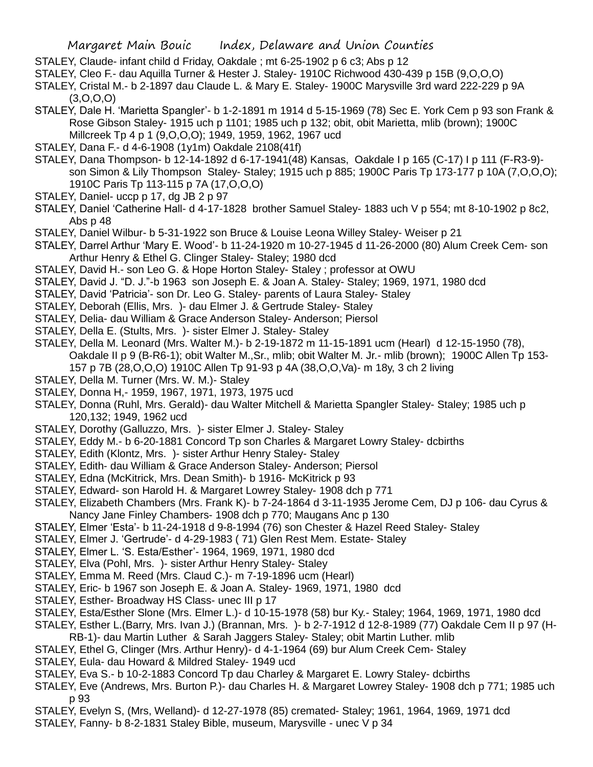STALEY, Claude- infant child d Friday, Oakdale ; mt 6-25-1902 p 6 c3; Abs p 12

STALEY, Cleo F.- dau Aquilla Turner & Hester J. Staley- 1910C Richwood 430-439 p 15B (9,O,O,O)

STALEY, Cristal M.- b 2-1897 dau Claude L. & Mary E. Staley- 1900C Marysville 3rd ward 222-229 p 9A (3,O,O,O)

STALEY, Dale H. 'Marietta Spangler'- b 1-2-1891 m 1914 d 5-15-1969 (78) Sec E. York Cem p 93 son Frank & Rose Gibson Staley- 1915 uch p 1101; 1985 uch p 132; obit, obit Marietta, mlib (brown); 1900C Millcreek Tp 4 p 1 (9,O,O,O); 1949, 1959, 1962, 1967 ucd

STALEY, Dana F.- d 4-6-1908 (1y1m) Oakdale 2108(41f)

STALEY, Dana Thompson- b 12-14-1892 d 6-17-1941(48) Kansas, Oakdale I p 165 (C-17) I p 111 (F-R3-9)- son Simon & Lily Thompson Staley- Staley; 1915 uch p 885; 1900C Paris Tp 173-177 p 10A (7,O,O,O); 1910C Paris Tp 113-115 p 7A (17,O,O,O)

STALEY, Daniel- uccp p 17, dg JB 2 p 97

STALEY, Daniel 'Catherine Hall- d 4-17-1828 brother Samuel Staley- 1883 uch V p 554; mt 8-10-1902 p 8c2, Abs p 48

STALEY, Daniel Wilbur- b 5-31-1922 son Bruce & Louise Leona Willey Staley- Weiser p 21

STALEY, Darrel Arthur 'Mary E. Wood'- b 11-24-1920 m 10-27-1945 d 11-26-2000 (80) Alum Creek Cem- son Arthur Henry & Ethel G. Clinger Staley- Staley; 1980 dcd

STALEY, David H.- son Leo G. & Hope Horton Staley- Staley ; professor at OWU

STALEY, David J. "D. J."-b 1963 son Joseph E. & Joan A. Staley- Staley; 1969, 1971, 1980 dcd

STALEY, David 'Patricia'- son Dr. Leo G. Staley- parents of Laura Staley- Staley

STALEY, Deborah (Ellis, Mrs. )- dau Elmer J. & Gertrude Staley- Staley

STALEY, Delia- dau William & Grace Anderson Staley- Anderson; Piersol

STALEY, Della E. (Stults, Mrs. )- sister Elmer J. Staley- Staley

STALEY, Della M. Leonard (Mrs. Walter M.)- b 2-19-1872 m 11-15-1891 ucm (Hearl) d 12-15-1950 (78), Oakdale II p 9 (B-R6-1); obit Walter M.,Sr., mlib; obit Walter M. Jr.- mlib (brown); 1900C Allen Tp 153-157 p 7B (28,O,O,O) 1910C Allen Tp 91-93 p 4A (38,O,O,Va)- m 18y, 3 ch 2 living

STALEY, Della M. Turner (Mrs. W. M.)- Staley

STALEY, Donna H,- 1959, 1967, 1971, 1973, 1975 ucd

STALEY, Donna (Ruhl, Mrs. Gerald)- dau Walter Mitchell & Marietta Spangler Staley- Staley; 1985 uch p 120,132; 1949, 1962 ucd

STALEY, Dorothy (Galluzzo, Mrs. )- sister Elmer J. Staley- Staley

STALEY, Eddy M.- b 6-20-1881 Concord Tp son Charles & Margaret Lowry Staley- dcbirths

STALEY, Edith (Klontz, Mrs. )- sister Arthur Henry Staley- Staley

STALEY, Edith- dau William & Grace Anderson Staley- Anderson; Piersol

STALEY, Edna (McKitrick, Mrs. Dean Smith)- b 1916- McKitrick p 93

STALEY, Edward- son Harold H. & Margaret Lowrey Staley- 1908 dch p 771

STALEY, Elizabeth Chambers (Mrs. Frank K)- b 7-24-1864 d 3-11-1935 Jerome Cem, DJ p 106- dau Cyrus & Nancy Jane Finley Chambers- 1908 dch p 770; Maugans Anc p 130

STALEY, Elmer 'Esta'- b 11-24-1918 d 9-8-1994 (76) son Chester & Hazel Reed Staley- Staley

STALEY, Elmer J. 'Gertrude'- d 4-29-1983 ( 71) Glen Rest Mem. Estate- Staley

STALEY, Elmer L. 'S. Esta/Esther'- 1964, 1969, 1971, 1980 dcd

STALEY, Elva (Pohl, Mrs. )- sister Arthur Henry Staley- Staley

STALEY, Emma M. Reed (Mrs. Claud C.)- m 7-19-1896 ucm (Hearl)

STALEY, Eric- b 1967 son Joseph E. & Joan A. Staley- 1969, 1971, 1980 dcd

STALEY, Esther- Broadway HS Class- unec III p 17

STALEY, Esta/Esther Slone (Mrs. Elmer L.)- d 10-15-1978 (58) bur Ky.- Staley; 1964, 1969, 1971, 1980 dcd

STALEY, Esther L.(Barry, Mrs. Ivan J.) (Brannan, Mrs. )- b 2-7-1912 d 12-8-1989 (77) Oakdale Cem II p 97 (H-RB-1)- dau Martin Luther & Sarah Jaggers Staley- Staley; obit Martin Luther. mlib

STALEY, Ethel G, Clinger (Mrs. Arthur Henry)- d 4-1-1964 (69) bur Alum Creek Cem- Staley

STALEY, Eula- dau Howard & Mildred Staley- 1949 ucd

STALEY, Eva S.- b 10-2-1883 Concord Tp dau Charley & Margaret E. Lowry Staley- dcbirths

STALEY, Eve (Andrews, Mrs. Burton P.)- dau Charles H. & Margaret Lowrey Staley- 1908 dch p 771; 1985 uch p 93

STALEY, Evelyn S, (Mrs, Welland)- d 12-27-1978 (85) cremated- Staley; 1961, 1964, 1969, 1971 dcd

STALEY, Fanny- b 8-2-1831 Staley Bible, museum, Marysville - unec V p 34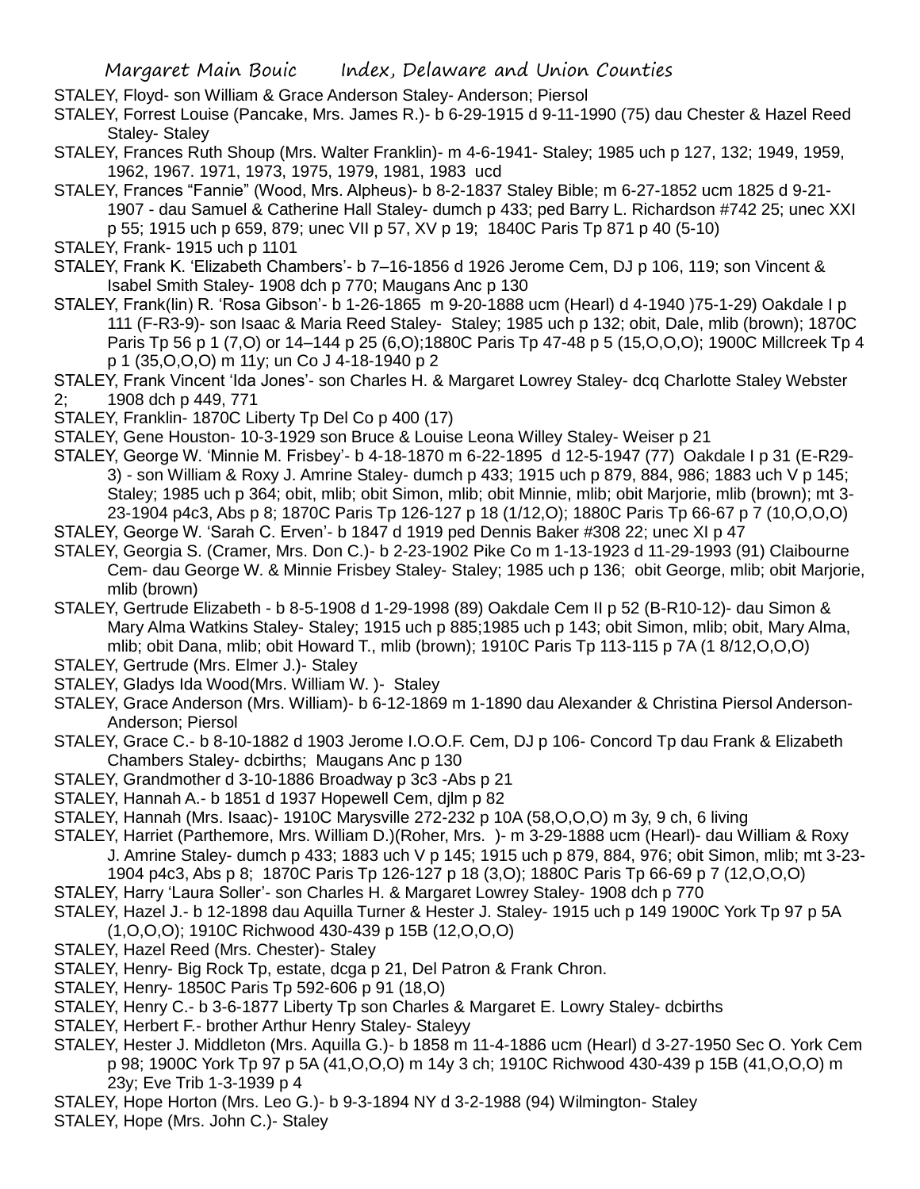STALEY, Floyd- son William & Grace Anderson Staley- Anderson; Piersol

STALEY, Forrest Louise (Pancake, Mrs. James R.)- b 6-29-1915 d 9-11-1990 (75) dau Chester & Hazel Reed Staley- Staley

STALEY, Frances Ruth Shoup (Mrs. Walter Franklin)- m 4-6-1941- Staley; 1985 uch p 127, 132; 1949, 1959, 1962, 1967. 1971, 1973, 1975, 1979, 1981, 1983 ucd

STALEY, Frances "Fannie" (Wood, Mrs. Alpheus)- b 8-2-1837 Staley Bible; m 6-27-1852 ucm 1825 d 9-21-1907 - dau Samuel & Catherine Hall Staley- dumch p 433; ped Barry L. Richardson #742 25; unec XXI p 55; 1915 uch p 659, 879; unec VII p 57, XV p 19; 1840C Paris Tp 871 p 40 (5-10)

STALEY, Frank- 1915 uch p 1101

STALEY, Frank K. 'Elizabeth Chambers'- b 7–16-1856 d 1926 Jerome Cem, DJ p 106, 119; son Vincent & Isabel Smith Staley- 1908 dch p 770; Maugans Anc p 130

STALEY, Frank(lin) R. 'Rosa Gibson'- b 1-26-1865 m 9-20-1888 ucm (Hearl) d 4-1940 )75-1-29) Oakdale I p 111 (F-R3-9)- son Isaac & Maria Reed Staley- Staley; 1985 uch p 132; obit, Dale, mlib (brown); 1870C Paris Tp 56 p 1 (7,O) or 14–144 p 25 (6,O);1880C Paris Tp 47-48 p 5 (15,O,O,O); 1900C Millcreek Tp 4 p 1 (35,O,O,O) m 11y; un Co J 4-18-1940 p 2

STALEY, Frank Vincent 'Ida Jones'- son Charles H. & Margaret Lowrey Staley- dcq Charlotte Staley Webster 2; 1908 dch p 449, 771

STALEY, Franklin- 1870C Liberty Tp Del Co p 400 (17)

STALEY, Gene Houston- 10-3-1929 son Bruce & Louise Leona Willey Staley- Weiser p 21

STALEY, George W. 'Minnie M. Frisbey'- b 4-18-1870 m 6-22-1895 d 12-5-1947 (77) Oakdale I p 31 (E-R29-3) - son William & Roxy J. Amrine Staley- dumch p 433; 1915 uch p 879, 884, 986; 1883 uch V p 145; Staley; 1985 uch p 364; obit, mlib; obit Simon, mlib; obit Minnie, mlib; obit Marjorie, mlib (brown); mt 3-23-1904 p4c3, Abs p 8; 1870C Paris Tp 126-127 p 18 (1/12,O); 1880C Paris Tp 66-67 p 7 (10,O,O,O)

STALEY, George W. 'Sarah C. Erven'- b 1847 d 1919 ped Dennis Baker #308 22; unec XI p 47

STALEY, Georgia S. (Cramer, Mrs. Don C.)- b 2-23-1902 Pike Co m 1-13-1923 d 11-29-1993 (91) Claibourne Cem- dau George W. & Minnie Frisbey Staley- Staley; 1985 uch p 136; obit George, mlib; obit Marjorie, mlib (brown)

STALEY, Gertrude Elizabeth - b 8-5-1908 d 1-29-1998 (89) Oakdale Cem II p 52 (B-R10-12)- dau Simon & Mary Alma Watkins Staley- Staley; 1915 uch p 885;1985 uch p 143; obit Simon, mlib; obit, Mary Alma, mlib; obit Dana, mlib; obit Howard T., mlib (brown); 1910C Paris Tp 113-115 p 7A (1 8/12,O,O,O)

STALEY, Gertrude (Mrs. Elmer J.)- Staley

STALEY, Gladys Ida Wood(Mrs. William W. )- Staley

STALEY, Grace Anderson (Mrs. William)- b 6-12-1869 m 1-1890 dau Alexander & Christina Piersol Anderson- Anderson; Piersol

STALEY, Grace C.- b 8-10-1882 d 1903 Jerome I.O.O.F. Cem, DJ p 106- Concord Tp dau Frank & Elizabeth Chambers Staley- dcbirths; Maugans Anc p 130

STALEY, Grandmother d 3-10-1886 Broadway p 3c3 -Abs p 21

STALEY, Hannah A.- b 1851 d 1937 Hopewell Cem, djlm p 82

STALEY, Hannah (Mrs. Isaac)- 1910C Marysville 272-232 p 10A (58,O,O,O) m 3y, 9 ch, 6 living

STALEY, Harriet (Parthemore, Mrs. William D.)(Roher, Mrs. )- m 3-29-1888 ucm (Hearl)- dau William & Roxy J. Amrine Staley- dumch p 433; 1883 uch V p 145; 1915 uch p 879, 884, 976; obit Simon, mlib; mt 3-23-1904 p4c3, Abs p 8; 1870C Paris Tp 126-127 p 18 (3,O); 1880C Paris Tp 66-69 p 7 (12,O,O,O)

STALEY, Harry 'Laura Soller'- son Charles H. & Margaret Lowrey Staley- 1908 dch p 770

STALEY, Hazel J.- b 12-1898 dau Aquilla Turner & Hester J. Staley- 1915 uch p 149 1900C York Tp 97 p 5A (1,O,O,O); 1910C Richwood 430-439 p 15B (12,O,O,O)

STALEY, Hazel Reed (Mrs. Chester)- Staley

STALEY, Henry- Big Rock Tp, estate, dcga p 21, Del Patron & Frank Chron.

STALEY, Henry- 1850C Paris Tp 592-606 p 91 (18,O)

STALEY, Henry C.- b 3-6-1877 Liberty Tp son Charles & Margaret E. Lowry Staley- dcbirths

STALEY, Herbert F.- brother Arthur Henry Staley- Staleyy

STALEY, Hester J. Middleton (Mrs. Aquilla G.)- b 1858 m 11-4-1886 ucm (Hearl) d 3-27-1950 Sec O. York Cem p 98; 1900C York Tp 97 p 5A (41,O,O,O) m 14y 3 ch; 1910C Richwood 430-439 p 15B (41,O,O,O) m 23y; Eve Trib 1-3-1939 p 4

STALEY, Hope Horton (Mrs. Leo G.)- b 9-3-1894 NY d 3-2-1988 (94) Wilmington- Staley

STALEY, Hope (Mrs. John C.)- Staley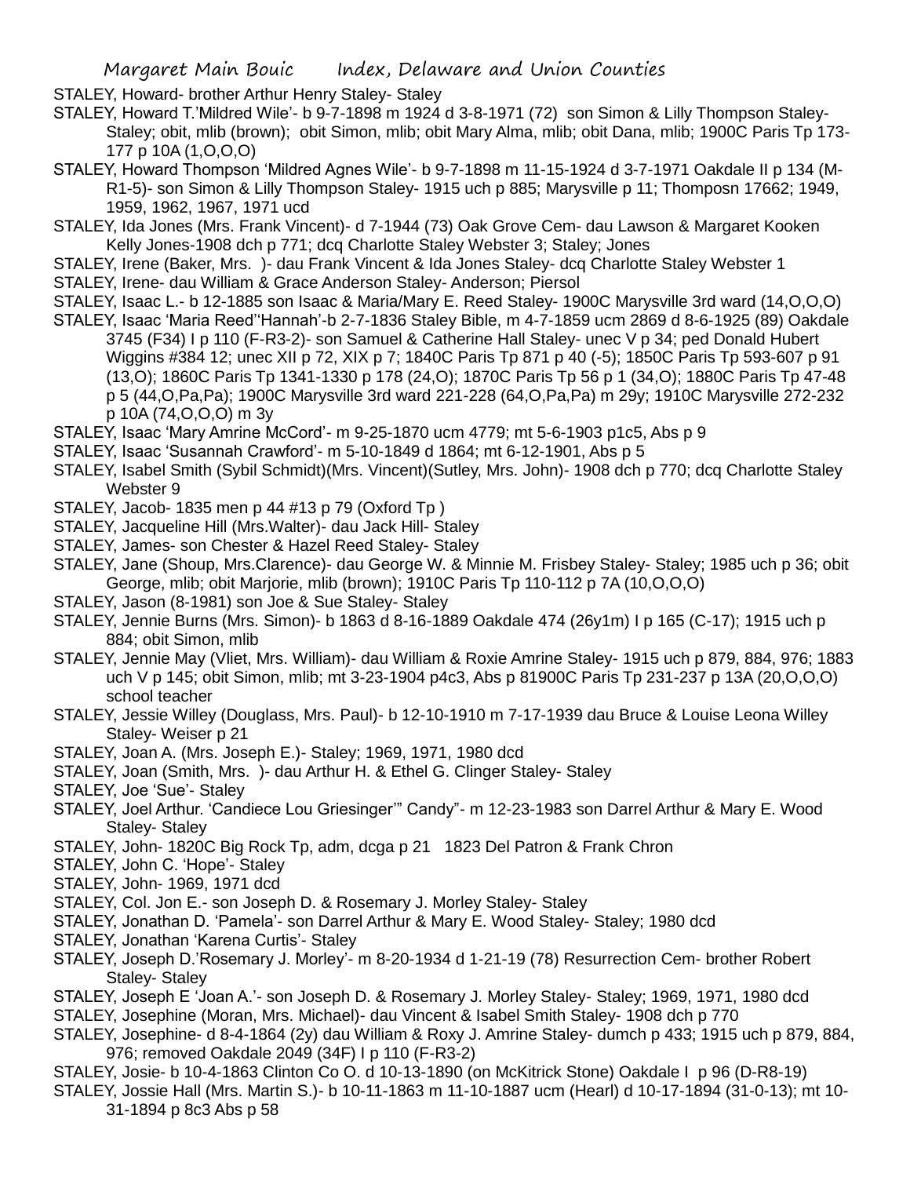STALEY, Howard- brother Arthur Henry Staley- Staley

STALEY, Howard T.'Mildred Wile'- b 9-7-1898 m 1924 d 3-8-1971 (72) son Simon & Lilly Thompson Staley- Staley; obit, mlib (brown); obit Simon, mlib; obit Mary Alma, mlib; obit Dana, mlib; 1900C Paris Tp 173-177 p 10A (1,O,O,O)

STALEY, Howard Thompson 'Mildred Agnes Wile'- b 9-7-1898 m 11-15-1924 d 3-7-1971 Oakdale II p 134 (M-R1-5)- son Simon & Lilly Thompson Staley- 1915 uch p 885; Marysville p 11; Thomposn 17662; 1949, 1959, 1962, 1967, 1971 ucd

STALEY, Ida Jones (Mrs. Frank Vincent)- d 7-1944 (73) Oak Grove Cem- dau Lawson & Margaret Kooken Kelly Jones-1908 dch p 771; dcq Charlotte Staley Webster 3; Staley; Jones

STALEY, Irene (Baker, Mrs. )- dau Frank Vincent & Ida Jones Staley- dcq Charlotte Staley Webster 1

STALEY, Irene- dau William & Grace Anderson Staley- Anderson; Piersol

STALEY, Isaac L.- b 12-1885 son Isaac & Maria/Mary E. Reed Staley- 1900C Marysville 3rd ward (14,O,O,O)

STALEY, Isaac 'Maria Reed''Hannah'-b 2-7-1836 Staley Bible, m 4-7-1859 ucm 2869 d 8-6-1925 (89) Oakdale 3745 (F34) I p 110 (F-R3-2)- son Samuel & Catherine Hall Staley- unec V p 34; ped Donald Hubert Wiggins #384 12; unec XII p 72, XIX p 7; 1840C Paris Tp 871 p 40 (-5); 1850C Paris Tp 593-607 p 91 (13,O); 1860C Paris Tp 1341-1330 p 178 (24,O); 1870C Paris Tp 56 p 1 (34,O); 1880C Paris Tp 47-48 p 5 (44,O,Pa,Pa); 1900C Marysville 3rd ward 221-228 (64,O,Pa,Pa) m 29y; 1910C Marysville 272-232 p 10A (74,O,O,O) m 3y

STALEY, Isaac 'Mary Amrine McCord'- m 9-25-1870 ucm 4779; mt 5-6-1903 p1c5, Abs p 9

STALEY, Isaac 'Susannah Crawford'- m 5-10-1849 d 1864; mt 6-12-1901, Abs p 5

STALEY, Isabel Smith (Sybil Schmidt)(Mrs. Vincent)(Sutley, Mrs. John)- 1908 dch p 770; dcq Charlotte Staley Webster 9

STALEY, Jacob- 1835 men p 44 #13 p 79 (Oxford Tp )

STALEY, Jacqueline Hill (Mrs.Walter)- dau Jack Hill- Staley

STALEY, James- son Chester & Hazel Reed Staley- Staley

STALEY, Jane (Shoup, Mrs.Clarence)- dau George W. & Minnie M. Frisbey Staley- Staley; 1985 uch p 36; obit George, mlib; obit Marjorie, mlib (brown); 1910C Paris Tp 110-112 p 7A (10,O,O,O)

STALEY, Jason (8-1981) son Joe & Sue Staley- Staley

STALEY, Jennie Burns (Mrs. Simon)- b 1863 d 8-16-1889 Oakdale 474 (26y1m) I p 165 (C-17); 1915 uch p 884; obit Simon, mlib

STALEY, Jennie May (Vliet, Mrs. William)- dau William & Roxie Amrine Staley- 1915 uch p 879, 884, 976; 1883 uch V p 145; obit Simon, mlib; mt 3-23-1904 p4c3, Abs p 81900C Paris Tp 231-237 p 13A (20,O,O,O) school teacher

STALEY, Jessie Willey (Douglass, Mrs. Paul)- b 12-10-1910 m 7-17-1939 dau Bruce & Louise Leona Willey Staley- Weiser p 21

STALEY, Joan A. (Mrs. Joseph E.)- Staley; 1969, 1971, 1980 dcd

STALEY, Joan (Smith, Mrs. )- dau Arthur H. & Ethel G. Clinger Staley- Staley

STALEY, Joe 'Sue'- Staley

STALEY, Joel Arthur. 'Candiece Lou Griesinger'" Candy"- m 12-23-1983 son Darrel Arthur & Mary E. Wood Staley- Staley

STALEY, John- 1820C Big Rock Tp, adm, dcga p 21 1823 Del Patron & Frank Chron

STALEY, John C. 'Hope'- Staley

STALEY, John- 1969, 1971 dcd

STALEY, Col. Jon E.- son Joseph D. & Rosemary J. Morley Staley- Staley

STALEY, Jonathan D. 'Pamela'- son Darrel Arthur & Mary E. Wood Staley- Staley; 1980 dcd

STALEY, Jonathan 'Karena Curtis'- Staley

STALEY, Joseph D.'Rosemary J. Morley'- m 8-20-1934 d 1-21-19 (78) Resurrection Cem- brother Robert Staley- Staley

STALEY, Joseph E 'Joan A.'- son Joseph D. & Rosemary J. Morley Staley- Staley; 1969, 1971, 1980 dcd

STALEY, Josephine (Moran, Mrs. Michael)- dau Vincent & Isabel Smith Staley- 1908 dch p 770

STALEY, Josephine- d 8-4-1864 (2y) dau William & Roxy J. Amrine Staley- dumch p 433; 1915 uch p 879, 884, 976; removed Oakdale 2049 (34F) I p 110 (F-R3-2)

STALEY, Josie- b 10-4-1863 Clinton Co O. d 10-13-1890 (on McKitrick Stone) Oakdale I p 96 (D-R8-19)

STALEY, Jossie Hall (Mrs. Martin S.)- b 10-11-1863 m 11-10-1887 ucm (Hearl) d 10-17-1894 (31-0-13); mt 10-31-1894 p 8c3 Abs p 58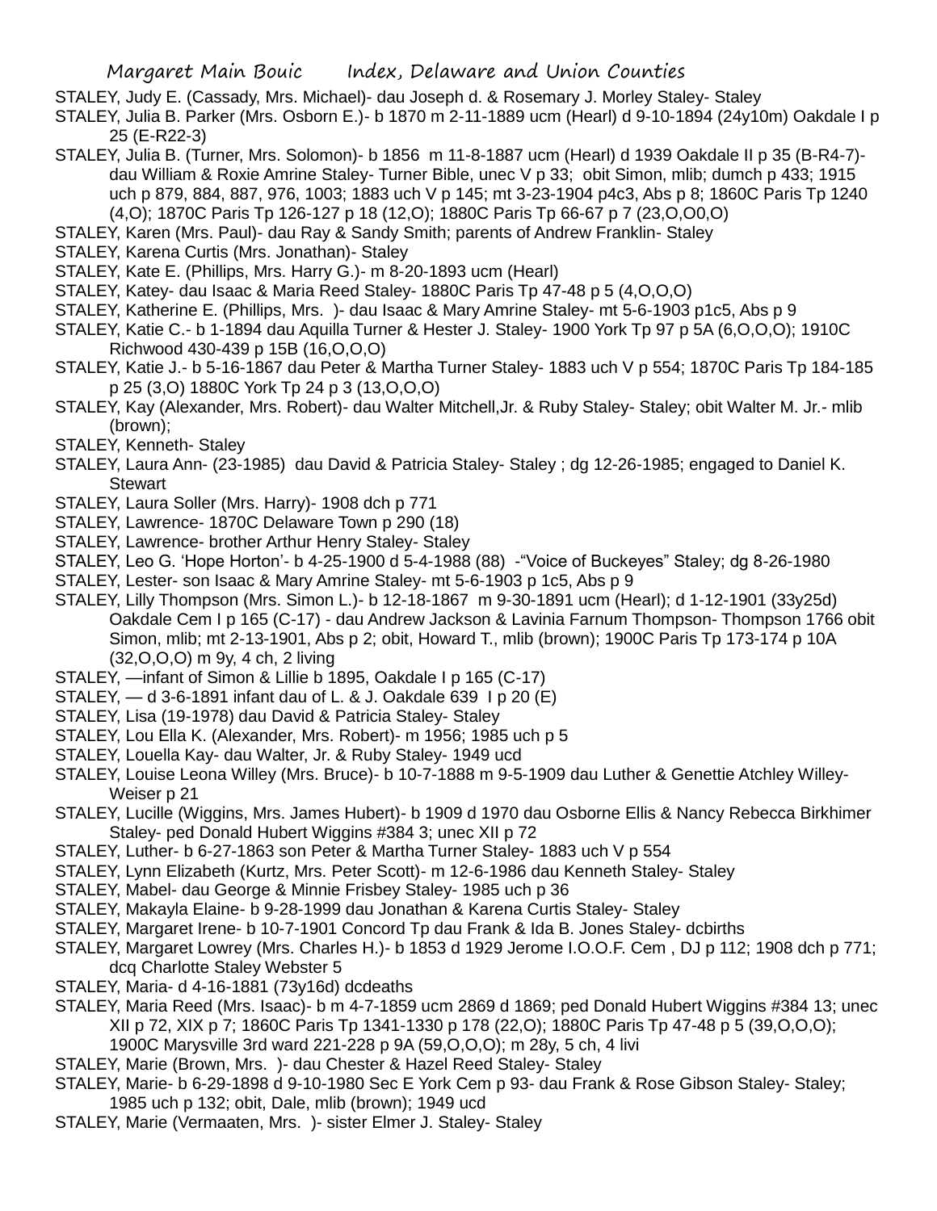STALEY, Judy E. (Cassady, Mrs. Michael)- dau Joseph d. & Rosemary J. Morley Staley- Staley

STALEY, Julia B. Parker (Mrs. Osborn E.)- b 1870 m 2-11-1889 ucm (Hearl) d 9-10-1894 (24y10m) Oakdale I p 25 (E-R22-3)

STALEY, Julia B. (Turner, Mrs. Solomon)- b 1856 m 11-8-1887 ucm (Hearl) d 1939 Oakdale II p 35 (B-R4-7)- dau William & Roxie Amrine Staley- Turner Bible, unec V p 33; obit Simon, mlib; dumch p 433; 1915 uch p 879, 884, 887, 976, 1003; 1883 uch V p 145; mt 3-23-1904 p4c3, Abs p 8; 1860C Paris Tp 1240 (4,O); 1870C Paris Tp 126-127 p 18 (12,O); 1880C Paris Tp 66-67 p 7 (23,O,O0,O)

STALEY, Karen (Mrs. Paul)- dau Ray & Sandy Smith; parents of Andrew Franklin- Staley

STALEY, Karena Curtis (Mrs. Jonathan)- Staley

STALEY, Kate E. (Phillips, Mrs. Harry G.)- m 8-20-1893 ucm (Hearl)

STALEY, Katey- dau Isaac & Maria Reed Staley- 1880C Paris Tp 47-48 p 5 (4,O,O,O)

STALEY, Katherine E. (Phillips, Mrs. )- dau Isaac & Mary Amrine Staley- mt 5-6-1903 p1c5, Abs p 9

STALEY, Katie C.- b 1-1894 dau Aquilla Turner & Hester J. Staley- 1900 York Tp 97 p 5A (6,O,O,O); 1910C Richwood 430-439 p 15B (16,O,O,O)

STALEY, Katie J.- b 5-16-1867 dau Peter & Martha Turner Staley- 1883 uch V p 554; 1870C Paris Tp 184-185 p 25 (3,O) 1880C York Tp 24 p 3 (13,O,O,O)

STALEY, Kay (Alexander, Mrs. Robert)- dau Walter Mitchell,Jr. & Ruby Staley- Staley; obit Walter M. Jr.- mlib (brown);

STALEY, Kenneth- Staley

STALEY, Laura Ann- (23-1985) dau David & Patricia Staley- Staley ; dg 12-26-1985; engaged to Daniel K. Stewart

STALEY, Laura Soller (Mrs. Harry)- 1908 dch p 771

STALEY, Lawrence- 1870C Delaware Town p 290 (18)

STALEY, Lawrence- brother Arthur Henry Staley- Staley

STALEY, Leo G. 'Hope Horton'- b 4-25-1900 d 5-4-1988 (88) -"Voice of Buckeyes" Staley; dg 8-26-1980

STALEY, Lester- son Isaac & Mary Amrine Staley- mt 5-6-1903 p 1c5, Abs p 9

STALEY, Lilly Thompson (Mrs. Simon L.)- b 12-18-1867 m 9-30-1891 ucm (Hearl); d 1-12-1901 (33y25d) Oakdale Cem I p 165 (C-17) - dau Andrew Jackson & Lavinia Farnum Thompson- Thompson 1766 obit Simon, mlib; mt 2-13-1901, Abs p 2; obit, Howard T., mlib (brown); 1900C Paris Tp 173-174 p 10A (32,O,O,O) m 9y, 4 ch, 2 living

STALEY, —infant of Simon & Lillie b 1895, Oakdale I p 165 (C-17)

STALEY, — d 3-6-1891 infant dau of L. & J. Oakdale 639 I p 20 (E)

STALEY, Lisa (19-1978) dau David & Patricia Staley- Staley

STALEY, Lou Ella K. (Alexander, Mrs. Robert)- m 1956; 1985 uch p 5

STALEY, Louella Kay- dau Walter, Jr. & Ruby Staley- 1949 ucd

STALEY, Louise Leona Willey (Mrs. Bruce)- b 10-7-1888 m 9-5-1909 dau Luther & Genettie Atchley Willey- Weiser p 21

STALEY, Lucille (Wiggins, Mrs. James Hubert)- b 1909 d 1970 dau Osborne Ellis & Nancy Rebecca Birkhimer Staley- ped Donald Hubert Wiggins #384 3; unec XII p 72

STALEY, Luther- b 6-27-1863 son Peter & Martha Turner Staley- 1883 uch V p 554

STALEY, Lynn Elizabeth (Kurtz, Mrs. Peter Scott)- m 12-6-1986 dau Kenneth Staley- Staley

STALEY, Mabel- dau George & Minnie Frisbey Staley- 1985 uch p 36

STALEY, Makayla Elaine- b 9-28-1999 dau Jonathan & Karena Curtis Staley- Staley

STALEY, Margaret Irene- b 10-7-1901 Concord Tp dau Frank & Ida B. Jones Staley- dcbirths

STALEY, Margaret Lowrey (Mrs. Charles H.)- b 1853 d 1929 Jerome I.O.O.F. Cem , DJ p 112; 1908 dch p 771; dcq Charlotte Staley Webster 5

STALEY, Maria- d 4-16-1881 (73y16d) dcdeaths

STALEY, Maria Reed (Mrs. Isaac)- b m 4-7-1859 ucm 2869 d 1869; ped Donald Hubert Wiggins #384 13; unec XII p 72, XIX p 7; 1860C Paris Tp 1341-1330 p 178 (22,O); 1880C Paris Tp 47-48 p 5 (39,O,O,O); 1900C Marysville 3rd ward 221-228 p 9A (59,O,O,O); m 28y, 5 ch, 4 livi

STALEY, Marie (Brown, Mrs. )- dau Chester & Hazel Reed Staley- Staley

STALEY, Marie- b 6-29-1898 d 9-10-1980 Sec E York Cem p 93- dau Frank & Rose Gibson Staley- Staley; 1985 uch p 132; obit, Dale, mlib (brown); 1949 ucd

STALEY, Marie (Vermaaten, Mrs. )- sister Elmer J. Staley- Staley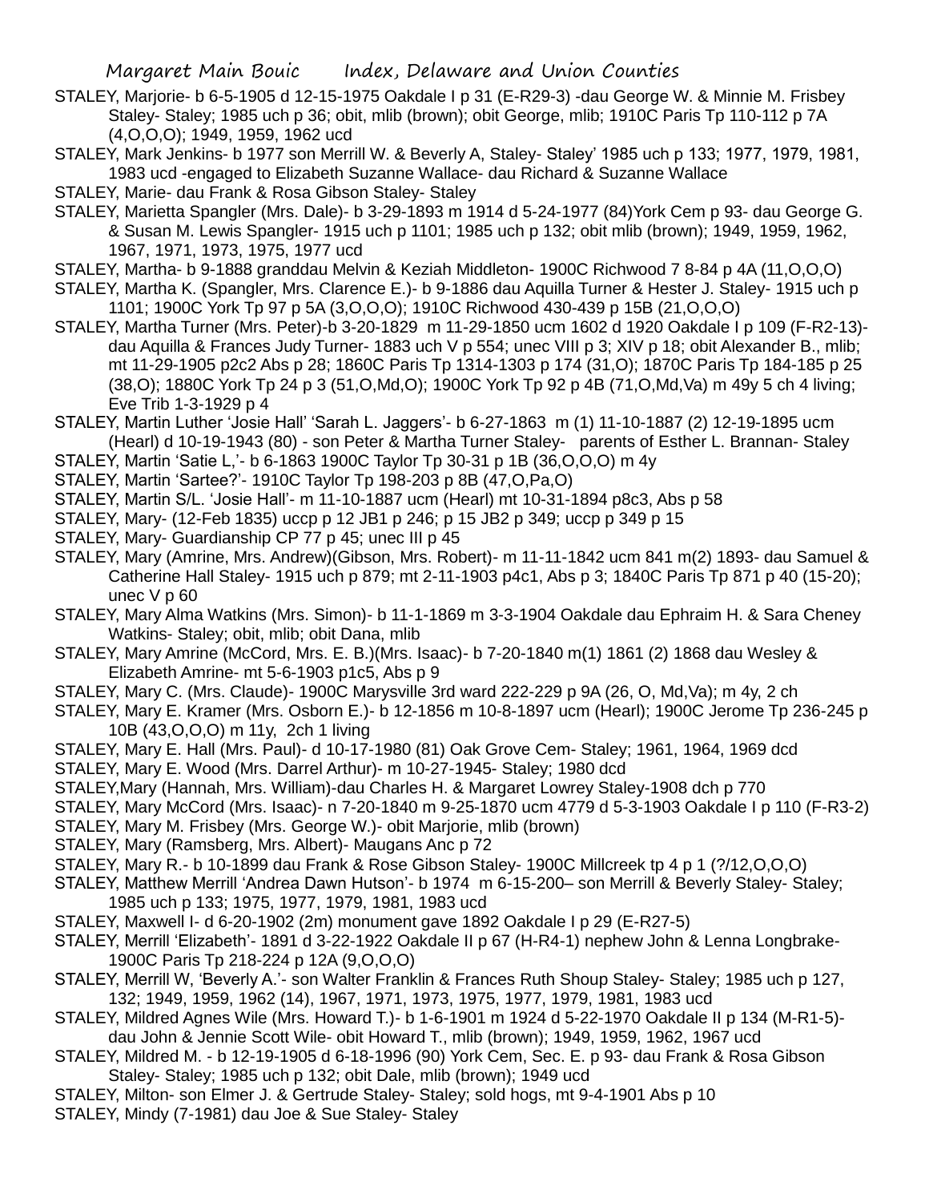STALEY, Marjorie- b 6-5-1905 d 12-15-1975 Oakdale I p 31 (E-R29-3) -dau George W. & Minnie M. Frisbey Staley- Staley; 1985 uch p 36; obit, mlib (brown); obit George, mlib; 1910C Paris Tp 110-112 p 7A (4,O,O,O); 1949, 1959, 1962 ucd

STALEY, Mark Jenkins- b 1977 son Merrill W. & Beverly A, Staley- Staley' 1985 uch p 133; 1977, 1979, 1981, 1983 ucd -engaged to Elizabeth Suzanne Wallace- dau Richard & Suzanne Wallace

STALEY, Marie- dau Frank & Rosa Gibson Staley- Staley

STALEY, Marietta Spangler (Mrs. Dale)- b 3-29-1893 m 1914 d 5-24-1977 (84)York Cem p 93- dau George G. & Susan M. Lewis Spangler- 1915 uch p 1101; 1985 uch p 132; obit mlib (brown); 1949, 1959, 1962, 1967, 1971, 1973, 1975, 1977 ucd

STALEY, Martha- b 9-1888 granddau Melvin & Keziah Middleton- 1900C Richwood 7 8-84 p 4A (11,O,O,O)

STALEY, Martha K. (Spangler, Mrs. Clarence E.)- b 9-1886 dau Aquilla Turner & Hester J. Staley- 1915 uch p 1101; 1900C York Tp 97 p 5A (3,O,O,O); 1910C Richwood 430-439 p 15B (21,O,O,O)

STALEY, Martha Turner (Mrs. Peter)-b 3-20-1829 m 11-29-1850 ucm 1602 d 1920 Oakdale I p 109 (F-R2-13)- dau Aquilla & Frances Judy Turner- 1883 uch V p 554; unec VIII p 3; XIV p 18; obit Alexander B., mlib; mt 11-29-1905 p2c2 Abs p 28; 1860C Paris Tp 1314-1303 p 174 (31,O); 1870C Paris Tp 184-185 p 25 (38,O); 1880C York Tp 24 p 3 (51,O,Md,O); 1900C York Tp 92 p 4B (71,O,Md,Va) m 49y 5 ch 4 living; Eve Trib 1-3-1929 p 4

STALEY, Martin Luther 'Josie Hall' 'Sarah L. Jaggers'- b 6-27-1863 m (1) 11-10-1887 (2) 12-19-1895 ucm (Hearl) d 10-19-1943 (80) - son Peter & Martha Turner Staley- parents of Esther L. Brannan- Staley

STALEY, Martin 'Satie L,'- b 6-1863 1900C Taylor Tp 30-31 p 1B (36,O,O,O) m 4y

STALEY, Martin 'Sartee?'- 1910C Taylor Tp 198-203 p 8B (47,O,Pa,O)

STALEY, Martin S/L. 'Josie Hall'- m 11-10-1887 ucm (Hearl) mt 10-31-1894 p8c3, Abs p 58

STALEY, Mary- (12-Feb 1835) uccp p 12 JB1 p 246; p 15 JB2 p 349; uccp p 349 p 15

STALEY, Mary- Guardianship CP 77 p 45; unec III p 45

STALEY, Mary (Amrine, Mrs. Andrew)(Gibson, Mrs. Robert)- m 11-11-1842 ucm 841 m(2) 1893- dau Samuel & Catherine Hall Staley- 1915 uch p 879; mt 2-11-1903 p4c1, Abs p 3; 1840C Paris Tp 871 p 40 (15-20); unec V p 60

STALEY, Mary Alma Watkins (Mrs. Simon)- b 11-1-1869 m 3-3-1904 Oakdale dau Ephraim H. & Sara Cheney Watkins- Staley; obit, mlib; obit Dana, mlib

STALEY, Mary Amrine (McCord, Mrs. E. B.)(Mrs. Isaac)- b 7-20-1840 m(1) 1861 (2) 1868 dau Wesley & Elizabeth Amrine- mt 5-6-1903 p1c5, Abs p 9

STALEY, Mary C. (Mrs. Claude)- 1900C Marysville 3rd ward 222-229 p 9A (26, O, Md,Va); m 4y, 2 ch

STALEY, Mary E. Kramer (Mrs. Osborn E.)- b 12-1856 m 10-8-1897 ucm (Hearl); 1900C Jerome Tp 236-245 p 10B (43,O,O,O) m 11y, 2ch 1 living

STALEY, Mary E. Hall (Mrs. Paul)- d 10-17-1980 (81) Oak Grove Cem- Staley; 1961, 1964, 1969 dcd

STALEY, Mary E. Wood (Mrs. Darrel Arthur)- m 10-27-1945- Staley; 1980 dcd

STALEY,Mary (Hannah, Mrs. William)-dau Charles H. & Margaret Lowrey Staley-1908 dch p 770

STALEY, Mary McCord (Mrs. Isaac)- n 7-20-1840 m 9-25-1870 ucm 4779 d 5-3-1903 Oakdale I p 110 (F-R3-2)

STALEY, Mary M. Frisbey (Mrs. George W.)- obit Marjorie, mlib (brown)

STALEY, Mary (Ramsberg, Mrs. Albert)- Maugans Anc p 72

STALEY, Mary R.- b 10-1899 dau Frank & Rose Gibson Staley- 1900C Millcreek tp 4 p 1 (?/12,O,O,O)

STALEY, Matthew Merrill 'Andrea Dawn Hutson'- b 1974 m 6-15-200– son Merrill & Beverly Staley- Staley; 1985 uch p 133; 1975, 1977, 1979, 1981, 1983 ucd

STALEY, Maxwell I- d 6-20-1902 (2m) monument gave 1892 Oakdale I p 29 (E-R27-5)

STALEY, Merrill 'Elizabeth'- 1891 d 3-22-1922 Oakdale II p 67 (H-R4-1) nephew John & Lenna Longbrake- 1900C Paris Tp 218-224 p 12A (9,O,O,O)

STALEY, Merrill W, 'Beverly A.'- son Walter Franklin & Frances Ruth Shoup Staley- Staley; 1985 uch p 127, 132; 1949, 1959, 1962 (14), 1967, 1971, 1973, 1975, 1977, 1979, 1981, 1983 ucd

STALEY, Mildred Agnes Wile (Mrs. Howard T.)- b 1-6-1901 m 1924 d 5-22-1970 Oakdale II p 134 (M-R1-5)- dau John & Jennie Scott Wile- obit Howard T., mlib (brown); 1949, 1959, 1962, 1967 ucd

STALEY, Mildred M. - b 12-19-1905 d 6-18-1996 (90) York Cem, Sec. E. p 93- dau Frank & Rosa Gibson Staley- Staley; 1985 uch p 132; obit Dale, mlib (brown); 1949 ucd

STALEY, Milton- son Elmer J. & Gertrude Staley- Staley; sold hogs, mt 9-4-1901 Abs p 10

STALEY, Mindy (7-1981) dau Joe & Sue Staley- Staley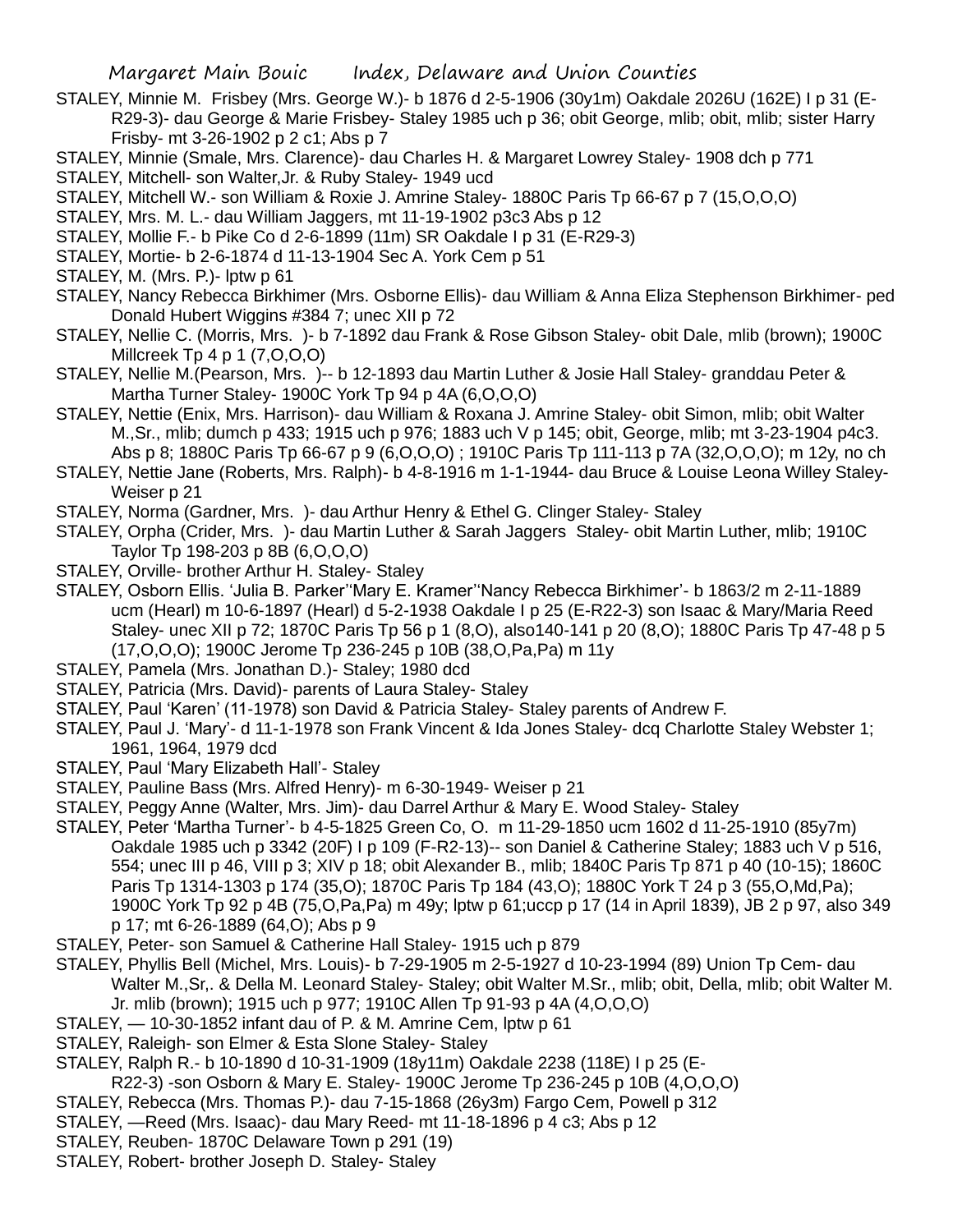STALEY, Minnie M. Frisbey (Mrs. George W.)- b 1876 d 2-5-1906 (30y1m) Oakdale 2026U (162E) I p 31 (E-R29-3)- dau George & Marie Frisbey- Staley 1985 uch p 36; obit George, mlib; obit, mlib; sister Harry Frisby- mt 3-26-1902 p 2 c1; Abs p 7

STALEY, Minnie (Smale, Mrs. Clarence)- dau Charles H. & Margaret Lowrey Staley- 1908 dch p 771

STALEY, Mitchell- son Walter,Jr. & Ruby Staley- 1949 ucd

STALEY, Mitchell W.- son William & Roxie J. Amrine Staley- 1880C Paris Tp 66-67 p 7 (15,O,O,O)

STALEY, Mrs. M. L.- dau William Jaggers, mt 11-19-1902 p3c3 Abs p 12

STALEY, Mollie F.- b Pike Co d 2-6-1899 (11m) SR Oakdale I p 31 (E-R29-3)

STALEY, Mortie- b 2-6-1874 d 11-13-1904 Sec A. York Cem p 51

STALEY, M. (Mrs. P.)- lptw p 61

STALEY, Nancy Rebecca Birkhimer (Mrs. Osborne Ellis)- dau William & Anna Eliza Stephenson Birkhimer- ped Donald Hubert Wiggins #384 7; unec XII p 72

STALEY, Nellie C. (Morris, Mrs. )- b 7-1892 dau Frank & Rose Gibson Staley- obit Dale, mlib (brown); 1900C Millcreek Tp 4 p 1 (7,O,O,O)

STALEY, Nellie M.(Pearson, Mrs. )-- b 12-1893 dau Martin Luther & Josie Hall Staley- granddau Peter & Martha Turner Staley- 1900C York Tp 94 p 4A (6,O,O,O)

STALEY, Nettie (Enix, Mrs. Harrison)- dau William & Roxana J. Amrine Staley- obit Simon, mlib; obit Walter M.,Sr., mlib; dumch p 433; 1915 uch p 976; 1883 uch V p 145; obit, George, mlib; mt 3-23-1904 p4c3. Abs p 8; 1880C Paris Tp 66-67 p 9 (6,O,O,O) ; 1910C Paris Tp 111-113 p 7A (32,O,O,O); m 12y, no ch

STALEY, Nettie Jane (Roberts, Mrs. Ralph)- b 4-8-1916 m 1-1-1944- dau Bruce & Louise Leona Willey Staley- Weiser p 21

STALEY, Norma (Gardner, Mrs. )- dau Arthur Henry & Ethel G. Clinger Staley- Staley

STALEY, Orpha (Crider, Mrs. )- dau Martin Luther & Sarah Jaggers Staley- obit Martin Luther, mlib; 1910C Taylor Tp 198-203 p 8B (6,O,O,O)

STALEY, Orville- brother Arthur H. Staley- Staley

STALEY, Osborn Ellis. 'Julia B. Parker''Mary E. Kramer''Nancy Rebecca Birkhimer'- b 1863/2 m 2-11-1889 ucm (Hearl) m 10-6-1897 (Hearl) d 5-2-1938 Oakdale I p 25 (E-R22-3) son Isaac & Mary/Maria Reed Staley- unec XII p 72; 1870C Paris Tp 56 p 1 (8,O), also140-141 p 20 (8,O); 1880C Paris Tp 47-48 p 5 (17,O,O,O); 1900C Jerome Tp 236-245 p 10B (38,O,Pa,Pa) m 11y

STALEY, Pamela (Mrs. Jonathan D.)- Staley; 1980 dcd

STALEY, Patricia (Mrs. David)- parents of Laura Staley- Staley

STALEY, Paul 'Karen' (11-1978) son David & Patricia Staley- Staley parents of Andrew F.

STALEY, Paul J. 'Mary'- d 11-1-1978 son Frank Vincent & Ida Jones Staley- dcq Charlotte Staley Webster 1; 1961, 1964, 1979 dcd

STALEY, Paul 'Mary Elizabeth Hall'- Staley

STALEY, Pauline Bass (Mrs. Alfred Henry)- m 6-30-1949- Weiser p 21

STALEY, Peggy Anne (Walter, Mrs. Jim)- dau Darrel Arthur & Mary E. Wood Staley- Staley

STALEY, Peter 'Martha Turner'- b 4-5-1825 Green Co, O. m 11-29-1850 ucm 1602 d 11-25-1910 (85y7m) Oakdale 1985 uch p 3342 (20F) I p 109 (F-R2-13)-- son Daniel & Catherine Staley; 1883 uch V p 516, 554; unec III p 46, VIII p 3; XIV p 18; obit Alexander B., mlib; 1840C Paris Tp 871 p 40 (10-15); 1860C Paris Tp 1314-1303 p 174 (35,O); 1870C Paris Tp 184 (43,O); 1880C York T 24 p 3 (55,O,Md,Pa); 1900C York Tp 92 p 4B (75,O,Pa,Pa) m 49y; lptw p 61;uccp p 17 (14 in April 1839), JB 2 p 97, also 349 p 17; mt 6-26-1889 (64,O); Abs p 9

STALEY, Peter- son Samuel & Catherine Hall Staley- 1915 uch p 879

STALEY, Phyllis Bell (Michel, Mrs. Louis)- b 7-29-1905 m 2-5-1927 d 10-23-1994 (89) Union Tp Cem- dau Walter M.,Sr,. & Della M. Leonard Staley- Staley; obit Walter M.Sr., mlib; obit, Della, mlib; obit Walter M. Jr. mlib (brown); 1915 uch p 977; 1910C Allen Tp 91-93 p 4A (4,O,O,O)

STALEY, — 10-30-1852 infant dau of P. & M. Amrine Cem, lptw p 61

STALEY, Raleigh- son Elmer & Esta Slone Staley- Staley

STALEY, Ralph R.- b 10-1890 d 10-31-1909 (18y11m) Oakdale 2238 (118E) I p 25 (E-R22-3) -son Osborn & Mary E. Staley- 1900C Jerome Tp 236-245 p 10B (4,O,O,O)

STALEY, Rebecca (Mrs. Thomas P.)- dau 7-15-1868 (26y3m) Fargo Cem, Powell p 312

STALEY, —Reed (Mrs. Isaac)- dau Mary Reed- mt 11-18-1896 p 4 c3; Abs p 12

STALEY, Reuben- 1870C Delaware Town p 291 (19)

STALEY, Robert- brother Joseph D. Staley- Staley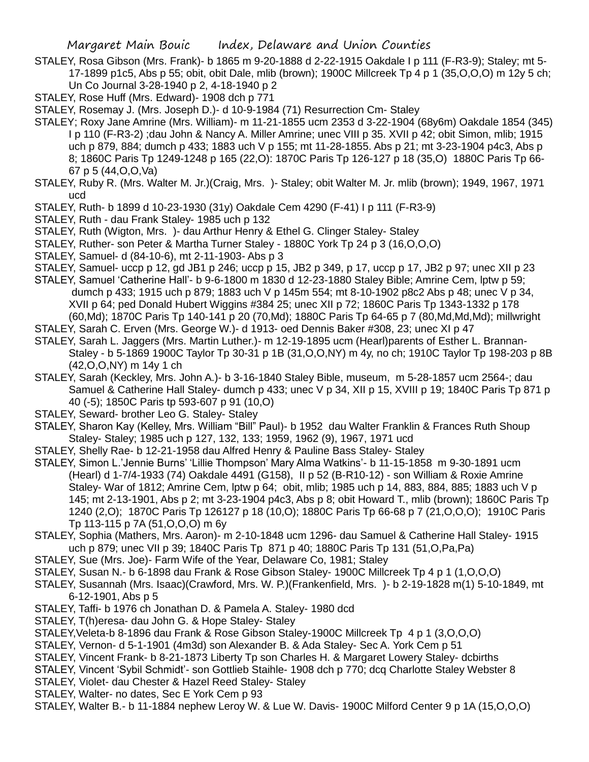STALEY, Rosa Gibson (Mrs. Frank)- b 1865 m 9-20-1888 d 2-22-1915 Oakdale I p 111 (F-R3-9); Staley; mt 5-17-1899 p1c5, Abs p 55; obit, obit Dale, mlib (brown); 1900C Millcreek Tp 4 p 1 (35,O,O,O) m 12y 5 ch; Un Co Journal 3-28-1940 p 2, 4-18-1940 p 2

STALEY, Rose Huff (Mrs. Edward)- 1908 dch p 771

STALEY, Rosemay J. (Mrs. Joseph D.)- d 10-9-1984 (71) Resurrection Cm- Staley

STALEY; Roxy Jane Amrine (Mrs. William)- m 11-21-1855 ucm 2353 d 3-22-1904 (68y6m) Oakdale 1854 (345) I p 110 (F-R3-2) ;dau John & Nancy A. Miller Amrine; unec VIII p 35. XVII p 42; obit Simon, mlib; 1915 uch p 879, 884; dumch p 433; 1883 uch V p 155; mt 11-28-1855. Abs p 21; mt 3-23-1904 p4c3, Abs p 8; 1860C Paris Tp 1249-1248 p 165 (22,O): 1870C Paris Tp 126-127 p 18 (35,O) 1880C Paris Tp 66-67 p 5 (44,O,O,Va)

STALEY, Ruby R. (Mrs. Walter M. Jr.)(Craig, Mrs. )- Staley; obit Walter M. Jr. mlib (brown); 1949, 1967, 1971 ucd

STALEY, Ruth- b 1899 d 10-23-1930 (31y) Oakdale Cem 4290 (F-41) I p 111 (F-R3-9)

STALEY, Ruth - dau Frank Staley- 1985 uch p 132

STALEY, Ruth (Wigton, Mrs. )- dau Arthur Henry & Ethel G. Clinger Staley- Staley

STALEY, Ruther- son Peter & Martha Turner Staley - 1880C York Tp 24 p 3 (16,O,O,O)

STALEY, Samuel- d (84-10-6), mt 2-11-1903- Abs p 3

STALEY, Samuel- uccp p 12, gd JB1 p 246; uccp p 15, JB2 p 349, p 17, uccp p 17, JB2 p 97; unec XII p 23

STALEY, Samuel 'Catherine Hall'- b 9-6-1800 m 1830 d 12-23-1880 Staley Bible; Amrine Cem, lptw p 59; dumch p 433; 1915 uch p 879; 1883 uch V p 145m 554; mt 8-10-1902 p8c2 Abs p 48; unec V p 34, XVII p 64; ped Donald Hubert Wiggins #384 25; unec XII p 72; 1860C Paris Tp 1343-1332 p 178 (60,Md); 1870C Paris Tp 140-141 p 20 (70,Md); 1880C Paris Tp 64-65 p 7 (80,Md,Md,Md); millwright

STALEY, Sarah C. Erven (Mrs. George W.)- d 1913- oed Dennis Baker #308, 23; unec XI p 47

STALEY, Sarah L. Jaggers (Mrs. Martin Luther.)- m 12-19-1895 ucm (Hearl)parents of Esther L. Brannan- Staley - b 5-1869 1900C Taylor Tp 30-31 p 1B (31,O,O,NY) m 4y, no ch; 1910C Taylor Tp 198-203 p 8B (42,O,O,NY) m 14y 1 ch

STALEY, Sarah (Keckley, Mrs. John A.)- b 3-16-1840 Staley Bible, museum, m 5-28-1857 ucm 2564-; dau Samuel & Catherine Hall Staley- dumch p 433; unec V p 34, XII p 15, XVIII p 19; 1840C Paris Tp 871 p 40 (-5); 1850C Paris tp 593-607 p 91 (10,O)

STALEY, Seward- brother Leo G. Staley- Staley

STALEY, Sharon Kay (Kelley, Mrs. William "Bill" Paul)- b 1952 dau Walter Franklin & Frances Ruth Shoup Staley- Staley; 1985 uch p 127, 132, 133; 1959, 1962 (9), 1967, 1971 ucd

STALEY, Shelly Rae- b 12-21-1958 dau Alfred Henry & Pauline Bass Staley- Staley

STALEY, Simon L.'Jennie Burns' 'Lillie Thompson' Mary Alma Watkins'- b 11-15-1858 m 9-30-1891 ucm (Hearl) d 1-7/4-1933 (74) Oakdale 4491 (G158), II p 52 (B-R10-12) - son William & Roxie Amrine Staley- War of 1812; Amrine Cem, lptw p 64; obit, mlib; 1985 uch p 14, 883, 884, 885; 1883 uch V p 145; mt 2-13-1901, Abs p 2; mt 3-23-1904 p4c3, Abs p 8; obit Howard T., mlib (brown); 1860C Paris Tp 1240 (2,O); 1870C Paris Tp 126127 p 18 (10,O); 1880C Paris Tp 66-68 p 7 (21,O,O,O); 1910C Paris Tp 113-115 p 7A (51,O,O,O) m 6y

STALEY, Sophia (Mathers, Mrs. Aaron)- m 2-10-1848 ucm 1296- dau Samuel & Catherine Hall Staley- 1915 uch p 879; unec VII p 39; 1840C Paris Tp 871 p 40; 1880C Paris Tp 131 (51,O,Pa,Pa)

STALEY, Sue (Mrs. Joe)- Farm Wife of the Year, Delaware Co, 1981; Staley

STALEY, Susan N.- b 6-1898 dau Frank & Rose Gibson Staley- 1900C Millcreek Tp 4 p 1 (1,O,O,O)

STALEY, Susannah (Mrs. Isaac)(Crawford, Mrs. W. P.)(Frankenfield, Mrs. )- b 2-19-1828 m(1) 5-10-1849, mt 6-12-1901, Abs p 5

STALEY, Taffi- b 1976 ch Jonathan D. & Pamela A. Staley- 1980 dcd

STALEY, T(h)eresa- dau John G. & Hope Staley- Staley

STALEY,Veleta-b 8-1896 dau Frank & Rose Gibson Staley-1900C Millcreek Tp 4 p 1 (3,O,O,O)

STALEY, Vernon- d 5-1-1901 (4m3d) son Alexander B. & Ada Staley- Sec A. York Cem p 51

STALEY, Vincent Frank- b 8-21-1873 Liberty Tp son Charles H. & Margaret Lowery Staley- dcbirths

STALEY, Vincent 'Sybil Schmidt'- son Gottlieb Staihle- 1908 dch p 770; dcq Charlotte Staley Webster 8

STALEY, Violet- dau Chester & Hazel Reed Staley- Staley

STALEY, Walter- no dates, Sec E York Cem p 93

STALEY, Walter B.- b 11-1884 nephew Leroy W. & Lue W. Davis- 1900C Milford Center 9 p 1A (15,O,O,O)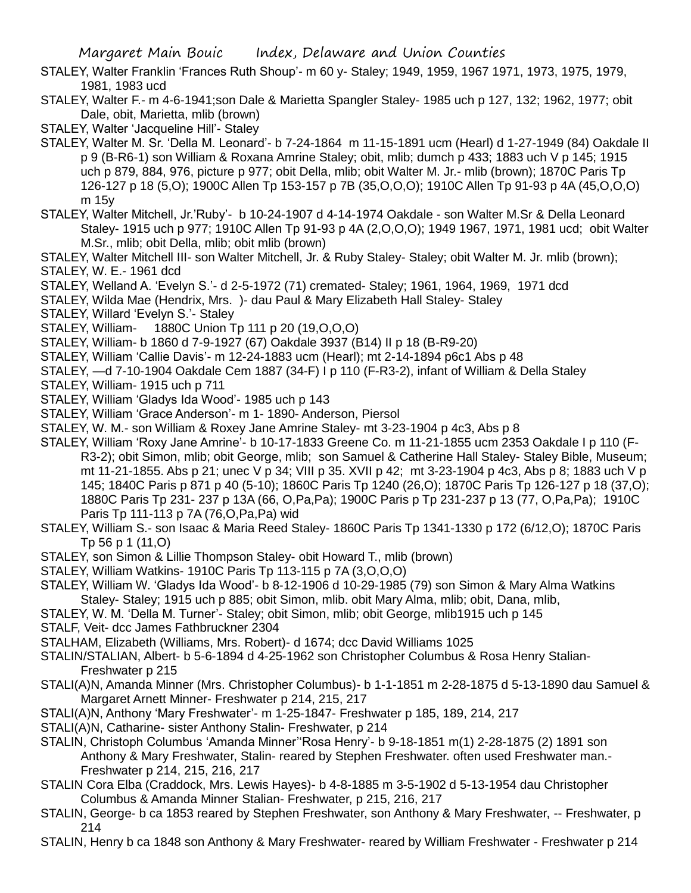STALEY, Walter Franklin 'Frances Ruth Shoup'- m 60 y- Staley; 1949, 1959, 1967 1971, 1973, 1975, 1979, 1981, 1983 ucd

STALEY, Walter F.- m 4-6-1941;son Dale & Marietta Spangler Staley- 1985 uch p 127, 132; 1962, 1977; obit Dale, obit, Marietta, mlib (brown)

STALEY, Walter 'Jacqueline Hill'- Staley

STALEY, Walter M. Sr. 'Della M. Leonard'- b 7-24-1864 m 11-15-1891 ucm (Hearl) d 1-27-1949 (84) Oakdale II p 9 (B-R6-1) son William & Roxana Amrine Staley; obit, mlib; dumch p 433; 1883 uch V p 145; 1915 uch p 879, 884, 976, picture p 977; obit Della, mlib; obit Walter M. Jr.- mlib (brown); 1870C Paris Tp 126-127 p 18 (5,O); 1900C Allen Tp 153-157 p 7B (35,O,O,O); 1910C Allen Tp 91-93 p 4A (45,O,O,O) m 15y

STALEY, Walter Mitchell, Jr.'Ruby'- b 10-24-1907 d 4-14-1974 Oakdale - son Walter M.Sr & Della Leonard Staley- 1915 uch p 977; 1910C Allen Tp 91-93 p 4A (2,O,O,O); 1949 1967, 1971, 1981 ucd; obit Walter M.Sr., mlib; obit Della, mlib; obit mlib (brown)

STALEY, Walter Mitchell III- son Walter Mitchell, Jr. & Ruby Staley- Staley; obit Walter M. Jr. mlib (brown);

STALEY, W. E.- 1961 dcd

STALEY, Welland A. 'Evelyn S.'- d 2-5-1972 (71) cremated- Staley; 1961, 1964, 1969, 1971 dcd

STALEY, Wilda Mae (Hendrix, Mrs. )- dau Paul & Mary Elizabeth Hall Staley- Staley

STALEY, Willard 'Evelyn S.'- Staley

STALEY, William- 1880C Union Tp 111 p 20 (19,O,O,O)

STALEY, William- b 1860 d 7-9-1927 (67) Oakdale 3937 (B14) II p 18 (B-R9-20)

STALEY, William 'Callie Davis'- m 12-24-1883 ucm (Hearl); mt 2-14-1894 p6c1 Abs p 48

STALEY, —d 7-10-1904 Oakdale Cem 1887 (34-F) I p 110 (F-R3-2), infant of William & Della Staley

STALEY, William- 1915 uch p 711

STALEY, William 'Gladys Ida Wood'- 1985 uch p 143

STALEY, William 'Grace Anderson'- m 1- 1890- Anderson, Piersol

STALEY, W. M.- son William & Roxey Jane Amrine Staley- mt 3-23-1904 p 4c3, Abs p 8

STALEY, William 'Roxy Jane Amrine'- b 10-17-1833 Greene Co. m 11-21-1855 ucm 2353 Oakdale I p 110 (F-R3-2); obit Simon, mlib; obit George, mlib; son Samuel & Catherine Hall Staley- Staley Bible, Museum; mt 11-21-1855. Abs p 21; unec V p 34; VIII p 35. XVII p 42; mt 3-23-1904 p 4c3, Abs p 8; 1883 uch V p 145; 1840C Paris p 871 p 40 (5-10); 1860C Paris Tp 1240 (26,O); 1870C Paris Tp 126-127 p 18 (37,O); 1880C Paris Tp 231- 237 p 13A (66, O,Pa,Pa); 1900C Paris p Tp 231-237 p 13 (77, O,Pa,Pa); 1910C Paris Tp 111-113 p 7A (76,O,Pa,Pa) wid

STALEY, William S.- son Isaac & Maria Reed Staley- 1860C Paris Tp 1341-1330 p 172 (6/12,O); 1870C Paris Tp 56 p 1 (11,O)

STALEY, son Simon & Lillie Thompson Staley- obit Howard T., mlib (brown)

STALEY, William Watkins- 1910C Paris Tp 113-115 p 7A (3,O,O,O)

STALEY, William W. 'Gladys Ida Wood'- b 8-12-1906 d 10-29-1985 (79) son Simon & Mary Alma Watkins Staley- Staley; 1915 uch p 885; obit Simon, mlib. obit Mary Alma, mlib; obit, Dana, mlib,

STALEY, W. M. 'Della M. Turner'- Staley; obit Simon, mlib; obit George, mlib1915 uch p 145

STALF, Veit- dcc James Fathbruckner 2304

STALHAM, Elizabeth (Williams, Mrs. Robert)- d 1674; dcc David Williams 1025

STALIN/STALIAN, Albert- b 5-6-1894 d 4-25-1962 son Christopher Columbus & Rosa Henry Stalian- Freshwater p 215

STALI(A)N, Amanda Minner (Mrs. Christopher Columbus)- b 1-1-1851 m 2-28-1875 d 5-13-1890 dau Samuel & Margaret Arnett Minner- Freshwater p 214, 215, 217

STALI(A)N, Anthony 'Mary Freshwater'- m 1-25-1847- Freshwater p 185, 189, 214, 217

STALI(A)N, Catharine- sister Anthony Stalin- Freshwater, p 214

STALIN, Christoph Columbus 'Amanda Minner''Rosa Henry'- b 9-18-1851 m(1) 2-28-1875 (2) 1891 son Anthony & Mary Freshwater, Stalin- reared by Stephen Freshwater. often used Freshwater man.- Freshwater p 214, 215, 216, 217

STALIN Cora Elba (Craddock, Mrs. Lewis Hayes)- b 4-8-1885 m 3-5-1902 d 5-13-1954 dau Christopher Columbus & Amanda Minner Stalian- Freshwater, p 215, 216, 217

STALIN, George- b ca 1853 reared by Stephen Freshwater, son Anthony & Mary Freshwater, -- Freshwater, p 214

STALIN, Henry b ca 1848 son Anthony & Mary Freshwater- reared by William Freshwater - Freshwater p 214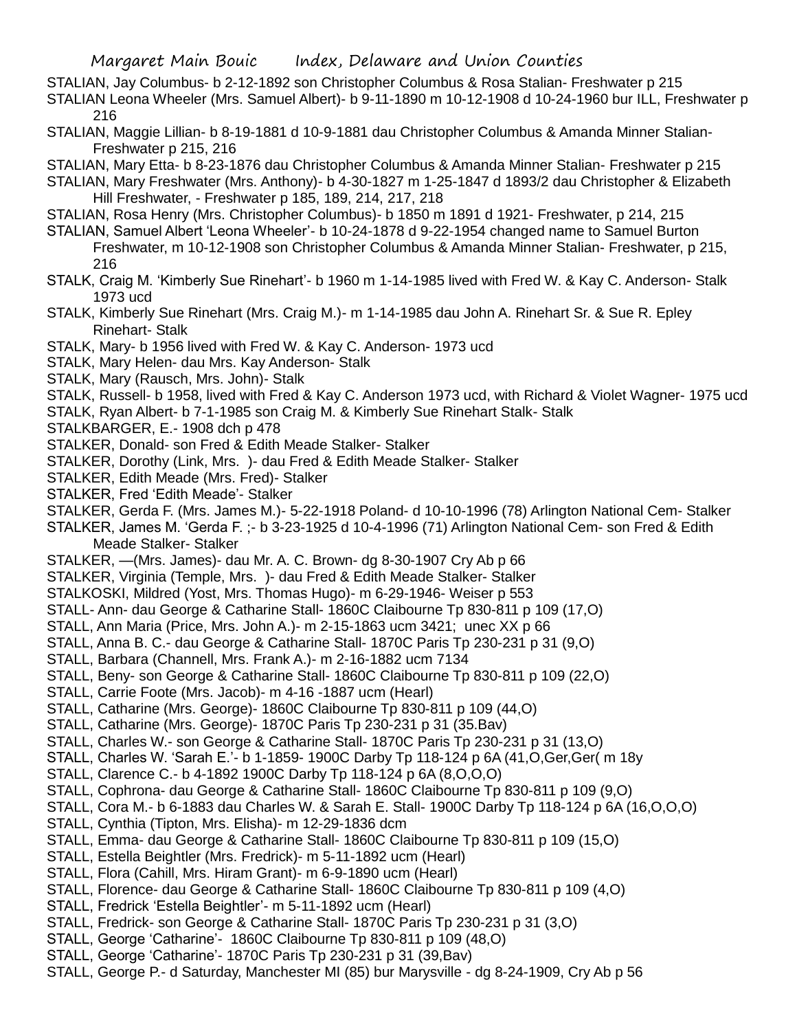STALIAN, Jay Columbus- b 2-12-1892 son Christopher Columbus & Rosa Stalian- Freshwater p 215

STALIAN Leona Wheeler (Mrs. Samuel Albert)- b 9-11-1890 m 10-12-1908 d 10-24-1960 bur ILL, Freshwater p 216

STALIAN, Maggie Lillian- b 8-19-1881 d 10-9-1881 dau Christopher Columbus & Amanda Minner Stalian- Freshwater p 215, 216

STALIAN, Mary Etta- b 8-23-1876 dau Christopher Columbus & Amanda Minner Stalian- Freshwater p 215

STALIAN, Mary Freshwater (Mrs. Anthony)- b 4-30-1827 m 1-25-1847 d 1893/2 dau Christopher & Elizabeth Hill Freshwater, - Freshwater p 185, 189, 214, 217, 218

STALIAN, Rosa Henry (Mrs. Christopher Columbus)- b 1850 m 1891 d 1921- Freshwater, p 214, 215

STALIAN, Samuel Albert 'Leona Wheeler'- b 10-24-1878 d 9-22-1954 changed name to Samuel Burton Freshwater, m 10-12-1908 son Christopher Columbus & Amanda Minner Stalian- Freshwater, p 215, 216

STALK, Craig M. 'Kimberly Sue Rinehart'- b 1960 m 1-14-1985 lived with Fred W. & Kay C. Anderson- Stalk 1973 ucd

STALK, Kimberly Sue Rinehart (Mrs. Craig M.)- m 1-14-1985 dau John A. Rinehart Sr. & Sue R. Epley Rinehart- Stalk

STALK, Mary- b 1956 lived with Fred W. & Kay C. Anderson- 1973 ucd

STALK, Mary Helen- dau Mrs. Kay Anderson- Stalk

STALK, Mary (Rausch, Mrs. John)- Stalk

STALK, Russell- b 1958, lived with Fred & Kay C. Anderson 1973 ucd, with Richard & Violet Wagner- 1975 ucd

STALK, Ryan Albert- b 7-1-1985 son Craig M. & Kimberly Sue Rinehart Stalk- Stalk

STALKBARGER, E.- 1908 dch p 478

STALKER, Donald- son Fred & Edith Meade Stalker- Stalker

STALKER, Dorothy (Link, Mrs. )- dau Fred & Edith Meade Stalker- Stalker

STALKER, Edith Meade (Mrs. Fred)- Stalker

STALKER, Fred 'Edith Meade'- Stalker

STALKER, Gerda F. (Mrs. James M.)- 5-22-1918 Poland- d 10-10-1996 (78) Arlington National Cem- Stalker

STALKER, James M. 'Gerda F. ;- b 3-23-1925 d 10-4-1996 (71) Arlington National Cem- son Fred & Edith Meade Stalker- Stalker

STALKER, —(Mrs. James)- dau Mr. A. C. Brown- dg 8-30-1907 Cry Ab p 66

STALKER, Virginia (Temple, Mrs. )- dau Fred & Edith Meade Stalker- Stalker

STALKOSKI, Mildred (Yost, Mrs. Thomas Hugo)- m 6-29-1946- Weiser p 553

STALL- Ann- dau George & Catharine Stall- 1860C Claibourne Tp 830-811 p 109 (17,O)

STALL, Ann Maria (Price, Mrs. John A.)- m 2-15-1863 ucm 3421; unec XX p 66

STALL, Anna B. C.- dau George & Catharine Stall- 1870C Paris Tp 230-231 p 31 (9,O)

STALL, Barbara (Channell, Mrs. Frank A.)- m 2-16-1882 ucm 7134

STALL, Beny- son George & Catharine Stall- 1860C Claibourne Tp 830-811 p 109 (22,O)

STALL, Carrie Foote (Mrs. Jacob)- m 4-16 -1887 ucm (Hearl)

STALL, Catharine (Mrs. George)- 1860C Claibourne Tp 830-811 p 109 (44,O)

STALL, Catharine (Mrs. George)- 1870C Paris Tp 230-231 p 31 (35.Bav)

STALL, Charles W.- son George & Catharine Stall- 1870C Paris Tp 230-231 p 31 (13,O)

STALL, Charles W. 'Sarah E.'- b 1-1859- 1900C Darby Tp 118-124 p 6A (41,O,Ger,Ger( m 18y

STALL, Clarence C.- b 4-1892 1900C Darby Tp 118-124 p 6A (8,O,O,O)

STALL, Cophrona- dau George & Catharine Stall- 1860C Claibourne Tp 830-811 p 109 (9,O)

STALL, Cora M.- b 6-1883 dau Charles W. & Sarah E. Stall- 1900C Darby Tp 118-124 p 6A (16,O,O,O)

STALL, Cynthia (Tipton, Mrs. Elisha)- m 12-29-1836 dcm

STALL, Emma- dau George & Catharine Stall- 1860C Claibourne Tp 830-811 p 109 (15,O)

STALL, Estella Beightler (Mrs. Fredrick)- m 5-11-1892 ucm (Hearl)

STALL, Flora (Cahill, Mrs. Hiram Grant)- m 6-9-1890 ucm (Hearl)

STALL, Florence- dau George & Catharine Stall- 1860C Claibourne Tp 830-811 p 109 (4,O)

STALL, Fredrick 'Estella Beightler'- m 5-11-1892 ucm (Hearl)

STALL, Fredrick- son George & Catharine Stall- 1870C Paris Tp 230-231 p 31 (3,O)

STALL, George 'Catharine'- 1860C Claibourne Tp 830-811 p 109 (48,O)

STALL, George 'Catharine'- 1870C Paris Tp 230-231 p 31 (39,Bav)

STALL, George P.- d Saturday, Manchester MI (85) bur Marysville - dg 8-24-1909, Cry Ab p 56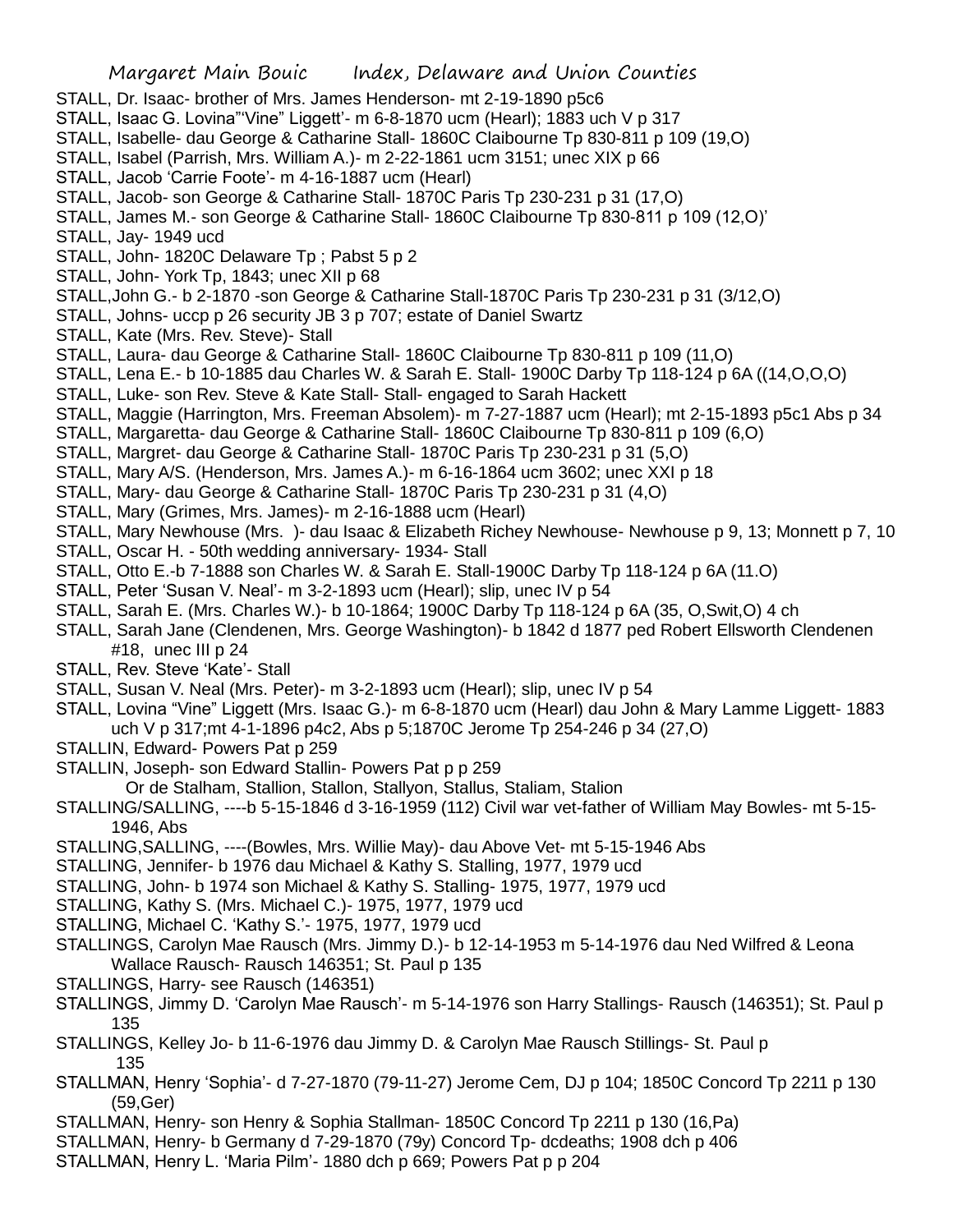STALL, Dr. Isaac- brother of Mrs. James Henderson- mt 2-19-1890 p5c6

STALL, Isaac G. Lovina"'Vine" Liggett'- m 6-8-1870 ucm (Hearl); 1883 uch V p 317

STALL, Isabelle- dau George & Catharine Stall- 1860C Claibourne Tp 830-811 p 109 (19,O)

STALL, Isabel (Parrish, Mrs. William A.)- m 2-22-1861 ucm 3151; unec XIX p 66

STALL, Jacob 'Carrie Foote'- m 4-16-1887 ucm (Hearl)

STALL, Jacob- son George & Catharine Stall- 1870C Paris Tp 230-231 p 31 (17,O)

STALL, James M.- son George & Catharine Stall- 1860C Claibourne Tp 830-811 p 109 (12,O)'

STALL, Jay- 1949 ucd

STALL, John- 1820C Delaware Tp ; Pabst 5 p 2

STALL, John- York Tp, 1843; unec XII p 68

STALL,John G.- b 2-1870 -son George & Catharine Stall-1870C Paris Tp 230-231 p 31 (3/12,O)

STALL, Johns- uccp p 26 security JB 3 p 707; estate of Daniel Swartz

STALL, Kate (Mrs. Rev. Steve)- Stall

STALL, Laura- dau George & Catharine Stall- 1860C Claibourne Tp 830-811 p 109 (11,O)

STALL, Lena E.- b 10-1885 dau Charles W. & Sarah E. Stall- 1900C Darby Tp 118-124 p 6A ((14,O,O,O)

STALL, Luke- son Rev. Steve & Kate Stall- Stall- engaged to Sarah Hackett

STALL, Maggie (Harrington, Mrs. Freeman Absolem)- m 7-27-1887 ucm (Hearl); mt 2-15-1893 p5c1 Abs p 34

STALL, Margaretta- dau George & Catharine Stall- 1860C Claibourne Tp 830-811 p 109 (6,O)

STALL, Margret- dau George & Catharine Stall- 1870C Paris Tp 230-231 p 31 (5,O)

STALL, Mary A/S. (Henderson, Mrs. James A.)- m 6-16-1864 ucm 3602; unec XXI p 18

STALL, Mary- dau George & Catharine Stall- 1870C Paris Tp 230-231 p 31 (4,O)

STALL, Mary (Grimes, Mrs. James)- m 2-16-1888 ucm (Hearl)

STALL, Mary Newhouse (Mrs. )- dau Isaac & Elizabeth Richey Newhouse- Newhouse p 9, 13; Monnett p 7, 10

STALL, Oscar H. - 50th wedding anniversary- 1934- Stall

STALL, Otto E.-b 7-1888 son Charles W. & Sarah E. Stall-1900C Darby Tp 118-124 p 6A (11.O)

STALL, Peter 'Susan V. Neal'- m 3-2-1893 ucm (Hearl); slip, unec IV p 54

STALL, Sarah E. (Mrs. Charles W.)- b 10-1864; 1900C Darby Tp 118-124 p 6A (35, O,Swit,O) 4 ch

STALL, Sarah Jane (Clendenen, Mrs. George Washington)- b 1842 d 1877 ped Robert Ellsworth Clendenen #18, unec III p 24

STALL, Rev. Steve 'Kate'- Stall

STALL, Susan V. Neal (Mrs. Peter)- m 3-2-1893 ucm (Hearl); slip, unec IV p 54

STALL, Lovina "Vine" Liggett (Mrs. Isaac G.)- m 6-8-1870 ucm (Hearl) dau John & Mary Lamme Liggett- 1883 uch V p 317;mt 4-1-1896 p4c2, Abs p 5;1870C Jerome Tp 254-246 p 34 (27,O)

STALLIN, Edward- Powers Pat p 259

STALLIN, Joseph- son Edward Stallin- Powers Pat p p 259

Or de Stalham, Stallion, Stallon, Stallyon, Stallus, Staliam, Stalion

STALLING/SALLING, ----b 5-15-1846 d 3-16-1959 (112) Civil war vet-father of William May Bowles- mt 5-15-1946, Abs

STALLING,SALLING, ----(Bowles, Mrs. Willie May)- dau Above Vet- mt 5-15-1946 Abs

STALLING, Jennifer- b 1976 dau Michael & Kathy S. Stalling, 1977, 1979 ucd

STALLING, John- b 1974 son Michael & Kathy S. Stalling- 1975, 1977, 1979 ucd

STALLING, Kathy S. (Mrs. Michael C.)- 1975, 1977, 1979 ucd

STALLING, Michael C. 'Kathy S.'- 1975, 1977, 1979 ucd

STALLINGS, Carolyn Mae Rausch (Mrs. Jimmy D.)- b 12-14-1953 m 5-14-1976 dau Ned Wilfred & Leona Wallace Rausch- Rausch 146351; St. Paul p 135

STALLINGS, Harry- see Rausch (146351)

STALLINGS, Jimmy D. 'Carolyn Mae Rausch'- m 5-14-1976 son Harry Stallings- Rausch (146351); St. Paul p 135

STALLINGS, Kelley Jo- b 11-6-1976 dau Jimmy D. & Carolyn Mae Rausch Stillings- St. Paul p 135

STALLMAN, Henry 'Sophia'- d 7-27-1870 (79-11-27) Jerome Cem, DJ p 104; 1850C Concord Tp 2211 p 130 (59,Ger)

STALLMAN, Henry- son Henry & Sophia Stallman- 1850C Concord Tp 2211 p 130 (16,Pa)

STALLMAN, Henry- b Germany d 7-29-1870 (79y) Concord Tp- dcdeaths; 1908 dch p 406

STALLMAN, Henry L. 'Maria Pilm'- 1880 dch p 669; Powers Pat p p 204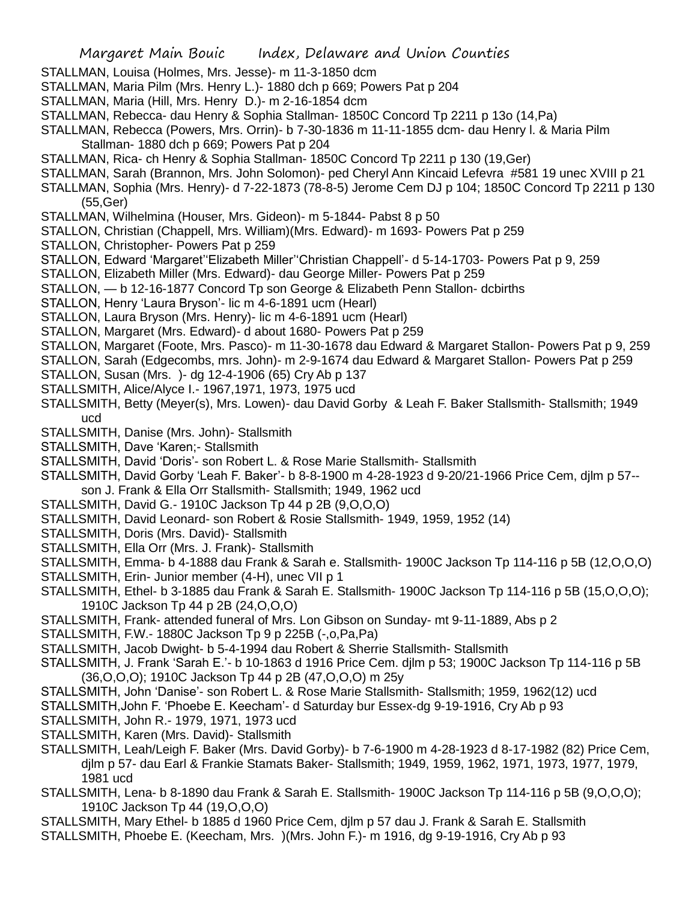STALLMAN, Louisa (Holmes, Mrs. Jesse)- m 11-3-1850 dcm

STALLMAN, Maria Pilm (Mrs. Henry L.)- 1880 dch p 669; Powers Pat p 204

STALLMAN, Maria (Hill, Mrs. Henry D.)- m 2-16-1854 dcm

STALLMAN, Rebecca- dau Henry & Sophia Stallman- 1850C Concord Tp 2211 p 13o (14,Pa)

STALLMAN, Rebecca (Powers, Mrs. Orrin)- b 7-30-1836 m 11-11-1855 dcm- dau Henry l. & Maria Pilm Stallman- 1880 dch p 669; Powers Pat p 204

STALLMAN, Rica- ch Henry & Sophia Stallman- 1850C Concord Tp 2211 p 130 (19,Ger)

STALLMAN, Sarah (Brannon, Mrs. John Solomon)- ped Cheryl Ann Kincaid Lefevra #581 19 unec XVIII p 21

STALLMAN, Sophia (Mrs. Henry)- d 7-22-1873 (78-8-5) Jerome Cem DJ p 104; 1850C Concord Tp 2211 p 130 (55,Ger)

STALLMAN, Wilhelmina (Houser, Mrs. Gideon)- m 5-1844- Pabst 8 p 50

STALLON, Christian (Chappell, Mrs. William)(Mrs. Edward)- m 1693- Powers Pat p 259

STALLON, Christopher- Powers Pat p 259

STALLON, Edward 'Margaret''Elizabeth Miller''Christian Chappell'- d 5-14-1703- Powers Pat p 9, 259

STALLON, Elizabeth Miller (Mrs. Edward)- dau George Miller- Powers Pat p 259

STALLON, — b 12-16-1877 Concord Tp son George & Elizabeth Penn Stallon- dcbirths

STALLON, Henry 'Laura Bryson'- lic m 4-6-1891 ucm (Hearl)

STALLON, Laura Bryson (Mrs. Henry)- lic m 4-6-1891 ucm (Hearl)

STALLON, Margaret (Mrs. Edward)- d about 1680- Powers Pat p 259

STALLON, Margaret (Foote, Mrs. Pasco)- m 11-30-1678 dau Edward & Margaret Stallon- Powers Pat p 9, 259

STALLON, Sarah (Edgecombs, mrs. John)- m 2-9-1674 dau Edward & Margaret Stallon- Powers Pat p 259

STALLON, Susan (Mrs. )- dg 12-4-1906 (65) Cry Ab p 137

STALLSMITH, Alice/Alyce I.- 1967,1971, 1973, 1975 ucd

STALLSMITH, Betty (Meyer(s), Mrs. Lowen)- dau David Gorby & Leah F. Baker Stallsmith- Stallsmith; 1949 ucd

STALLSMITH, Danise (Mrs. John)- Stallsmith

STALLSMITH, Dave 'Karen;- Stallsmith

STALLSMITH, David 'Doris'- son Robert L. & Rose Marie Stallsmith- Stallsmith

STALLSMITH, David Gorby 'Leah F. Baker'- b 8-8-1900 m 4-28-1923 d 9-20/21-1966 Price Cem, djlm p 57-- son J. Frank & Ella Orr Stallsmith- Stallsmith; 1949, 1962 ucd

STALLSMITH, David G.- 1910C Jackson Tp 44 p 2B (9,O,O,O)

STALLSMITH, David Leonard- son Robert & Rosie Stallsmith- 1949, 1959, 1952 (14)

STALLSMITH, Doris (Mrs. David)- Stallsmith

STALLSMITH, Ella Orr (Mrs. J. Frank)- Stallsmith

STALLSMITH, Emma- b 4-1888 dau Frank & Sarah e. Stallsmith- 1900C Jackson Tp 114-116 p 5B (12,O,O,O)

STALLSMITH, Erin- Junior member (4-H), unec VII p 1

STALLSMITH, Ethel- b 3-1885 dau Frank & Sarah E. Stallsmith- 1900C Jackson Tp 114-116 p 5B (15,O,O,O); 1910C Jackson Tp 44 p 2B (24,O,O,O)

STALLSMITH, Frank- attended funeral of Mrs. Lon Gibson on Sunday- mt 9-11-1889, Abs p 2

STALLSMITH, F.W.- 1880C Jackson Tp 9 p 225B (-,o,Pa,Pa)

STALLSMITH, Jacob Dwight- b 5-4-1994 dau Robert & Sherrie Stallsmith- Stallsmith

STALLSMITH, J. Frank 'Sarah E.'- b 10-1863 d 1916 Price Cem. djlm p 53; 1900C Jackson Tp 114-116 p 5B (36,O,O,O); 1910C Jackson Tp 44 p 2B (47,O,O,O) m 25y

STALLSMITH, John 'Danise'- son Robert L. & Rose Marie Stallsmith- Stallsmith; 1959, 1962(12) ucd

STALLSMITH,John F. 'Phoebe E. Keecham'- d Saturday bur Essex-dg 9-19-1916, Cry Ab p 93

STALLSMITH, John R.- 1979, 1971, 1973 ucd

STALLSMITH, Karen (Mrs. David)- Stallsmith

STALLSMITH, Leah/Leigh F. Baker (Mrs. David Gorby)- b 7-6-1900 m 4-28-1923 d 8-17-1982 (82) Price Cem, djlm p 57- dau Earl & Frankie Stamats Baker- Stallsmith; 1949, 1959, 1962, 1971, 1973, 1977, 1979, 1981 ucd

STALLSMITH, Lena- b 8-1890 dau Frank & Sarah E. Stallsmith- 1900C Jackson Tp 114-116 p 5B (9,O,O,O); 1910C Jackson Tp 44 (19,O,O,O)

STALLSMITH, Mary Ethel- b 1885 d 1960 Price Cem, djlm p 57 dau J. Frank & Sarah E. Stallsmith

STALLSMITH, Phoebe E. (Keecham, Mrs. )(Mrs. John F.)- m 1916, dg 9-19-1916, Cry Ab p 93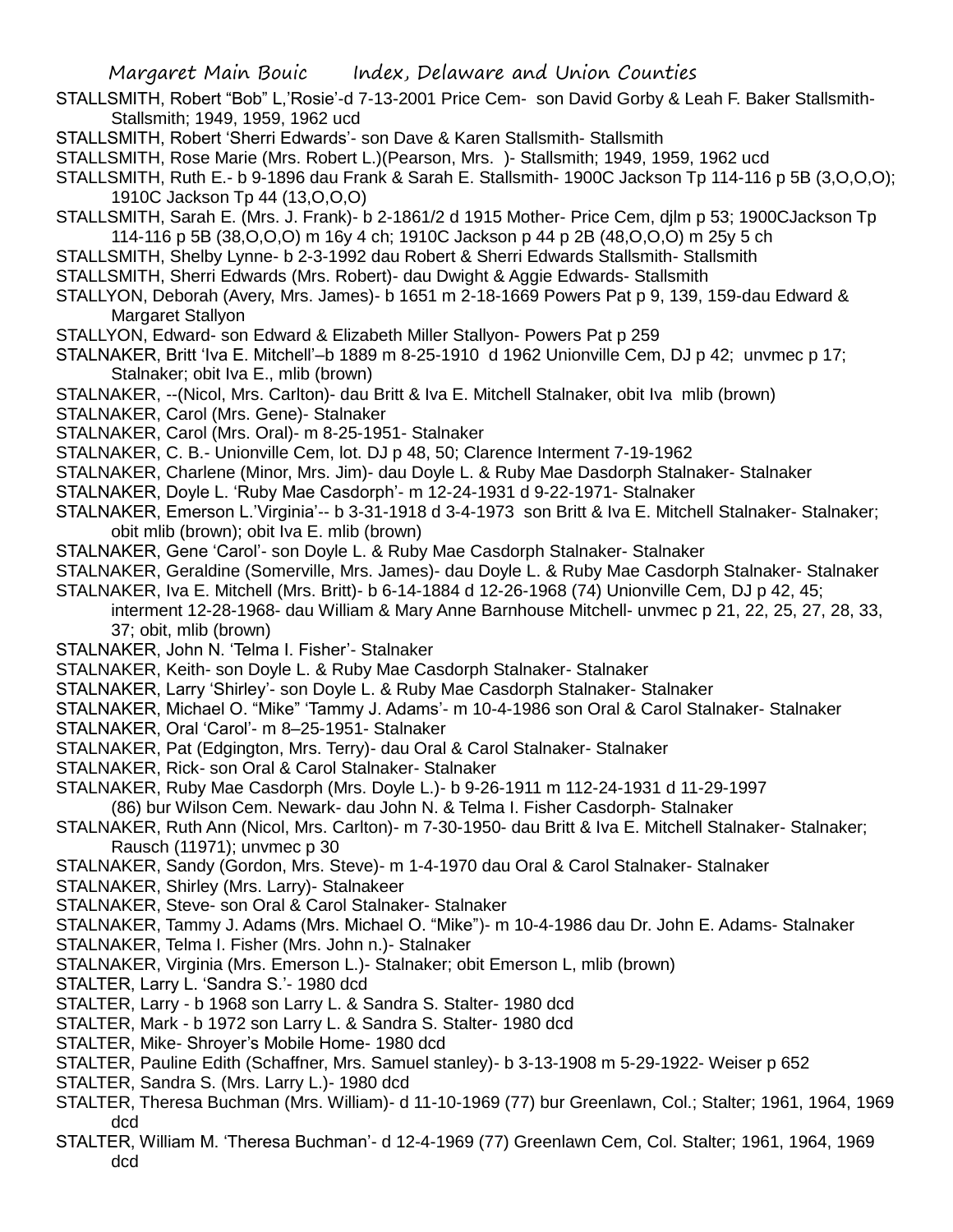STALLSMITH, Robert "Bob" L,'Rosie'-d 7-13-2001 Price Cem- son David Gorby & Leah F. Baker Stallsmith- Stallsmith; 1949, 1959, 1962 ucd

STALLSMITH, Robert 'Sherri Edwards'- son Dave & Karen Stallsmith- Stallsmith

STALLSMITH, Rose Marie (Mrs. Robert L.)(Pearson, Mrs. )- Stallsmith; 1949, 1959, 1962 ucd

STALLSMITH, Ruth E.- b 9-1896 dau Frank & Sarah E. Stallsmith- 1900C Jackson Tp 114-116 p 5B (3,O,O,O); 1910C Jackson Tp 44 (13,O,O,O)

STALLSMITH, Sarah E. (Mrs. J. Frank)- b 2-1861/2 d 1915 Mother- Price Cem, djlm p 53; 1900CJackson Tp 114-116 p 5B (38,O,O,O) m 16y 4 ch; 1910C Jackson p 44 p 2B (48,O,O,O) m 25y 5 ch

STALLSMITH, Shelby Lynne- b 2-3-1992 dau Robert & Sherri Edwards Stallsmith- Stallsmith

STALLSMITH, Sherri Edwards (Mrs. Robert)- dau Dwight & Aggie Edwards- Stallsmith

STALLYON, Deborah (Avery, Mrs. James)- b 1651 m 2-18-1669 Powers Pat p 9, 139, 159-dau Edward & Margaret Stallyon

STALLYON, Edward- son Edward & Elizabeth Miller Stallyon- Powers Pat p 259

STALNAKER, Britt 'Iva E. Mitchell'–b 1889 m 8-25-1910 d 1962 Unionville Cem, DJ p 42; unvmec p 17; Stalnaker; obit Iva E., mlib (brown)

STALNAKER, --(Nicol, Mrs. Carlton)- dau Britt & Iva E. Mitchell Stalnaker, obit Iva mlib (brown)

STALNAKER, Carol (Mrs. Gene)- Stalnaker

STALNAKER, Carol (Mrs. Oral)- m 8-25-1951- Stalnaker

STALNAKER, C. B.- Unionville Cem, lot. DJ p 48, 50; Clarence Interment 7-19-1962

STALNAKER, Charlene (Minor, Mrs. Jim)- dau Doyle L. & Ruby Mae Dasdorph Stalnaker- Stalnaker

STALNAKER, Doyle L. 'Ruby Mae Casdorph'- m 12-24-1931 d 9-22-1971- Stalnaker

STALNAKER, Emerson L.'Virginia'-- b 3-31-1918 d 3-4-1973 son Britt & Iva E. Mitchell Stalnaker- Stalnaker; obit mlib (brown); obit Iva E. mlib (brown)

STALNAKER, Gene 'Carol'- son Doyle L. & Ruby Mae Casdorph Stalnaker- Stalnaker

STALNAKER, Geraldine (Somerville, Mrs. James)- dau Doyle L. & Ruby Mae Casdorph Stalnaker- Stalnaker

STALNAKER, Iva E. Mitchell (Mrs. Britt)- b 6-14-1884 d 12-26-1968 (74) Unionville Cem, DJ p 42, 45; interment 12-28-1968- dau William & Mary Anne Barnhouse Mitchell- unvmec p 21, 22, 25, 27, 28, 33, 37; obit, mlib (brown)

STALNAKER, John N. 'Telma I. Fisher'- Stalnaker

STALNAKER, Keith- son Doyle L. & Ruby Mae Casdorph Stalnaker- Stalnaker

STALNAKER, Larry 'Shirley'- son Doyle L. & Ruby Mae Casdorph Stalnaker- Stalnaker

STALNAKER, Michael O. "Mike" 'Tammy J. Adams'- m 10-4-1986 son Oral & Carol Stalnaker- Stalnaker

STALNAKER, Oral 'Carol'- m 8–25-1951- Stalnaker

STALNAKER, Pat (Edgington, Mrs. Terry)- dau Oral & Carol Stalnaker- Stalnaker

STALNAKER, Rick- son Oral & Carol Stalnaker- Stalnaker

STALNAKER, Ruby Mae Casdorph (Mrs. Doyle L.)- b 9-26-1911 m 112-24-1931 d 11-29-1997 (86) bur Wilson Cem. Newark- dau John N. & Telma I. Fisher Casdorph- Stalnaker

STALNAKER, Ruth Ann (Nicol, Mrs. Carlton)- m 7-30-1950- dau Britt & Iva E. Mitchell Stalnaker- Stalnaker; Rausch (11971); unvmec p 30

STALNAKER, Sandy (Gordon, Mrs. Steve)- m 1-4-1970 dau Oral & Carol Stalnaker- Stalnaker

STALNAKER, Shirley (Mrs. Larry)- Stalnakeer

STALNAKER, Steve- son Oral & Carol Stalnaker- Stalnaker

STALNAKER, Tammy J. Adams (Mrs. Michael O. "Mike")- m 10-4-1986 dau Dr. John E. Adams- Stalnaker

STALNAKER, Telma I. Fisher (Mrs. John n.)- Stalnaker

STALNAKER, Virginia (Mrs. Emerson L.)- Stalnaker; obit Emerson L, mlib (brown)

STALTER, Larry L. 'Sandra S.'- 1980 dcd

STALTER, Larry - b 1968 son Larry L. & Sandra S. Stalter- 1980 dcd

STALTER, Mark - b 1972 son Larry L. & Sandra S. Stalter- 1980 dcd

STALTER, Mike- Shroyer's Mobile Home- 1980 dcd

STALTER, Pauline Edith (Schaffner, Mrs. Samuel stanley)- b 3-13-1908 m 5-29-1922- Weiser p 652

STALTER, Sandra S. (Mrs. Larry L.)- 1980 dcd

STALTER, Theresa Buchman (Mrs. William)- d 11-10-1969 (77) bur Greenlawn, Col.; Stalter; 1961, 1964, 1969 dcd

STALTER, William M. 'Theresa Buchman'- d 12-4-1969 (77) Greenlawn Cem, Col. Stalter; 1961, 1964, 1969 dcd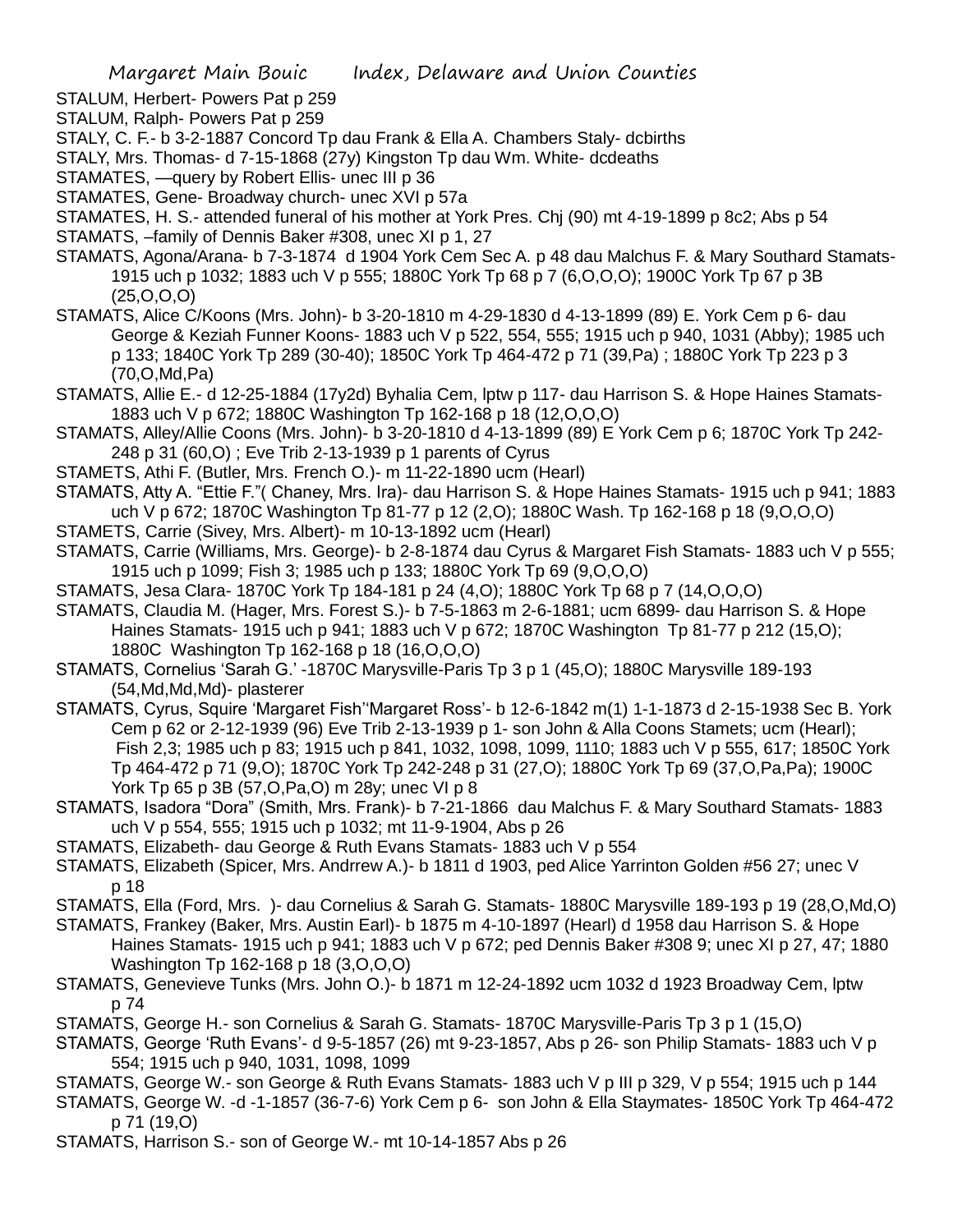STALUM, Herbert- Powers Pat p 259

STALUM, Ralph- Powers Pat p 259

STALY, C. F.- b 3-2-1887 Concord Tp dau Frank & Ella A. Chambers Staly- dcbirths

STALY, Mrs. Thomas- d 7-15-1868 (27y) Kingston Tp dau Wm. White- dcdeaths

STAMATES, —query by Robert Ellis- unec III p 36

STAMATES, Gene- Broadway church- unec XVI p 57a

STAMATES, H. S.- attended funeral of his mother at York Pres. Chj (90) mt 4-19-1899 p 8c2; Abs p 54

STAMATS, –family of Dennis Baker #308, unec XI p 1, 27

STAMATS, Agona/Arana- b 7-3-1874 d 1904 York Cem Sec A. p 48 dau Malchus F. & Mary Southard Stamats- 1915 uch p 1032; 1883 uch V p 555; 1880C York Tp 68 p 7 (6,O,O,O); 1900C York Tp 67 p 3B (25,O,O,O)

STAMATS, Alice C/Koons (Mrs. John)- b 3-20-1810 m 4-29-1830 d 4-13-1899 (89) E. York Cem p 6- dau George & Keziah Funner Koons- 1883 uch V p 522, 554, 555; 1915 uch p 940, 1031 (Abby); 1985 uch p 133; 1840C York Tp 289 (30-40); 1850C York Tp 464-472 p 71 (39,Pa) ; 1880C York Tp 223 p 3 (70,O,Md,Pa)

STAMATS, Allie E.- d 12-25-1884 (17y2d) Byhalia Cem, lptw p 117- dau Harrison S. & Hope Haines Stamats- 1883 uch V p 672; 1880C Washington Tp 162-168 p 18 (12,O,O,O)

STAMATS, Alley/Allie Coons (Mrs. John)- b 3-20-1810 d 4-13-1899 (89) E York Cem p 6; 1870C York Tp 242-248 p 31 (60,O) ; Eve Trib 2-13-1939 p 1 parents of Cyrus

STAMETS, Athi F. (Butler, Mrs. French O.)- m 11-22-1890 ucm (Hearl)

STAMATS, Atty A. "Ettie F."( Chaney, Mrs. Ira)- dau Harrison S. & Hope Haines Stamats- 1915 uch p 941; 1883 uch V p 672; 1870C Washington Tp 81-77 p 12 (2,O); 1880C Wash. Tp 162-168 p 18 (9,O,O,O)

STAMETS, Carrie (Sivey, Mrs. Albert)- m 10-13-1892 ucm (Hearl)

STAMATS, Carrie (Williams, Mrs. George)- b 2-8-1874 dau Cyrus & Margaret Fish Stamats- 1883 uch V p 555; 1915 uch p 1099; Fish 3; 1985 uch p 133; 1880C York Tp 69 (9,O,O,O)

STAMATS, Jesa Clara- 1870C York Tp 184-181 p 24 (4,O); 1880C York Tp 68 p 7 (14,O,O,O)

STAMATS, Claudia M. (Hager, Mrs. Forest S.)- b 7-5-1863 m 2-6-1881; ucm 6899- dau Harrison S. & Hope Haines Stamats- 1915 uch p 941; 1883 uch V p 672; 1870C Washington Tp 81-77 p 212 (15,O); 1880C Washington Tp 162-168 p 18 (16,O,O,O)

STAMATS, Cornelius 'Sarah G.' -1870C Marysville-Paris Tp 3 p 1 (45,O); 1880C Marysville 189-193 (54,Md,Md,Md)- plasterer

STAMATS, Cyrus, Squire 'Margaret Fish''Margaret Ross'- b 12-6-1842 m(1) 1-1-1873 d 2-15-1938 Sec B. York Cem p 62 or 2-12-1939 (96) Eve Trib 2-13-1939 p 1- son John & Alla Coons Stamets; ucm (Hearl); Fish 2,3; 1985 uch p 83; 1915 uch p 841, 1032, 1098, 1099, 1110; 1883 uch V p 555, 617; 1850C York Tp 464-472 p 71 (9,O); 1870C York Tp 242-248 p 31 (27,O); 1880C York Tp 69 (37,O,Pa,Pa); 1900C York Tp 65 p 3B (57,O,Pa,O) m 28y; unec VI p 8

STAMATS, Isadora "Dora" (Smith, Mrs. Frank)- b 7-21-1866 dau Malchus F. & Mary Southard Stamats- 1883 uch V p 554, 555; 1915 uch p 1032; mt 11-9-1904, Abs p 26

STAMATS, Elizabeth- dau George & Ruth Evans Stamats- 1883 uch V p 554

STAMATS, Elizabeth (Spicer, Mrs. Andrrew A.)- b 1811 d 1903, ped Alice Yarrinton Golden #56 27; unec V p 18

STAMATS, Ella (Ford, Mrs. )- dau Cornelius & Sarah G. Stamats- 1880C Marysville 189-193 p 19 (28,O,Md,O)

STAMATS, Frankey (Baker, Mrs. Austin Earl)- b 1875 m 4-10-1897 (Hearl) d 1958 dau Harrison S. & Hope Haines Stamats- 1915 uch p 941; 1883 uch V p 672; ped Dennis Baker #308 9; unec XI p 27, 47; 1880 Washington Tp 162-168 p 18 (3,O,O,O)

STAMATS, Genevieve Tunks (Mrs. John O.)- b 1871 m 12-24-1892 ucm 1032 d 1923 Broadway Cem, lptw p 74

STAMATS, George H.- son Cornelius & Sarah G. Stamats- 1870C Marysville-Paris Tp 3 p 1 (15,O)

STAMATS, George 'Ruth Evans'- d 9-5-1857 (26) mt 9-23-1857, Abs p 26- son Philip Stamats- 1883 uch V p 554; 1915 uch p 940, 1031, 1098, 1099

STAMATS, George W.- son George & Ruth Evans Stamats- 1883 uch V p III p 329, V p 554; 1915 uch p 144

STAMATS, George W. -d -1-1857 (36-7-6) York Cem p 6- son John & Ella Staymates- 1850C York Tp 464-472 p 71 (19,O)

STAMATS, Harrison S.- son of George W.- mt 10-14-1857 Abs p 26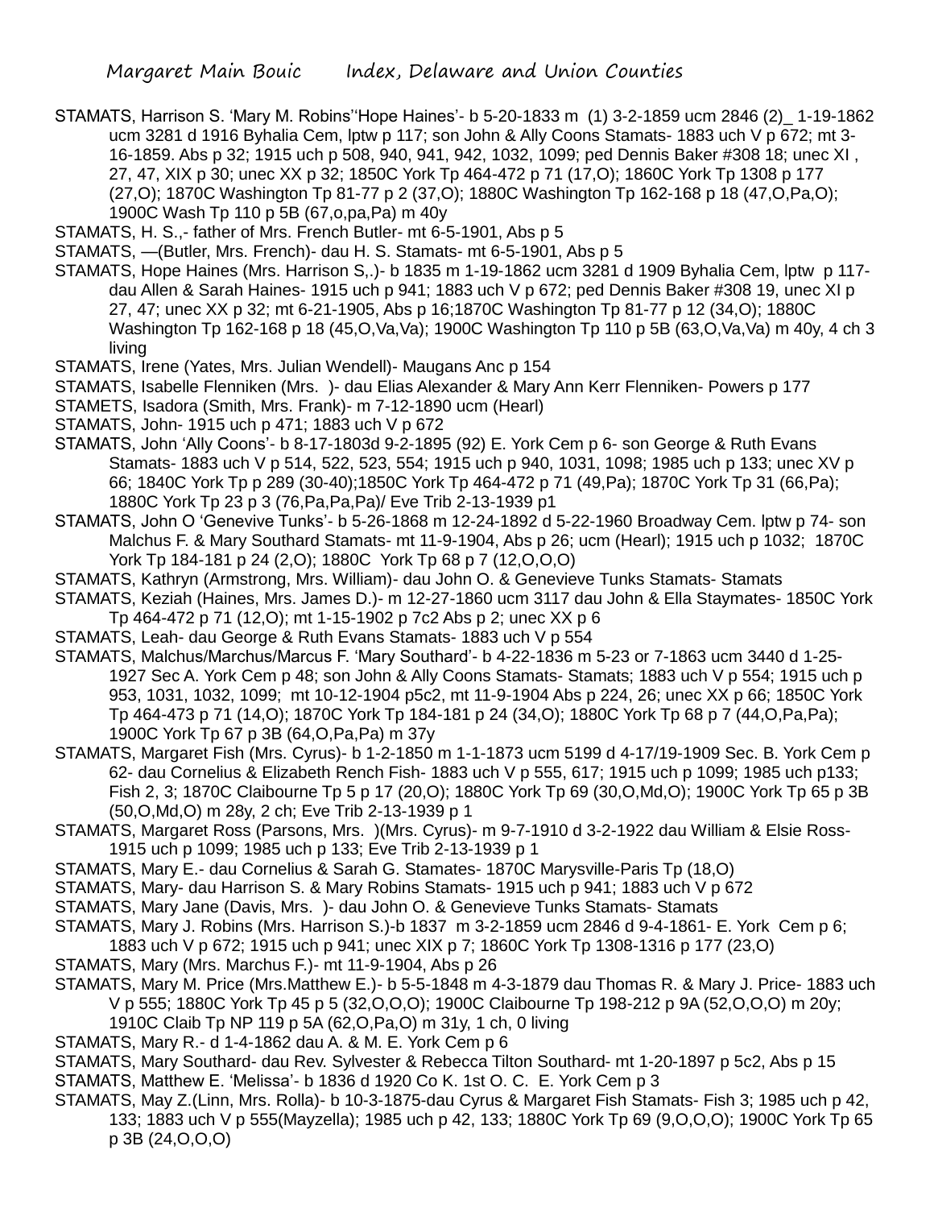STAMATS, Harrison S. 'Mary M. Robins''Hope Haines'- b 5-20-1833 m (1) 3-2-1859 ucm 2846 (2)_ 1-19-1862 ucm 3281 d 1916 Byhalia Cem, lptw p 117; son John & Ally Coons Stamats- 1883 uch V p 672; mt 3-16-1859. Abs p 32; 1915 uch p 508, 940, 941, 942, 1032, 1099; ped Dennis Baker #308 18; unec XI , 27, 47, XIX p 30; unec XX p 32; 1850C York Tp 464-472 p 71 (17,O); 1860C York Tp 1308 p 177 (27,O); 1870C Washington Tp 81-77 p 2 (37,O); 1880C Washington Tp 162-168 p 18 (47,O,Pa,O); 1900C Wash Tp 110 p 5B (67,o,pa,Pa) m 40y

STAMATS, H. S.,- father of Mrs. French Butler- mt 6-5-1901, Abs p 5

STAMATS, —(Butler, Mrs. French)- dau H. S. Stamats- mt 6-5-1901, Abs p 5

STAMATS, Hope Haines (Mrs. Harrison S,.)- b 1835 m 1-19-1862 ucm 3281 d 1909 Byhalia Cem, lptw p 117- dau Allen & Sarah Haines- 1915 uch p 941; 1883 uch V p 672; ped Dennis Baker #308 19, unec XI p 27, 47; unec XX p 32; mt 6-21-1905, Abs p 16;1870C Washington Tp 81-77 p 12 (34,O); 1880C Washington Tp 162-168 p 18 (45,O,Va,Va); 1900C Washington Tp 110 p 5B (63,O,Va,Va) m 40y, 4 ch 3 living

STAMATS, Irene (Yates, Mrs. Julian Wendell)- Maugans Anc p 154

STAMATS, Isabelle Flenniken (Mrs. )- dau Elias Alexander & Mary Ann Kerr Flenniken- Powers p 177

STAMETS, Isadora (Smith, Mrs. Frank)- m 7-12-1890 ucm (Hearl)

STAMATS, John- 1915 uch p 471; 1883 uch V p 672

STAMATS, John 'Ally Coons'- b 8-17-1803d 9-2-1895 (92) E. York Cem p 6- son George & Ruth Evans Stamats- 1883 uch V p 514, 522, 523, 554; 1915 uch p 940, 1031, 1098; 1985 uch p 133; unec XV p 66; 1840C York Tp p 289 (30-40);1850C York Tp 464-472 p 71 (49,Pa); 1870C York Tp 31 (66,Pa); 1880C York Tp 23 p 3 (76,Pa,Pa,Pa)/ Eve Trib 2-13-1939 p1

STAMATS, John O 'Genevive Tunks'- b 5-26-1868 m 12-24-1892 d 5-22-1960 Broadway Cem. lptw p 74- son Malchus F. & Mary Southard Stamats- mt 11-9-1904, Abs p 26; ucm (Hearl); 1915 uch p 1032; 1870C York Tp 184-181 p 24 (2,O); 1880C York Tp 68 p 7 (12,O,O,O)

STAMATS, Kathryn (Armstrong, Mrs. William)- dau John O. & Genevieve Tunks Stamats- Stamats

STAMATS, Keziah (Haines, Mrs. James D.)- m 12-27-1860 ucm 3117 dau John & Ella Staymates- 1850C York Tp 464-472 p 71 (12,O); mt 1-15-1902 p 7c2 Abs p 2; unec XX p 6

STAMATS, Leah- dau George & Ruth Evans Stamats- 1883 uch V p 554

STAMATS, Malchus/Marchus/Marcus F. 'Mary Southard'- b 4-22-1836 m 5-23 or 7-1863 ucm 3440 d 1-25-1927 Sec A. York Cem p 48; son John & Ally Coons Stamats- Stamats; 1883 uch V p 554; 1915 uch p 953, 1031, 1032, 1099; mt 10-12-1904 p5c2, mt 11-9-1904 Abs p 224, 26; unec XX p 66; 1850C York Tp 464-473 p 71 (14,O); 1870C York Tp 184-181 p 24 (34,O); 1880C York Tp 68 p 7 (44,O,Pa,Pa); 1900C York Tp 67 p 3B (64,O,Pa,Pa) m 37y

STAMATS, Margaret Fish (Mrs. Cyrus)- b 1-2-1850 m 1-1-1873 ucm 5199 d 4-17/19-1909 Sec. B. York Cem p 62- dau Cornelius & Elizabeth Rench Fish- 1883 uch V p 555, 617; 1915 uch p 1099; 1985 uch p133; Fish 2, 3; 1870C Claibourne Tp 5 p 17 (20,O); 1880C York Tp 69 (30,O,Md,O); 1900C York Tp 65 p 3B (50,O,Md,O) m 28y, 2 ch; Eve Trib 2-13-1939 p 1

STAMATS, Margaret Ross (Parsons, Mrs. )(Mrs. Cyrus)- m 9-7-1910 d 3-2-1922 dau William & Elsie Ross- 1915 uch p 1099; 1985 uch p 133; Eve Trib 2-13-1939 p 1

STAMATS, Mary E.- dau Cornelius & Sarah G. Stamates- 1870C Marysville-Paris Tp (18,O)

STAMATS, Mary- dau Harrison S. & Mary Robins Stamats- 1915 uch p 941; 1883 uch V p 672

STAMATS, Mary Jane (Davis, Mrs. )- dau John O. & Genevieve Tunks Stamats- Stamats

STAMATS, Mary J. Robins (Mrs. Harrison S.)-b 1837 m 3-2-1859 ucm 2846 d 9-4-1861- E. York Cem p 6; 1883 uch V p 672; 1915 uch p 941; unec XIX p 7; 1860C York Tp 1308-1316 p 177 (23,O)

STAMATS, Mary (Mrs. Marchus F.)- mt 11-9-1904, Abs p 26

STAMATS, Mary M. Price (Mrs.Matthew E.)- b 5-5-1848 m 4-3-1879 dau Thomas R. & Mary J. Price- 1883 uch V p 555; 1880C York Tp 45 p 5 (32,O,O,O); 1900C Claibourne Tp 198-212 p 9A (52,O,O,O) m 20y; 1910C Claib Tp NP 119 p 5A (62,O,Pa,O) m 31y, 1 ch, 0 living

STAMATS, Mary R.- d 1-4-1862 dau A. & M. E. York Cem p 6

STAMATS, Mary Southard- dau Rev. Sylvester & Rebecca Tilton Southard- mt 1-20-1897 p 5c2, Abs p 15

STAMATS, Matthew E. 'Melissa'- b 1836 d 1920 Co K. 1st O. C. E. York Cem p 3

STAMATS, May Z.(Linn, Mrs. Rolla)- b 10-3-1875-dau Cyrus & Margaret Fish Stamats- Fish 3; 1985 uch p 42, 133; 1883 uch V p 555(Mayzella); 1985 uch p 42, 133; 1880C York Tp 69 (9,O,O,O); 1900C York Tp 65 p 3B (24,O,O,O)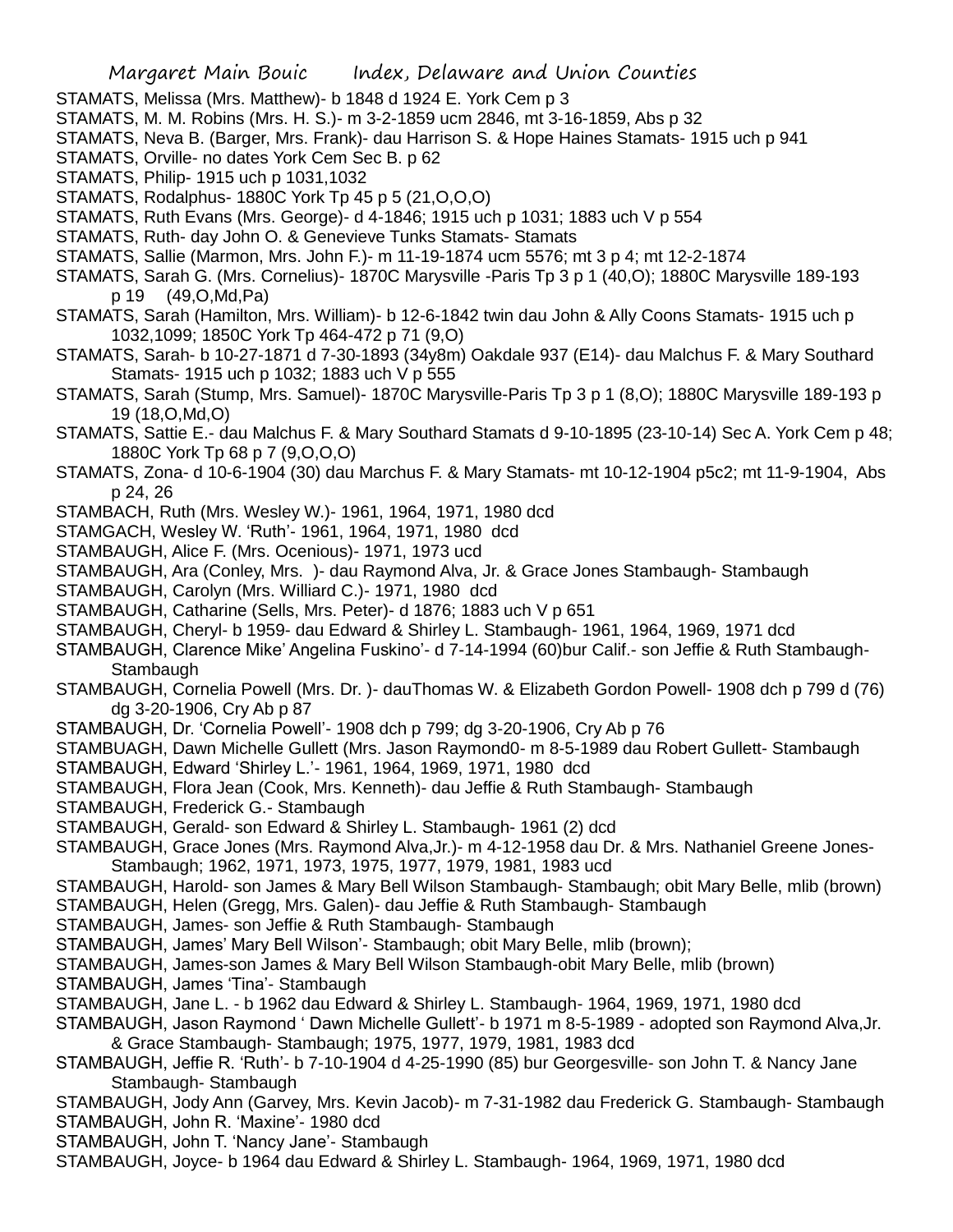STAMATS, Melissa (Mrs. Matthew)- b 1848 d 1924 E. York Cem p 3

STAMATS, M. M. Robins (Mrs. H. S.)- m 3-2-1859 ucm 2846, mt 3-16-1859, Abs p 32

STAMATS, Neva B. (Barger, Mrs. Frank)- dau Harrison S. & Hope Haines Stamats- 1915 uch p 941

STAMATS, Orville- no dates York Cem Sec B. p 62

STAMATS, Philip- 1915 uch p 1031,1032

STAMATS, Rodalphus- 1880C York Tp 45 p 5 (21,O,O,O)

STAMATS, Ruth Evans (Mrs. George)- d 4-1846; 1915 uch p 1031; 1883 uch V p 554

STAMATS, Ruth- day John O. & Genevieve Tunks Stamats- Stamats

STAMATS, Sallie (Marmon, Mrs. John F.)- m 11-19-1874 ucm 5576; mt 3 p 4; mt 12-2-1874

STAMATS, Sarah G. (Mrs. Cornelius)- 1870C Marysville -Paris Tp 3 p 1 (40,O); 1880C Marysville 189-193 p 19 (49,O,Md,Pa)

STAMATS, Sarah (Hamilton, Mrs. William)- b 12-6-1842 twin dau John & Ally Coons Stamats- 1915 uch p 1032,1099; 1850C York Tp 464-472 p 71 (9,O)

STAMATS, Sarah- b 10-27-1871 d 7-30-1893 (34y8m) Oakdale 937 (E14)- dau Malchus F. & Mary Southard Stamats- 1915 uch p 1032; 1883 uch V p 555

STAMATS, Sarah (Stump, Mrs. Samuel)- 1870C Marysville-Paris Tp 3 p 1 (8,O); 1880C Marysville 189-193 p 19 (18,O,Md,O)

STAMATS, Sattie E.- dau Malchus F. & Mary Southard Stamats d 9-10-1895 (23-10-14) Sec A. York Cem p 48; 1880C York Tp 68 p 7 (9,O,O,O)

STAMATS, Zona- d 10-6-1904 (30) dau Marchus F. & Mary Stamats- mt 10-12-1904 p5c2; mt 11-9-1904, Abs p 24, 26

STAMBACH, Ruth (Mrs. Wesley W.)- 1961, 1964, 1971, 1980 dcd

STAMGACH, Wesley W. 'Ruth'- 1961, 1964, 1971, 1980 dcd

STAMBAUGH, Alice F. (Mrs. Ocenious)- 1971, 1973 ucd

STAMBAUGH, Ara (Conley, Mrs. )- dau Raymond Alva, Jr. & Grace Jones Stambaugh- Stambaugh

STAMBAUGH, Carolyn (Mrs. Williard C.)- 1971, 1980 dcd

STAMBAUGH, Catharine (Sells, Mrs. Peter)- d 1876; 1883 uch V p 651

STAMBAUGH, Cheryl- b 1959- dau Edward & Shirley L. Stambaugh- 1961, 1964, 1969, 1971 dcd

STAMBAUGH, Clarence Mike' Angelina Fuskino'- d 7-14-1994 (60)bur Calif.- son Jeffie & Ruth Stambaugh- Stambaugh

STAMBAUGH, Cornelia Powell (Mrs. Dr. )- dauThomas W. & Elizabeth Gordon Powell- 1908 dch p 799 d (76) dg 3-20-1906, Cry Ab p 87

STAMBAUGH, Dr. 'Cornelia Powell'- 1908 dch p 799; dg 3-20-1906, Cry Ab p 76

STAMBUAGH, Dawn Michelle Gullett (Mrs. Jason Raymond0- m 8-5-1989 dau Robert Gullett- Stambaugh

STAMBAUGH, Edward 'Shirley L.'- 1961, 1964, 1969, 1971, 1980 dcd

STAMBAUGH, Flora Jean (Cook, Mrs. Kenneth)- dau Jeffie & Ruth Stambaugh- Stambaugh

STAMBAUGH, Frederick G.- Stambaugh

STAMBAUGH, Gerald- son Edward & Shirley L. Stambaugh- 1961 (2) dcd

STAMBAUGH, Grace Jones (Mrs. Raymond Alva,Jr.)- m 4-12-1958 dau Dr. & Mrs. Nathaniel Greene Jones- Stambaugh; 1962, 1971, 1973, 1975, 1977, 1979, 1981, 1983 ucd

STAMBAUGH, Harold- son James & Mary Bell Wilson Stambaugh- Stambaugh; obit Mary Belle, mlib (brown)

STAMBAUGH, Helen (Gregg, Mrs. Galen)- dau Jeffie & Ruth Stambaugh- Stambaugh

STAMBAUGH, James- son Jeffie & Ruth Stambaugh- Stambaugh

STAMBAUGH, James' Mary Bell Wilson'- Stambaugh; obit Mary Belle, mlib (brown);

STAMBAUGH, James-son James & Mary Bell Wilson Stambaugh-obit Mary Belle, mlib (brown)

STAMBAUGH, James 'Tina'- Stambaugh

STAMBAUGH, Jane L. - b 1962 dau Edward & Shirley L. Stambaugh- 1964, 1969, 1971, 1980 dcd

STAMBAUGH, Jason Raymond ' Dawn Michelle Gullett'- b 1971 m 8-5-1989 - adopted son Raymond Alva,Jr. & Grace Stambaugh- Stambaugh; 1975, 1977, 1979, 1981, 1983 dcd

STAMBAUGH, Jeffie R. 'Ruth'- b 7-10-1904 d 4-25-1990 (85) bur Georgesville- son John T. & Nancy Jane Stambaugh- Stambaugh

STAMBAUGH, Jody Ann (Garvey, Mrs. Kevin Jacob)- m 7-31-1982 dau Frederick G. Stambaugh- Stambaugh

STAMBAUGH, John R. 'Maxine'- 1980 dcd

STAMBAUGH, John T. 'Nancy Jane'- Stambaugh

STAMBAUGH, Joyce- b 1964 dau Edward & Shirley L. Stambaugh- 1964, 1969, 1971, 1980 dcd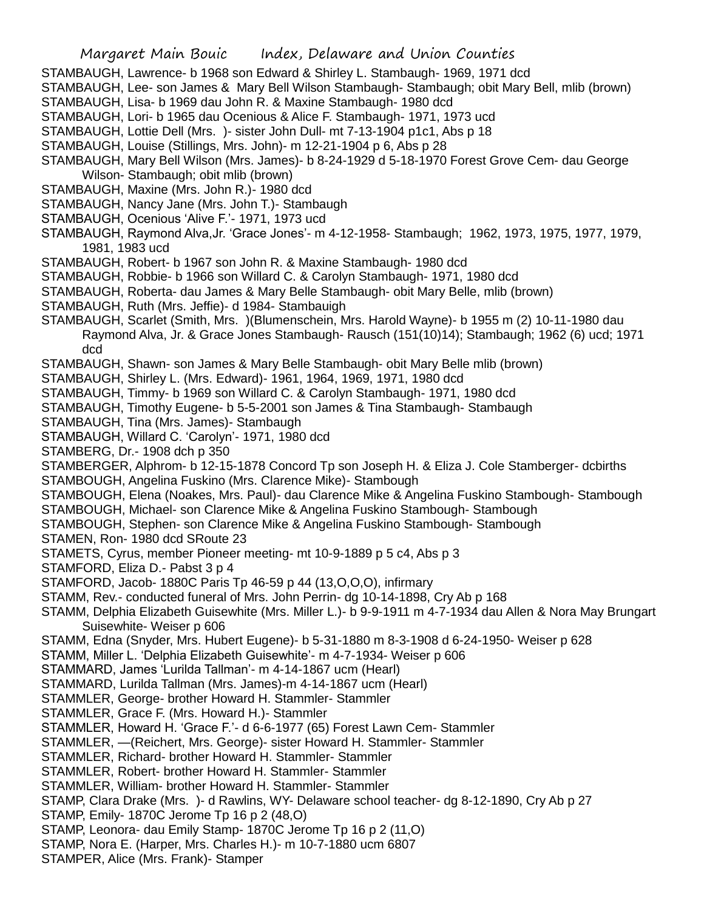STAMBAUGH, Lawrence- b 1968 son Edward & Shirley L. Stambaugh- 1969, 1971 dcd

STAMBAUGH, Lee- son James & Mary Bell Wilson Stambaugh- Stambaugh; obit Mary Bell, mlib (brown)

STAMBAUGH, Lisa- b 1969 dau John R. & Maxine Stambaugh- 1980 dcd

STAMBAUGH, Lori- b 1965 dau Ocenious & Alice F. Stambaugh- 1971, 1973 ucd

STAMBAUGH, Lottie Dell (Mrs. )- sister John Dull- mt 7-13-1904 p1c1, Abs p 18

STAMBAUGH, Louise (Stillings, Mrs. John)- m 12-21-1904 p 6, Abs p 28

STAMBAUGH, Mary Bell Wilson (Mrs. James)- b 8-24-1929 d 5-18-1970 Forest Grove Cem- dau George Wilson- Stambaugh; obit mlib (brown)

STAMBAUGH, Maxine (Mrs. John R.)- 1980 dcd

STAMBAUGH, Nancy Jane (Mrs. John T.)- Stambaugh

STAMBAUGH, Ocenious 'Alive F.'- 1971, 1973 ucd

STAMBAUGH, Raymond Alva,Jr. 'Grace Jones'- m 4-12-1958- Stambaugh; 1962, 1973, 1975, 1977, 1979, 1981, 1983 ucd

STAMBAUGH, Robert- b 1967 son John R. & Maxine Stambaugh- 1980 dcd

STAMBAUGH, Robbie- b 1966 son Willard C. & Carolyn Stambaugh- 1971, 1980 dcd

STAMBAUGH, Roberta- dau James & Mary Belle Stambaugh- obit Mary Belle, mlib (brown)

STAMBAUGH, Ruth (Mrs. Jeffie)- d 1984- Stambauigh

STAMBAUGH, Scarlet (Smith, Mrs. )(Blumenschein, Mrs. Harold Wayne)- b 1955 m (2) 10-11-1980 dau Raymond Alva, Jr. & Grace Jones Stambaugh- Rausch (151(10)14); Stambaugh; 1962 (6) ucd; 1971 dcd

STAMBAUGH, Shawn- son James & Mary Belle Stambaugh- obit Mary Belle mlib (brown)

STAMBAUGH, Shirley L. (Mrs. Edward)- 1961, 1964, 1969, 1971, 1980 dcd

STAMBAUGH, Timmy- b 1969 son Willard C. & Carolyn Stambaugh- 1971, 1980 dcd

STAMBAUGH, Timothy Eugene- b 5-5-2001 son James & Tina Stambaugh- Stambaugh

STAMBAUGH, Tina (Mrs. James)- Stambaugh

STAMBAUGH, Willard C. 'Carolyn'- 1971, 1980 dcd

STAMBERG, Dr.- 1908 dch p 350

STAMBERGER, Alphrom- b 12-15-1878 Concord Tp son Joseph H. & Eliza J. Cole Stamberger- dcbirths

STAMBOUGH, Angelina Fuskino (Mrs. Clarence Mike)- Stambough

STAMBOUGH, Elena (Noakes, Mrs. Paul)- dau Clarence Mike & Angelina Fuskino Stambough- Stambough

STAMBOUGH, Michael- son Clarence Mike & Angelina Fuskino Stambough- Stambough

STAMBOUGH, Stephen- son Clarence Mike & Angelina Fuskino Stambough- Stambough

STAMEN, Ron- 1980 dcd SRoute 23

STAMETS, Cyrus, member Pioneer meeting- mt 10-9-1889 p 5 c4, Abs p 3

STAMFORD, Eliza D.- Pabst 3 p 4

STAMFORD, Jacob- 1880C Paris Tp 46-59 p 44 (13,O,O,O), infirmary

STAMM, Rev.- conducted funeral of Mrs. John Perrin- dg 10-14-1898, Cry Ab p 168

STAMM, Delphia Elizabeth Guisewhite (Mrs. Miller L.)- b 9-9-1911 m 4-7-1934 dau Allen & Nora May Brungart Suisewhite- Weiser p 606

STAMM, Edna (Snyder, Mrs. Hubert Eugene)- b 5-31-1880 m 8-3-1908 d 6-24-1950- Weiser p 628

STAMM, Miller L. 'Delphia Elizabeth Guisewhite'- m 4-7-1934- Weiser p 606

STAMMARD, James 'Lurilda Tallman'- m 4-14-1867 ucm (Hearl)

STAMMARD, Lurilda Tallman (Mrs. James)-m 4-14-1867 ucm (Hearl)

STAMMLER, George- brother Howard H. Stammler- Stammler

STAMMLER, Grace F. (Mrs. Howard H.)- Stammler

STAMMLER, Howard H. 'Grace F.'- d 6-6-1977 (65) Forest Lawn Cem- Stammler

STAMMLER, —(Reichert, Mrs. George)- sister Howard H. Stammler- Stammler

STAMMLER, Richard- brother Howard H. Stammler- Stammler

STAMMLER, Robert- brother Howard H. Stammler- Stammler

STAMMLER, William- brother Howard H. Stammler- Stammler

STAMP, Clara Drake (Mrs. )- d Rawlins, WY- Delaware school teacher- dg 8-12-1890, Cry Ab p 27

STAMP, Emily- 1870C Jerome Tp 16 p 2 (48,O)

STAMP, Leonora- dau Emily Stamp- 1870C Jerome Tp 16 p 2 (11,O)

STAMP, Nora E. (Harper, Mrs. Charles H.)- m 10-7-1880 ucm 6807

STAMPER, Alice (Mrs. Frank)- Stamper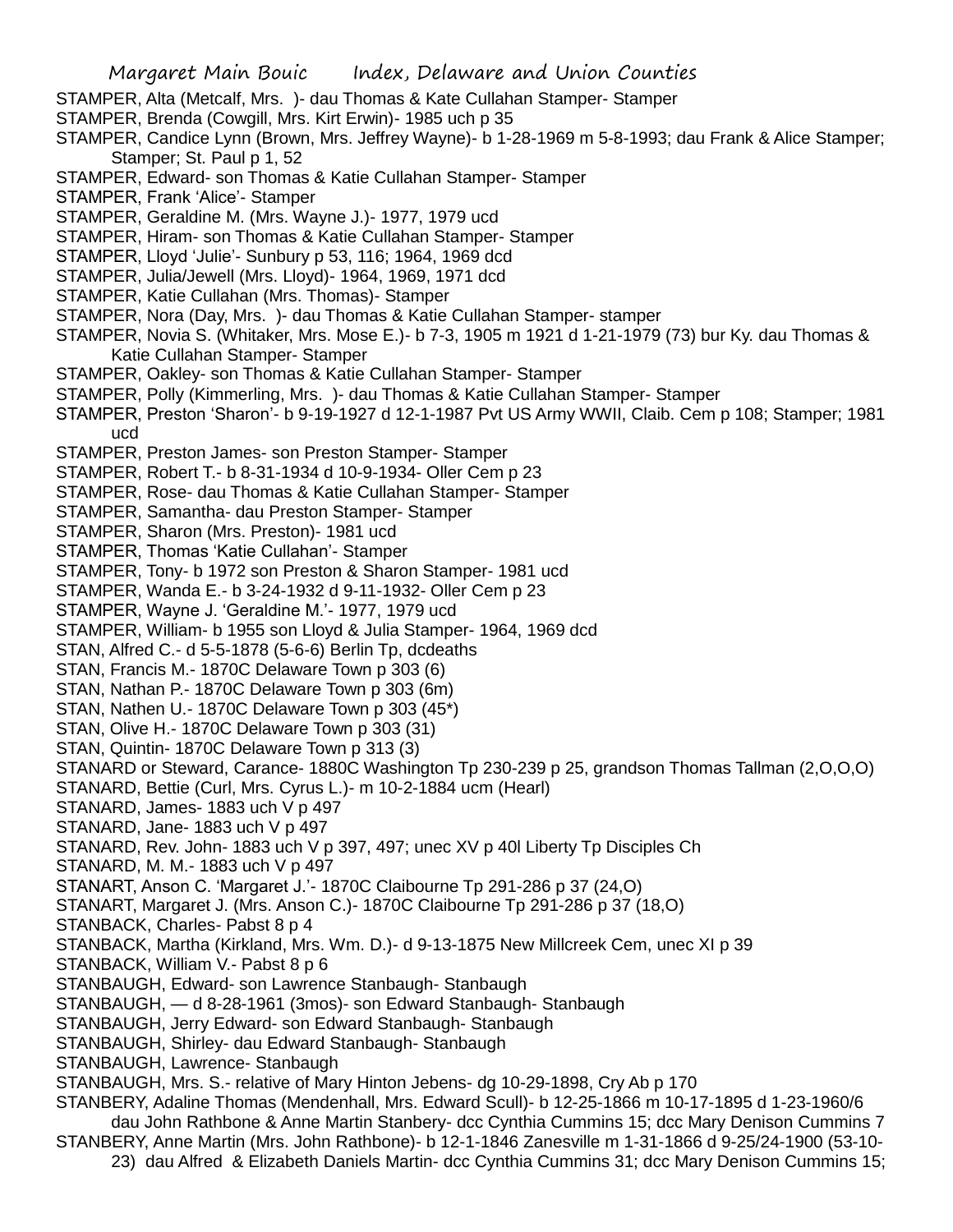STAMPER, Alta (Metcalf, Mrs. )- dau Thomas & Kate Cullahan Stamper- Stamper

STAMPER, Brenda (Cowgill, Mrs. Kirt Erwin)- 1985 uch p 35

STAMPER, Candice Lynn (Brown, Mrs. Jeffrey Wayne)- b 1-28-1969 m 5-8-1993; dau Frank & Alice Stamper; Stamper; St. Paul p 1, 52

STAMPER, Edward- son Thomas & Katie Cullahan Stamper- Stamper

STAMPER, Frank 'Alice'- Stamper

STAMPER, Geraldine M. (Mrs. Wayne J.)- 1977, 1979 ucd

STAMPER, Hiram- son Thomas & Katie Cullahan Stamper- Stamper

STAMPER, Lloyd 'Julie'- Sunbury p 53, 116; 1964, 1969 dcd

STAMPER, Julia/Jewell (Mrs. Lloyd)- 1964, 1969, 1971 dcd

STAMPER, Katie Cullahan (Mrs. Thomas)- Stamper

STAMPER, Nora (Day, Mrs. )- dau Thomas & Katie Cullahan Stamper- stamper

STAMPER, Novia S. (Whitaker, Mrs. Mose E.)- b 7-3, 1905 m 1921 d 1-21-1979 (73) bur Ky. dau Thomas & Katie Cullahan Stamper- Stamper

STAMPER, Oakley- son Thomas & Katie Cullahan Stamper- Stamper

STAMPER, Polly (Kimmerling, Mrs. )- dau Thomas & Katie Cullahan Stamper- Stamper

STAMPER, Preston 'Sharon'- b 9-19-1927 d 12-1-1987 Pvt US Army WWII, Claib. Cem p 108; Stamper; 1981 ucd

STAMPER, Preston James- son Preston Stamper- Stamper

STAMPER, Robert T.- b 8-31-1934 d 10-9-1934- Oller Cem p 23

STAMPER, Rose- dau Thomas & Katie Cullahan Stamper- Stamper

STAMPER, Samantha- dau Preston Stamper- Stamper

STAMPER, Sharon (Mrs. Preston)- 1981 ucd

STAMPER, Thomas 'Katie Cullahan'- Stamper

STAMPER, Tony- b 1972 son Preston & Sharon Stamper- 1981 ucd

STAMPER, Wanda E.- b 3-24-1932 d 9-11-1932- Oller Cem p 23

STAMPER, Wayne J. 'Geraldine M.'- 1977, 1979 ucd

STAMPER, William- b 1955 son Lloyd & Julia Stamper- 1964, 1969 dcd

STAN, Alfred C.- d 5-5-1878 (5-6-6) Berlin Tp, dcdeaths

STAN, Francis M.- 1870C Delaware Town p 303 (6)

STAN, Nathan P.- 1870C Delaware Town p 303 (6m)

STAN, Nathen U.- 1870C Delaware Town p 303 (45*)

STAN, Olive H.- 1870C Delaware Town p 303 (31)

STAN, Quintin- 1870C Delaware Town p 313 (3)

STANARD or Steward, Carance- 1880C Washington Tp 230-239 p 25, grandson Thomas Tallman (2,O,O,O)

STANARD, Bettie (Curl, Mrs. Cyrus L.)- m 10-2-1884 ucm (Hearl)

STANARD, James- 1883 uch V p 497

STANARD, Jane- 1883 uch V p 497

STANARD, Rev. John- 1883 uch V p 397, 497; unec XV p 40l Liberty Tp Disciples Ch

STANARD, M. M.- 1883 uch V p 497

STANART, Anson C. 'Margaret J.'- 1870C Claibourne Tp 291-286 p 37 (24,O)

STANART, Margaret J. (Mrs. Anson C.)- 1870C Claibourne Tp 291-286 p 37 (18,O)

STANBACK, Charles- Pabst 8 p 4

STANBACK, Martha (Kirkland, Mrs. Wm. D.)- d 9-13-1875 New Millcreek Cem, unec XI p 39

STANBACK, William V.- Pabst 8 p 6

STANBAUGH, Edward- son Lawrence Stanbaugh- Stanbaugh

STANBAUGH, — d 8-28-1961 (3mos)- son Edward Stanbaugh- Stanbaugh

STANBAUGH, Jerry Edward- son Edward Stanbaugh- Stanbaugh

STANBAUGH, Shirley- dau Edward Stanbaugh- Stanbaugh

STANBAUGH, Lawrence- Stanbaugh

STANBAUGH, Mrs. S.- relative of Mary Hinton Jebens- dg 10-29-1898, Cry Ab p 170

STANBERY, Adaline Thomas (Mendenhall, Mrs. Edward Scull)- b 12-25-1866 m 10-17-1895 d 1-23-1960/6 dau John Rathbone & Anne Martin Stanbery- dcc Cynthia Cummins 15; dcc Mary Denison Cummins 7

STANBERY, Anne Martin (Mrs. John Rathbone)- b 12-1-1846 Zanesville m 1-31-1866 d 9-25/24-1900 (53-10-23) dau Alfred & Elizabeth Daniels Martin- dcc Cynthia Cummins 31; dcc Mary Denison Cummins 15;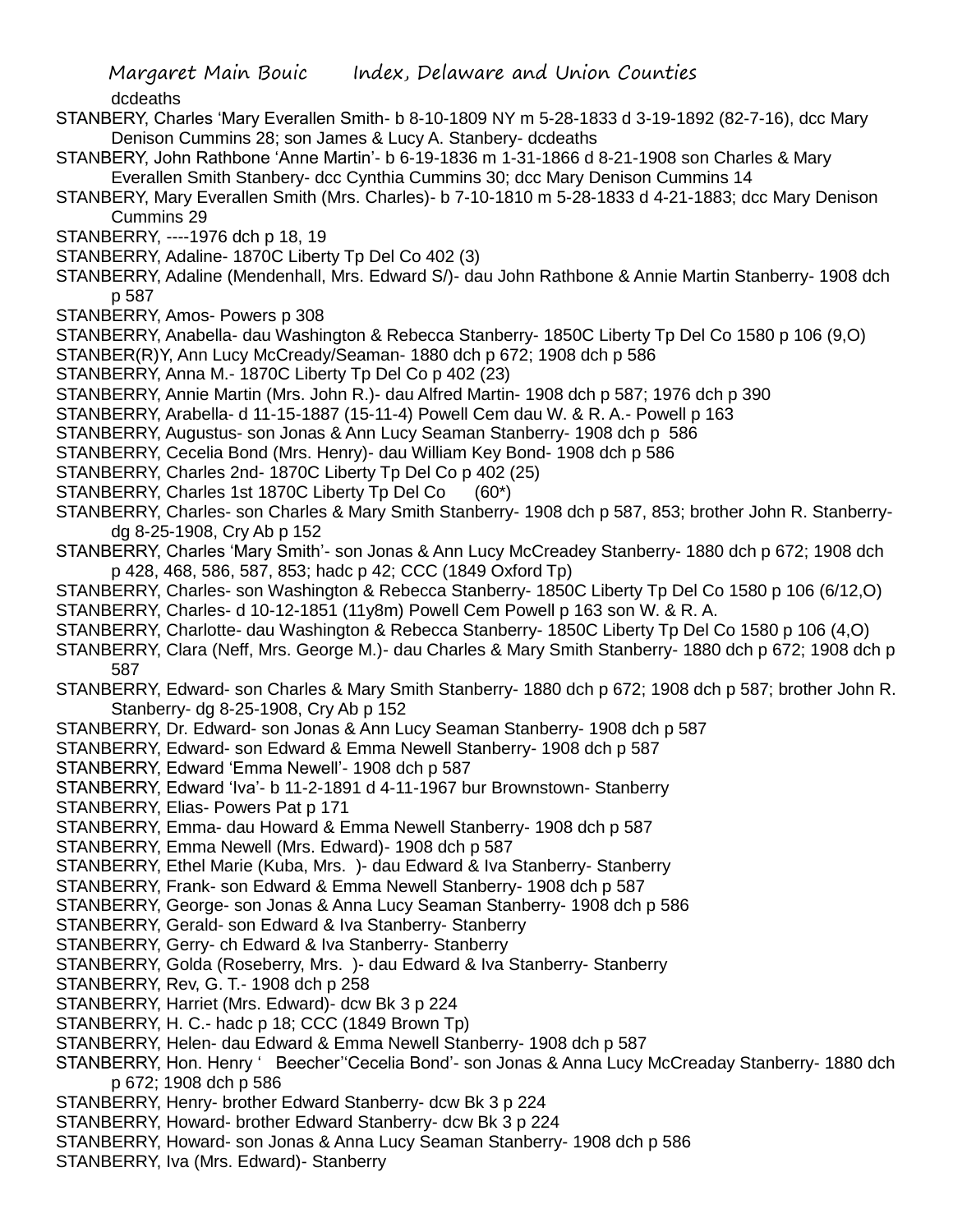dcdeaths

STANBERY, Charles 'Mary Everallen Smith- b 8-10-1809 NY m 5-28-1833 d 3-19-1892 (82-7-16), dcc Mary Denison Cummins 28; son James & Lucy A. Stanbery- dcdeaths

STANBERY, John Rathbone 'Anne Martin'- b 6-19-1836 m 1-31-1866 d 8-21-1908 son Charles & Mary Everallen Smith Stanbery- dcc Cynthia Cummins 30; dcc Mary Denison Cummins 14

STANBERY, Mary Everallen Smith (Mrs. Charles)- b 7-10-1810 m 5-28-1833 d 4-21-1883; dcc Mary Denison Cummins 29

STANBERRY, ----1976 dch p 18, 19

STANBERRY, Adaline- 1870C Liberty Tp Del Co 402 (3)

STANBERRY, Adaline (Mendenhall, Mrs. Edward S/)- dau John Rathbone & Annie Martin Stanberry- 1908 dch p 587

STANBERRY, Amos- Powers p 308

STANBERRY, Anabella- dau Washington & Rebecca Stanberry- 1850C Liberty Tp Del Co 1580 p 106 (9,O)

STANBER(R)Y, Ann Lucy McCready/Seaman- 1880 dch p 672; 1908 dch p 586

STANBERRY, Anna M.- 1870C Liberty Tp Del Co p 402 (23)

STANBERRY, Annie Martin (Mrs. John R.)- dau Alfred Martin- 1908 dch p 587; 1976 dch p 390

STANBERRY, Arabella- d 11-15-1887 (15-11-4) Powell Cem dau W. & R. A.- Powell p 163

STANBERRY, Augustus- son Jonas & Ann Lucy Seaman Stanberry- 1908 dch p 586

STANBERRY, Cecelia Bond (Mrs. Henry)- dau William Key Bond- 1908 dch p 586

STANBERRY, Charles 2nd- 1870C Liberty Tp Del Co p 402 (25)

STANBERRY, Charles 1st 1870C Liberty Tp Del Co (60*)

STANBERRY, Charles- son Charles & Mary Smith Stanberry- 1908 dch p 587, 853; brother John R. Stanberry- dg 8-25-1908, Cry Ab p 152

STANBERRY, Charles 'Mary Smith'- son Jonas & Ann Lucy McCreadey Stanberry- 1880 dch p 672; 1908 dch p 428, 468, 586, 587, 853; hadc p 42; CCC (1849 Oxford Tp)

STANBERRY, Charles- son Washington & Rebecca Stanberry- 1850C Liberty Tp Del Co 1580 p 106 (6/12,O)

STANBERRY, Charles- d 10-12-1851 (11y8m) Powell Cem Powell p 163 son W. & R. A.

STANBERRY, Charlotte- dau Washington & Rebecca Stanberry- 1850C Liberty Tp Del Co 1580 p 106 (4,O)

STANBERRY, Clara (Neff, Mrs. George M.)- dau Charles & Mary Smith Stanberry- 1880 dch p 672; 1908 dch p 587

STANBERRY, Edward- son Charles & Mary Smith Stanberry- 1880 dch p 672; 1908 dch p 587; brother John R. Stanberry- dg 8-25-1908, Cry Ab p 152

STANBERRY, Dr. Edward- son Jonas & Ann Lucy Seaman Stanberry- 1908 dch p 587

STANBERRY, Edward- son Edward & Emma Newell Stanberry- 1908 dch p 587

STANBERRY, Edward 'Emma Newell'- 1908 dch p 587

STANBERRY, Edward 'Iva'- b 11-2-1891 d 4-11-1967 bur Brownstown- Stanberry

STANBERRY, Elias- Powers Pat p 171

STANBERRY, Emma- dau Howard & Emma Newell Stanberry- 1908 dch p 587

STANBERRY, Emma Newell (Mrs. Edward)- 1908 dch p 587

STANBERRY, Ethel Marie (Kuba, Mrs. )- dau Edward & Iva Stanberry- Stanberry

STANBERRY, Frank- son Edward & Emma Newell Stanberry- 1908 dch p 587

STANBERRY, George- son Jonas & Anna Lucy Seaman Stanberry- 1908 dch p 586

STANBERRY, Gerald- son Edward & Iva Stanberry- Stanberry

STANBERRY, Gerry- ch Edward & Iva Stanberry- Stanberry

STANBERRY, Golda (Roseberry, Mrs. )- dau Edward & Iva Stanberry- Stanberry

STANBERRY, Rev, G. T.- 1908 dch p 258

STANBERRY, Harriet (Mrs. Edward)- dcw Bk 3 p 224

STANBERRY, H. C.- hadc p 18; CCC (1849 Brown Tp)

STANBERRY, Helen- dau Edward & Emma Newell Stanberry- 1908 dch p 587

STANBERRY, Hon. Henry ' Beecher''Cecelia Bond'- son Jonas & Anna Lucy McCreaday Stanberry- 1880 dch p 672; 1908 dch p 586

STANBERRY, Henry- brother Edward Stanberry- dcw Bk 3 p 224

STANBERRY, Howard- brother Edward Stanberry- dcw Bk 3 p 224

STANBERRY, Howard- son Jonas & Anna Lucy Seaman Stanberry- 1908 dch p 586

STANBERRY, Iva (Mrs. Edward)- Stanberry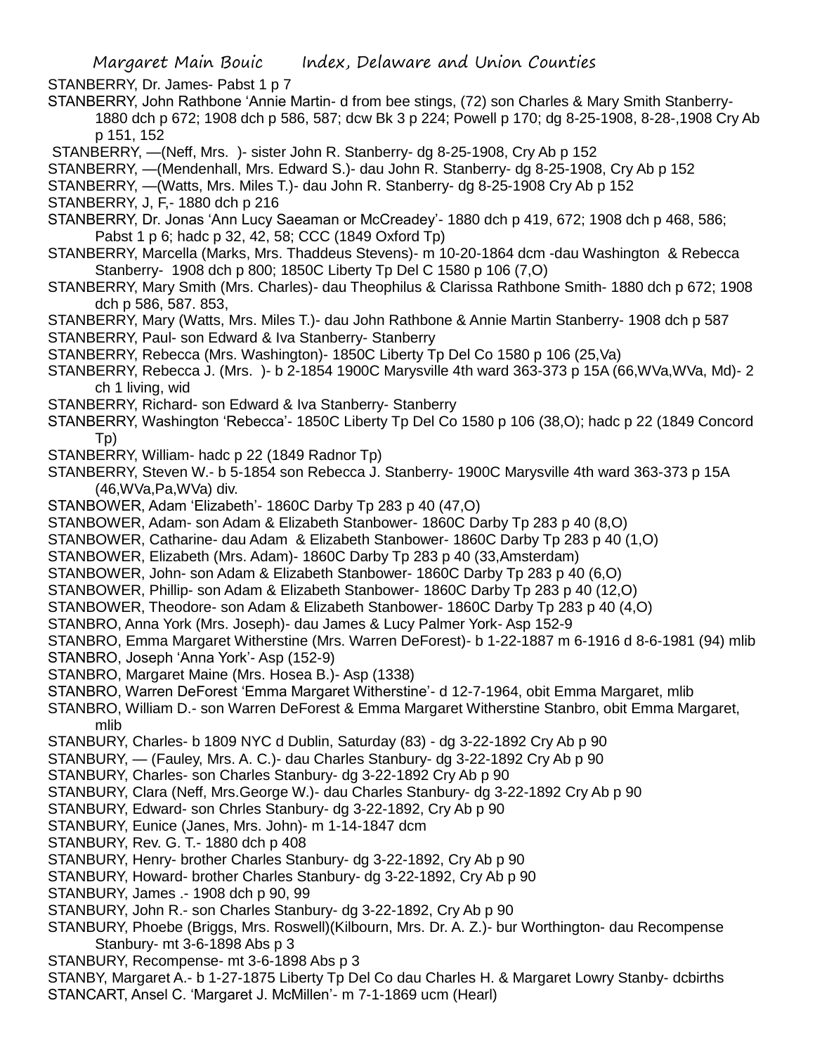STANBERRY, Dr. James- Pabst 1 p 7

STANBERRY, John Rathbone 'Annie Martin- d from bee stings, (72) son Charles & Mary Smith Stanberry- 1880 dch p 672; 1908 dch p 586, 587; dcw Bk 3 p 224; Powell p 170; dg 8-25-1908, 8-28-,1908 Cry Ab p 151, 152

STANBERRY, —(Neff, Mrs. )- sister John R. Stanberry- dg 8-25-1908, Cry Ab p 152

STANBERRY, —(Mendenhall, Mrs. Edward S.)- dau John R. Stanberry- dg 8-25-1908, Cry Ab p 152

STANBERRY, —(Watts, Mrs. Miles T.)- dau John R. Stanberry- dg 8-25-1908 Cry Ab p 152

STANBERRY, J, F,- 1880 dch p 216

STANBERRY, Dr. Jonas 'Ann Lucy Saeaman or McCreadey'- 1880 dch p 419, 672; 1908 dch p 468, 586; Pabst 1 p 6; hadc p 32, 42, 58; CCC (1849 Oxford Tp)

STANBERRY, Marcella (Marks, Mrs. Thaddeus Stevens)- m 10-20-1864 dcm -dau Washington & Rebecca Stanberry- 1908 dch p 800; 1850C Liberty Tp Del C 1580 p 106 (7,O)

STANBERRY, Mary Smith (Mrs. Charles)- dau Theophilus & Clarissa Rathbone Smith- 1880 dch p 672; 1908 dch p 586, 587. 853,

STANBERRY, Mary (Watts, Mrs. Miles T.)- dau John Rathbone & Annie Martin Stanberry- 1908 dch p 587

STANBERRY, Paul- son Edward & Iva Stanberry- Stanberry

STANBERRY, Rebecca (Mrs. Washington)- 1850C Liberty Tp Del Co 1580 p 106 (25,Va)

STANBERRY, Rebecca J. (Mrs. )- b 2-1854 1900C Marysville 4th ward 363-373 p 15A (66,WVa,WVa, Md)- 2 ch 1 living, wid

STANBERRY, Richard- son Edward & Iva Stanberry- Stanberry

STANBERRY, Washington 'Rebecca'- 1850C Liberty Tp Del Co 1580 p 106 (38,O); hadc p 22 (1849 Concord Tp)

STANBERRY, William- hadc p 22 (1849 Radnor Tp)

STANBERRY, Steven W.- b 5-1854 son Rebecca J. Stanberry- 1900C Marysville 4th ward 363-373 p 15A (46,WVa,Pa,WVa) div.

STANBOWER, Adam 'Elizabeth'- 1860C Darby Tp 283 p 40 (47,O)

STANBOWER, Adam- son Adam & Elizabeth Stanbower- 1860C Darby Tp 283 p 40 (8,O)

STANBOWER, Catharine- dau Adam & Elizabeth Stanbower- 1860C Darby Tp 283 p 40 (1,O)

STANBOWER, Elizabeth (Mrs. Adam)- 1860C Darby Tp 283 p 40 (33,Amsterdam)

STANBOWER, John- son Adam & Elizabeth Stanbower- 1860C Darby Tp 283 p 40 (6,O)

STANBOWER, Phillip- son Adam & Elizabeth Stanbower- 1860C Darby Tp 283 p 40 (12,O)

STANBOWER, Theodore- son Adam & Elizabeth Stanbower- 1860C Darby Tp 283 p 40 (4,O)

STANBRO, Anna York (Mrs. Joseph)- dau James & Lucy Palmer York- Asp 152-9

STANBRO, Emma Margaret Witherstine (Mrs. Warren DeForest)- b 1-22-1887 m 6-1916 d 8-6-1981 (94) mlib

STANBRO, Joseph 'Anna York'- Asp (152-9)

STANBRO, Margaret Maine (Mrs. Hosea B.)- Asp (1338)

STANBRO, Warren DeForest 'Emma Margaret Witherstine'- d 12-7-1964, obit Emma Margaret, mlib

STANBRO, William D.- son Warren DeForest & Emma Margaret Witherstine Stanbro, obit Emma Margaret, mlib

STANBURY, Charles- b 1809 NYC d Dublin, Saturday (83) - dg 3-22-1892 Cry Ab p 90

STANBURY, — (Fauley, Mrs. A. C.)- dau Charles Stanbury- dg 3-22-1892 Cry Ab p 90

STANBURY, Charles- son Charles Stanbury- dg 3-22-1892 Cry Ab p 90

STANBURY, Clara (Neff, Mrs.George W.)- dau Charles Stanbury- dg 3-22-1892 Cry Ab p 90

STANBURY, Edward- son Chrles Stanbury- dg 3-22-1892, Cry Ab p 90

STANBURY, Eunice (Janes, Mrs. John)- m 1-14-1847 dcm

STANBURY, Rev. G. T.- 1880 dch p 408

STANBURY, Henry- brother Charles Stanbury- dg 3-22-1892, Cry Ab p 90

STANBURY, Howard- brother Charles Stanbury- dg 3-22-1892, Cry Ab p 90

STANBURY, James .- 1908 dch p 90, 99

STANBURY, John R.- son Charles Stanbury- dg 3-22-1892, Cry Ab p 90

STANBURY, Phoebe (Briggs, Mrs. Roswell)(Kilbourn, Mrs. Dr. A. Z.)- bur Worthington- dau Recompense Stanbury- mt 3-6-1898 Abs p 3

STANBURY, Recompense- mt 3-6-1898 Abs p 3

STANBY, Margaret A.- b 1-27-1875 Liberty Tp Del Co dau Charles H. & Margaret Lowry Stanby- dcbirths

STANCART, Ansel C. 'Margaret J. McMillen'- m 7-1-1869 ucm (Hearl)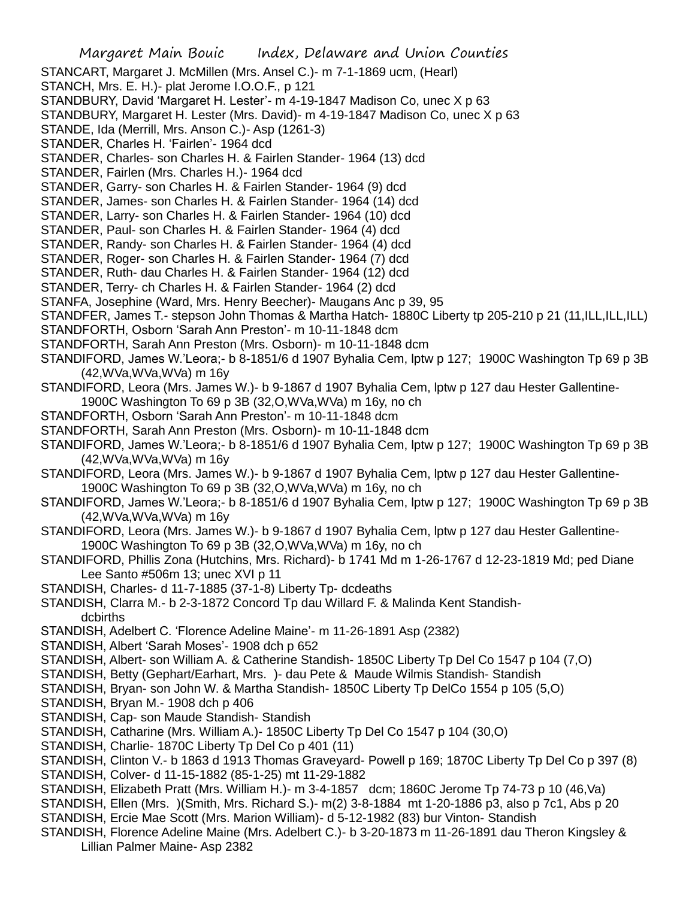STANCART, Margaret J. McMillen (Mrs. Ansel C.)- m 7-1-1869 ucm, (Hearl)

STANCH, Mrs. E. H.)- plat Jerome I.O.O.F., p 121

STANDBURY, David 'Margaret H. Lester'- m 4-19-1847 Madison Co, unec X p 63

STANDBURY, Margaret H. Lester (Mrs. David)- m 4-19-1847 Madison Co, unec X p 63

STANDE, Ida (Merrill, Mrs. Anson C.)- Asp (1261-3)

STANDER, Charles H. 'Fairlen'- 1964 dcd

STANDER, Charles- son Charles H. & Fairlen Stander- 1964 (13) dcd

STANDER, Fairlen (Mrs. Charles H.)- 1964 dcd

STANDER, Garry- son Charles H. & Fairlen Stander- 1964 (9) dcd

STANDER, James- son Charles H. & Fairlen Stander- 1964 (14) dcd

STANDER, Larry- son Charles H. & Fairlen Stander- 1964 (10) dcd

STANDER, Paul- son Charles H. & Fairlen Stander- 1964 (4) dcd

STANDER, Randy- son Charles H. & Fairlen Stander- 1964 (4) dcd

STANDER, Roger- son Charles H. & Fairlen Stander- 1964 (7) dcd

STANDER, Ruth- dau Charles H. & Fairlen Stander- 1964 (12) dcd

STANDER, Terry- ch Charles H. & Fairlen Stander- 1964 (2) dcd

STANFA, Josephine (Ward, Mrs. Henry Beecher)- Maugans Anc p 39, 95

STANDFER, James T.- stepson John Thomas & Martha Hatch- 1880C Liberty tp 205-210 p 21 (11,ILL,ILL,ILL)

STANDFORTH, Osborn 'Sarah Ann Preston'- m 10-11-1848 dcm

STANDFORTH, Sarah Ann Preston (Mrs. Osborn)- m 10-11-1848 dcm

STANDIFORD, James W.'Leora;- b 8-1851/6 d 1907 Byhalia Cem, lptw p 127; 1900C Washington Tp 69 p 3B (42,WVa,WVa,WVa) m 16y

STANDIFORD, Leora (Mrs. James W.)- b 9-1867 d 1907 Byhalia Cem, lptw p 127 dau Hester Gallentine- 1900C Washington To 69 p 3B (32,O,WVa,WVa) m 16y, no ch

STANDFORTH, Osborn 'Sarah Ann Preston'- m 10-11-1848 dcm

STANDFORTH, Sarah Ann Preston (Mrs. Osborn)- m 10-11-1848 dcm

STANDIFORD, James W.'Leora;- b 8-1851/6 d 1907 Byhalia Cem, lptw p 127; 1900C Washington Tp 69 p 3B (42,WVa,WVa,WVa) m 16y

STANDIFORD, Leora (Mrs. James W.)- b 9-1867 d 1907 Byhalia Cem, lptw p 127 dau Hester Gallentine- 1900C Washington To 69 p 3B (32,O,WVa,WVa) m 16y, no ch

STANDIFORD, James W.'Leora;- b 8-1851/6 d 1907 Byhalia Cem, lptw p 127; 1900C Washington Tp 69 p 3B (42,WVa,WVa,WVa) m 16y

STANDIFORD, Leora (Mrs. James W.)- b 9-1867 d 1907 Byhalia Cem, lptw p 127 dau Hester Gallentine- 1900C Washington To 69 p 3B (32,O,WVa,WVa) m 16y, no ch

STANDIFORD, Phillis Zona (Hutchins, Mrs. Richard)- b 1741 Md m 1-26-1767 d 12-23-1819 Md; ped Diane Lee Santo #506m 13; unec XVI p 11

STANDISH, Charles- d 11-7-1885 (37-1-8) Liberty Tp- dcdeaths

STANDISH, Clarra M.- b 2-3-1872 Concord Tp dau Willard F. & Malinda Kent Standish- dcbirths

STANDISH, Adelbert C. 'Florence Adeline Maine'- m 11-26-1891 Asp (2382)

STANDISH, Albert 'Sarah Moses'- 1908 dch p 652

STANDISH, Albert- son William A. & Catherine Standish- 1850C Liberty Tp Del Co 1547 p 104 (7,O)

STANDISH, Betty (Gephart/Earhart, Mrs. )- dau Pete & Maude Wilmis Standish- Standish

STANDISH, Bryan- son John W. & Martha Standish- 1850C Liberty Tp DelCo 1554 p 105 (5,O)

STANDISH, Bryan M.- 1908 dch p 406

STANDISH, Cap- son Maude Standish- Standish

STANDISH, Catharine (Mrs. William A.)- 1850C Liberty Tp Del Co 1547 p 104 (30,O)

STANDISH, Charlie- 1870C Liberty Tp Del Co p 401 (11)

STANDISH, Clinton V.- b 1863 d 1913 Thomas Graveyard- Powell p 169; 1870C Liberty Tp Del Co p 397 (8)

STANDISH, Colver- d 11-15-1882 (85-1-25) mt 11-29-1882

STANDISH, Elizabeth Pratt (Mrs. William H.)- m 3-4-1857 dcm; 1860C Jerome Tp 74-73 p 10 (46,Va)

STANDISH, Ellen (Mrs. )(Smith, Mrs. Richard S.)- m(2) 3-8-1884 mt 1-20-1886 p3, also p 7c1, Abs p 20

STANDISH, Ercie Mae Scott (Mrs. Marion William)- d 5-12-1982 (83) bur Vinton- Standish

STANDISH, Florence Adeline Maine (Mrs. Adelbert C.)- b 3-20-1873 m 11-26-1891 dau Theron Kingsley & Lillian Palmer Maine- Asp 2382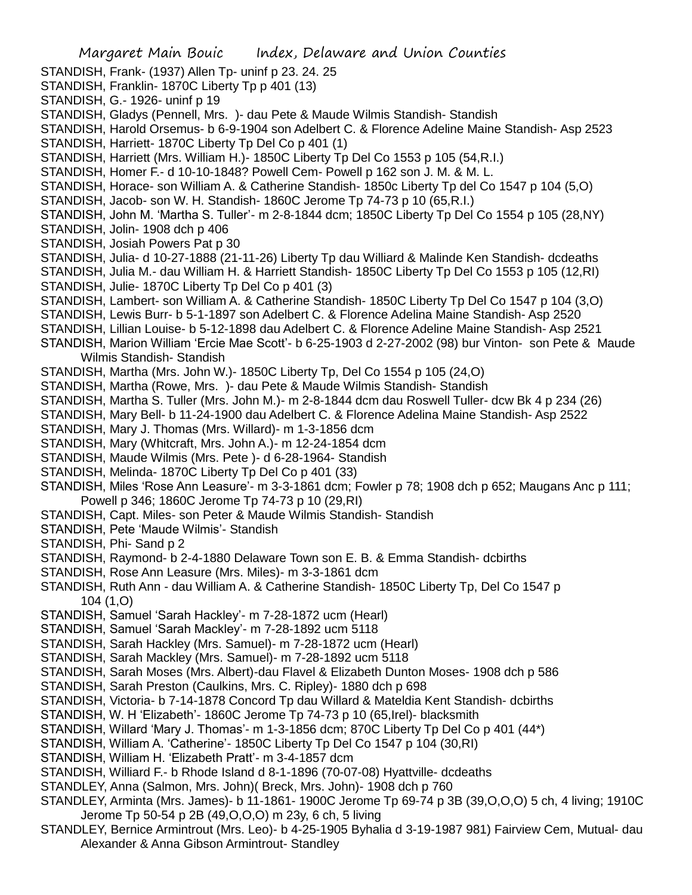STANDISH, Frank- (1937) Allen Tp- uninf p 23. 24. 25

STANDISH, Franklin- 1870C Liberty Tp p 401 (13)

STANDISH, G.- 1926- uninf p 19

STANDISH, Gladys (Pennell, Mrs. )- dau Pete & Maude Wilmis Standish- Standish

STANDISH, Harold Orsemus- b 6-9-1904 son Adelbert C. & Florence Adeline Maine Standish- Asp 2523

STANDISH, Harriett- 1870C Liberty Tp Del Co p 401 (1)

STANDISH, Harriett (Mrs. William H.)- 1850C Liberty Tp Del Co 1553 p 105 (54,R.I.)

STANDISH, Homer F.- d 10-10-1848? Powell Cem- Powell p 162 son J. M. & M. L.

STANDISH, Horace- son William A. & Catherine Standish- 1850c Liberty Tp del Co 1547 p 104 (5,O)

STANDISH, Jacob- son W. H. Standish- 1860C Jerome Tp 74-73 p 10 (65,R.I.)

STANDISH, John M. 'Martha S. Tuller'- m 2-8-1844 dcm; 1850C Liberty Tp Del Co 1554 p 105 (28,NY)

STANDISH, Jolin- 1908 dch p 406

STANDISH, Josiah Powers Pat p 30

STANDISH, Julia- d 10-27-1888 (21-11-26) Liberty Tp dau Williard & Malinde Ken Standish- dcdeaths

STANDISH, Julia M.- dau William H. & Harriett Standish- 1850C Liberty Tp Del Co 1553 p 105 (12,RI)

STANDISH, Julie- 1870C Liberty Tp Del Co p 401 (3)

STANDISH, Lambert- son William A. & Catherine Standish- 1850C Liberty Tp Del Co 1547 p 104 (3,O)

STANDISH, Lewis Burr- b 5-1-1897 son Adelbert C. & Florence Adelina Maine Standish- Asp 2520

STANDISH, Lillian Louise- b 5-12-1898 dau Adelbert C. & Florence Adeline Maine Standish- Asp 2521

STANDISH, Marion William 'Ercie Mae Scott'- b 6-25-1903 d 2-27-2002 (98) bur Vinton- son Pete & Maude Wilmis Standish- Standish

STANDISH, Martha (Mrs. John W.)- 1850C Liberty Tp, Del Co 1554 p 105 (24,O)

STANDISH, Martha (Rowe, Mrs. )- dau Pete & Maude Wilmis Standish- Standish

STANDISH, Martha S. Tuller (Mrs. John M.)- m 2-8-1844 dcm dau Roswell Tuller- dcw Bk 4 p 234 (26)

STANDISH, Mary Bell- b 11-24-1900 dau Adelbert C. & Florence Adelina Maine Standish- Asp 2522

STANDISH, Mary J. Thomas (Mrs. Willard)- m 1-3-1856 dcm

STANDISH, Mary (Whitcraft, Mrs. John A.)- m 12-24-1854 dcm

STANDISH, Maude Wilmis (Mrs. Pete )- d 6-28-1964- Standish

STANDISH, Melinda- 1870C Liberty Tp Del Co p 401 (33)

STANDISH, Miles 'Rose Ann Leasure'- m 3-3-1861 dcm; Fowler p 78; 1908 dch p 652; Maugans Anc p 111; Powell p 346; 1860C Jerome Tp 74-73 p 10 (29,RI)

STANDISH, Capt. Miles- son Peter & Maude Wilmis Standish- Standish

STANDISH, Pete 'Maude Wilmis'- Standish

STANDISH, Phi- Sand p 2

STANDISH, Raymond- b 2-4-1880 Delaware Town son E. B. & Emma Standish- dcbirths

STANDISH, Rose Ann Leasure (Mrs. Miles)- m 3-3-1861 dcm

STANDISH, Ruth Ann - dau William A. & Catherine Standish- 1850C Liberty Tp, Del Co 1547 p 104 (1,O)

STANDISH, Samuel 'Sarah Hackley'- m 7-28-1872 ucm (Hearl)

STANDISH, Samuel 'Sarah Mackley'- m 7-28-1892 ucm 5118

STANDISH, Sarah Hackley (Mrs. Samuel)- m 7-28-1872 ucm (Hearl)

STANDISH, Sarah Mackley (Mrs. Samuel)- m 7-28-1892 ucm 5118

STANDISH, Sarah Moses (Mrs. Albert)-dau Flavel & Elizabeth Dunton Moses- 1908 dch p 586

STANDISH, Sarah Preston (Caulkins, Mrs. C. Ripley)- 1880 dch p 698

STANDISH, Victoria- b 7-14-1878 Concord Tp dau Willard & Mateldia Kent Standish- dcbirths

STANDISH, W. H 'Elizabeth'- 1860C Jerome Tp 74-73 p 10 (65,Irel)- blacksmith

STANDISH, Willard 'Mary J. Thomas'- m 1-3-1856 dcm; 870C Liberty Tp Del Co p 401 (44*)

STANDISH, William A. 'Catherine'- 1850C Liberty Tp Del Co 1547 p 104 (30,RI)

STANDISH, William H. 'Elizabeth Pratt'- m 3-4-1857 dcm

STANDISH, Williard F.- b Rhode Island d 8-1-1896 (70-07-08) Hyattville- dcdeaths

STANDLEY, Anna (Salmon, Mrs. John)( Breck, Mrs. John)- 1908 dch p 760

STANDLEY, Arminta (Mrs. James)- b 11-1861- 1900C Jerome Tp 69-74 p 3B (39,O,O,O) 5 ch, 4 living; 1910C Jerome Tp 50-54 p 2B (49,O,O,O) m 23y, 6 ch, 5 living

STANDLEY, Bernice Armintrout (Mrs. Leo)- b 4-25-1905 Byhalia d 3-19-1987 981) Fairview Cem, Mutual- dau Alexander & Anna Gibson Armintrout- Standley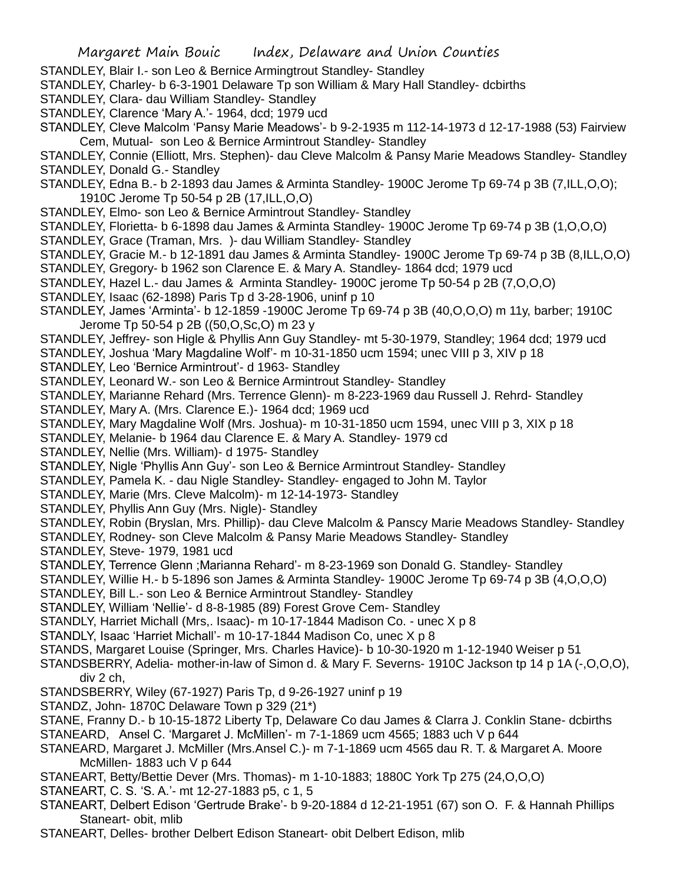STANDLEY, Blair I.- son Leo & Bernice Armingtrout Standley- Standley

STANDLEY, Charley- b 6-3-1901 Delaware Tp son William & Mary Hall Standley- dcbirths

STANDLEY, Clara- dau William Standley- Standley

STANDLEY, Clarence 'Mary A.'- 1964, dcd; 1979 ucd

STANDLEY, Cleve Malcolm 'Pansy Marie Meadows'- b 9-2-1935 m 112-14-1973 d 12-17-1988 (53) Fairview Cem, Mutual- son Leo & Bernice Armintrout Standley- Standley

STANDLEY, Connie (Elliott, Mrs. Stephen)- dau Cleve Malcolm & Pansy Marie Meadows Standley- Standley

STANDLEY, Donald G.- Standley

STANDLEY, Edna B.- b 2-1893 dau James & Arminta Standley- 1900C Jerome Tp 69-74 p 3B (7,ILL,O,O); 1910C Jerome Tp 50-54 p 2B (17,ILL,O,O)

STANDLEY, Elmo- son Leo & Bernice Armintrout Standley- Standley

STANDLEY, Florietta- b 6-1898 dau James & Arminta Standley- 1900C Jerome Tp 69-74 p 3B (1,O,O,O)

STANDLEY, Grace (Traman, Mrs. )- dau William Standley- Standley

STANDLEY, Gracie M.- b 12-1891 dau James & Arminta Standley- 1900C Jerome Tp 69-74 p 3B (8,ILL,O,O)

STANDLEY, Gregory- b 1962 son Clarence E. & Mary A. Standley- 1864 dcd; 1979 ucd

STANDLEY, Hazel L.- dau James & Arminta Standley- 1900C jerome Tp 50-54 p 2B (7,O,O,O)

STANDLEY, Isaac (62-1898) Paris Tp d 3-28-1906, uninf p 10

STANDLEY, James 'Arminta'- b 12-1859 -1900C Jerome Tp 69-74 p 3B (40,O,O,O) m 11y, barber; 1910C Jerome Tp 50-54 p 2B ((50,O,Sc,O) m 23 y

STANDLEY, Jeffrey- son Higle & Phyllis Ann Guy Standley- mt 5-30-1979, Standley; 1964 dcd; 1979 ucd

STANDLEY, Joshua 'Mary Magdaline Wolf'- m 10-31-1850 ucm 1594; unec VIII p 3, XIV p 18

STANDLEY, Leo 'Bernice Armintrout'- d 1963- Standley

STANDLEY, Leonard W.- son Leo & Bernice Armintrout Standley- Standley

STANDLEY, Marianne Rehard (Mrs. Terrence Glenn)- m 8-223-1969 dau Russell J. Rehrd- Standley

STANDLEY, Mary A. (Mrs. Clarence E.)- 1964 dcd; 1969 ucd

STANDLEY, Mary Magdaline Wolf (Mrs. Joshua)- m 10-31-1850 ucm 1594, unec VIII p 3, XIX p 18

STANDLEY, Melanie- b 1964 dau Clarence E. & Mary A. Standley- 1979 cd

STANDLEY, Nellie (Mrs. William)- d 1975- Standley

STANDLEY, Nigle 'Phyllis Ann Guy'- son Leo & Bernice Armintrout Standley- Standley

STANDLEY, Pamela K. - dau Nigle Standley- Standley- engaged to John M. Taylor

STANDLEY, Marie (Mrs. Cleve Malcolm)- m 12-14-1973- Standley

STANDLEY, Phyllis Ann Guy (Mrs. Nigle)- Standley

STANDLEY, Robin (Bryslan, Mrs. Phillip)- dau Cleve Malcolm & Panscy Marie Meadows Standley- Standley

STANDLEY, Rodney- son Cleve Malcolm & Pansy Marie Meadows Standley- Standley

STANDLEY, Steve- 1979, 1981 ucd

STANDLEY, Terrence Glenn ;Marianna Rehard'- m 8-23-1969 son Donald G. Standley- Standley

STANDLEY, Willie H.- b 5-1896 son James & Arminta Standley- 1900C Jerome Tp 69-74 p 3B (4,O,O,O)

STANDLEY, Bill L.- son Leo & Bernice Armintrout Standley- Standley

STANDLEY, William 'Nellie'- d 8-8-1985 (89) Forest Grove Cem- Standley

STANDLY, Harriet Michall (Mrs,. Isaac)- m 10-17-1844 Madison Co. - unec X p 8

STANDLY, Isaac 'Harriet Michall'- m 10-17-1844 Madison Co, unec X p 8

STANDS, Margaret Louise (Springer, Mrs. Charles Havice)- b 10-30-1920 m 1-12-1940 Weiser p 51

STANDSBERRY, Adelia- mother-in-law of Simon d. & Mary F. Severns- 1910C Jackson tp 14 p 1A (-,O,O,O), div 2 ch,

STANDSBERRY, Wiley (67-1927) Paris Tp, d 9-26-1927 uninf p 19

STANDZ, John- 1870C Delaware Town p 329 (21*)

STANE, Franny D.- b 10-15-1872 Liberty Tp, Delaware Co dau James & Clarra J. Conklin Stane- dcbirths

STANEARD, Ansel C. 'Margaret J. McMillen'- m 7-1-1869 ucm 4565; 1883 uch V p 644

STANEARD, Margaret J. McMiller (Mrs.Ansel C.)- m 7-1-1869 ucm 4565 dau R. T. & Margaret A. Moore McMillen- 1883 uch V p 644

STANEART, Betty/Bettie Dever (Mrs. Thomas)- m 1-10-1883; 1880C York Tp 275 (24,O,O,O)

STANEART, C. S. 'S. A.'- mt 12-27-1883 p5, c 1, 5

STANEART, Delbert Edison 'Gertrude Brake'- b 9-20-1884 d 12-21-1951 (67) son O. F. & Hannah Phillips Staneart- obit, mlib

STANEART, Delles- brother Delbert Edison Staneart- obit Delbert Edison, mlib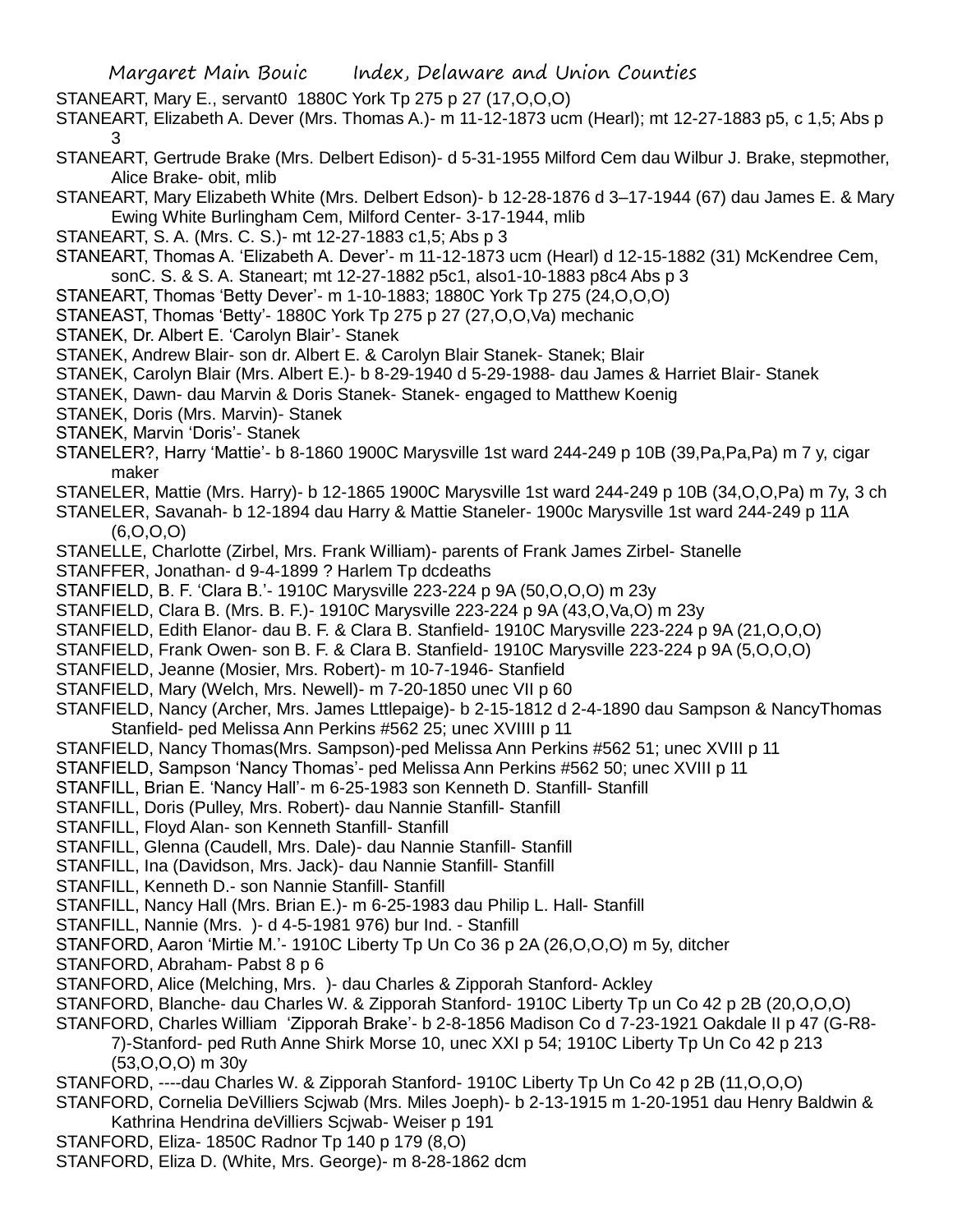STANEART, Mary E., servant0 1880C York Tp 275 p 27 (17,O,O,O)

STANEART, Elizabeth A. Dever (Mrs. Thomas A.)- m 11-12-1873 ucm (Hearl); mt 12-27-1883 p5, c 1,5; Abs p 3

STANEART, Gertrude Brake (Mrs. Delbert Edison)- d 5-31-1955 Milford Cem dau Wilbur J. Brake, stepmother, Alice Brake- obit, mlib

STANEART, Mary Elizabeth White (Mrs. Delbert Edson)- b 12-28-1876 d 3–17-1944 (67) dau James E. & Mary Ewing White Burlingham Cem, Milford Center- 3-17-1944, mlib

STANEART, S. A. (Mrs. C. S.)- mt 12-27-1883 c1,5; Abs p 3

STANEART, Thomas A. 'Elizabeth A. Dever'- m 11-12-1873 ucm (Hearl) d 12-15-1882 (31) McKendree Cem, sonC. S. & S. A. Staneart; mt 12-27-1882 p5c1, also1-10-1883 p8c4 Abs p 3

STANEART, Thomas 'Betty Dever'- m 1-10-1883; 1880C York Tp 275 (24,O,O,O)

STANEAST, Thomas 'Betty'- 1880C York Tp 275 p 27 (27,O,O,Va) mechanic

STANEK, Dr. Albert E. 'Carolyn Blair'- Stanek

STANEK, Andrew Blair- son dr. Albert E. & Carolyn Blair Stanek- Stanek; Blair

STANEK, Carolyn Blair (Mrs. Albert E.)- b 8-29-1940 d 5-29-1988- dau James & Harriet Blair- Stanek

STANEK, Dawn- dau Marvin & Doris Stanek- Stanek- engaged to Matthew Koenig

STANEK, Doris (Mrs. Marvin)- Stanek

STANEK, Marvin 'Doris'- Stanek

STANELER?, Harry 'Mattie'- b 8-1860 1900C Marysville 1st ward 244-249 p 10B (39,Pa,Pa,Pa) m 7 y, cigar maker

STANELER, Mattie (Mrs. Harry)- b 12-1865 1900C Marysville 1st ward 244-249 p 10B (34,O,O,Pa) m 7y, 3 ch

STANELER, Savanah- b 12-1894 dau Harry & Mattie Staneler- 1900c Marysville 1st ward 244-249 p 11A (6,O,O,O)

STANELLE, Charlotte (Zirbel, Mrs. Frank William)- parents of Frank James Zirbel- Stanelle

STANFFER, Jonathan- d 9-4-1899 ? Harlem Tp dcdeaths

STANFIELD, B. F. 'Clara B.'- 1910C Marysville 223-224 p 9A (50,O,O,O) m 23y

STANFIELD, Clara B. (Mrs. B. F.)- 1910C Marysville 223-224 p 9A (43,O,Va,O) m 23y

STANFIELD, Edith Elanor- dau B. F. & Clara B. Stanfield- 1910C Marysville 223-224 p 9A (21,O,O,O)

STANFIELD, Frank Owen- son B. F. & Clara B. Stanfield- 1910C Marysville 223-224 p 9A (5,O,O,O)

STANFIELD, Jeanne (Mosier, Mrs. Robert)- m 10-7-1946- Stanfield

STANFIELD, Mary (Welch, Mrs. Newell)- m 7-20-1850 unec VII p 60

STANFIELD, Nancy (Archer, Mrs. James Lttlepaige)- b 2-15-1812 d 2-4-1890 dau Sampson & NancyThomas Stanfield- ped Melissa Ann Perkins #562 25; unec XVIIII p 11

STANFIELD, Nancy Thomas(Mrs. Sampson)-ped Melissa Ann Perkins #562 51; unec XVIII p 11

STANFIELD, Sampson 'Nancy Thomas'- ped Melissa Ann Perkins #562 50; unec XVIII p 11

STANFILL, Brian E. 'Nancy Hall'- m 6-25-1983 son Kenneth D. Stanfill- Stanfill

STANFILL, Doris (Pulley, Mrs. Robert)- dau Nannie Stanfill- Stanfill

STANFILL, Floyd Alan- son Kenneth Stanfill- Stanfill

STANFILL, Glenna (Caudell, Mrs. Dale)- dau Nannie Stanfill- Stanfill

STANFILL, Ina (Davidson, Mrs. Jack)- dau Nannie Stanfill- Stanfill

STANFILL, Kenneth D.- son Nannie Stanfill- Stanfill

STANFILL, Nancy Hall (Mrs. Brian E.)- m 6-25-1983 dau Philip L. Hall- Stanfill

STANFILL, Nannie (Mrs. )- d 4-5-1981 976) bur Ind. - Stanfill

STANFORD, Aaron 'Mirtie M.'- 1910C Liberty Tp Un Co 36 p 2A (26,O,O,O) m 5y, ditcher

STANFORD, Abraham- Pabst 8 p 6

STANFORD, Alice (Melching, Mrs. )- dau Charles & Zipporah Stanford- Ackley

STANFORD, Blanche- dau Charles W. & Zipporah Stanford- 1910C Liberty Tp un Co 42 p 2B (20,O,O,O)

STANFORD, Charles William 'Zipporah Brake'- b 2-8-1856 Madison Co d 7-23-1921 Oakdale II p 47 (G-R8-7)-Stanford- ped Ruth Anne Shirk Morse 10, unec XXI p 54; 1910C Liberty Tp Un Co 42 p 213 (53,O,O,O) m 30y

STANFORD, ----dau Charles W. & Zipporah Stanford- 1910C Liberty Tp Un Co 42 p 2B (11,O,O,O)

STANFORD, Cornelia DeVilliers Scjwab (Mrs. Miles Joeph)- b 2-13-1915 m 1-20-1951 dau Henry Baldwin & Kathrina Hendrina deVilliers Scjwab- Weiser p 191

STANFORD, Eliza- 1850C Radnor Tp 140 p 179 (8,O)

STANFORD, Eliza D. (White, Mrs. George)- m 8-28-1862 dcm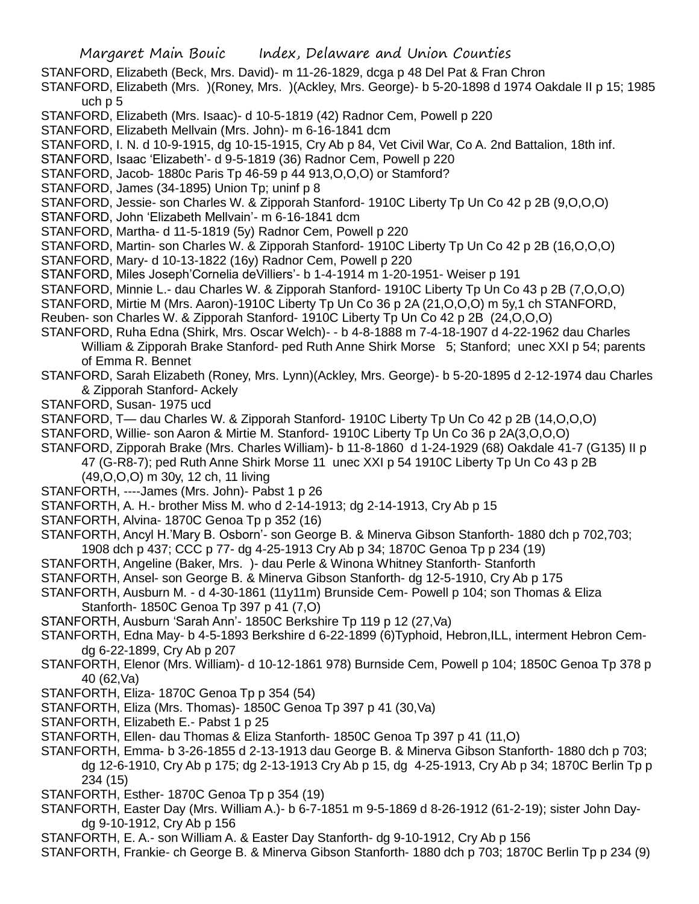STANFORD, Elizabeth (Beck, Mrs. David)- m 11-26-1829, dcga p 48 Del Pat & Fran Chron

STANFORD, Elizabeth (Mrs. )(Roney, Mrs. )(Ackley, Mrs. George)- b 5-20-1898 d 1974 Oakdale II p 15; 1985 uch p 5

STANFORD, Elizabeth (Mrs. Isaac)- d 10-5-1819 (42) Radnor Cem, Powell p 220

STANFORD, Elizabeth Mellvain (Mrs. John)- m 6-16-1841 dcm

STANFORD, I. N. d 10-9-1915, dg 10-15-1915, Cry Ab p 84, Vet Civil War, Co A. 2nd Battalion, 18th inf.

STANFORD, Isaac 'Elizabeth'- d 9-5-1819 (36) Radnor Cem, Powell p 220

STANFORD, Jacob- 1880c Paris Tp 46-59 p 44 913,O,O,O) or Stamford?

STANFORD, James (34-1895) Union Tp; uninf p 8

STANFORD, Jessie- son Charles W. & Zipporah Stanford- 1910C Liberty Tp Un Co 42 p 2B (9,O,O,O)

STANFORD, John 'Elizabeth Mellvain'- m 6-16-1841 dcm

STANFORD, Martha- d 11-5-1819 (5y) Radnor Cem, Powell p 220

STANFORD, Martin- son Charles W. & Zipporah Stanford- 1910C Liberty Tp Un Co 42 p 2B (16,O,O,O)

STANFORD, Mary- d 10-13-1822 (16y) Radnor Cem, Powell p 220

STANFORD, Miles Joseph'Cornelia deVilliers'- b 1-4-1914 m 1-20-1951- Weiser p 191

STANFORD, Minnie L.- dau Charles W. & Zipporah Stanford- 1910C Liberty Tp Un Co 43 p 2B (7,O,O,O)

STANFORD, Mirtie M (Mrs. Aaron)-1910C Liberty Tp Un Co 36 p 2A (21,O,O,O) m 5y,1 ch STANFORD,

Reuben- son Charles W. & Zipporah Stanford- 1910C Liberty Tp Un Co 42 p 2B (24,O,O,O)

STANFORD, Ruha Edna (Shirk, Mrs. Oscar Welch)- - b 4-8-1888 m 7-4-18-1907 d 4-22-1962 dau Charles William & Zipporah Brake Stanford- ped Ruth Anne Shirk Morse 5; Stanford; unec XXI p 54; parents of Emma R. Bennet

STANFORD, Sarah Elizabeth (Roney, Mrs. Lynn)(Ackley, Mrs. George)- b 5-20-1895 d 2-12-1974 dau Charles & Zipporah Stanford- Ackely

STANFORD, Susan- 1975 ucd

STANFORD, T— dau Charles W. & Zipporah Stanford- 1910C Liberty Tp Un Co 42 p 2B (14,O,O,O)

STANFORD, Willie- son Aaron & Mirtie M. Stanford- 1910C Liberty Tp Un Co 36 p 2A(3,O,O,O)

STANFORD, Zipporah Brake (Mrs. Charles William)- b 11-8-1860 d 1-24-1929 (68) Oakdale 41-7 (G135) II p 47 (G-R8-7); ped Ruth Anne Shirk Morse 11 unec XXI p 54 1910C Liberty Tp Un Co 43 p 2B (49,O,O,O) m 30y, 12 ch, 11 living

STANFORTH, ----James (Mrs. John)- Pabst 1 p 26

STANFORTH, A. H.- brother Miss M. who d 2-14-1913; dg 2-14-1913, Cry Ab p 15

STANFORTH, Alvina- 1870C Genoa Tp p 352 (16)

STANFORTH, Ancyl H.'Mary B. Osborn'- son George B. & Minerva Gibson Stanforth- 1880 dch p 702,703; 1908 dch p 437; CCC p 77- dg 4-25-1913 Cry Ab p 34; 1870C Genoa Tp p 234 (19)

STANFORTH, Angeline (Baker, Mrs. )- dau Perle & Winona Whitney Stanforth- Stanforth

STANFORTH, Ansel- son George B. & Minerva Gibson Stanforth- dg 12-5-1910, Cry Ab p 175

STANFORTH, Ausburn M. - d 4-30-1861 (11y11m) Brunside Cem- Powell p 104; son Thomas & Eliza Stanforth- 1850C Genoa Tp 397 p 41 (7,O)

STANFORTH, Ausburn 'Sarah Ann'- 1850C Berkshire Tp 119 p 12 (27,Va)

STANFORTH, Edna May- b 4-5-1893 Berkshire d 6-22-1899 (6)Typhoid, Hebron,ILL, interment Hebron Cem- dg 6-22-1899, Cry Ab p 207

STANFORTH, Elenor (Mrs. William)- d 10-12-1861 978) Burnside Cem, Powell p 104; 1850C Genoa Tp 378 p 40 (62,Va)

STANFORTH, Eliza- 1870C Genoa Tp p 354 (54)

STANFORTH, Eliza (Mrs. Thomas)- 1850C Genoa Tp 397 p 41 (30,Va)

STANFORTH, Elizabeth E.- Pabst 1 p 25

STANFORTH, Ellen- dau Thomas & Eliza Stanforth- 1850C Genoa Tp 397 p 41 (11,O)

STANFORTH, Emma- b 3-26-1855 d 2-13-1913 dau George B. & Minerva Gibson Stanforth- 1880 dch p 703; dg 12-6-1910, Cry Ab p 175; dg 2-13-1913 Cry Ab p 15, dg 4-25-1913, Cry Ab p 34; 1870C Berlin Tp p 234 (15)

STANFORTH, Esther- 1870C Genoa Tp p 354 (19)

STANFORTH, Easter Day (Mrs. William A.)- b 6-7-1851 m 9-5-1869 d 8-26-1912 (61-2-19); sister John Day- dg 9-10-1912, Cry Ab p 156

STANFORTH, E. A.- son William A. & Easter Day Stanforth- dg 9-10-1912, Cry Ab p 156

STANFORTH, Frankie- ch George B. & Minerva Gibson Stanforth- 1880 dch p 703; 1870C Berlin Tp p 234 (9)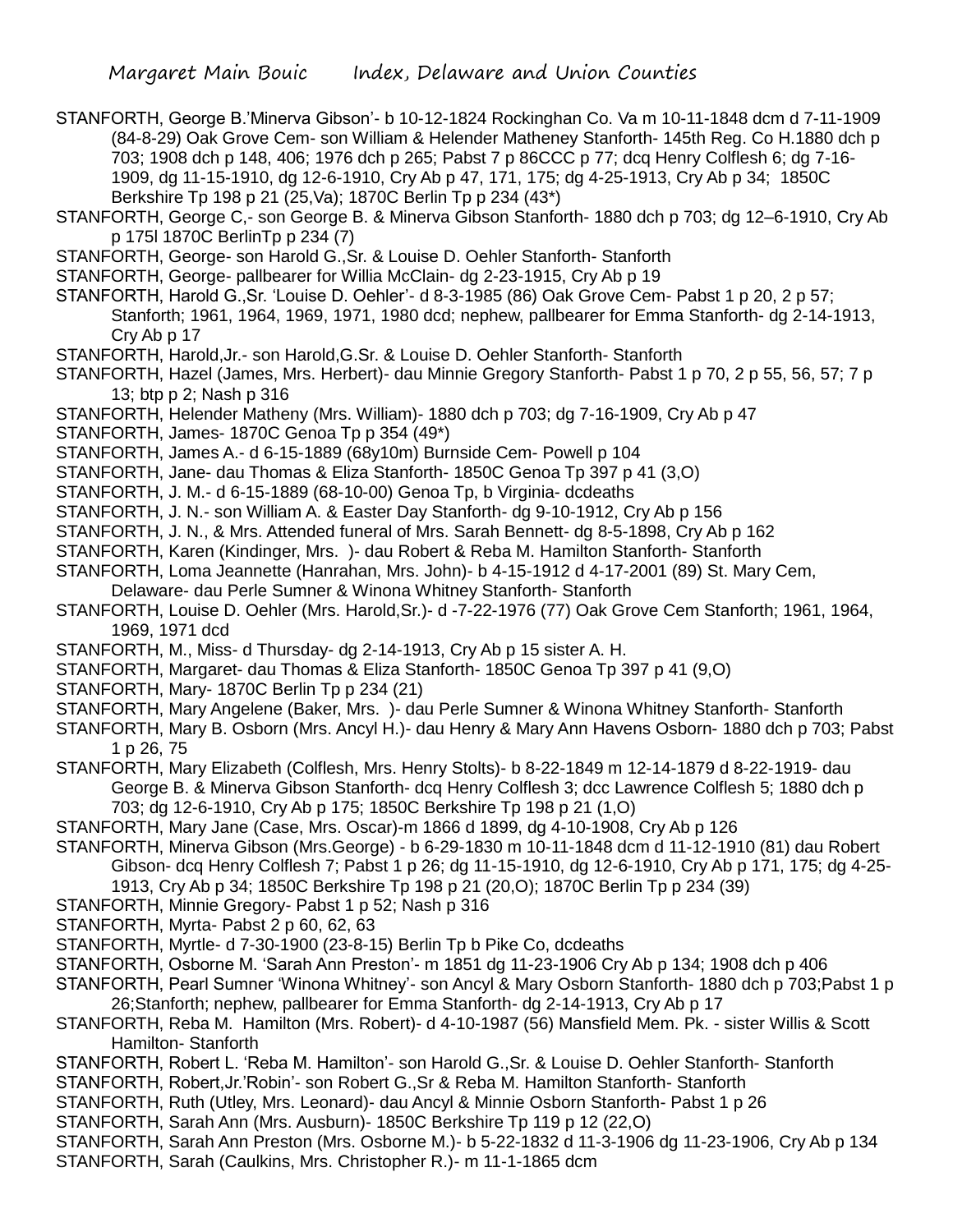STANFORTH, George B.'Minerva Gibson'- b 10-12-1824 Rockinghan Co. Va m 10-11-1848 dcm d 7-11-1909 (84-8-29) Oak Grove Cem- son William & Helender Matheney Stanforth- 145th Reg. Co H.1880 dch p 703; 1908 dch p 148, 406; 1976 dch p 265; Pabst 7 p 86CCC p 77; dcq Henry Colflesh 6; dg 7-16-1909, dg 11-15-1910, dg 12-6-1910, Cry Ab p 47, 171, 175; dg 4-25-1913, Cry Ab p 34; 1850C Berkshire Tp 198 p 21 (25,Va); 1870C Berlin Tp p 234 (43*)

STANFORTH, George C,- son George B. & Minerva Gibson Stanforth- 1880 dch p 703; dg 12–6-1910, Cry Ab p 175l 1870C BerlinTp p 234 (7)

STANFORTH, George- son Harold G.,Sr. & Louise D. Oehler Stanforth- Stanforth

STANFORTH, George- pallbearer for Willia McClain- dg 2-23-1915, Cry Ab p 19

STANFORTH, Harold G.,Sr. 'Louise D. Oehler'- d 8-3-1985 (86) Oak Grove Cem- Pabst 1 p 20, 2 p 57; Stanforth; 1961, 1964, 1969, 1971, 1980 dcd; nephew, pallbearer for Emma Stanforth- dg 2-14-1913, Cry Ab p 17

STANFORTH, Harold,Jr.- son Harold,G.Sr. & Louise D. Oehler Stanforth- Stanforth

STANFORTH, Hazel (James, Mrs. Herbert)- dau Minnie Gregory Stanforth- Pabst 1 p 70, 2 p 55, 56, 57; 7 p 13; btp p 2; Nash p 316

STANFORTH, Helender Matheny (Mrs. William)- 1880 dch p 703; dg 7-16-1909, Cry Ab p 47

STANFORTH, James- 1870C Genoa Tp p 354 (49*)

STANFORTH, James A.- d 6-15-1889 (68y10m) Burnside Cem- Powell p 104

STANFORTH, Jane- dau Thomas & Eliza Stanforth- 1850C Genoa Tp 397 p 41 (3,O)

STANFORTH, J. M.- d 6-15-1889 (68-10-00) Genoa Tp, b Virginia- dcdeaths

STANFORTH, J. N.- son William A. & Easter Day Stanforth- dg 9-10-1912, Cry Ab p 156

STANFORTH, J. N., & Mrs. Attended funeral of Mrs. Sarah Bennett- dg 8-5-1898, Cry Ab p 162

STANFORTH, Karen (Kindinger, Mrs. )- dau Robert & Reba M. Hamilton Stanforth- Stanforth

STANFORTH, Loma Jeannette (Hanrahan, Mrs. John)- b 4-15-1912 d 4-17-2001 (89) St. Mary Cem, Delaware- dau Perle Sumner & Winona Whitney Stanforth- Stanforth

STANFORTH, Louise D. Oehler (Mrs. Harold,Sr.)- d -7-22-1976 (77) Oak Grove Cem Stanforth; 1961, 1964, 1969, 1971 dcd

STANFORTH, M., Miss- d Thursday- dg 2-14-1913, Cry Ab p 15 sister A. H.

STANFORTH, Margaret- dau Thomas & Eliza Stanforth- 1850C Genoa Tp 397 p 41 (9,O)

STANFORTH, Mary- 1870C Berlin Tp p 234 (21)

STANFORTH, Mary Angelene (Baker, Mrs. )- dau Perle Sumner & Winona Whitney Stanforth- Stanforth

STANFORTH, Mary B. Osborn (Mrs. Ancyl H.)- dau Henry & Mary Ann Havens Osborn- 1880 dch p 703; Pabst 1 p 26, 75

STANFORTH, Mary Elizabeth (Colflesh, Mrs. Henry Stolts)- b 8-22-1849 m 12-14-1879 d 8-22-1919- dau George B. & Minerva Gibson Stanforth- dcq Henry Colflesh 3; dcc Lawrence Colflesh 5; 1880 dch p 703; dg 12-6-1910, Cry Ab p 175; 1850C Berkshire Tp 198 p 21 (1,O)

STANFORTH, Mary Jane (Case, Mrs. Oscar)-m 1866 d 1899, dg 4-10-1908, Cry Ab p 126

STANFORTH, Minerva Gibson (Mrs.George) - b 6-29-1830 m 10-11-1848 dcm d 11-12-1910 (81) dau Robert Gibson- dcq Henry Colflesh 7; Pabst 1 p 26; dg 11-15-1910, dg 12-6-1910, Cry Ab p 171, 175; dg 4-25-1913, Cry Ab p 34; 1850C Berkshire Tp 198 p 21 (20,O); 1870C Berlin Tp p 234 (39)

STANFORTH, Minnie Gregory- Pabst 1 p 52; Nash p 316

STANFORTH, Myrta- Pabst 2 p 60, 62, 63

STANFORTH, Myrtle- d 7-30-1900 (23-8-15) Berlin Tp b Pike Co, dcdeaths

STANFORTH, Osborne M. 'Sarah Ann Preston'- m 1851 dg 11-23-1906 Cry Ab p 134; 1908 dch p 406

STANFORTH, Pearl Sumner 'Winona Whitney'- son Ancyl & Mary Osborn Stanforth- 1880 dch p 703;Pabst 1 p 26;Stanforth; nephew, pallbearer for Emma Stanforth- dg 2-14-1913, Cry Ab p 17

STANFORTH, Reba M. Hamilton (Mrs. Robert)- d 4-10-1987 (56) Mansfield Mem. Pk. - sister Willis & Scott Hamilton- Stanforth

STANFORTH, Robert L. 'Reba M. Hamilton'- son Harold G.,Sr. & Louise D. Oehler Stanforth- Stanforth

STANFORTH, Robert,Jr.'Robin'- son Robert G.,Sr & Reba M. Hamilton Stanforth- Stanforth

STANFORTH, Ruth (Utley, Mrs. Leonard)- dau Ancyl & Minnie Osborn Stanforth- Pabst 1 p 26

STANFORTH, Sarah Ann (Mrs. Ausburn)- 1850C Berkshire Tp 119 p 12 (22,O)

STANFORTH, Sarah Ann Preston (Mrs. Osborne M.)- b 5-22-1832 d 11-3-1906 dg 11-23-1906, Cry Ab p 134

STANFORTH, Sarah (Caulkins, Mrs. Christopher R.)- m 11-1-1865 dcm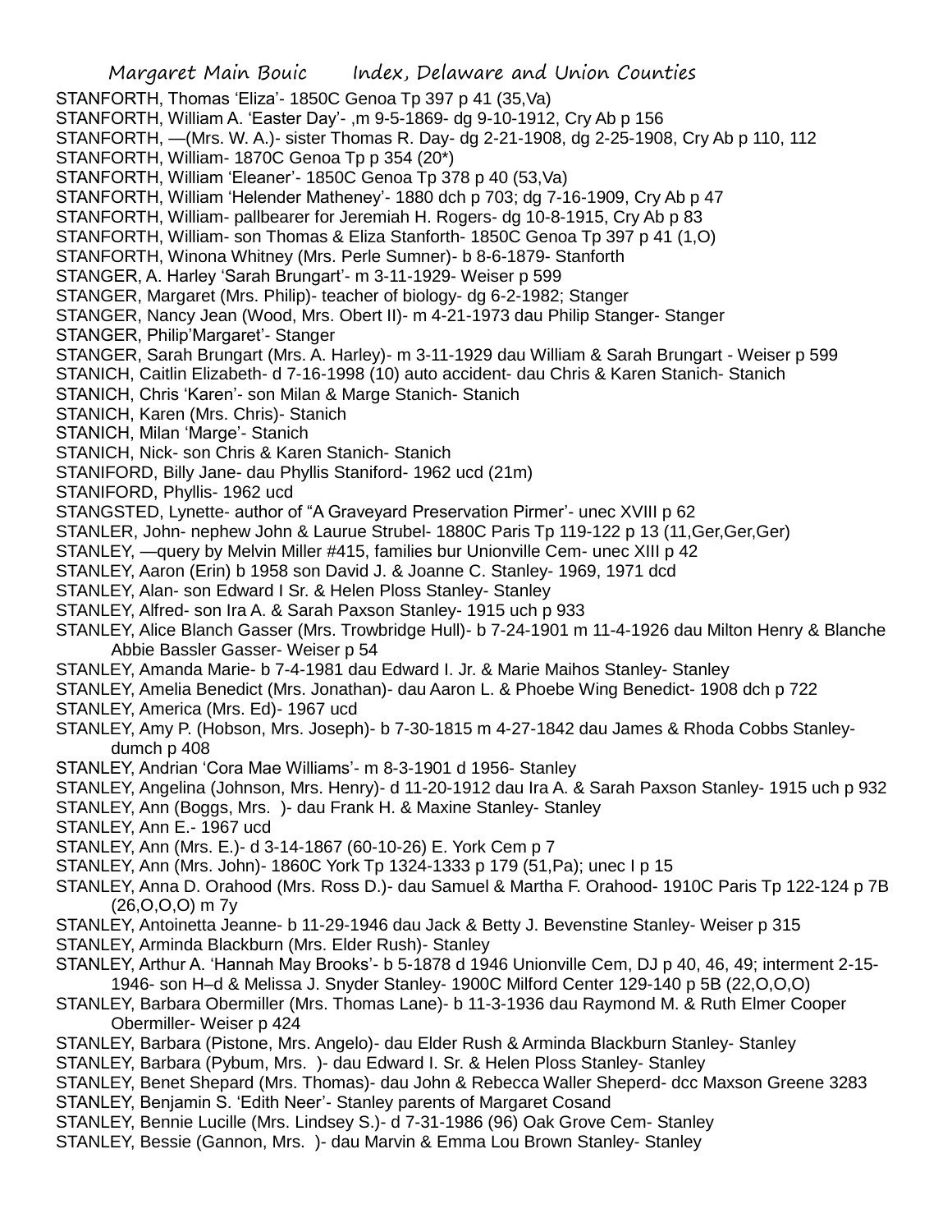STANFORTH, Thomas 'Eliza'- 1850C Genoa Tp 397 p 41 (35,Va)

STANFORTH, William A. 'Easter Day'- ,m 9-5-1869- dg 9-10-1912, Cry Ab p 156

STANFORTH, —(Mrs. W. A.)- sister Thomas R. Day- dg 2-21-1908, dg 2-25-1908, Cry Ab p 110, 112

STANFORTH, William- 1870C Genoa Tp p 354 (20*)

STANFORTH, William 'Eleaner'- 1850C Genoa Tp 378 p 40 (53,Va)

STANFORTH, William 'Helender Matheney'- 1880 dch p 703; dg 7-16-1909, Cry Ab p 47

STANFORTH, William- pallbearer for Jeremiah H. Rogers- dg 10-8-1915, Cry Ab p 83

STANFORTH, William- son Thomas & Eliza Stanforth- 1850C Genoa Tp 397 p 41 (1,O)

STANFORTH, Winona Whitney (Mrs. Perle Sumner)- b 8-6-1879- Stanforth

STANGER, A. Harley 'Sarah Brungart'- m 3-11-1929- Weiser p 599

STANGER, Margaret (Mrs. Philip)- teacher of biology- dg 6-2-1982; Stanger

STANGER, Nancy Jean (Wood, Mrs. Obert II)- m 4-21-1973 dau Philip Stanger- Stanger

STANGER, Philip'Margaret'- Stanger

STANGER, Sarah Brungart (Mrs. A. Harley)- m 3-11-1929 dau William & Sarah Brungart - Weiser p 599

STANICH, Caitlin Elizabeth- d 7-16-1998 (10) auto accident- dau Chris & Karen Stanich- Stanich

STANICH, Chris 'Karen'- son Milan & Marge Stanich- Stanich

STANICH, Karen (Mrs. Chris)- Stanich

STANICH, Milan 'Marge'- Stanich

STANICH, Nick- son Chris & Karen Stanich- Stanich

STANIFORD, Billy Jane- dau Phyllis Staniford- 1962 ucd (21m)

STANIFORD, Phyllis- 1962 ucd

STANGSTED, Lynette- author of "A Graveyard Preservation Pirmer'- unec XVIII p 62

STANLER, John- nephew John & Laurue Strubel- 1880C Paris Tp 119-122 p 13 (11,Ger,Ger,Ger)

STANLEY, —query by Melvin Miller #415, families bur Unionville Cem- unec XIII p 42

STANLEY, Aaron (Erin) b 1958 son David J. & Joanne C. Stanley- 1969, 1971 dcd

STANLEY, Alan- son Edward I Sr. & Helen Ploss Stanley- Stanley

STANLEY, Alfred- son Ira A. & Sarah Paxson Stanley- 1915 uch p 933

STANLEY, Alice Blanch Gasser (Mrs. Trowbridge Hull)- b 7-24-1901 m 11-4-1926 dau Milton Henry & Blanche Abbie Bassler Gasser- Weiser p 54

STANLEY, Amanda Marie- b 7-4-1981 dau Edward I. Jr. & Marie Maihos Stanley- Stanley

STANLEY, Amelia Benedict (Mrs. Jonathan)- dau Aaron L. & Phoebe Wing Benedict- 1908 dch p 722

STANLEY, America (Mrs. Ed)- 1967 ucd

STANLEY, Amy P. (Hobson, Mrs. Joseph)- b 7-30-1815 m 4-27-1842 dau James & Rhoda Cobbs Stanley- dumch p 408

STANLEY, Andrian 'Cora Mae Williams'- m 8-3-1901 d 1956- Stanley

STANLEY, Angelina (Johnson, Mrs. Henry)- d 11-20-1912 dau Ira A. & Sarah Paxson Stanley- 1915 uch p 932

STANLEY, Ann (Boggs, Mrs. )- dau Frank H. & Maxine Stanley- Stanley

STANLEY, Ann E.- 1967 ucd

STANLEY, Ann (Mrs. E.)- d 3-14-1867 (60-10-26) E. York Cem p 7

STANLEY, Ann (Mrs. John)- 1860C York Tp 1324-1333 p 179 (51,Pa); unec I p 15

STANLEY, Anna D. Orahood (Mrs. Ross D.)- dau Samuel & Martha F. Orahood- 1910C Paris Tp 122-124 p 7B (26,O,O,O) m 7y

STANLEY, Antoinetta Jeanne- b 11-29-1946 dau Jack & Betty J. Bevenstine Stanley- Weiser p 315

STANLEY, Arminda Blackburn (Mrs. Elder Rush)- Stanley

STANLEY, Arthur A. 'Hannah May Brooks'- b 5-1878 d 1946 Unionville Cem, DJ p 40, 46, 49; interment 2-15-1946- son H–d & Melissa J. Snyder Stanley- 1900C Milford Center 129-140 p 5B (22,O,O,O)

STANLEY, Barbara Obermiller (Mrs. Thomas Lane)- b 11-3-1936 dau Raymond M. & Ruth Elmer Cooper Obermiller- Weiser p 424

STANLEY, Barbara (Pistone, Mrs. Angelo)- dau Elder Rush & Arminda Blackburn Stanley- Stanley

STANLEY, Barbara (Pybum, Mrs. )- dau Edward I. Sr. & Helen Ploss Stanley- Stanley

STANLEY, Benet Shepard (Mrs. Thomas)- dau John & Rebecca Waller Sheperd- dcc Maxson Greene 3283

STANLEY, Benjamin S. 'Edith Neer'- Stanley parents of Margaret Cosand

STANLEY, Bennie Lucille (Mrs. Lindsey S.)- d 7-31-1986 (96) Oak Grove Cem- Stanley

STANLEY, Bessie (Gannon, Mrs. )- dau Marvin & Emma Lou Brown Stanley- Stanley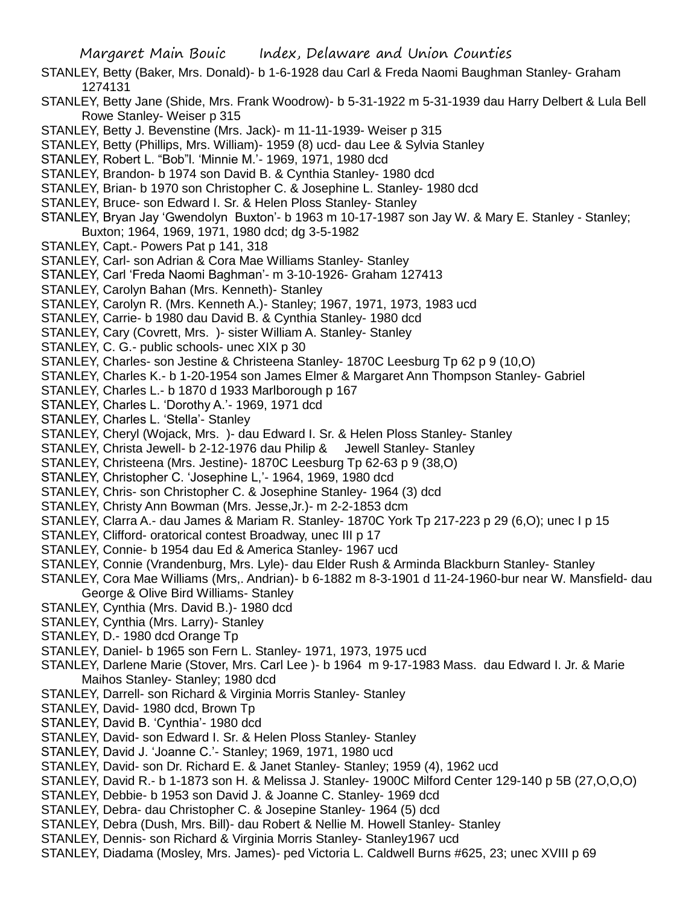STANLEY, Betty (Baker, Mrs. Donald)- b 1-6-1928 dau Carl & Freda Naomi Baughman Stanley- Graham 1274131

STANLEY, Betty Jane (Shide, Mrs. Frank Woodrow)- b 5-31-1922 m 5-31-1939 dau Harry Delbert & Lula Bell Rowe Stanley- Weiser p 315

STANLEY, Betty J. Bevenstine (Mrs. Jack)- m 11-11-1939- Weiser p 315

STANLEY, Betty (Phillips, Mrs. William)- 1959 (8) ucd- dau Lee & Sylvia Stanley

STANLEY, Robert L. "Bob"l. 'Minnie M.'- 1969, 1971, 1980 dcd

STANLEY, Brandon- b 1974 son David B. & Cynthia Stanley- 1980 dcd

STANLEY, Brian- b 1970 son Christopher C. & Josephine L. Stanley- 1980 dcd

STANLEY, Bruce- son Edward I. Sr. & Helen Ploss Stanley- Stanley

STANLEY, Bryan Jay 'Gwendolyn Buxton'- b 1963 m 10-17-1987 son Jay W. & Mary E. Stanley - Stanley; Buxton; 1964, 1969, 1971, 1980 dcd; dg 3-5-1982

STANLEY, Capt.- Powers Pat p 141, 318

STANLEY, Carl- son Adrian & Cora Mae Williams Stanley- Stanley

STANLEY, Carl 'Freda Naomi Baghman'- m 3-10-1926- Graham 127413

STANLEY, Carolyn Bahan (Mrs. Kenneth)- Stanley

STANLEY, Carolyn R. (Mrs. Kenneth A.)- Stanley; 1967, 1971, 1973, 1983 ucd

STANLEY, Carrie- b 1980 dau David B. & Cynthia Stanley- 1980 dcd

STANLEY, Cary (Covrett, Mrs. )- sister William A. Stanley- Stanley

STANLEY, C. G.- public schools- unec XIX p 30

STANLEY, Charles- son Jestine & Christeena Stanley- 1870C Leesburg Tp 62 p 9 (10,O)

STANLEY, Charles K.- b 1-20-1954 son James Elmer & Margaret Ann Thompson Stanley- Gabriel

STANLEY, Charles L.- b 1870 d 1933 Marlborough p 167

STANLEY, Charles L. 'Dorothy A.'- 1969, 1971 dcd

STANLEY, Charles L. 'Stella'- Stanley

STANLEY, Cheryl (Wojack, Mrs. )- dau Edward I. Sr. & Helen Ploss Stanley- Stanley

STANLEY, Christa Jewell- b 2-12-1976 dau Philip & Jewell Stanley- Stanley

STANLEY, Christeena (Mrs. Jestine)- 1870C Leesburg Tp 62-63 p 9 (38,O)

STANLEY, Christopher C. 'Josephine L,'- 1964, 1969, 1980 dcd

STANLEY, Chris- son Christopher C. & Josephine Stanley- 1964 (3) dcd

STANLEY, Christy Ann Bowman (Mrs. Jesse,Jr.)- m 2-2-1853 dcm

STANLEY, Clarra A.- dau James & Mariam R. Stanley- 1870C York Tp 217-223 p 29 (6,O); unec I p 15

STANLEY, Clifford- oratorical contest Broadway, unec III p 17

STANLEY, Connie- b 1954 dau Ed & America Stanley- 1967 ucd

STANLEY, Connie (Vrandenburg, Mrs. Lyle)- dau Elder Rush & Arminda Blackburn Stanley- Stanley

STANLEY, Cora Mae Williams (Mrs,. Andrian)- b 6-1882 m 8-3-1901 d 11-24-1960-bur near W. Mansfield- dau George & Olive Bird Williams- Stanley

STANLEY, Cynthia (Mrs. David B.)- 1980 dcd

STANLEY, Cynthia (Mrs. Larry)- Stanley

STANLEY, D.- 1980 dcd Orange Tp

STANLEY, Daniel- b 1965 son Fern L. Stanley- 1971, 1973, 1975 ucd

STANLEY, Darlene Marie (Stover, Mrs. Carl Lee )- b 1964 m 9-17-1983 Mass. dau Edward I. Jr. & Marie Maihos Stanley- Stanley; 1980 dcd

STANLEY, Darrell- son Richard & Virginia Morris Stanley- Stanley

STANLEY, David- 1980 dcd, Brown Tp

STANLEY, David B. 'Cynthia'- 1980 dcd

STANLEY, David- son Edward I. Sr. & Helen Ploss Stanley- Stanley

STANLEY, David J. 'Joanne C.'- Stanley; 1969, 1971, 1980 ucd

STANLEY, David- son Dr. Richard E. & Janet Stanley- Stanley; 1959 (4), 1962 ucd

STANLEY, David R.- b 1-1873 son H. & Melissa J. Stanley- 1900C Milford Center 129-140 p 5B (27,O,O,O)

STANLEY, Debbie- b 1953 son David J. & Joanne C. Stanley- 1969 dcd

STANLEY, Debra- dau Christopher C. & Josepine Stanley- 1964 (5) dcd

STANLEY, Debra (Dush, Mrs. Bill)- dau Robert & Nellie M. Howell Stanley- Stanley

STANLEY, Dennis- son Richard & Virginia Morris Stanley- Stanley1967 ucd

STANLEY, Diadama (Mosley, Mrs. James)- ped Victoria L. Caldwell Burns #625, 23; unec XVIII p 69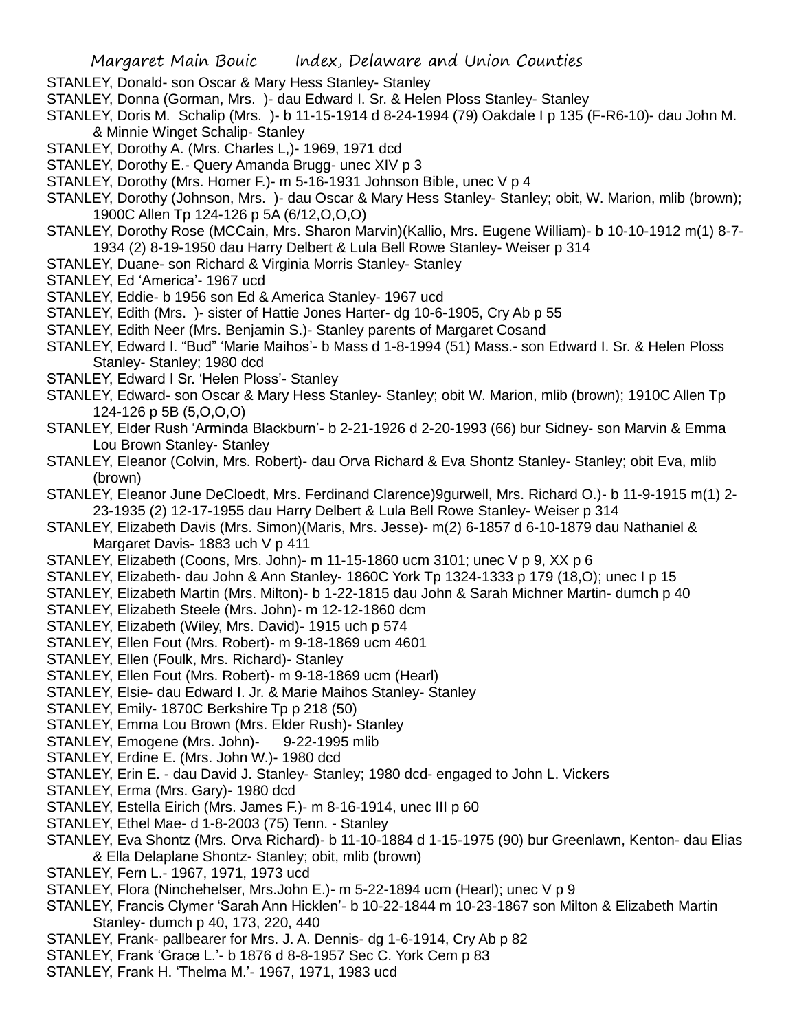STANLEY, Donald- son Oscar & Mary Hess Stanley- Stanley

STANLEY, Donna (Gorman, Mrs. )- dau Edward I. Sr. & Helen Ploss Stanley- Stanley

STANLEY, Doris M. Schalip (Mrs. )- b 11-15-1914 d 8-24-1994 (79) Oakdale I p 135 (F-R6-10)- dau John M. & Minnie Winget Schalip- Stanley

STANLEY, Dorothy A. (Mrs. Charles L,)- 1969, 1971 dcd

STANLEY, Dorothy E.- Query Amanda Brugg- unec XIV p 3

STANLEY, Dorothy (Mrs. Homer F.)- m 5-16-1931 Johnson Bible, unec V p 4

STANLEY, Dorothy (Johnson, Mrs. )- dau Oscar & Mary Hess Stanley- Stanley; obit, W. Marion, mlib (brown); 1900C Allen Tp 124-126 p 5A (6/12,O,O,O)

STANLEY, Dorothy Rose (MCCain, Mrs. Sharon Marvin)(Kallio, Mrs. Eugene William)- b 10-10-1912 m(1) 8-7-1934 (2) 8-19-1950 dau Harry Delbert & Lula Bell Rowe Stanley- Weiser p 314

STANLEY, Duane- son Richard & Virginia Morris Stanley- Stanley

STANLEY, Ed 'America'- 1967 ucd

STANLEY, Eddie- b 1956 son Ed & America Stanley- 1967 ucd

STANLEY, Edith (Mrs. )- sister of Hattie Jones Harter- dg 10-6-1905, Cry Ab p 55

STANLEY, Edith Neer (Mrs. Benjamin S.)- Stanley parents of Margaret Cosand

STANLEY, Edward I. "Bud" 'Marie Maihos'- b Mass d 1-8-1994 (51) Mass.- son Edward I. Sr. & Helen Ploss Stanley- Stanley; 1980 dcd

STANLEY, Edward I Sr. 'Helen Ploss'- Stanley

STANLEY, Edward- son Oscar & Mary Hess Stanley- Stanley; obit W. Marion, mlib (brown); 1910C Allen Tp 124-126 p 5B (5,O,O,O)

STANLEY, Elder Rush 'Arminda Blackburn'- b 2-21-1926 d 2-20-1993 (66) bur Sidney- son Marvin & Emma Lou Brown Stanley- Stanley

STANLEY, Eleanor (Colvin, Mrs. Robert)- dau Orva Richard & Eva Shontz Stanley- Stanley; obit Eva, mlib (brown)

STANLEY, Eleanor June DeCloedt, Mrs. Ferdinand Clarence)9gurwell, Mrs. Richard O.)- b 11-9-1915 m(1) 2-23-1935 (2) 12-17-1955 dau Harry Delbert & Lula Bell Rowe Stanley- Weiser p 314

STANLEY, Elizabeth Davis (Mrs. Simon)(Maris, Mrs. Jesse)- m(2) 6-1857 d 6-10-1879 dau Nathaniel & Margaret Davis- 1883 uch V p 411

STANLEY, Elizabeth (Coons, Mrs. John)- m 11-15-1860 ucm 3101; unec V p 9, XX p 6

STANLEY, Elizabeth- dau John & Ann Stanley- 1860C York Tp 1324-1333 p 179 (18,O); unec I p 15

STANLEY, Elizabeth Martin (Mrs. Milton)- b 1-22-1815 dau John & Sarah Michner Martin- dumch p 40

STANLEY, Elizabeth Steele (Mrs. John)- m 12-12-1860 dcm

STANLEY, Elizabeth (Wiley, Mrs. David)- 1915 uch p 574

STANLEY, Ellen Fout (Mrs. Robert)- m 9-18-1869 ucm 4601

STANLEY, Ellen (Foulk, Mrs. Richard)- Stanley

STANLEY, Ellen Fout (Mrs. Robert)- m 9-18-1869 ucm (Hearl)

STANLEY, Elsie- dau Edward I. Jr. & Marie Maihos Stanley- Stanley

STANLEY, Emily- 1870C Berkshire Tp p 218 (50)

STANLEY, Emma Lou Brown (Mrs. Elder Rush)- Stanley

STANLEY, Emogene (Mrs. John)- 9-22-1995 mlib

STANLEY, Erdine E. (Mrs. John W.)- 1980 dcd

STANLEY, Erin E. - dau David J. Stanley- Stanley; 1980 dcd- engaged to John L. Vickers

STANLEY, Erma (Mrs. Gary)- 1980 dcd

STANLEY, Estella Eirich (Mrs. James F.)- m 8-16-1914, unec III p 60

STANLEY, Ethel Mae- d 1-8-2003 (75) Tenn. - Stanley

STANLEY, Eva Shontz (Mrs. Orva Richard)- b 11-10-1884 d 1-15-1975 (90) bur Greenlawn, Kenton- dau Elias & Ella Delaplane Shontz- Stanley; obit, mlib (brown)

STANLEY, Fern L.- 1967, 1971, 1973 ucd

STANLEY, Flora (Ninchehelser, Mrs.John E.)- m 5-22-1894 ucm (Hearl); unec V p 9

STANLEY, Francis Clymer 'Sarah Ann Hicklen'- b 10-22-1844 m 10-23-1867 son Milton & Elizabeth Martin Stanley- dumch p 40, 173, 220, 440

STANLEY, Frank- pallbearer for Mrs. J. A. Dennis- dg 1-6-1914, Cry Ab p 82

STANLEY, Frank 'Grace L.'- b 1876 d 8-8-1957 Sec C. York Cem p 83

STANLEY, Frank H. 'Thelma M.'- 1967, 1971, 1983 ucd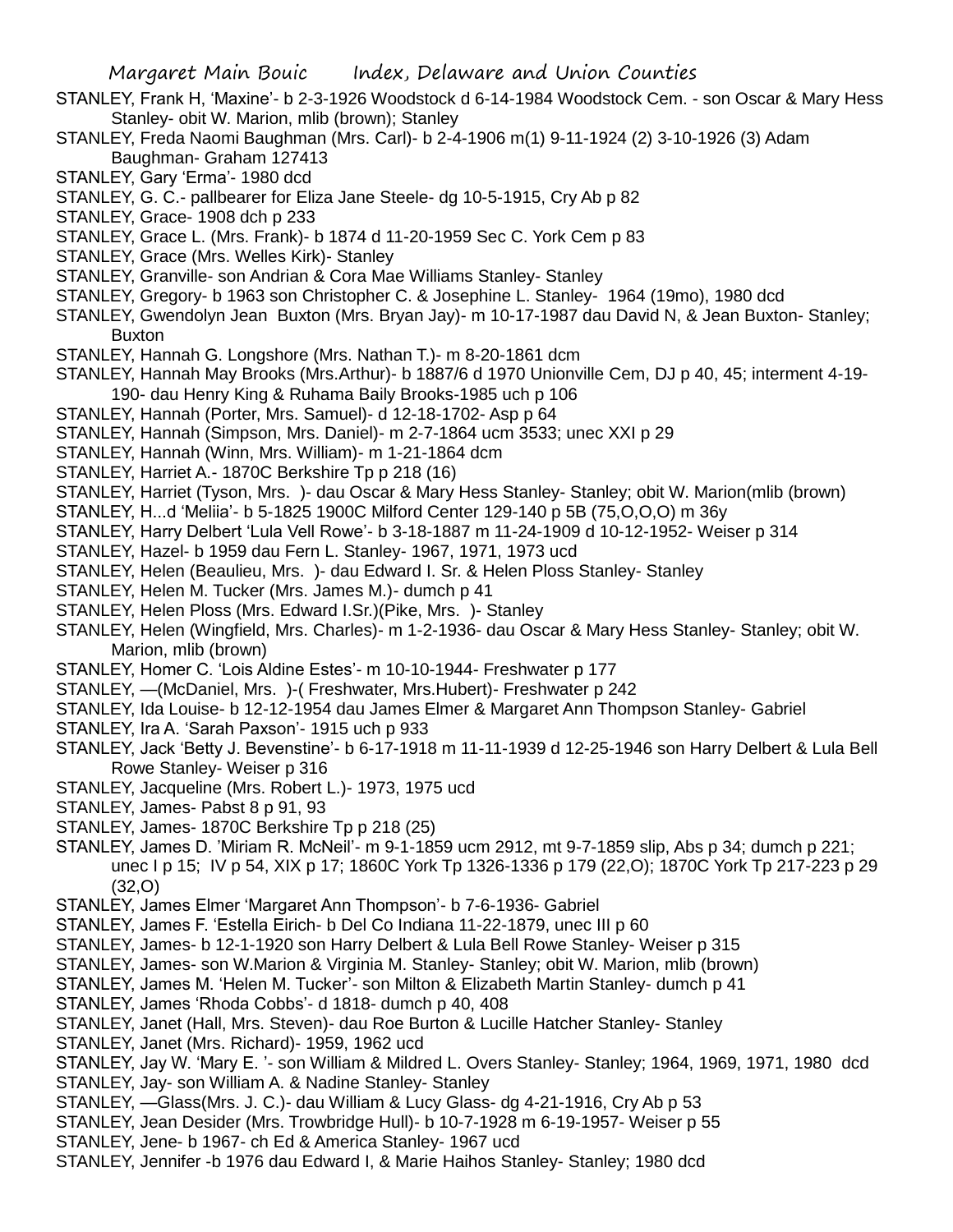STANLEY, Frank H, 'Maxine'- b 2-3-1926 Woodstock d 6-14-1984 Woodstock Cem. - son Oscar & Mary Hess Stanley- obit W. Marion, mlib (brown); Stanley

STANLEY, Freda Naomi Baughman (Mrs. Carl)- b 2-4-1906 m(1) 9-11-1924 (2) 3-10-1926 (3) Adam Baughman- Graham 127413

STANLEY, Gary 'Erma'- 1980 dcd

STANLEY, G. C.- pallbearer for Eliza Jane Steele- dg 10-5-1915, Cry Ab p 82

STANLEY, Grace- 1908 dch p 233

STANLEY, Grace L. (Mrs. Frank)- b 1874 d 11-20-1959 Sec C. York Cem p 83

STANLEY, Grace (Mrs. Welles Kirk)- Stanley

STANLEY, Granville- son Andrian & Cora Mae Williams Stanley- Stanley

STANLEY, Gregory- b 1963 son Christopher C. & Josephine L. Stanley- 1964 (19mo), 1980 dcd

STANLEY, Gwendolyn Jean Buxton (Mrs. Bryan Jay)- m 10-17-1987 dau David N, & Jean Buxton- Stanley; Buxton

STANLEY, Hannah G. Longshore (Mrs. Nathan T.)- m 8-20-1861 dcm

STANLEY, Hannah May Brooks (Mrs.Arthur)- b 1887/6 d 1970 Unionville Cem, DJ p 40, 45; interment 4-19-190- dau Henry King & Ruhama Baily Brooks-1985 uch p 106

STANLEY, Hannah (Porter, Mrs. Samuel)- d 12-18-1702- Asp p 64

STANLEY, Hannah (Simpson, Mrs. Daniel)- m 2-7-1864 ucm 3533; unec XXI p 29

STANLEY, Hannah (Winn, Mrs. William)- m 1-21-1864 dcm

STANLEY, Harriet A.- 1870C Berkshire Tp p 218 (16)

STANLEY, Harriet (Tyson, Mrs. )- dau Oscar & Mary Hess Stanley- Stanley; obit W. Marion(mlib (brown)

STANLEY, H...d 'Meliia'- b 5-1825 1900C Milford Center 129-140 p 5B (75,O,O,O) m 36y

STANLEY, Harry Delbert 'Lula Vell Rowe'- b 3-18-1887 m 11-24-1909 d 10-12-1952- Weiser p 314

STANLEY, Hazel- b 1959 dau Fern L. Stanley- 1967, 1971, 1973 ucd

STANLEY, Helen (Beaulieu, Mrs. )- dau Edward I. Sr. & Helen Ploss Stanley- Stanley

STANLEY, Helen M. Tucker (Mrs. James M.)- dumch p 41

STANLEY, Helen Ploss (Mrs. Edward I.Sr.)(Pike, Mrs. )- Stanley

STANLEY, Helen (Wingfield, Mrs. Charles)- m 1-2-1936- dau Oscar & Mary Hess Stanley- Stanley; obit W. Marion, mlib (brown)

STANLEY, Homer C. 'Lois Aldine Estes'- m 10-10-1944- Freshwater p 177

STANLEY, —(McDaniel, Mrs. )-( Freshwater, Mrs.Hubert)- Freshwater p 242

STANLEY, Ida Louise- b 12-12-1954 dau James Elmer & Margaret Ann Thompson Stanley- Gabriel

STANLEY, Ira A. 'Sarah Paxson'- 1915 uch p 933

STANLEY, Jack 'Betty J. Bevenstine'- b 6-17-1918 m 11-11-1939 d 12-25-1946 son Harry Delbert & Lula Bell Rowe Stanley- Weiser p 316

STANLEY, Jacqueline (Mrs. Robert L.)- 1973, 1975 ucd

STANLEY, James- Pabst 8 p 91, 93

STANLEY, James- 1870C Berkshire Tp p 218 (25)

STANLEY, James D. 'Miriam R. McNeil'- m 9-1-1859 ucm 2912, mt 9-7-1859 slip, Abs p 34; dumch p 221; unec I p 15; IV p 54, XIX p 17; 1860C York Tp 1326-1336 p 179 (22,O); 1870C York Tp 217-223 p 29 (32,O)

STANLEY, James Elmer 'Margaret Ann Thompson'- b 7-6-1936- Gabriel

STANLEY, James F. 'Estella Eirich- b Del Co Indiana 11-22-1879, unec III p 60

STANLEY, James- b 12-1-1920 son Harry Delbert & Lula Bell Rowe Stanley- Weiser p 315

STANLEY, James- son W.Marion & Virginia M. Stanley- Stanley; obit W. Marion, mlib (brown)

STANLEY, James M. 'Helen M. Tucker'- son Milton & Elizabeth Martin Stanley- dumch p 41

STANLEY, James 'Rhoda Cobbs'- d 1818- dumch p 40, 408

STANLEY, Janet (Hall, Mrs. Steven)- dau Roe Burton & Lucille Hatcher Stanley- Stanley

STANLEY, Janet (Mrs. Richard)- 1959, 1962 ucd

STANLEY, Jay W. 'Mary E. '- son William & Mildred L. Overs Stanley- Stanley; 1964, 1969, 1971, 1980 dcd

STANLEY, Jay- son William A. & Nadine Stanley- Stanley

STANLEY, —Glass(Mrs. J. C.)- dau William & Lucy Glass- dg 4-21-1916, Cry Ab p 53

STANLEY, Jean Desider (Mrs. Trowbridge Hull)- b 10-7-1928 m 6-19-1957- Weiser p 55

STANLEY, Jene- b 1967- ch Ed & America Stanley- 1967 ucd

STANLEY, Jennifer -b 1976 dau Edward I, & Marie Haihos Stanley- Stanley; 1980 dcd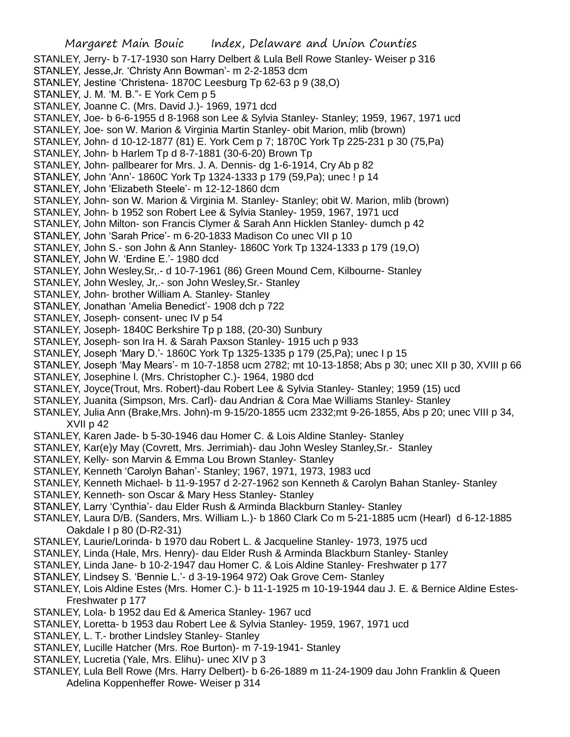STANLEY, Jerry- b 7-17-1930 son Harry Delbert & Lula Bell Rowe Stanley- Weiser p 316

STANLEY, Jesse,Jr. 'Christy Ann Bowman'- m 2-2-1853 dcm

STANLEY, Jestine 'Christena- 1870C Leesburg Tp 62-63 p 9 (38,O)

STANLEY, J. M. 'M. B."- E York Cem p 5

STANLEY, Joanne C. (Mrs. David J.)- 1969, 1971 dcd

STANLEY, Joe- b 6-6-1955 d 8-1968 son Lee & Sylvia Stanley- Stanley; 1959, 1967, 1971 ucd

STANLEY, Joe- son W. Marion & Virginia Martin Stanley- obit Marion, mlib (brown)

STANLEY, John- d 10-12-1877 (81) E. York Cem p 7; 1870C York Tp 225-231 p 30 (75,Pa)

STANLEY, John- b Harlem Tp d 8-7-1881 (30-6-20) Brown Tp

STANLEY, John- pallbearer for Mrs. J. A. Dennis- dg 1-6-1914, Cry Ab p 82

STANLEY, John 'Ann'- 1860C York Tp 1324-1333 p 179 (59,Pa); unec ! p 14

STANLEY, John 'Elizabeth Steele'- m 12-12-1860 dcm

STANLEY, John- son W. Marion & Virginia M. Stanley- Stanley; obit W. Marion, mlib (brown)

STANLEY, John- b 1952 son Robert Lee & Sylvia Stanley- 1959, 1967, 1971 ucd

STANLEY, John Milton- son Francis Clymer & Sarah Ann Hicklen Stanley- dumch p 42

STANLEY, John 'Sarah Price'- m 6-20-1833 Madison Co unec VII p 10

STANLEY, John S.- son John & Ann Stanley- 1860C York Tp 1324-1333 p 179 (19,O)

STANLEY, John W. 'Erdine E.'- 1980 dcd

STANLEY, John Wesley,Sr,.- d 10-7-1961 (86) Green Mound Cem, Kilbourne- Stanley

STANLEY, John Wesley, Jr,.- son John Wesley,Sr.- Stanley

STANLEY, John- brother William A. Stanley- Stanley

STANLEY, Jonathan 'Amelia Benedict'- 1908 dch p 722

STANLEY, Joseph- consent- unec IV p 54

STANLEY, Joseph- 1840C Berkshire Tp p 188, (20-30) Sunbury

STANLEY, Joseph- son Ira H. & Sarah Paxson Stanley- 1915 uch p 933

STANLEY, Joseph 'Mary D.'- 1860C York Tp 1325-1335 p 179 (25,Pa); unec I p 15

STANLEY, Joseph 'May Mears'- m 10-7-1858 ucm 2782; mt 10-13-1858; Abs p 30; unec XII p 30, XVIII p 66

STANLEY, Josephine l. (Mrs. Christopher C.)- 1964, 1980 dcd

STANLEY, Joyce(Trout, Mrs. Robert)-dau Robert Lee & Sylvia Stanley- Stanley; 1959 (15) ucd

STANLEY, Juanita (Simpson, Mrs. Carl)- dau Andrian & Cora Mae Williams Stanley- Stanley

STANLEY, Julia Ann (Brake,Mrs. John)-m 9-15/20-1855 ucm 2332;mt 9-26-1855, Abs p 20; unec VIII p 34, XVII p 42

STANLEY, Karen Jade- b 5-30-1946 dau Homer C. & Lois Aldine Stanley- Stanley

STANLEY, Kar(e)y May (Covrett, Mrs. Jerrimiah)- dau John Wesley Stanley,Sr.- Stanley

STANLEY, Kelly- son Marvin & Emma Lou Brown Stanley- Stanley

STANLEY, Kenneth 'Carolyn Bahan'- Stanley; 1967, 1971, 1973, 1983 ucd

STANLEY, Kenneth Michael- b 11-9-1957 d 2-27-1962 son Kenneth & Carolyn Bahan Stanley- Stanley

STANLEY, Kenneth- son Oscar & Mary Hess Stanley- Stanley

STANLEY, Larry 'Cynthia'- dau Elder Rush & Arminda Blackburn Stanley- Stanley

STANLEY, Laura D/B. (Sanders, Mrs. William L.)- b 1860 Clark Co m 5-21-1885 ucm (Hearl) d 6-12-1885 Oakdale I p 80 (D-R2-31)

STANLEY, Laurie/Lorinda- b 1970 dau Robert L. & Jacqueline Stanley- 1973, 1975 ucd

STANLEY, Linda (Hale, Mrs. Henry)- dau Elder Rush & Arminda Blackburn Stanley- Stanley

STANLEY, Linda Jane- b 10-2-1947 dau Homer C. & Lois Aldine Stanley- Freshwater p 177

STANLEY, Lindsey S. 'Bennie L.'- d 3-19-1964 972) Oak Grove Cem- Stanley

STANLEY, Lois Aldine Estes (Mrs. Homer C.)- b 11-1-1925 m 10-19-1944 dau J. E. & Bernice Aldine Estes- Freshwater p 177

STANLEY, Lola- b 1952 dau Ed & America Stanley- 1967 ucd

STANLEY, Loretta- b 1953 dau Robert Lee & Sylvia Stanley- 1959, 1967, 1971 ucd

STANLEY, L. T.- brother Lindsley Stanley- Stanley

STANLEY, Lucille Hatcher (Mrs. Roe Burton)- m 7-19-1941- Stanley

STANLEY, Lucretia (Yale, Mrs. Elihu)- unec XIV p 3

STANLEY, Lula Bell Rowe (Mrs. Harry Delbert)- b 6-26-1889 m 11-24-1909 dau John Franklin & Queen Adelina Koppenheffer Rowe- Weiser p 314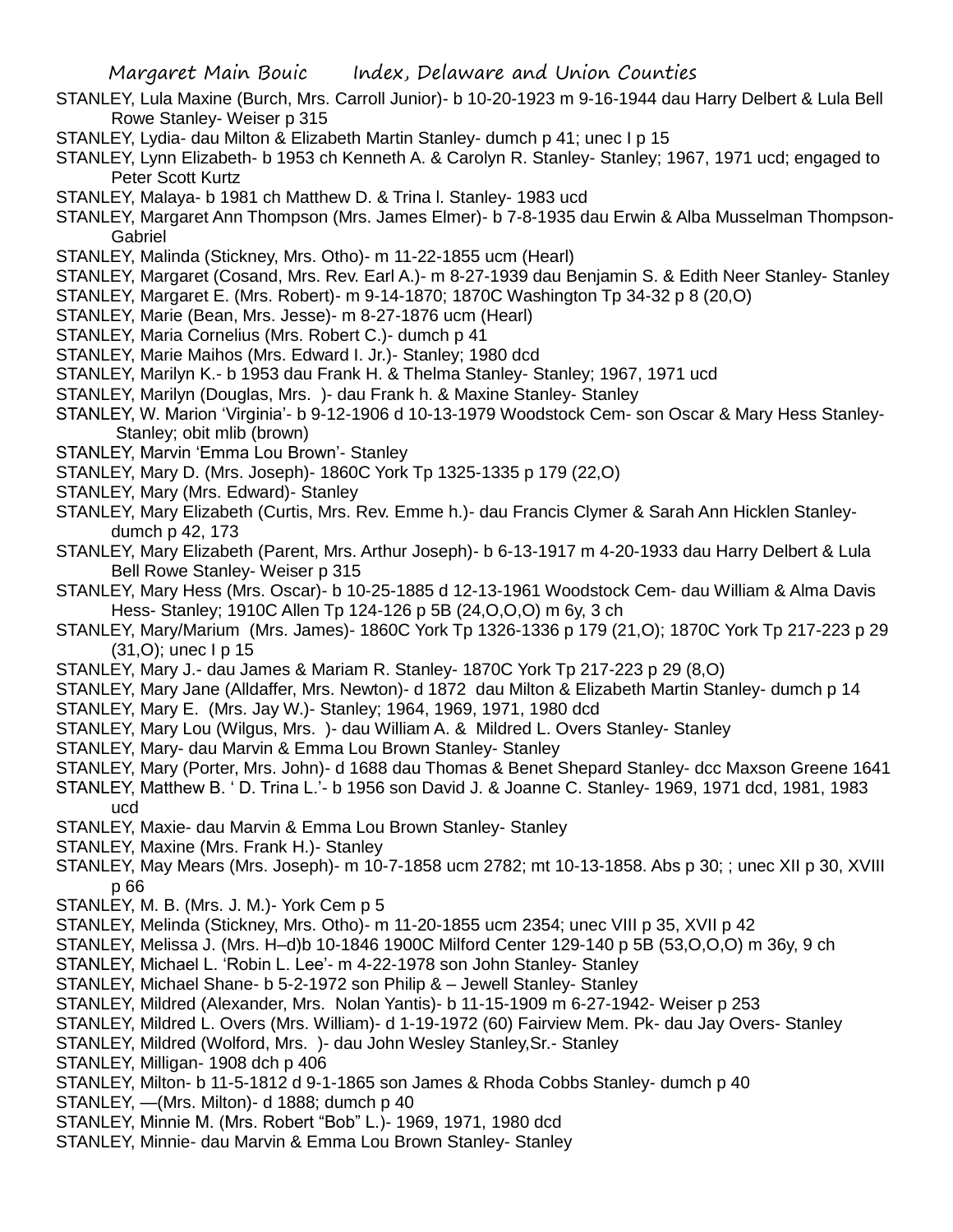STANLEY, Lula Maxine (Burch, Mrs. Carroll Junior)- b 10-20-1923 m 9-16-1944 dau Harry Delbert & Lula Bell Rowe Stanley- Weiser p 315

STANLEY, Lydia- dau Milton & Elizabeth Martin Stanley- dumch p 41; unec I p 15

STANLEY, Lynn Elizabeth- b 1953 ch Kenneth A. & Carolyn R. Stanley- Stanley; 1967, 1971 ucd; engaged to Peter Scott Kurtz

STANLEY, Malaya- b 1981 ch Matthew D. & Trina l. Stanley- 1983 ucd

STANLEY, Margaret Ann Thompson (Mrs. James Elmer)- b 7-8-1935 dau Erwin & Alba Musselman Thompson- Gabriel

STANLEY, Malinda (Stickney, Mrs. Otho)- m 11-22-1855 ucm (Hearl)

STANLEY, Margaret (Cosand, Mrs. Rev. Earl A.)- m 8-27-1939 dau Benjamin S. & Edith Neer Stanley- Stanley

STANLEY, Margaret E. (Mrs. Robert)- m 9-14-1870; 1870C Washington Tp 34-32 p 8 (20,O)

STANLEY, Marie (Bean, Mrs. Jesse)- m 8-27-1876 ucm (Hearl)

STANLEY, Maria Cornelius (Mrs. Robert C.)- dumch p 41

STANLEY, Marie Maihos (Mrs. Edward I. Jr.)- Stanley; 1980 dcd

STANLEY, Marilyn K.- b 1953 dau Frank H. & Thelma Stanley- Stanley; 1967, 1971 ucd

STANLEY, Marilyn (Douglas, Mrs. )- dau Frank h. & Maxine Stanley- Stanley

STANLEY, W. Marion 'Virginia'- b 9-12-1906 d 10-13-1979 Woodstock Cem- son Oscar & Mary Hess Stanley- Stanley; obit mlib (brown)

STANLEY, Marvin 'Emma Lou Brown'- Stanley

STANLEY, Mary D. (Mrs. Joseph)- 1860C York Tp 1325-1335 p 179 (22,O)

STANLEY, Mary (Mrs. Edward)- Stanley

STANLEY, Mary Elizabeth (Curtis, Mrs. Rev. Emme h.)- dau Francis Clymer & Sarah Ann Hicklen Stanley- dumch p 42, 173

STANLEY, Mary Elizabeth (Parent, Mrs. Arthur Joseph)- b 6-13-1917 m 4-20-1933 dau Harry Delbert & Lula Bell Rowe Stanley- Weiser p 315

STANLEY, Mary Hess (Mrs. Oscar)- b 10-25-1885 d 12-13-1961 Woodstock Cem- dau William & Alma Davis Hess- Stanley; 1910C Allen Tp 124-126 p 5B (24,O,O,O) m 6y, 3 ch

STANLEY, Mary/Marium (Mrs. James)- 1860C York Tp 1326-1336 p 179 (21,O); 1870C York Tp 217-223 p 29 (31,O); unec I p 15

STANLEY, Mary J.- dau James & Mariam R. Stanley- 1870C York Tp 217-223 p 29 (8,O)

STANLEY, Mary Jane (Alldaffer, Mrs. Newton)- d 1872 dau Milton & Elizabeth Martin Stanley- dumch p 14

STANLEY, Mary E. (Mrs. Jay W.)- Stanley; 1964, 1969, 1971, 1980 dcd

STANLEY, Mary Lou (Wilgus, Mrs. )- dau William A. & Mildred L. Overs Stanley- Stanley

STANLEY, Mary- dau Marvin & Emma Lou Brown Stanley- Stanley

STANLEY, Mary (Porter, Mrs. John)- d 1688 dau Thomas & Benet Shepard Stanley- dcc Maxson Greene 1641

STANLEY, Matthew B. ' D. Trina L.'- b 1956 son David J. & Joanne C. Stanley- 1969, 1971 dcd, 1981, 1983 ucd

STANLEY, Maxie- dau Marvin & Emma Lou Brown Stanley- Stanley

STANLEY, Maxine (Mrs. Frank H.)- Stanley

STANLEY, May Mears (Mrs. Joseph)- m 10-7-1858 ucm 2782; mt 10-13-1858. Abs p 30; ; unec XII p 30, XVIII p 66

STANLEY, M. B. (Mrs. J. M.)- York Cem p 5

STANLEY, Melinda (Stickney, Mrs. Otho)- m 11-20-1855 ucm 2354; unec VIII p 35, XVII p 42

STANLEY, Melissa J. (Mrs. H–d)b 10-1846 1900C Milford Center 129-140 p 5B (53,O,O,O) m 36y, 9 ch

STANLEY, Michael L. 'Robin L. Lee'- m 4-22-1978 son John Stanley- Stanley

STANLEY, Michael Shane- b 5-2-1972 son Philip & – Jewell Stanley- Stanley

STANLEY, Mildred (Alexander, Mrs. Nolan Yantis)- b 11-15-1909 m 6-27-1942- Weiser p 253

STANLEY, Mildred L. Overs (Mrs. William)- d 1-19-1972 (60) Fairview Mem. Pk- dau Jay Overs- Stanley

STANLEY, Mildred (Wolford, Mrs. )- dau John Wesley Stanley,Sr.- Stanley

STANLEY, Milligan- 1908 dch p 406

STANLEY, Milton- b 11-5-1812 d 9-1-1865 son James & Rhoda Cobbs Stanley- dumch p 40

STANLEY, —(Mrs. Milton)- d 1888; dumch p 40

STANLEY, Minnie M. (Mrs. Robert "Bob" L.)- 1969, 1971, 1980 dcd

STANLEY, Minnie- dau Marvin & Emma Lou Brown Stanley- Stanley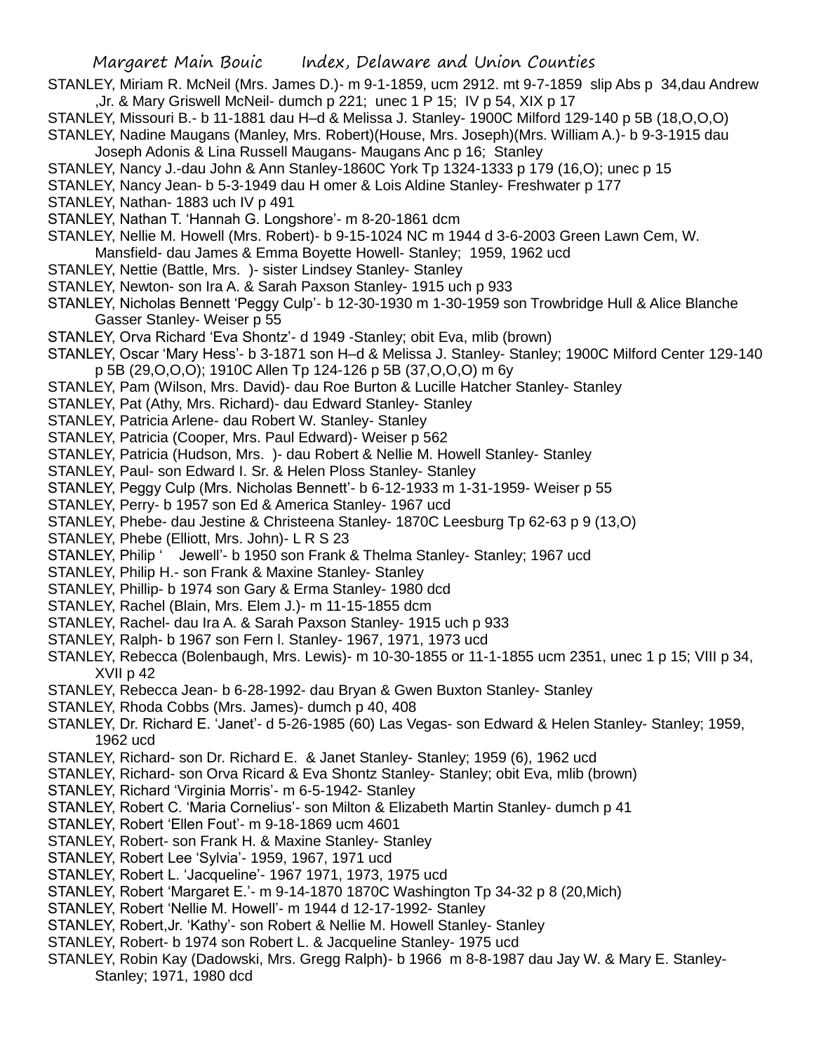STANLEY, Miriam R. McNeil (Mrs. James D.)- m 9-1-1859, ucm 2912. mt 9-7-1859 slip Abs p 34,dau Andrew ,Jr. & Mary Griswell McNeil- dumch p 221; unec 1 P 15; IV p 54, XIX p 17

STANLEY, Missouri B.- b 11-1881 dau H–d & Melissa J. Stanley- 1900C Milford 129-140 p 5B (18,O,O,O)

STANLEY, Nadine Maugans (Manley, Mrs. Robert)(House, Mrs. Joseph)(Mrs. William A.)- b 9-3-1915 dau Joseph Adonis & Lina Russell Maugans- Maugans Anc p 16; Stanley

STANLEY, Nancy J.-dau John & Ann Stanley-1860C York Tp 1324-1333 p 179 (16,O); unec p 15

STANLEY, Nancy Jean- b 5-3-1949 dau H omer & Lois Aldine Stanley- Freshwater p 177

STANLEY, Nathan- 1883 uch IV p 491

STANLEY, Nathan T. 'Hannah G. Longshore'- m 8-20-1861 dcm

STANLEY, Nellie M. Howell (Mrs. Robert)- b 9-15-1024 NC m 1944 d 3-6-2003 Green Lawn Cem, W. Mansfield- dau James & Emma Boyette Howell- Stanley; 1959, 1962 ucd

STANLEY, Nettie (Battle, Mrs. )- sister Lindsey Stanley- Stanley

STANLEY, Newton- son Ira A. & Sarah Paxson Stanley- 1915 uch p 933

STANLEY, Nicholas Bennett 'Peggy Culp'- b 12-30-1930 m 1-30-1959 son Trowbridge Hull & Alice Blanche Gasser Stanley- Weiser p 55

STANLEY, Orva Richard 'Eva Shontz'- d 1949 -Stanley; obit Eva, mlib (brown)

STANLEY, Oscar 'Mary Hess'- b 3-1871 son H–d & Melissa J. Stanley- Stanley; 1900C Milford Center 129-140 p 5B (29,O,O,O); 1910C Allen Tp 124-126 p 5B (37,O,O,O) m 6y

STANLEY, Pam (Wilson, Mrs. David)- dau Roe Burton & Lucille Hatcher Stanley- Stanley

STANLEY, Pat (Athy, Mrs. Richard)- dau Edward Stanley- Stanley

STANLEY, Patricia Arlene- dau Robert W. Stanley- Stanley

STANLEY, Patricia (Cooper, Mrs. Paul Edward)- Weiser p 562

STANLEY, Patricia (Hudson, Mrs. )- dau Robert & Nellie M. Howell Stanley- Stanley

STANLEY, Paul- son Edward I. Sr. & Helen Ploss Stanley- Stanley

STANLEY, Peggy Culp (Mrs. Nicholas Bennett'- b 6-12-1933 m 1-31-1959- Weiser p 55

STANLEY, Perry- b 1957 son Ed & America Stanley- 1967 ucd

STANLEY, Phebe- dau Jestine & Christeena Stanley- 1870C Leesburg Tp 62-63 p 9 (13,O)

STANLEY, Phebe (Elliott, Mrs. John)- L R S 23

STANLEY, Philip ' Jewell'- b 1950 son Frank & Thelma Stanley- Stanley; 1967 ucd

STANLEY, Philip H.- son Frank & Maxine Stanley- Stanley

STANLEY, Phillip- b 1974 son Gary & Erma Stanley- 1980 dcd

STANLEY, Rachel (Blain, Mrs. Elem J.)- m 11-15-1855 dcm

STANLEY, Rachel- dau Ira A. & Sarah Paxson Stanley- 1915 uch p 933

STANLEY, Ralph- b 1967 son Fern l. Stanley- 1967, 1971, 1973 ucd

STANLEY, Rebecca (Bolenbaugh, Mrs. Lewis)- m 10-30-1855 or 11-1-1855 ucm 2351, unec 1 p 15; VIII p 34, XVII p 42

STANLEY, Rebecca Jean- b 6-28-1992- dau Bryan & Gwen Buxton Stanley- Stanley

STANLEY, Rhoda Cobbs (Mrs. James)- dumch p 40, 408

STANLEY, Dr. Richard E. 'Janet'- d 5-26-1985 (60) Las Vegas- son Edward & Helen Stanley- Stanley; 1959, 1962 ucd

STANLEY, Richard- son Dr. Richard E. & Janet Stanley- Stanley; 1959 (6), 1962 ucd

STANLEY, Richard- son Orva Ricard & Eva Shontz Stanley- Stanley; obit Eva, mlib (brown)

STANLEY, Richard 'Virginia Morris'- m 6-5-1942- Stanley

STANLEY, Robert C. 'Maria Cornelius'- son Milton & Elizabeth Martin Stanley- dumch p 41

STANLEY, Robert 'Ellen Fout'- m 9-18-1869 ucm 4601

STANLEY, Robert- son Frank H. & Maxine Stanley- Stanley

STANLEY, Robert Lee 'Sylvia'- 1959, 1967, 1971 ucd

STANLEY, Robert L. 'Jacqueline'- 1967 1971, 1973, 1975 ucd

STANLEY, Robert 'Margaret E.'- m 9-14-1870 1870C Washington Tp 34-32 p 8 (20,Mich)

STANLEY, Robert 'Nellie M. Howell'- m 1944 d 12-17-1992- Stanley

STANLEY, Robert,Jr. 'Kathy'- son Robert & Nellie M. Howell Stanley- Stanley

STANLEY, Robert- b 1974 son Robert L. & Jacqueline Stanley- 1975 ucd

STANLEY, Robin Kay (Dadowski, Mrs. Gregg Ralph)- b 1966 m 8-8-1987 dau Jay W. & Mary E. Stanley- Stanley; 1971, 1980 dcd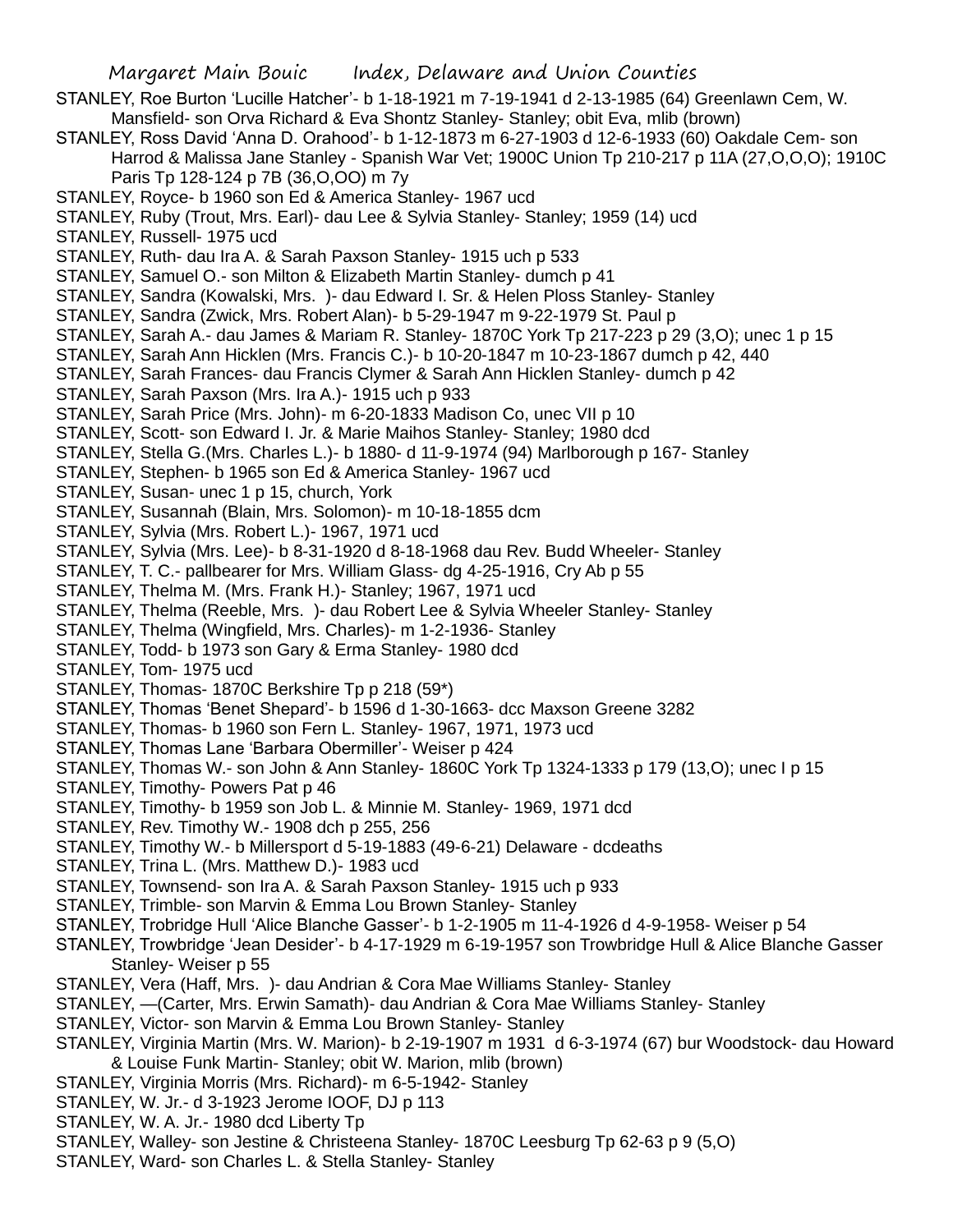STANLEY, Roe Burton 'Lucille Hatcher'- b 1-18-1921 m 7-19-1941 d 2-13-1985 (64) Greenlawn Cem, W. Mansfield- son Orva Richard & Eva Shontz Stanley- Stanley; obit Eva, mlib (brown)

STANLEY, Ross David 'Anna D. Orahood'- b 1-12-1873 m 6-27-1903 d 12-6-1933 (60) Oakdale Cem- son Harrod & Malissa Jane Stanley - Spanish War Vet; 1900C Union Tp 210-217 p 11A (27,O,O,O); 1910C Paris Tp 128-124 p 7B (36,O,OO) m 7y

STANLEY, Royce- b 1960 son Ed & America Stanley- 1967 ucd

STANLEY, Ruby (Trout, Mrs. Earl)- dau Lee & Sylvia Stanley- Stanley; 1959 (14) ucd

STANLEY, Russell- 1975 ucd

STANLEY, Ruth- dau Ira A. & Sarah Paxson Stanley- 1915 uch p 533

STANLEY, Samuel O.- son Milton & Elizabeth Martin Stanley- dumch p 41

STANLEY, Sandra (Kowalski, Mrs. )- dau Edward I. Sr. & Helen Ploss Stanley- Stanley

STANLEY, Sandra (Zwick, Mrs. Robert Alan)- b 5-29-1947 m 9-22-1979 St. Paul p

STANLEY, Sarah A.- dau James & Mariam R. Stanley- 1870C York Tp 217-223 p 29 (3,O); unec 1 p 15

STANLEY, Sarah Ann Hicklen (Mrs. Francis C.)- b 10-20-1847 m 10-23-1867 dumch p 42, 440

STANLEY, Sarah Frances- dau Francis Clymer & Sarah Ann Hicklen Stanley- dumch p 42

STANLEY, Sarah Paxson (Mrs. Ira A.)- 1915 uch p 933

STANLEY, Sarah Price (Mrs. John)- m 6-20-1833 Madison Co, unec VII p 10

STANLEY, Scott- son Edward I. Jr. & Marie Maihos Stanley- Stanley; 1980 dcd

STANLEY, Stella G.(Mrs. Charles L.)- b 1880- d 11-9-1974 (94) Marlborough p 167- Stanley

STANLEY, Stephen- b 1965 son Ed & America Stanley- 1967 ucd

STANLEY, Susan- unec 1 p 15, church, York

STANLEY, Susannah (Blain, Mrs. Solomon)- m 10-18-1855 dcm

STANLEY, Sylvia (Mrs. Robert L.)- 1967, 1971 ucd

STANLEY, Sylvia (Mrs. Lee)- b 8-31-1920 d 8-18-1968 dau Rev. Budd Wheeler- Stanley

STANLEY, T. C.- pallbearer for Mrs. William Glass- dg 4-25-1916, Cry Ab p 55

STANLEY, Thelma M. (Mrs. Frank H.)- Stanley; 1967, 1971 ucd

STANLEY, Thelma (Reeble, Mrs. )- dau Robert Lee & Sylvia Wheeler Stanley- Stanley

STANLEY, Thelma (Wingfield, Mrs. Charles)- m 1-2-1936- Stanley

STANLEY, Todd- b 1973 son Gary & Erma Stanley- 1980 dcd

STANLEY, Tom- 1975 ucd

STANLEY, Thomas- 1870C Berkshire Tp p 218 (59*)

STANLEY, Thomas 'Benet Shepard'- b 1596 d 1-30-1663- dcc Maxson Greene 3282

STANLEY, Thomas- b 1960 son Fern L. Stanley- 1967, 1971, 1973 ucd

STANLEY, Thomas Lane 'Barbara Obermiller'- Weiser p 424

STANLEY, Thomas W.- son John & Ann Stanley- 1860C York Tp 1324-1333 p 179 (13,O); unec I p 15

STANLEY, Timothy- Powers Pat p 46

STANLEY, Timothy- b 1959 son Job L. & Minnie M. Stanley- 1969, 1971 dcd

STANLEY, Rev. Timothy W.- 1908 dch p 255, 256

STANLEY, Timothy W.- b Millersport d 5-19-1883 (49-6-21) Delaware - dcdeaths

STANLEY, Trina L. (Mrs. Matthew D.)- 1983 ucd

STANLEY, Townsend- son Ira A. & Sarah Paxson Stanley- 1915 uch p 933

STANLEY, Trimble- son Marvin & Emma Lou Brown Stanley- Stanley

STANLEY, Trobridge Hull 'Alice Blanche Gasser'- b 1-2-1905 m 11-4-1926 d 4-9-1958- Weiser p 54

STANLEY, Trowbridge 'Jean Desider'- b 4-17-1929 m 6-19-1957 son Trowbridge Hull & Alice Blanche Gasser Stanley- Weiser p 55

STANLEY, Vera (Haff, Mrs. )- dau Andrian & Cora Mae Williams Stanley- Stanley

STANLEY, —(Carter, Mrs. Erwin Samath)- dau Andrian & Cora Mae Williams Stanley- Stanley

STANLEY, Victor- son Marvin & Emma Lou Brown Stanley- Stanley

STANLEY, Virginia Martin (Mrs. W. Marion)- b 2-19-1907 m 1931 d 6-3-1974 (67) bur Woodstock- dau Howard & Louise Funk Martin- Stanley; obit W. Marion, mlib (brown)

STANLEY, Virginia Morris (Mrs. Richard)- m 6-5-1942- Stanley

STANLEY, W. Jr.- d 3-1923 Jerome IOOF, DJ p 113

STANLEY, W. A. Jr.- 1980 dcd Liberty Tp

STANLEY, Walley- son Jestine & Christeena Stanley- 1870C Leesburg Tp 62-63 p 9 (5,O)

STANLEY, Ward- son Charles L. & Stella Stanley- Stanley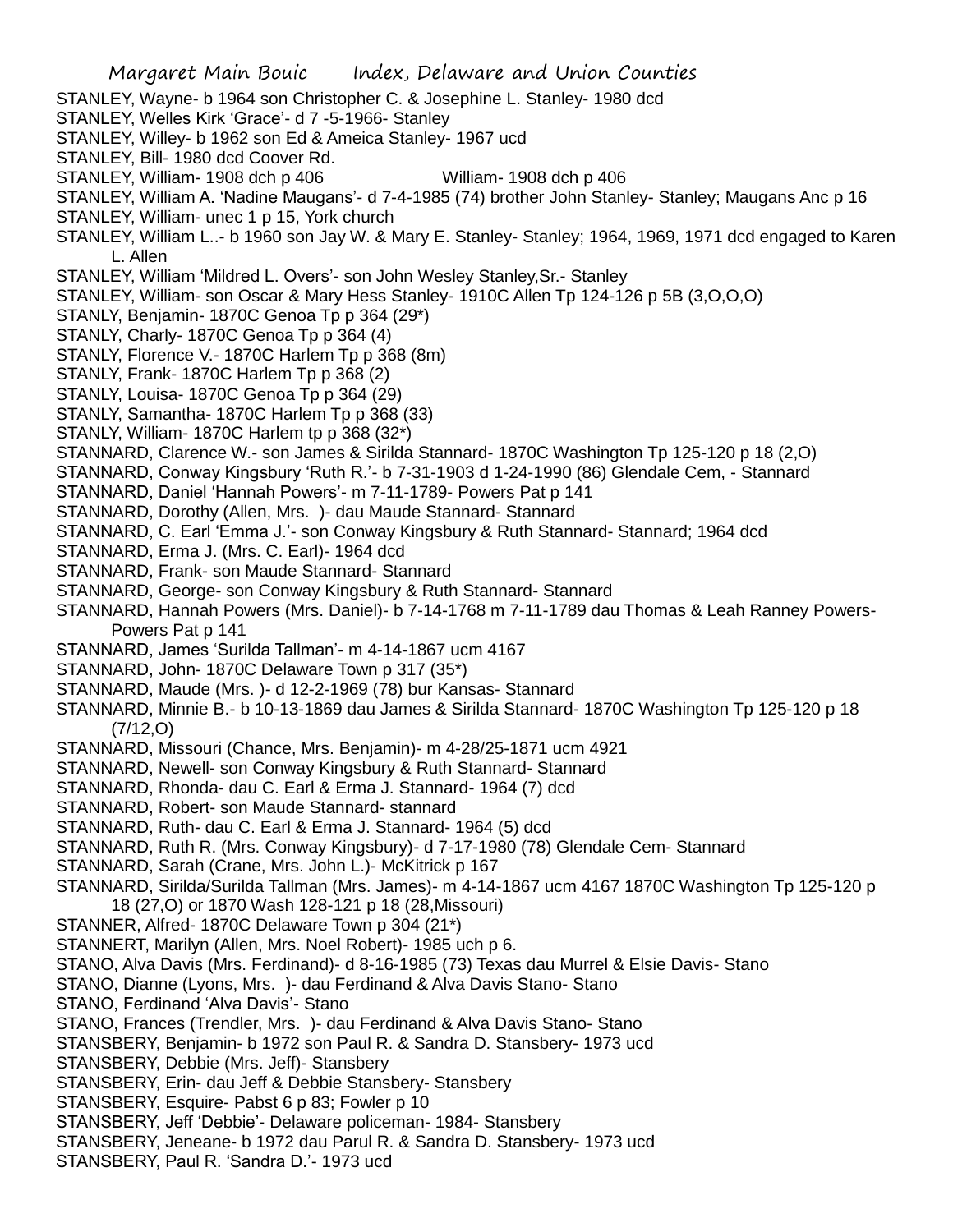STANLEY, Wayne- b 1964 son Christopher C. & Josephine L. Stanley- 1980 dcd
STANLEY, Welles Kirk 'Grace'- d 7 -5-1966- Stanley
STANLEY, Willey- b 1962 son Ed & Ameica Stanley- 1967 ucd
STANLEY, Bill- 1980 dcd Coover Rd.
STANLEY, William- 1908 dch p 406 William- 1908 dch p 406
STANLEY, William A. 'Nadine Maugans'- d 7-4-1985 (74) brother John Stanley- Stanley; Maugans Anc p 16
STANLEY, William- unec 1 p 15, York church
STANLEY, William L..- b 1960 son Jay W. & Mary E. Stanley- Stanley; 1964, 1969, 1971 dcd engaged to Karen L. Allen
STANLEY, William 'Mildred L. Overs'- son John Wesley Stanley,Sr.- Stanley
STANLEY, William- son Oscar & Mary Hess Stanley- 1910C Allen Tp 124-126 p 5B (3,O,O,O)
STANLY, Benjamin- 1870C Genoa Tp p 364 (29*)
STANLY, Charly- 1870C Genoa Tp p 364 (4)
STANLY, Florence V.- 1870C Harlem Tp p 368 (8m)
STANLY, Frank- 1870C Harlem Tp p 368 (2)
STANLY, Louisa- 1870C Genoa Tp p 364 (29)
STANLY, Samantha- 1870C Harlem Tp p 368 (33)
STANLY, William- 1870C Harlem tp p 368 (32*)
STANNARD, Clarence W.- son James & Sirilda Stannard- 1870C Washington Tp 125-120 p 18 (2,O)
STANNARD, Conway Kingsbury 'Ruth R.'- b 7-31-1903 d 1-24-1990 (86) Glendale Cem, - Stannard
STANNARD, Daniel 'Hannah Powers'- m 7-11-1789- Powers Pat p 141
STANNARD, Dorothy (Allen, Mrs. )- dau Maude Stannard- Stannard
STANNARD, C. Earl 'Emma J.'- son Conway Kingsbury & Ruth Stannard- Stannard; 1964 dcd
STANNARD, Erma J. (Mrs. C. Earl)- 1964 dcd
STANNARD, Frank- son Maude Stannard- Stannard
STANNARD, George- son Conway Kingsbury & Ruth Stannard- Stannard
STANNARD, Hannah Powers (Mrs. Daniel)- b 7-14-1768 m 7-11-1789 dau Thomas & Leah Ranney Powers- Powers Pat p 141
STANNARD, James 'Surilda Tallman'- m 4-14-1867 ucm 4167
STANNARD, John- 1870C Delaware Town p 317 (35*)
STANNARD, Maude (Mrs. )- d 12-2-1969 (78) bur Kansas- Stannard
STANNARD, Minnie B.- b 10-13-1869 dau James & Sirilda Stannard- 1870C Washington Tp 125-120 p 18 (7/12,O)
STANNARD, Missouri (Chance, Mrs. Benjamin)- m 4-28/25-1871 ucm 4921
STANNARD, Newell- son Conway Kingsbury & Ruth Stannard- Stannard
STANNARD, Rhonda- dau C. Earl & Erma J. Stannard- 1964 (7) dcd
STANNARD, Robert- son Maude Stannard- stannard
STANNARD, Ruth- dau C. Earl & Erma J. Stannard- 1964 (5) dcd
STANNARD, Ruth R. (Mrs. Conway Kingsbury)- d 7-17-1980 (78) Glendale Cem- Stannard
STANNARD, Sarah (Crane, Mrs. John L.)- McKitrick p 167
STANNARD, Sirilda/Surilda Tallman (Mrs. James)- m 4-14-1867 ucm 4167 1870C Washington Tp 125-120 p 18 (27,O) or 1870 Wash 128-121 p 18 (28,Missouri)
STANNER, Alfred- 1870C Delaware Town p 304 (21*)
STANNERT, Marilyn (Allen, Mrs. Noel Robert)- 1985 uch p 6.
STANO, Alva Davis (Mrs. Ferdinand)- d 8-16-1985 (73) Texas dau Murrel & Elsie Davis- Stano
STANO, Dianne (Lyons, Mrs. )- dau Ferdinand & Alva Davis Stano- Stano
STANO, Ferdinand 'Alva Davis'- Stano
STANO, Frances (Trendler, Mrs. )- dau Ferdinand & Alva Davis Stano- Stano
STANSBERY, Benjamin- b 1972 son Paul R. & Sandra D. Stansbery- 1973 ucd
STANSBERY, Debbie (Mrs. Jeff)- Stansbery
STANSBERY, Erin- dau Jeff & Debbie Stansbery- Stansbery
STANSBERY, Esquire- Pabst 6 p 83; Fowler p 10
STANSBERY, Jeff 'Debbie'- Delaware policeman- 1984- Stansbery
STANSBERY, Jeneane- b 1972 dau Parul R. & Sandra D. Stansbery- 1973 ucd
STANSBERY, Paul R. 'Sandra D.'- 1973 ucd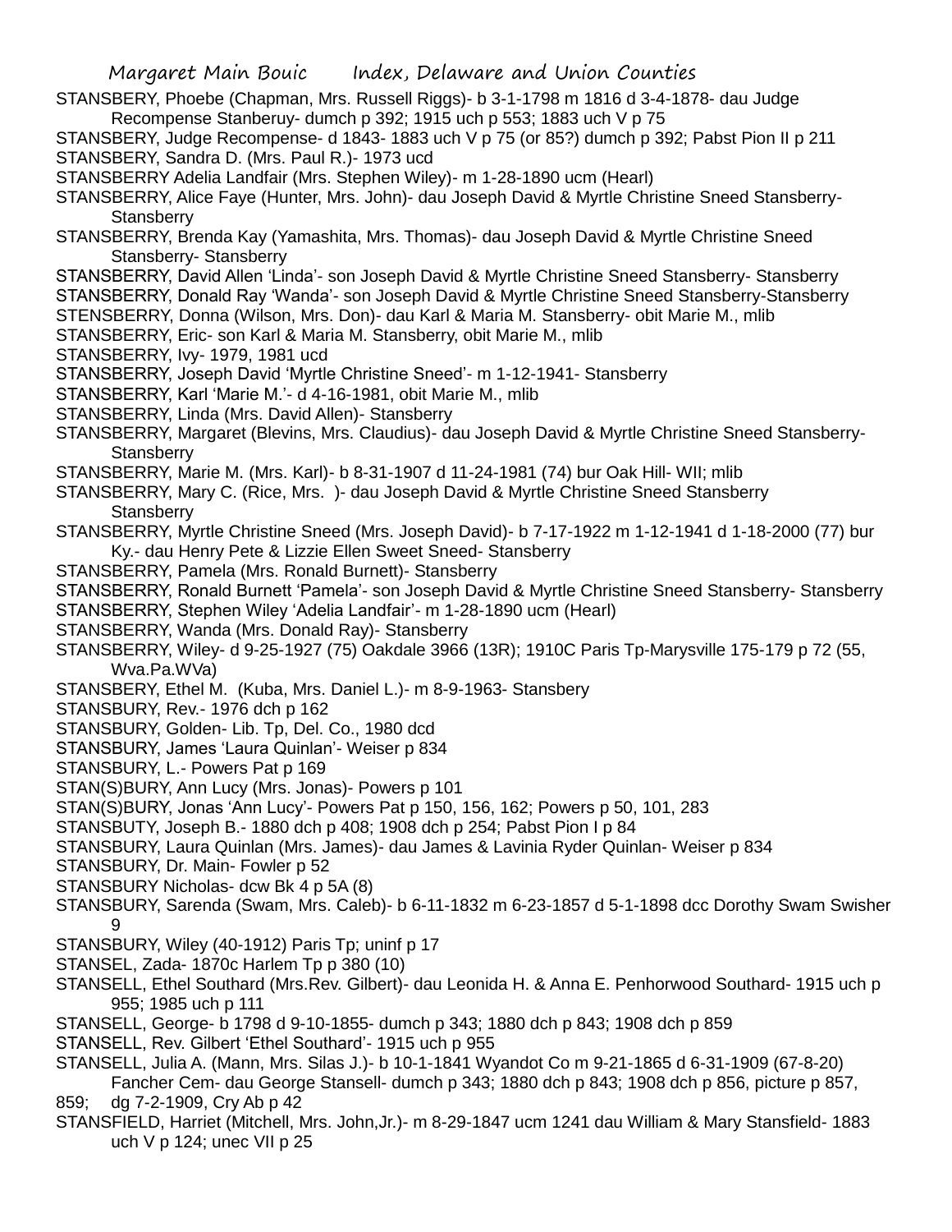STANSBERY, Phoebe (Chapman, Mrs. Russell Riggs)- b 3-1-1798 m 1816 d 3-4-1878- dau Judge Recompense Stanberuy- dumch p 392; 1915 uch p 553; 1883 uch V p 75

STANSBERY, Judge Recompense- d 1843- 1883 uch V p 75 (or 85?) dumch p 392; Pabst Pion II p 211

STANSBERY, Sandra D. (Mrs. Paul R.)- 1973 ucd

STANSBERRY Adelia Landfair (Mrs. Stephen Wiley)- m 1-28-1890 ucm (Hearl)

STANSBERRY, Alice Faye (Hunter, Mrs. John)- dau Joseph David & Myrtle Christine Sneed Stansberry- Stansberry

STANSBERRY, Brenda Kay (Yamashita, Mrs. Thomas)- dau Joseph David & Myrtle Christine Sneed Stansberry- Stansberry

STANSBERRY, David Allen 'Linda'- son Joseph David & Myrtle Christine Sneed Stansberry- Stansberry

STANSBERRY, Donald Ray 'Wanda'- son Joseph David & Myrtle Christine Sneed Stansberry-Stansberry

STENSBERRY, Donna (Wilson, Mrs. Don)- dau Karl & Maria M. Stansberry- obit Marie M., mlib

STANSBERRY, Eric- son Karl & Maria M. Stansberry, obit Marie M., mlib

STANSBERRY, Ivy- 1979, 1981 ucd

STANSBERRY, Joseph David 'Myrtle Christine Sneed'- m 1-12-1941- Stansberry

STANSBERRY, Karl 'Marie M.'- d 4-16-1981, obit Marie M., mlib

STANSBERRY, Linda (Mrs. David Allen)- Stansberry

STANSBERRY, Margaret (Blevins, Mrs. Claudius)- dau Joseph David & Myrtle Christine Sneed Stansberry- Stansberry

STANSBERRY, Marie M. (Mrs. Karl)- b 8-31-1907 d 11-24-1981 (74) bur Oak Hill- WII; mlib

STANSBERRY, Mary C. (Rice, Mrs. )- dau Joseph David & Myrtle Christine Sneed Stansberry Stansberry

STANSBERRY, Myrtle Christine Sneed (Mrs. Joseph David)- b 7-17-1922 m 1-12-1941 d 1-18-2000 (77) bur Ky.- dau Henry Pete & Lizzie Ellen Sweet Sneed- Stansberry

STANSBERRY, Pamela (Mrs. Ronald Burnett)- Stansberry

STANSBERRY, Ronald Burnett 'Pamela'- son Joseph David & Myrtle Christine Sneed Stansberry- Stansberry

STANSBERRY, Stephen Wiley 'Adelia Landfair'- m 1-28-1890 ucm (Hearl)

STANSBERRY, Wanda (Mrs. Donald Ray)- Stansberry

STANSBERRY, Wiley- d 9-25-1927 (75) Oakdale 3966 (13R); 1910C Paris Tp-Marysville 175-179 p 72 (55, Wva.Pa.WVa)

STANSBERY, Ethel M. (Kuba, Mrs. Daniel L.)- m 8-9-1963- Stansbery

STANSBURY, Rev.- 1976 dch p 162

STANSBURY, Golden- Lib. Tp, Del. Co., 1980 dcd

STANSBURY, James 'Laura Quinlan'- Weiser p 834

STANSBURY, L.- Powers Pat p 169

STAN(S)BURY, Ann Lucy (Mrs. Jonas)- Powers p 101

STAN(S)BURY, Jonas 'Ann Lucy'- Powers Pat p 150, 156, 162; Powers p 50, 101, 283

STANSBUTY, Joseph B.- 1880 dch p 408; 1908 dch p 254; Pabst Pion I p 84

STANSBURY, Laura Quinlan (Mrs. James)- dau James & Lavinia Ryder Quinlan- Weiser p 834

STANSBURY, Dr. Main- Fowler p 52

STANSBURY Nicholas- dcw Bk 4 p 5A (8)

STANSBURY, Sarenda (Swam, Mrs. Caleb)- b 6-11-1832 m 6-23-1857 d 5-1-1898 dcc Dorothy Swam Swisher 9

STANSBURY, Wiley (40-1912) Paris Tp; uninf p 17

STANSEL, Zada- 1870c Harlem Tp p 380 (10)

STANSELL, Ethel Southard (Mrs.Rev. Gilbert)- dau Leonida H. & Anna E. Penhorwood Southard- 1915 uch p 955; 1985 uch p 111

STANSELL, George- b 1798 d 9-10-1855- dumch p 343; 1880 dch p 843; 1908 dch p 859

STANSELL, Rev. Gilbert 'Ethel Southard'- 1915 uch p 955

STANSELL, Julia A. (Mann, Mrs. Silas J.)- b 10-1-1841 Wyandot Co m 9-21-1865 d 6-31-1909 (67-8-20) Fancher Cem- dau George Stansell- dumch p 343; 1880 dch p 843; 1908 dch p 856, picture p 857, 859; dg 7-2-1909, Cry Ab p 42

STANSFIELD, Harriet (Mitchell, Mrs. John,Jr.)- m 8-29-1847 ucm 1241 dau William & Mary Stansfield- 1883 uch V p 124; unec VII p 25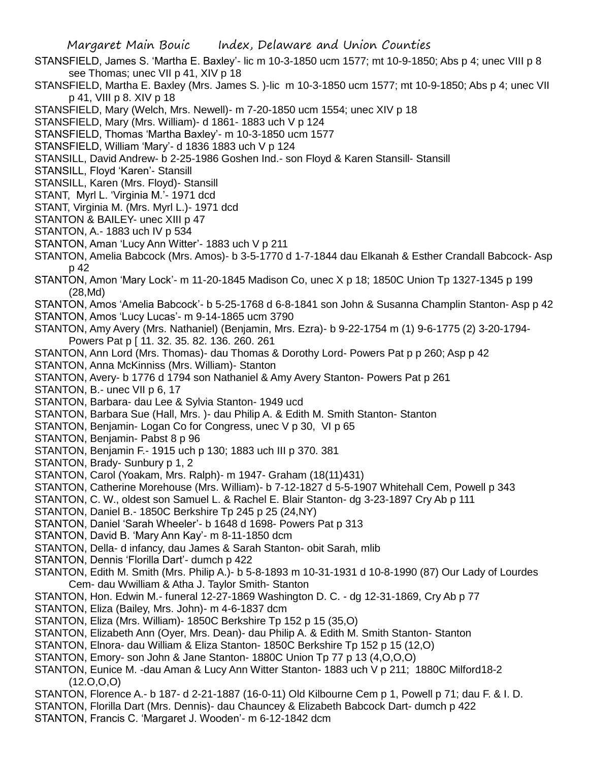STANSFIELD, James S. 'Martha E. Baxley'- lic m 10-3-1850 ucm 1577; mt 10-9-1850; Abs p 4; unec VIII p 8 see Thomas; unec VII p 41, XIV p 18

STANSFIELD, Martha E. Baxley (Mrs. James S. )-lic m 10-3-1850 ucm 1577; mt 10-9-1850; Abs p 4; unec VII p 41, VIII p 8. XIV p 18

STANSFIELD, Mary (Welch, Mrs. Newell)- m 7-20-1850 ucm 1554; unec XIV p 18

STANSFIELD, Mary (Mrs. William)- d 1861- 1883 uch V p 124

STANSFIELD, Thomas 'Martha Baxley'- m 10-3-1850 ucm 1577

STANSFIELD, William 'Mary'- d 1836 1883 uch V p 124

STANSILL, David Andrew- b 2-25-1986 Goshen Ind.- son Floyd & Karen Stansill- Stansill

STANSILL, Floyd 'Karen'- Stansill

STANSILL, Karen (Mrs. Floyd)- Stansill

STANT, Myrl L. 'Virginia M.'- 1971 dcd

STANT, Virginia M. (Mrs. Myrl L.)- 1971 dcd

STANTON & BAILEY- unec XIII p 47

STANTON, A.- 1883 uch IV p 534

STANTON, Aman 'Lucy Ann Witter'- 1883 uch V p 211

STANTON, Amelia Babcock (Mrs. Amos)- b 3-5-1770 d 1-7-1844 dau Elkanah & Esther Crandall Babcock- Asp p 42

STANTON, Amon 'Mary Lock'- m 11-20-1845 Madison Co, unec X p 18; 1850C Union Tp 1327-1345 p 199 (28,Md)

STANTON, Amos 'Amelia Babcock'- b 5-25-1768 d 6-8-1841 son John & Susanna Champlin Stanton- Asp p 42

STANTON, Amos 'Lucy Lucas'- m 9-14-1865 ucm 3790

STANTON, Amy Avery (Mrs. Nathaniel) (Benjamin, Mrs. Ezra)- b 9-22-1754 m (1) 9-6-1775 (2) 3-20-1794- Powers Pat p [ 11. 32. 35. 82. 136. 260. 261

STANTON, Ann Lord (Mrs. Thomas)- dau Thomas & Dorothy Lord- Powers Pat p p 260; Asp p 42

STANTON, Anna McKinniss (Mrs. William)- Stanton

STANTON, Avery- b 1776 d 1794 son Nathaniel & Amy Avery Stanton- Powers Pat p 261

STANTON, B.- unec VII p 6, 17

STANTON, Barbara- dau Lee & Sylvia Stanton- 1949 ucd

STANTON, Barbara Sue (Hall, Mrs. )- dau Philip A. & Edith M. Smith Stanton- Stanton

STANTON, Benjamin- Logan Co for Congress, unec V p 30, VI p 65

STANTON, Benjamin- Pabst 8 p 96

STANTON, Benjamin F.- 1915 uch p 130; 1883 uch III p 370. 381

STANTON, Brady- Sunbury p 1, 2

STANTON, Carol (Yoakam, Mrs. Ralph)- m 1947- Graham (18(11)431)

STANTON, Catherine Morehouse (Mrs. William)- b 7-12-1827 d 5-5-1907 Whitehall Cem, Powell p 343

STANTON, C. W., oldest son Samuel L. & Rachel E. Blair Stanton- dg 3-23-1897 Cry Ab p 111

STANTON, Daniel B.- 1850C Berkshire Tp 245 p 25 (24,NY)

STANTON, Daniel 'Sarah Wheeler'- b 1648 d 1698- Powers Pat p 313

STANTON, David B. 'Mary Ann Kay'- m 8-11-1850 dcm

STANTON, Della- d infancy, dau James & Sarah Stanton- obit Sarah, mlib

STANTON, Dennis 'Florilla Dart'- dumch p 422

STANTON, Edith M. Smith (Mrs. Philip A.)- b 5-8-1893 m 10-31-1931 d 10-8-1990 (87) Our Lady of Lourdes Cem- dau Wwilliam & Atha J. Taylor Smith- Stanton

STANTON, Hon. Edwin M.- funeral 12-27-1869 Washington D. C. - dg 12-31-1869, Cry Ab p 77

STANTON, Eliza (Bailey, Mrs. John)- m 4-6-1837 dcm

STANTON, Eliza (Mrs. William)- 1850C Berkshire Tp 152 p 15 (35,O)

STANTON, Elizabeth Ann (Oyer, Mrs. Dean)- dau Philip A. & Edith M. Smith Stanton- Stanton

STANTON, Elnora- dau William & Eliza Stanton- 1850C Berkshire Tp 152 p 15 (12,O)

STANTON, Emory- son John & Jane Stanton- 1880C Union Tp 77 p 13 (4,O,O,O)

STANTON, Eunice M. -dau Aman & Lucy Ann Witter Stanton- 1883 uch V p 211; 1880C Milford18-2 (12.O,O,O)

STANTON, Florence A.- b 187- d 2-21-1887 (16-0-11) Old Kilbourne Cem p 1, Powell p 71; dau F. & I. D.

STANTON, Florilla Dart (Mrs. Dennis)- dau Chauncey & Elizabeth Babcock Dart- dumch p 422

STANTON, Francis C. 'Margaret J. Wooden'- m 6-12-1842 dcm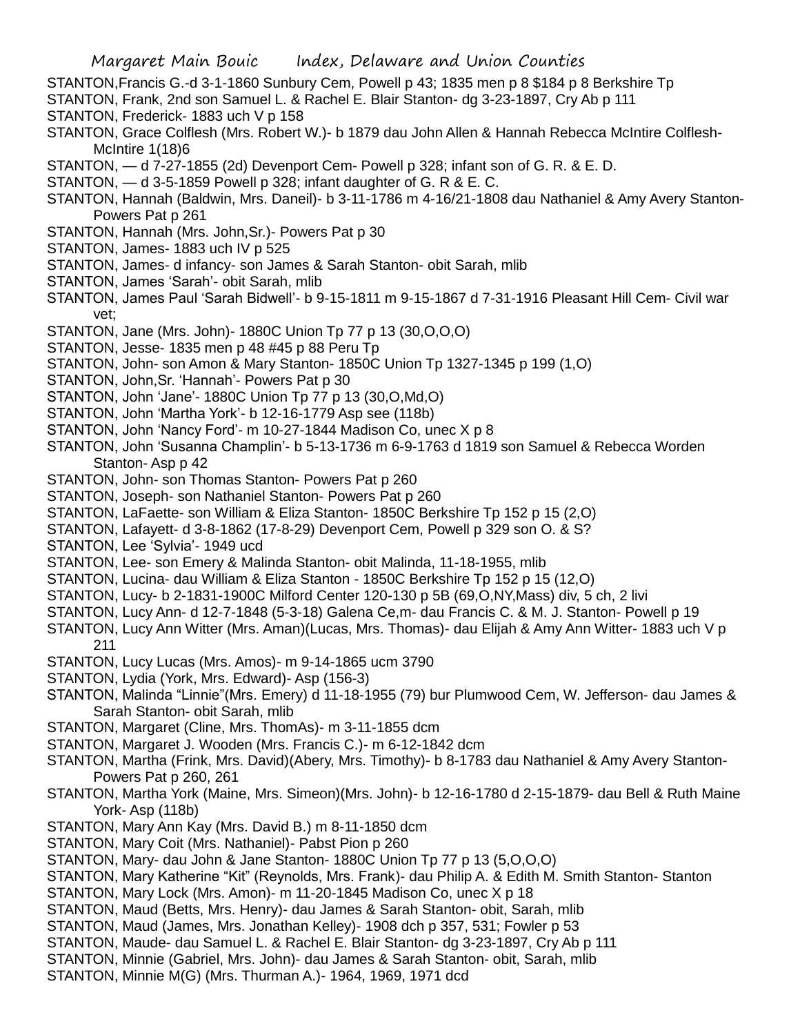STANTON,Francis G.-d 3-1-1860 Sunbury Cem, Powell p 43; 1835 men p 8 $184 p 8 Berkshire Tp

STANTON, Frank, 2nd son Samuel L. & Rachel E. Blair Stanton- dg 3-23-1897, Cry Ab p 111

STANTON, Frederick- 1883 uch V p 158

STANTON, Grace Colflesh (Mrs. Robert W.)- b 1879 dau John Allen & Hannah Rebecca McIntire Colflesh-McIntire 1(18)6

STANTON, — d 7-27-1855 (2d) Devenport Cem- Powell p 328; infant son of G. R. & E. D.

STANTON, — d 3-5-1859 Powell p 328; infant daughter of G. R & E. C.

STANTON, Hannah (Baldwin, Mrs. Daneil)- b 3-11-1786 m 4-16/21-1808 dau Nathaniel & Amy Avery Stanton-Powers Pat p 261

STANTON, Hannah (Mrs. John,Sr.)- Powers Pat p 30

STANTON, James- 1883 uch IV p 525

STANTON, James- d infancy- son James & Sarah Stanton- obit Sarah, mlib

STANTON, James 'Sarah'- obit Sarah, mlib

STANTON, James Paul 'Sarah Bidwell'- b 9-15-1811 m 9-15-1867 d 7-31-1916 Pleasant Hill Cem- Civil war vet;

STANTON, Jane (Mrs. John)- 1880C Union Tp 77 p 13 (30,O,O,O)

STANTON, Jesse- 1835 men p 48 #45 p 88 Peru Tp

STANTON, John- son Amon & Mary Stanton- 1850C Union Tp 1327-1345 p 199 (1,O)

STANTON, John,Sr. 'Hannah'- Powers Pat p 30

STANTON, John 'Jane'- 1880C Union Tp 77 p 13 (30,O,Md,O)

STANTON, John 'Martha York'- b 12-16-1779 Asp see (118b)

STANTON, John 'Nancy Ford'- m 10-27-1844 Madison Co, unec X p 8

STANTON, John 'Susanna Champlin'- b 5-13-1736 m 6-9-1763 d 1819 son Samuel & Rebecca Worden Stanton- Asp p 42

STANTON, John- son Thomas Stanton- Powers Pat p 260

STANTON, Joseph- son Nathaniel Stanton- Powers Pat p 260

STANTON, LaFaette- son William & Eliza Stanton- 1850C Berkshire Tp 152 p 15 (2,O)

STANTON, Lafayett- d 3-8-1862 (17-8-29) Devenport Cem, Powell p 329 son O. & S?

STANTON, Lee 'Sylvia'- 1949 ucd

STANTON, Lee- son Emery & Malinda Stanton- obit Malinda, 11-18-1955, mlib

STANTON, Lucina- dau William & Eliza Stanton - 1850C Berkshire Tp 152 p 15 (12,O)

STANTON, Lucy- b 2-1831-1900C Milford Center 120-130 p 5B (69,O,NY,Mass) div, 5 ch, 2 livi

STANTON, Lucy Ann- d 12-7-1848 (5-3-18) Galena Ce,m- dau Francis C. & M. J. Stanton- Powell p 19

STANTON, Lucy Ann Witter (Mrs. Aman)(Lucas, Mrs. Thomas)- dau Elijah & Amy Ann Witter- 1883 uch V p 211

STANTON, Lucy Lucas (Mrs. Amos)- m 9-14-1865 ucm 3790

STANTON, Lydia (York, Mrs. Edward)- Asp (156-3)

STANTON, Malinda "Linnie"(Mrs. Emery) d 11-18-1955 (79) bur Plumwood Cem, W. Jefferson- dau James & Sarah Stanton- obit Sarah, mlib

STANTON, Margaret (Cline, Mrs. ThomAs)- m 3-11-1855 dcm

STANTON, Margaret J. Wooden (Mrs. Francis C.)- m 6-12-1842 dcm

STANTON, Martha (Frink, Mrs. David)(Abery, Mrs. Timothy)- b 8-1783 dau Nathaniel & Amy Avery Stanton-Powers Pat p 260, 261

STANTON, Martha York (Maine, Mrs. Simeon)(Mrs. John)- b 12-16-1780 d 2-15-1879- dau Bell & Ruth Maine York- Asp (118b)

STANTON, Mary Ann Kay (Mrs. David B.) m 8-11-1850 dcm

STANTON, Mary Coit (Mrs. Nathaniel)- Pabst Pion p 260

STANTON, Mary- dau John & Jane Stanton- 1880C Union Tp 77 p 13 (5,O,O,O)

STANTON, Mary Katherine "Kit" (Reynolds, Mrs. Frank)- dau Philip A. & Edith M. Smith Stanton- Stanton

STANTON, Mary Lock (Mrs. Amon)- m 11-20-1845 Madison Co, unec X p 18

STANTON, Maud (Betts, Mrs. Henry)- dau James & Sarah Stanton- obit, Sarah, mlib

STANTON, Maud (James, Mrs. Jonathan Kelley)- 1908 dch p 357, 531; Fowler p 53

STANTON, Maude- dau Samuel L. & Rachel E. Blair Stanton- dg 3-23-1897, Cry Ab p 111

STANTON, Minnie (Gabriel, Mrs. John)- dau James & Sarah Stanton- obit, Sarah, mlib

STANTON, Minnie M(G) (Mrs. Thurman A.)- 1964, 1969, 1971 dcd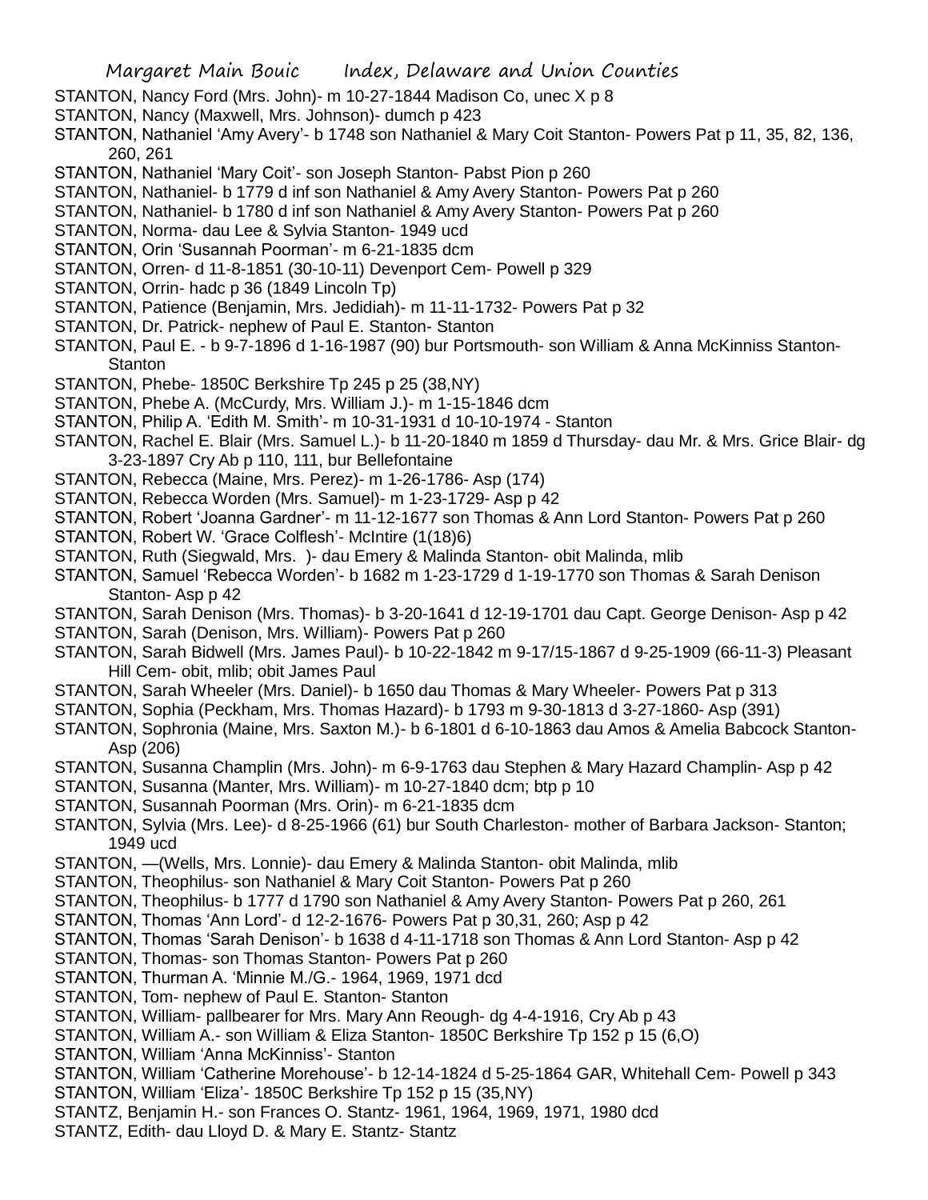STANTON, Nancy Ford (Mrs. John)- m 10-27-1844 Madison Co, unec X p 8

STANTON, Nancy (Maxwell, Mrs. Johnson)- dumch p 423

STANTON, Nathaniel 'Amy Avery'- b 1748 son Nathaniel & Mary Coit Stanton- Powers Pat p 11, 35, 82, 136, 260, 261

STANTON, Nathaniel 'Mary Coit'- son Joseph Stanton- Pabst Pion p 260

STANTON, Nathaniel- b 1779 d inf son Nathaniel & Amy Avery Stanton- Powers Pat p 260

STANTON, Nathaniel- b 1780 d inf son Nathaniel & Amy Avery Stanton- Powers Pat p 260

STANTON, Norma- dau Lee & Sylvia Stanton- 1949 ucd

STANTON, Orin 'Susannah Poorman'- m 6-21-1835 dcm

STANTON, Orren- d 11-8-1851 (30-10-11) Devenport Cem- Powell p 329

STANTON, Orrin- hadc p 36 (1849 Lincoln Tp)

STANTON, Patience (Benjamin, Mrs. Jedidiah)- m 11-11-1732- Powers Pat p 32

STANTON, Dr. Patrick- nephew of Paul E. Stanton- Stanton

STANTON, Paul E. - b 9-7-1896 d 1-16-1987 (90) bur Portsmouth- son William & Anna McKinniss Stanton- Stanton

STANTON, Phebe- 1850C Berkshire Tp 245 p 25 (38,NY)

STANTON, Phebe A. (McCurdy, Mrs. William J.)- m 1-15-1846 dcm

STANTON, Philip A. 'Edith M. Smith'- m 10-31-1931 d 10-10-1974 - Stanton

STANTON, Rachel E. Blair (Mrs. Samuel L.)- b 11-20-1840 m 1859 d Thursday- dau Mr. & Mrs. Grice Blair- dg 3-23-1897 Cry Ab p 110, 111, bur Bellefontaine

STANTON, Rebecca (Maine, Mrs. Perez)- m 1-26-1786- Asp (174)

STANTON, Rebecca Worden (Mrs. Samuel)- m 1-23-1729- Asp p 42

STANTON, Robert 'Joanna Gardner'- m 11-12-1677 son Thomas & Ann Lord Stanton- Powers Pat p 260

STANTON, Robert W. 'Grace Colflesh'- McIntire (1(18)6)

STANTON, Ruth (Siegwald, Mrs. )- dau Emery & Malinda Stanton- obit Malinda, mlib

STANTON, Samuel 'Rebecca Worden'- b 1682 m 1-23-1729 d 1-19-1770 son Thomas & Sarah Denison Stanton- Asp p 42

STANTON, Sarah Denison (Mrs. Thomas)- b 3-20-1641 d 12-19-1701 dau Capt. George Denison- Asp p 42

STANTON, Sarah (Denison, Mrs. William)- Powers Pat p 260

STANTON, Sarah Bidwell (Mrs. James Paul)- b 10-22-1842 m 9-17/15-1867 d 9-25-1909 (66-11-3) Pleasant Hill Cem- obit, mlib; obit James Paul

STANTON, Sarah Wheeler (Mrs. Daniel)- b 1650 dau Thomas & Mary Wheeler- Powers Pat p 313

STANTON, Sophia (Peckham, Mrs. Thomas Hazard)- b 1793 m 9-30-1813 d 3-27-1860- Asp (391)

STANTON, Sophronia (Maine, Mrs. Saxton M.)- b 6-1801 d 6-10-1863 dau Amos & Amelia Babcock Stanton- Asp (206)

STANTON, Susanna Champlin (Mrs. John)- m 6-9-1763 dau Stephen & Mary Hazard Champlin- Asp p 42

STANTON, Susanna (Manter, Mrs. William)- m 10-27-1840 dcm; btp p 10

STANTON, Susannah Poorman (Mrs. Orin)- m 6-21-1835 dcm

STANTON, Sylvia (Mrs. Lee)- d 8-25-1966 (61) bur South Charleston- mother of Barbara Jackson- Stanton; 1949 ucd

STANTON, —(Wells, Mrs. Lonnie)- dau Emery & Malinda Stanton- obit Malinda, mlib

STANTON, Theophilus- son Nathaniel & Mary Coit Stanton- Powers Pat p 260

STANTON, Theophilus- b 1777 d 1790 son Nathaniel & Amy Avery Stanton- Powers Pat p 260, 261

STANTON, Thomas 'Ann Lord'- d 12-2-1676- Powers Pat p 30,31, 260; Asp p 42

STANTON, Thomas 'Sarah Denison'- b 1638 d 4-11-1718 son Thomas & Ann Lord Stanton- Asp p 42

STANTON, Thomas- son Thomas Stanton- Powers Pat p 260

STANTON, Thurman A. 'Minnie M./G.- 1964, 1969, 1971 dcd

STANTON, Tom- nephew of Paul E. Stanton- Stanton

STANTON, William- pallbearer for Mrs. Mary Ann Reough- dg 4-4-1916, Cry Ab p 43

STANTON, William A.- son William & Eliza Stanton- 1850C Berkshire Tp 152 p 15 (6,O)

STANTON, William 'Anna McKinniss'- Stanton

STANTON, William 'Catherine Morehouse'- b 12-14-1824 d 5-25-1864 GAR, Whitehall Cem- Powell p 343

STANTON, William 'Eliza'- 1850C Berkshire Tp 152 p 15 (35,NY)

STANTZ, Benjamin H.- son Frances O. Stantz- 1961, 1964, 1969, 1971, 1980 dcd

STANTZ, Edith- dau Lloyd D. & Mary E. Stantz- Stantz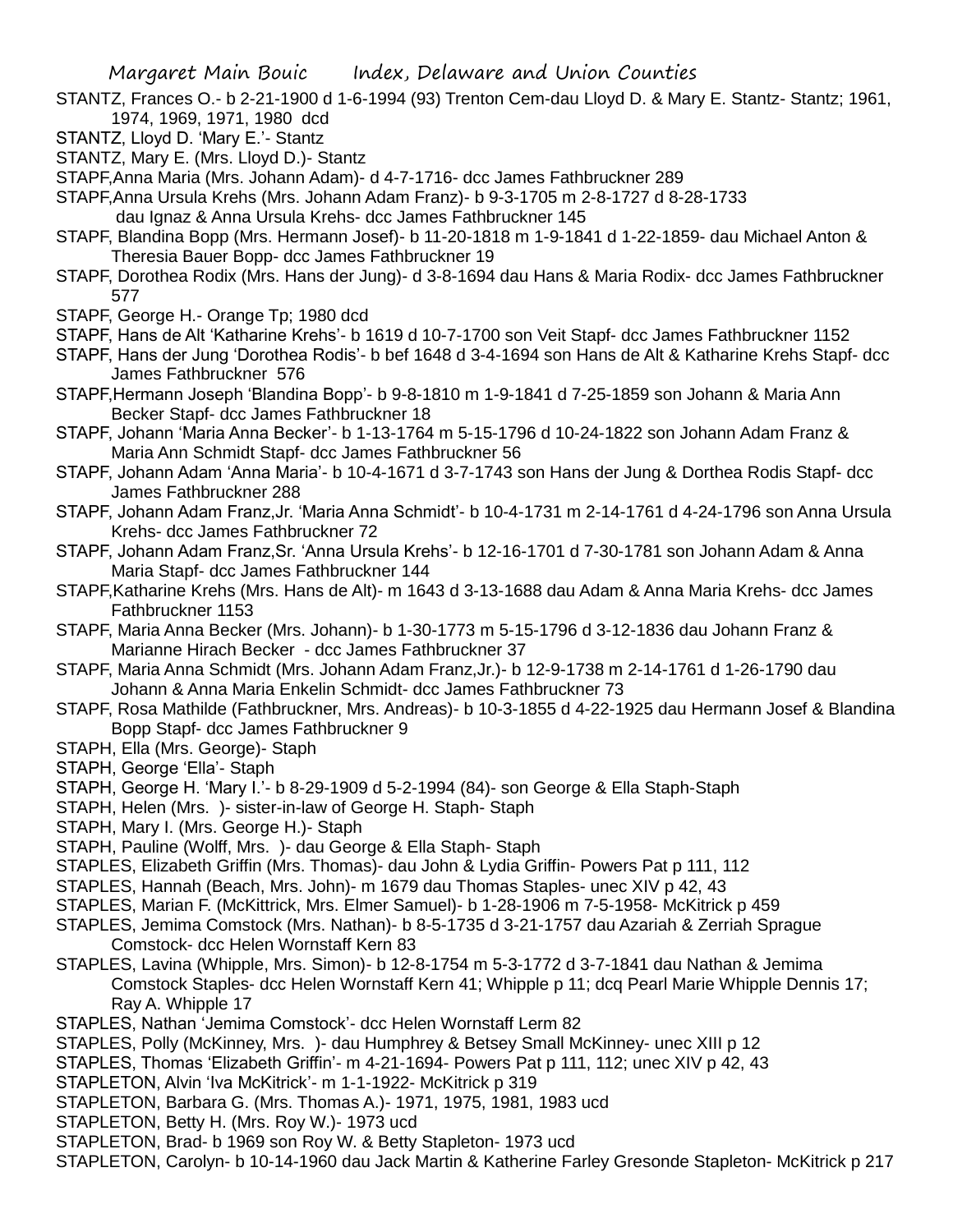STANTZ, Frances O.- b 2-21-1900 d 1-6-1994 (93) Trenton Cem-dau Lloyd D. & Mary E. Stantz- Stantz; 1961, 1974, 1969, 1971, 1980 dcd

STANTZ, Lloyd D. 'Mary E.'- Stantz

STANTZ, Mary E. (Mrs. Lloyd D.)- Stantz

STAPF,Anna Maria (Mrs. Johann Adam)- d 4-7-1716- dcc James Fathbruckner 289

STAPF,Anna Ursula Krehs (Mrs. Johann Adam Franz)- b 9-3-1705 m 2-8-1727 d 8-28-1733 dau Ignaz & Anna Ursula Krehs- dcc James Fathbruckner 145

STAPF, Blandina Bopp (Mrs. Hermann Josef)- b 11-20-1818 m 1-9-1841 d 1-22-1859- dau Michael Anton & Theresia Bauer Bopp- dcc James Fathbruckner 19

STAPF, Dorothea Rodix (Mrs. Hans der Jung)- d 3-8-1694 dau Hans & Maria Rodix- dcc James Fathbruckner 577

STAPF, George H.- Orange Tp; 1980 dcd

STAPF, Hans de Alt 'Katharine Krehs'- b 1619 d 10-7-1700 son Veit Stapf- dcc James Fathbruckner 1152

STAPF, Hans der Jung 'Dorothea Rodis'- b bef 1648 d 3-4-1694 son Hans de Alt & Katharine Krehs Stapf- dcc James Fathbruckner 576

STAPF,Hermann Joseph 'Blandina Bopp'- b 9-8-1810 m 1-9-1841 d 7-25-1859 son Johann & Maria Ann Becker Stapf- dcc James Fathbruckner 18

STAPF, Johann 'Maria Anna Becker'- b 1-13-1764 m 5-15-1796 d 10-24-1822 son Johann Adam Franz & Maria Ann Schmidt Stapf- dcc James Fathbruckner 56

STAPF, Johann Adam 'Anna Maria'- b 10-4-1671 d 3-7-1743 son Hans der Jung & Dorthea Rodis Stapf- dcc James Fathbruckner 288

STAPF, Johann Adam Franz,Jr. 'Maria Anna Schmidt'- b 10-4-1731 m 2-14-1761 d 4-24-1796 son Anna Ursula Krehs- dcc James Fathbruckner 72

STAPF, Johann Adam Franz,Sr. 'Anna Ursula Krehs'- b 12-16-1701 d 7-30-1781 son Johann Adam & Anna Maria Stapf- dcc James Fathbruckner 144

STAPF,Katharine Krehs (Mrs. Hans de Alt)- m 1643 d 3-13-1688 dau Adam & Anna Maria Krehs- dcc James Fathbruckner 1153

STAPF, Maria Anna Becker (Mrs. Johann)- b 1-30-1773 m 5-15-1796 d 3-12-1836 dau Johann Franz & Marianne Hirach Becker - dcc James Fathbruckner 37

STAPF, Maria Anna Schmidt (Mrs. Johann Adam Franz,Jr.)- b 12-9-1738 m 2-14-1761 d 1-26-1790 dau Johann & Anna Maria Enkelin Schmidt- dcc James Fathbruckner 73

STAPF, Rosa Mathilde (Fathbruckner, Mrs. Andreas)- b 10-3-1855 d 4-22-1925 dau Hermann Josef & Blandina Bopp Stapf- dcc James Fathbruckner 9

STAPH, Ella (Mrs. George)- Staph

STAPH, George 'Ella'- Staph

STAPH, George H. 'Mary I.'- b 8-29-1909 d 5-2-1994 (84)- son George & Ella Staph-Staph

STAPH, Helen (Mrs. )- sister-in-law of George H. Staph- Staph

STAPH, Mary I. (Mrs. George H.)- Staph

STAPH, Pauline (Wolff, Mrs. )- dau George & Ella Staph- Staph

STAPLES, Elizabeth Griffin (Mrs. Thomas)- dau John & Lydia Griffin- Powers Pat p 111, 112

STAPLES, Hannah (Beach, Mrs. John)- m 1679 dau Thomas Staples- unec XIV p 42, 43

STAPLES, Marian F. (McKittrick, Mrs. Elmer Samuel)- b 1-28-1906 m 7-5-1958- McKitrick p 459

STAPLES, Jemima Comstock (Mrs. Nathan)- b 8-5-1735 d 3-21-1757 dau Azariah & Zerriah Sprague Comstock- dcc Helen Wornstaff Kern 83

STAPLES, Lavina (Whipple, Mrs. Simon)- b 12-8-1754 m 5-3-1772 d 3-7-1841 dau Nathan & Jemima Comstock Staples- dcc Helen Wornstaff Kern 41; Whipple p 11; dcq Pearl Marie Whipple Dennis 17; Ray A. Whipple 17

STAPLES, Nathan 'Jemima Comstock'- dcc Helen Wornstaff Lerm 82

STAPLES, Polly (McKinney, Mrs. )- dau Humphrey & Betsey Small McKinney- unec XIII p 12

STAPLES, Thomas 'Elizabeth Griffin'- m 4-21-1694- Powers Pat p 111, 112; unec XIV p 42, 43

STAPLETON, Alvin 'Iva McKitrick'- m 1-1-1922- McKitrick p 319

STAPLETON, Barbara G. (Mrs. Thomas A.)- 1971, 1975, 1981, 1983 ucd

STAPLETON, Betty H. (Mrs. Roy W.)- 1973 ucd

STAPLETON, Brad- b 1969 son Roy W. & Betty Stapleton- 1973 ucd

STAPLETON, Carolyn- b 10-14-1960 dau Jack Martin & Katherine Farley Gresonde Stapleton- McKitrick p 217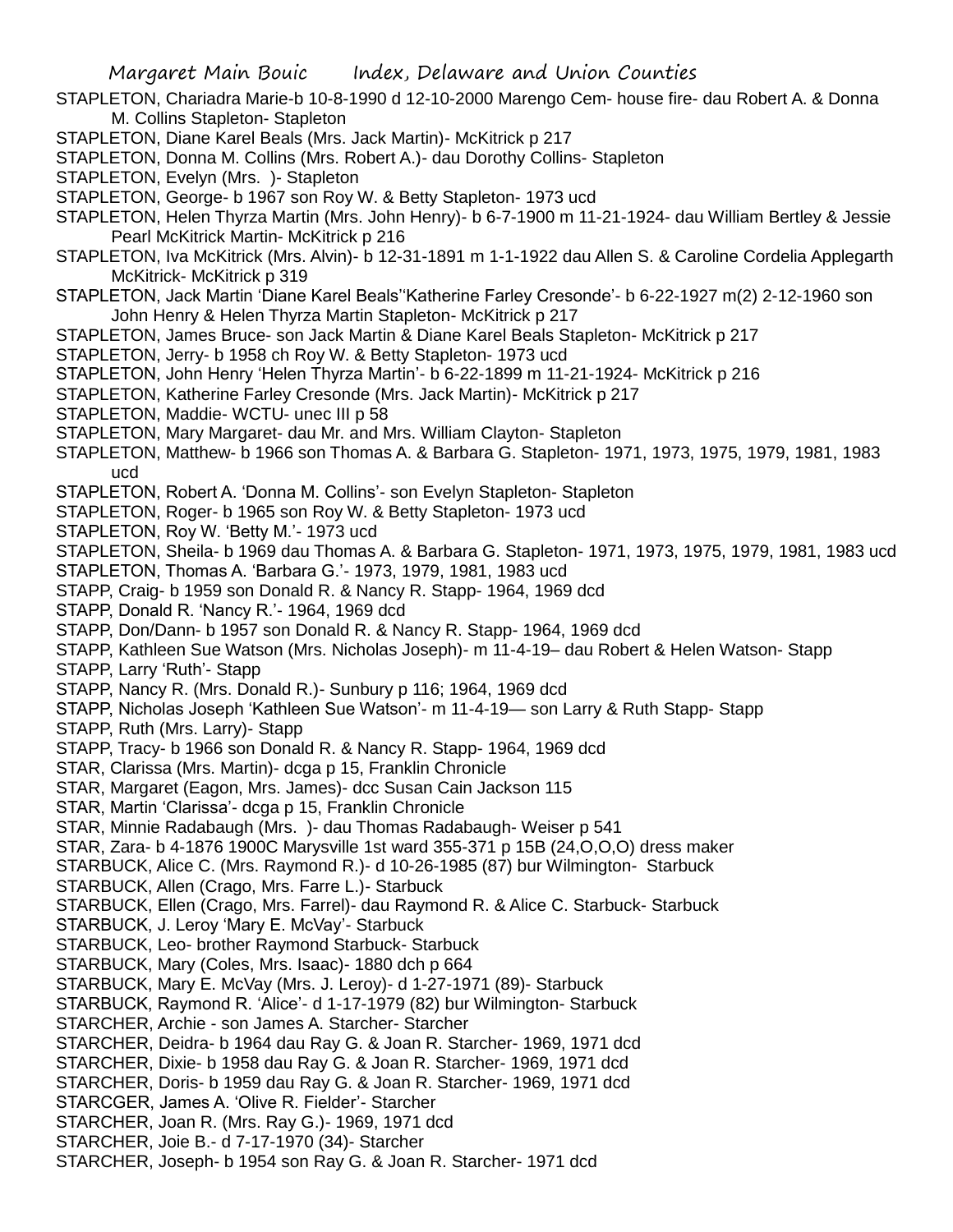STAPLETON, Chariadra Marie-b 10-8-1990 d 12-10-2000 Marengo Cem- house fire- dau Robert A. & Donna M. Collins Stapleton- Stapleton

STAPLETON, Diane Karel Beals (Mrs. Jack Martin)- McKitrick p 217

STAPLETON, Donna M. Collins (Mrs. Robert A.)- dau Dorothy Collins- Stapleton

STAPLETON, Evelyn (Mrs. )- Stapleton

STAPLETON, George- b 1967 son Roy W. & Betty Stapleton- 1973 ucd

STAPLETON, Helen Thyrza Martin (Mrs. John Henry)- b 6-7-1900 m 11-21-1924- dau William Bertley & Jessie Pearl McKitrick Martin- McKitrick p 216

STAPLETON, Iva McKitrick (Mrs. Alvin)- b 12-31-1891 m 1-1-1922 dau Allen S. & Caroline Cordelia Applegarth McKitrick- McKitrick p 319

STAPLETON, Jack Martin 'Diane Karel Beals''Katherine Farley Cresonde'- b 6-22-1927 m(2) 2-12-1960 son John Henry & Helen Thyrza Martin Stapleton- McKitrick p 217

STAPLETON, James Bruce- son Jack Martin & Diane Karel Beals Stapleton- McKitrick p 217

STAPLETON, Jerry- b 1958 ch Roy W. & Betty Stapleton- 1973 ucd

STAPLETON, John Henry 'Helen Thyrza Martin'- b 6-22-1899 m 11-21-1924- McKitrick p 216

STAPLETON, Katherine Farley Cresonde (Mrs. Jack Martin)- McKitrick p 217

STAPLETON, Maddie- WCTU- unec III p 58

STAPLETON, Mary Margaret- dau Mr. and Mrs. William Clayton- Stapleton

STAPLETON, Matthew- b 1966 son Thomas A. & Barbara G. Stapleton- 1971, 1973, 1975, 1979, 1981, 1983 ucd

STAPLETON, Robert A. 'Donna M. Collins'- son Evelyn Stapleton- Stapleton

STAPLETON, Roger- b 1965 son Roy W. & Betty Stapleton- 1973 ucd

STAPLETON, Roy W. 'Betty M.'- 1973 ucd

STAPLETON, Sheila- b 1969 dau Thomas A. & Barbara G. Stapleton- 1971, 1973, 1975, 1979, 1981, 1983 ucd

STAPLETON, Thomas A. 'Barbara G.'- 1973, 1979, 1981, 1983 ucd

STAPP, Craig- b 1959 son Donald R. & Nancy R. Stapp- 1964, 1969 dcd

STAPP, Donald R. 'Nancy R.'- 1964, 1969 dcd

STAPP, Don/Dann- b 1957 son Donald R. & Nancy R. Stapp- 1964, 1969 dcd

STAPP, Kathleen Sue Watson (Mrs. Nicholas Joseph)- m 11-4-19– dau Robert & Helen Watson- Stapp

STAPP, Larry 'Ruth'- Stapp

STAPP, Nancy R. (Mrs. Donald R.)- Sunbury p 116; 1964, 1969 dcd

STAPP, Nicholas Joseph 'Kathleen Sue Watson'- m 11-4-19— son Larry & Ruth Stapp- Stapp

STAPP, Ruth (Mrs. Larry)- Stapp

STAPP, Tracy- b 1966 son Donald R. & Nancy R. Stapp- 1964, 1969 dcd

STAR, Clarissa (Mrs. Martin)- dcga p 15, Franklin Chronicle

STAR, Margaret (Eagon, Mrs. James)- dcc Susan Cain Jackson 115

STAR, Martin 'Clarissa'- dcga p 15, Franklin Chronicle

STAR, Minnie Radabaugh (Mrs. )- dau Thomas Radabaugh- Weiser p 541

STAR, Zara- b 4-1876 1900C Marysville 1st ward 355-371 p 15B (24,O,O,O) dress maker

STARBUCK, Alice C. (Mrs. Raymond R.)- d 10-26-1985 (87) bur Wilmington- Starbuck

STARBUCK, Allen (Crago, Mrs. Farre L.)- Starbuck

STARBUCK, Ellen (Crago, Mrs. Farrel)- dau Raymond R. & Alice C. Starbuck- Starbuck

STARBUCK, J. Leroy 'Mary E. McVay'- Starbuck

STARBUCK, Leo- brother Raymond Starbuck- Starbuck

STARBUCK, Mary (Coles, Mrs. Isaac)- 1880 dch p 664

STARBUCK, Mary E. McVay (Mrs. J. Leroy)- d 1-27-1971 (89)- Starbuck

STARBUCK, Raymond R. 'Alice'- d 1-17-1979 (82) bur Wilmington- Starbuck

STARCHER, Archie - son James A. Starcher- Starcher

STARCHER, Deidra- b 1964 dau Ray G. & Joan R. Starcher- 1969, 1971 dcd

STARCHER, Dixie- b 1958 dau Ray G. & Joan R. Starcher- 1969, 1971 dcd

STARCHER, Doris- b 1959 dau Ray G. & Joan R. Starcher- 1969, 1971 dcd

STARCGER, James A. 'Olive R. Fielder'- Starcher

STARCHER, Joan R. (Mrs. Ray G.)- 1969, 1971 dcd

STARCHER, Joie B.- d 7-17-1970 (34)- Starcher

STARCHER, Joseph- b 1954 son Ray G. & Joan R. Starcher- 1971 dcd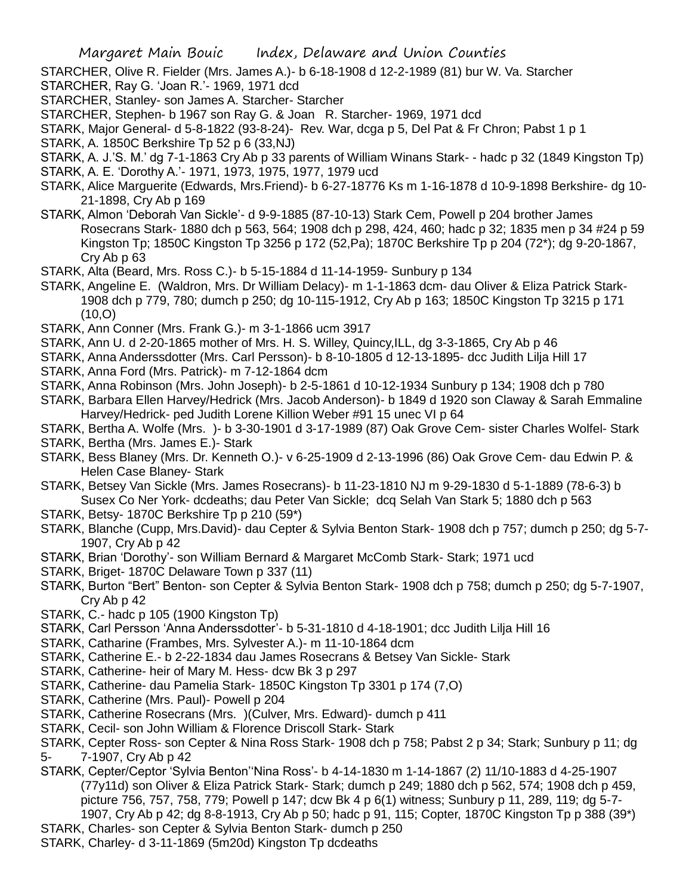STARCHER, Olive R. Fielder (Mrs. James A.)- b 6-18-1908 d 12-2-1989 (81) bur W. Va. Starcher

STARCHER, Ray G. 'Joan R.'- 1969, 1971 dcd

STARCHER, Stanley- son James A. Starcher- Starcher

STARCHER, Stephen- b 1967 son Ray G. & Joan R. Starcher- 1969, 1971 dcd

STARK, Major General- d 5-8-1822 (93-8-24)- Rev. War, dcga p 5, Del Pat & Fr Chron; Pabst 1 p 1

STARK, A. 1850C Berkshire Tp 52 p 6 (33,NJ)

STARK, A. J.'S. M.' dg 7-1-1863 Cry Ab p 33 parents of William Winans Stark- - hadc p 32 (1849 Kingston Tp)

STARK, A. E. 'Dorothy A.'- 1971, 1973, 1975, 1977, 1979 ucd

STARK, Alice Marguerite (Edwards, Mrs.Friend)- b 6-27-18776 Ks m 1-16-1878 d 10-9-1898 Berkshire- dg 10-21-1898, Cry Ab p 169

STARK, Almon 'Deborah Van Sickle'- d 9-9-1885 (87-10-13) Stark Cem, Powell p 204 brother James Rosecrans Stark- 1880 dch p 563, 564; 1908 dch p 298, 424, 460; hadc p 32; 1835 men p 34 #24 p 59 Kingston Tp; 1850C Kingston Tp 3256 p 172 (52,Pa); 1870C Berkshire Tp p 204 (72*); dg 9-20-1867, Cry Ab p 63

STARK, Alta (Beard, Mrs. Ross C.)- b 5-15-1884 d 11-14-1959- Sunbury p 134

STARK, Angeline E. (Waldron, Mrs. Dr William Delacy)- m 1-1-1863 dcm- dau Oliver & Eliza Patrick Stark- 1908 dch p 779, 780; dumch p 250; dg 10-115-1912, Cry Ab p 163; 1850C Kingston Tp 3215 p 171 (10,O)

STARK, Ann Conner (Mrs. Frank G.)- m 3-1-1866 ucm 3917

STARK, Ann U. d 2-20-1865 mother of Mrs. H. S. Willey, Quincy,ILL, dg 3-3-1865, Cry Ab p 46

STARK, Anna Anderssdotter (Mrs. Carl Persson)- b 8-10-1805 d 12-13-1895- dcc Judith Lilja Hill 17

STARK, Anna Ford (Mrs. Patrick)- m 7-12-1864 dcm

STARK, Anna Robinson (Mrs. John Joseph)- b 2-5-1861 d 10-12-1934 Sunbury p 134; 1908 dch p 780

STARK, Barbara Ellen Harvey/Hedrick (Mrs. Jacob Anderson)- b 1849 d 1920 son Claway & Sarah Emmaline Harvey/Hedrick- ped Judith Lorene Killion Weber #91 15 unec VI p 64

STARK, Bertha A. Wolfe (Mrs. )- b 3-30-1901 d 3-17-1989 (87) Oak Grove Cem- sister Charles Wolfel- Stark

STARK, Bertha (Mrs. James E.)- Stark

STARK, Bess Blaney (Mrs. Dr. Kenneth O.)- v 6-25-1909 d 2-13-1996 (86) Oak Grove Cem- dau Edwin P. & Helen Case Blaney- Stark

STARK, Betsey Van Sickle (Mrs. James Rosecrans)- b 11-23-1810 NJ m 9-29-1830 d 5-1-1889 (78-6-3) b Susex Co Ner York- dcdeaths; dau Peter Van Sickle; dcq Selah Van Stark 5; 1880 dch p 563

STARK, Betsy- 1870C Berkshire Tp p 210 (59*)

STARK, Blanche (Cupp, Mrs.David)- dau Cepter & Sylvia Benton Stark- 1908 dch p 757; dumch p 250; dg 5-7-1907, Cry Ab p 42

STARK, Brian 'Dorothy'- son William Bernard & Margaret McComb Stark- Stark; 1971 ucd

STARK, Briget- 1870C Delaware Town p 337 (11)

STARK, Burton "Bert" Benton- son Cepter & Sylvia Benton Stark- 1908 dch p 758; dumch p 250; dg 5-7-1907, Cry Ab p 42

STARK, C.- hadc p 105 (1900 Kingston Tp)

STARK, Carl Persson 'Anna Anderssdotter'- b 5-31-1810 d 4-18-1901; dcc Judith Lilja Hill 16

STARK, Catharine (Frambes, Mrs. Sylvester A.)- m 11-10-1864 dcm

STARK, Catherine E.- b 2-22-1834 dau James Rosecrans & Betsey Van Sickle- Stark

STARK, Catherine- heir of Mary M. Hess- dcw Bk 3 p 297

STARK, Catherine- dau Pamelia Stark- 1850C Kingston Tp 3301 p 174 (7,O)

STARK, Catherine (Mrs. Paul)- Powell p 204

STARK, Catherine Rosecrans (Mrs. )(Culver, Mrs. Edward)- dumch p 411

STARK, Cecil- son John William & Florence Driscoll Stark- Stark

STARK, Cepter Ross- son Cepter & Nina Ross Stark- 1908 dch p 758; Pabst 2 p 34; Stark; Sunbury p 11; dg 5- 7-1907, Cry Ab p 42

STARK, Cepter/Ceptor 'Sylvia Benton''Nina Ross'- b 4-14-1830 m 1-14-1867 (2) 11/10-1883 d 4-25-1907 (77y11d) son Oliver & Eliza Patrick Stark- Stark; dumch p 249; 1880 dch p 562, 574; 1908 dch p 459, picture 756, 757, 758, 779; Powell p 147; dcw Bk 4 p 6(1) witness; Sunbury p 11, 289, 119; dg 5-7-1907, Cry Ab p 42; dg 8-8-1913, Cry Ab p 50; hadc p 91, 115; Copter, 1870C Kingston Tp p 388 (39*)

STARK, Charles- son Cepter & Sylvia Benton Stark- dumch p 250

STARK, Charley- d 3-11-1869 (5m20d) Kingston Tp dcdeaths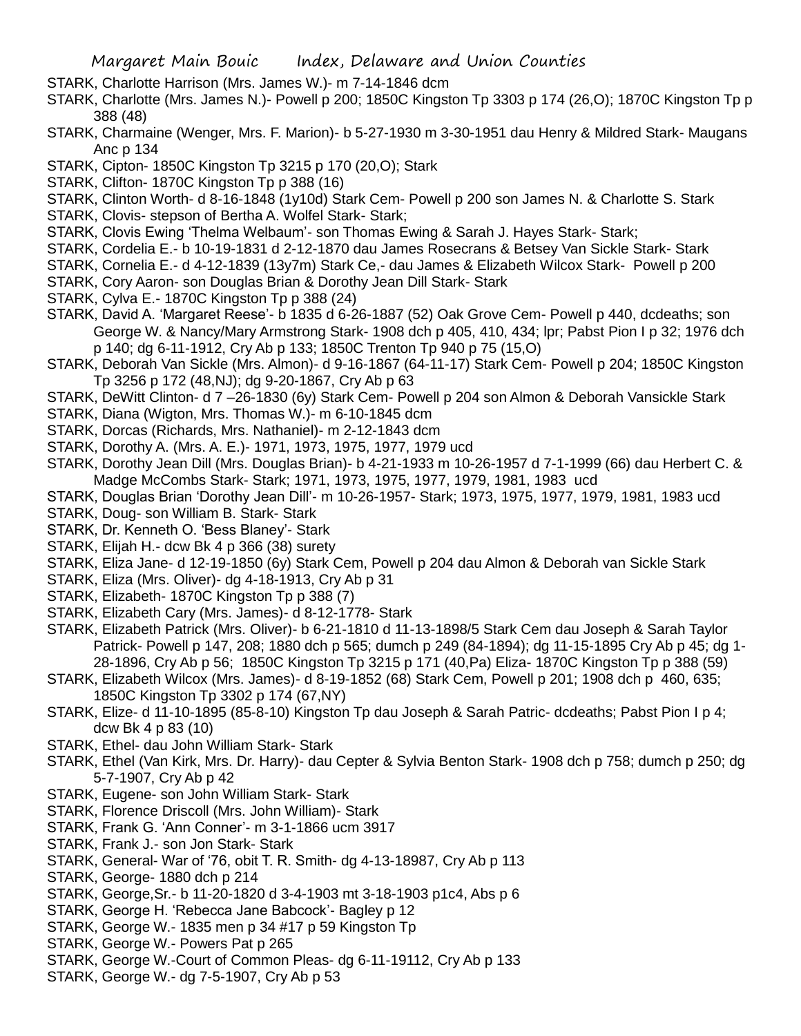STARK, Charlotte Harrison (Mrs. James W.)- m 7-14-1846 dcm

STARK, Charlotte (Mrs. James N.)- Powell p 200; 1850C Kingston Tp 3303 p 174 (26,O); 1870C Kingston Tp p 388 (48)

STARK, Charmaine (Wenger, Mrs. F. Marion)- b 5-27-1930 m 3-30-1951 dau Henry & Mildred Stark- Maugans Anc p 134

STARK, Cipton- 1850C Kingston Tp 3215 p 170 (20,O); Stark

STARK, Clifton- 1870C Kingston Tp p 388 (16)

STARK, Clinton Worth- d 8-16-1848 (1y10d) Stark Cem- Powell p 200 son James N. & Charlotte S. Stark

STARK, Clovis- stepson of Bertha A. Wolfel Stark- Stark;

STARK, Clovis Ewing 'Thelma Welbaum'- son Thomas Ewing & Sarah J. Hayes Stark- Stark;

STARK, Cordelia E.- b 10-19-1831 d 2-12-1870 dau James Rosecrans & Betsey Van Sickle Stark- Stark

STARK, Cornelia E.- d 4-12-1839 (13y7m) Stark Ce,- dau James & Elizabeth Wilcox Stark- Powell p 200

STARK, Cory Aaron- son Douglas Brian & Dorothy Jean Dill Stark- Stark

STARK, Cylva E.- 1870C Kingston Tp p 388 (24)

STARK, David A. 'Margaret Reese'- b 1835 d 6-26-1887 (52) Oak Grove Cem- Powell p 440, dcdeaths; son George W. & Nancy/Mary Armstrong Stark- 1908 dch p 405, 410, 434; lpr; Pabst Pion I p 32; 1976 dch p 140; dg 6-11-1912, Cry Ab p 133; 1850C Trenton Tp 940 p 75 (15,O)

STARK, Deborah Van Sickle (Mrs. Almon)- d 9-16-1867 (64-11-17) Stark Cem- Powell p 204; 1850C Kingston Tp 3256 p 172 (48,NJ); dg 9-20-1867, Cry Ab p 63

STARK, DeWitt Clinton- d 7 –26-1830 (6y) Stark Cem- Powell p 204 son Almon & Deborah Vansickle Stark

STARK, Diana (Wigton, Mrs. Thomas W.)- m 6-10-1845 dcm

STARK, Dorcas (Richards, Mrs. Nathaniel)- m 2-12-1843 dcm

STARK, Dorothy A. (Mrs. A. E.)- 1971, 1973, 1975, 1977, 1979 ucd

STARK, Dorothy Jean Dill (Mrs. Douglas Brian)- b 4-21-1933 m 10-26-1957 d 7-1-1999 (66) dau Herbert C. & Madge McCombs Stark- Stark; 1971, 1973, 1975, 1977, 1979, 1981, 1983 ucd

STARK, Douglas Brian 'Dorothy Jean Dill'- m 10-26-1957- Stark; 1973, 1975, 1977, 1979, 1981, 1983 ucd

STARK, Doug- son William B. Stark- Stark

STARK, Dr. Kenneth O. 'Bess Blaney'- Stark

STARK, Elijah H.- dcw Bk 4 p 366 (38) surety

STARK, Eliza Jane- d 12-19-1850 (6y) Stark Cem, Powell p 204 dau Almon & Deborah van Sickle Stark

STARK, Eliza (Mrs. Oliver)- dg 4-18-1913, Cry Ab p 31

STARK, Elizabeth- 1870C Kingston Tp p 388 (7)

STARK, Elizabeth Cary (Mrs. James)- d 8-12-1778- Stark

STARK, Elizabeth Patrick (Mrs. Oliver)- b 6-21-1810 d 11-13-1898/5 Stark Cem dau Joseph & Sarah Taylor Patrick- Powell p 147, 208; 1880 dch p 565; dumch p 249 (84-1894); dg 11-15-1895 Cry Ab p 45; dg 1-28-1896, Cry Ab p 56; 1850C Kingston Tp 3215 p 171 (40,Pa) Eliza- 1870C Kingston Tp p 388 (59)

STARK, Elizabeth Wilcox (Mrs. James)- d 8-19-1852 (68) Stark Cem, Powell p 201; 1908 dch p 460, 635; 1850C Kingston Tp 3302 p 174 (67,NY)

STARK, Elize- d 11-10-1895 (85-8-10) Kingston Tp dau Joseph & Sarah Patric- dcdeaths; Pabst Pion I p 4; dcw Bk 4 p 83 (10)

STARK, Ethel- dau John William Stark- Stark

STARK, Ethel (Van Kirk, Mrs. Dr. Harry)- dau Cepter & Sylvia Benton Stark- 1908 dch p 758; dumch p 250; dg 5-7-1907, Cry Ab p 42

STARK, Eugene- son John William Stark- Stark

STARK, Florence Driscoll (Mrs. John William)- Stark

STARK, Frank G. 'Ann Conner'- m 3-1-1866 ucm 3917

STARK, Frank J.- son Jon Stark- Stark

STARK, General- War of '76, obit T. R. Smith- dg 4-13-18987, Cry Ab p 113

STARK, George- 1880 dch p 214

STARK, George,Sr.- b 11-20-1820 d 3-4-1903 mt 3-18-1903 p1c4, Abs p 6

STARK, George H. 'Rebecca Jane Babcock'- Bagley p 12

STARK, George W.- 1835 men p 34 #17 p 59 Kingston Tp

STARK, George W.- Powers Pat p 265

STARK, George W.-Court of Common Pleas- dg 6-11-19112, Cry Ab p 133

STARK, George W.- dg 7-5-1907, Cry Ab p 53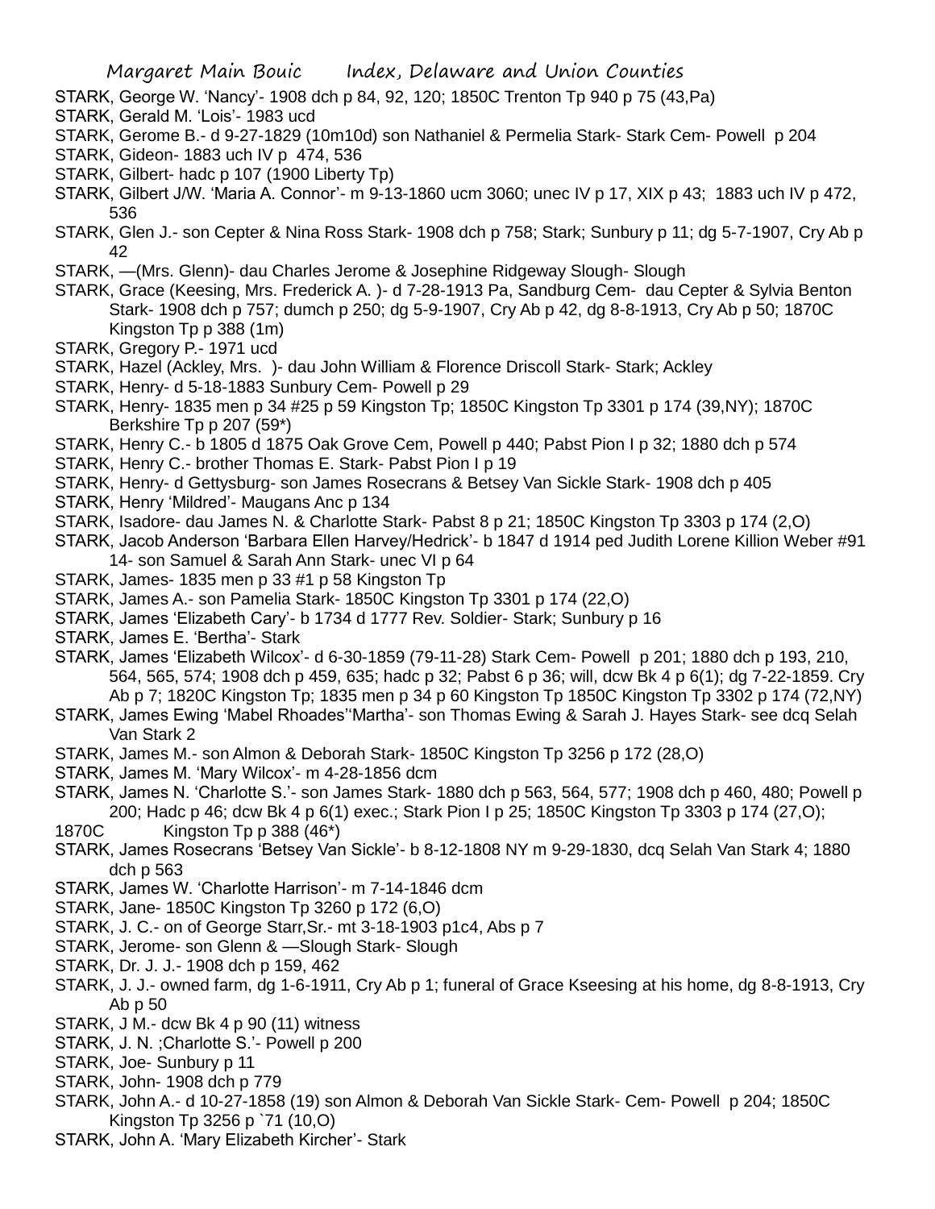STARK, George W. 'Nancy'- 1908 dch p 84, 92, 120; 1850C Trenton Tp 940 p 75 (43,Pa)

STARK, Gerald M. 'Lois'- 1983 ucd

STARK, Gerome B.- d 9-27-1829 (10m10d) son Nathaniel & Permelia Stark- Stark Cem- Powell p 204

STARK, Gideon- 1883 uch IV p 474, 536

STARK, Gilbert- hadc p 107 (1900 Liberty Tp)

STARK, Gilbert J/W. 'Maria A. Connor'- m 9-13-1860 ucm 3060; unec IV p 17, XIX p 43; 1883 uch IV p 472, 536

STARK, Glen J.- son Cepter & Nina Ross Stark- 1908 dch p 758; Stark; Sunbury p 11; dg 5-7-1907, Cry Ab p 42

STARK, —(Mrs. Glenn)- dau Charles Jerome & Josephine Ridgeway Slough- Slough

STARK, Grace (Keesing, Mrs. Frederick A. )- d 7-28-1913 Pa, Sandburg Cem- dau Cepter & Sylvia Benton Stark- 1908 dch p 757; dumch p 250; dg 5-9-1907, Cry Ab p 42, dg 8-8-1913, Cry Ab p 50; 1870C Kingston Tp p 388 (1m)

STARK, Gregory P.- 1971 ucd

STARK, Hazel (Ackley, Mrs. )- dau John William & Florence Driscoll Stark- Stark; Ackley

STARK, Henry- d 5-18-1883 Sunbury Cem- Powell p 29

STARK, Henry- 1835 men p 34 #25 p 59 Kingston Tp; 1850C Kingston Tp 3301 p 174 (39,NY); 1870C Berkshire Tp p 207 (59*)

STARK, Henry C.- b 1805 d 1875 Oak Grove Cem, Powell p 440; Pabst Pion I p 32; 1880 dch p 574

STARK, Henry C.- brother Thomas E. Stark- Pabst Pion I p 19

STARK, Henry- d Gettysburg- son James Rosecrans & Betsey Van Sickle Stark- 1908 dch p 405

STARK, Henry 'Mildred'- Maugans Anc p 134

STARK, Isadore- dau James N. & Charlotte Stark- Pabst 8 p 21; 1850C Kingston Tp 3303 p 174 (2,O)

STARK, Jacob Anderson 'Barbara Ellen Harvey/Hedrick'- b 1847 d 1914 ped Judith Lorene Killion Weber #91 14- son Samuel & Sarah Ann Stark- unec VI p 64

STARK, James- 1835 men p 33 #1 p 58 Kingston Tp

STARK, James A.- son Pamelia Stark- 1850C Kingston Tp 3301 p 174 (22,O)

STARK, James 'Elizabeth Cary'- b 1734 d 1777 Rev. Soldier- Stark; Sunbury p 16

STARK, James E. 'Bertha'- Stark

STARK, James 'Elizabeth Wilcox'- d 6-30-1859 (79-11-28) Stark Cem- Powell p 201; 1880 dch p 193, 210, 564, 565, 574; 1908 dch p 459, 635; hadc p 32; Pabst 6 p 36; will, dcw Bk 4 p 6(1); dg 7-22-1859. Cry Ab p 7; 1820C Kingston Tp; 1835 men p 34 p 60 Kingston Tp 1850C Kingston Tp 3302 p 174 (72,NY)

STARK, James Ewing 'Mabel Rhoades''Martha'- son Thomas Ewing & Sarah J. Hayes Stark- see dcq Selah Van Stark 2

STARK, James M.- son Almon & Deborah Stark- 1850C Kingston Tp 3256 p 172 (28,O)

STARK, James M. 'Mary Wilcox'- m 4-28-1856 dcm

STARK, James N. 'Charlotte S.'- son James Stark- 1880 dch p 563, 564, 577; 1908 dch p 460, 480; Powell p 200; Hadc p 46; dcw Bk 4 p 6(1) exec.; Stark Pion I p 25; 1850C Kingston Tp 3303 p 174 (27,O); 1870C Kingston Tp p 388 (46*)

STARK, James Rosecrans 'Betsey Van Sickle'- b 8-12-1808 NY m 9-29-1830, dcq Selah Van Stark 4; 1880 dch p 563

STARK, James W. 'Charlotte Harrison'- m 7-14-1846 dcm

STARK, Jane- 1850C Kingston Tp 3260 p 172 (6,O)

STARK, J. C.- on of George Starr,Sr.- mt 3-18-1903 p1c4, Abs p 7

STARK, Jerome- son Glenn & —Slough Stark- Slough

STARK, Dr. J. J.- 1908 dch p 159, 462

STARK, J. J.- owned farm, dg 1-6-1911, Cry Ab p 1; funeral of Grace Kseesing at his home, dg 8-8-1913, Cry Ab p 50

STARK, J M.- dcw Bk 4 p 90 (11) witness

STARK, J. N. ;Charlotte S.'- Powell p 200

STARK, Joe- Sunbury p 11

STARK, John- 1908 dch p 779

STARK, John A.- d 10-27-1858 (19) son Almon & Deborah Van Sickle Stark- Cem- Powell p 204; 1850C Kingston Tp 3256 p `71 (10,O)

STARK, John A. 'Mary Elizabeth Kircher'- Stark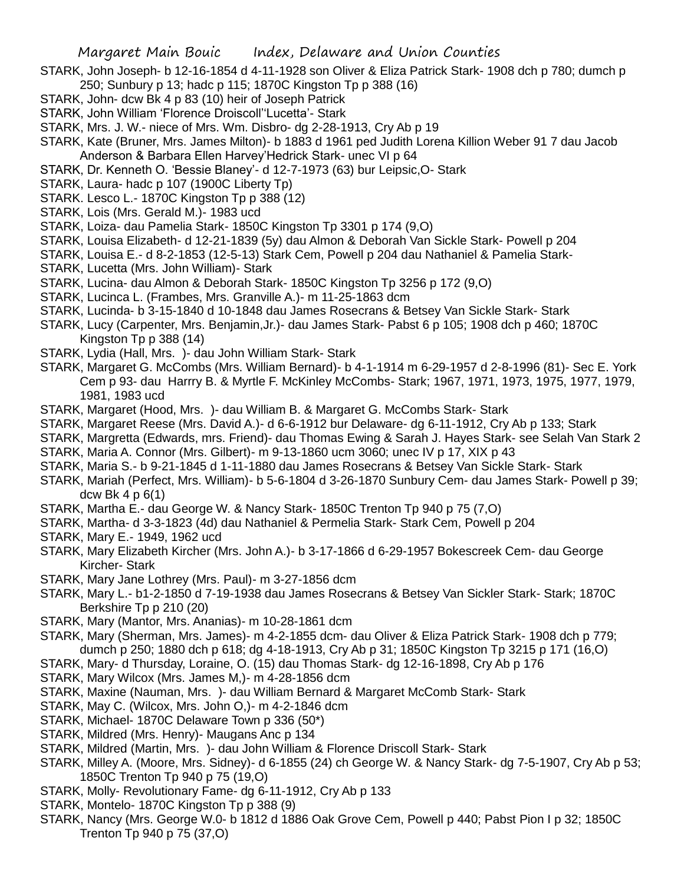STARK, John Joseph- b 12-16-1854 d 4-11-1928 son Oliver & Eliza Patrick Stark- 1908 dch p 780; dumch p 250; Sunbury p 13; hadc p 115; 1870C Kingston Tp p 388 (16)

STARK, John- dcw Bk 4 p 83 (10) heir of Joseph Patrick

STARK, John William 'Florence Droiscoll''Lucetta'- Stark

STARK, Mrs. J. W.- niece of Mrs. Wm. Disbro- dg 2-28-1913, Cry Ab p 19

STARK, Kate (Bruner, Mrs. James Milton)- b 1883 d 1961 ped Judith Lorena Killion Weber 91 7 dau Jacob Anderson & Barbara Ellen Harvey'Hedrick Stark- unec VI p 64

STARK, Dr. Kenneth O. 'Bessie Blaney'- d 12-7-1973 (63) bur Leipsic,O- Stark

STARK, Laura- hadc p 107 (1900C Liberty Tp)

STARK. Lesco L.- 1870C Kingston Tp p 388 (12)

STARK, Lois (Mrs. Gerald M.)- 1983 ucd

STARK, Loiza- dau Pamelia Stark- 1850C Kingston Tp 3301 p 174 (9,O)

STARK, Louisa Elizabeth- d 12-21-1839 (5y) dau Almon & Deborah Van Sickle Stark- Powell p 204

STARK, Louisa E.- d 8-2-1853 (12-5-13) Stark Cem, Powell p 204 dau Nathaniel & Pamelia Stark-

STARK, Lucetta (Mrs. John William)- Stark

STARK, Lucina- dau Almon & Deborah Stark- 1850C Kingston Tp 3256 p 172 (9,O)

STARK, Lucinca L. (Frambes, Mrs. Granville A.)- m 11-25-1863 dcm

STARK, Lucinda- b 3-15-1840 d 10-1848 dau James Rosecrans & Betsey Van Sickle Stark- Stark

STARK, Lucy (Carpenter, Mrs. Benjamin,Jr.)- dau James Stark- Pabst 6 p 105; 1908 dch p 460; 1870C Kingston Tp p 388 (14)

STARK, Lydia (Hall, Mrs. )- dau John William Stark- Stark

STARK, Margaret G. McCombs (Mrs. William Bernard)- b 4-1-1914 m 6-29-1957 d 2-8-1996 (81)- Sec E. York Cem p 93- dau Harrry B. & Myrtle F. McKinley McCombs- Stark; 1967, 1971, 1973, 1975, 1977, 1979, 1981, 1983 ucd

STARK, Margaret (Hood, Mrs. )- dau William B. & Margaret G. McCombs Stark- Stark

STARK, Margaret Reese (Mrs. David A.)- d 6-6-1912 bur Delaware- dg 6-11-1912, Cry Ab p 133; Stark

STARK, Margretta (Edwards, mrs. Friend)- dau Thomas Ewing & Sarah J. Hayes Stark- see Selah Van Stark 2

STARK, Maria A. Connor (Mrs. Gilbert)- m 9-13-1860 ucm 3060; unec IV p 17, XIX p 43

STARK, Maria S.- b 9-21-1845 d 1-11-1880 dau James Rosecrans & Betsey Van Sickle Stark- Stark

STARK, Mariah (Perfect, Mrs. William)- b 5-6-1804 d 3-26-1870 Sunbury Cem- dau James Stark- Powell p 39; dcw Bk 4 p 6(1)

STARK, Martha E.- dau George W. & Nancy Stark- 1850C Trenton Tp 940 p 75 (7,O)

STARK, Martha- d 3-3-1823 (4d) dau Nathaniel & Permelia Stark- Stark Cem, Powell p 204

STARK, Mary E.- 1949, 1962 ucd

STARK, Mary Elizabeth Kircher (Mrs. John A.)- b 3-17-1866 d 6-29-1957 Bokescreek Cem- dau George Kircher- Stark

STARK, Mary Jane Lothrey (Mrs. Paul)- m 3-27-1856 dcm

STARK, Mary L.- b1-2-1850 d 7-19-1938 dau James Rosecrans & Betsey Van Sickler Stark- Stark; 1870C Berkshire Tp p 210 (20)

STARK, Mary (Mantor, Mrs. Ananias)- m 10-28-1861 dcm

STARK, Mary (Sherman, Mrs. James)- m 4-2-1855 dcm- dau Oliver & Eliza Patrick Stark- 1908 dch p 779; dumch p 250; 1880 dch p 618; dg 4-18-1913, Cry Ab p 31; 1850C Kingston Tp 3215 p 171 (16,O)

STARK, Mary- d Thursday, Loraine, O. (15) dau Thomas Stark- dg 12-16-1898, Cry Ab p 176

STARK, Mary Wilcox (Mrs. James M,)- m 4-28-1856 dcm

STARK, Maxine (Nauman, Mrs. )- dau William Bernard & Margaret McComb Stark- Stark

STARK, May C. (Wilcox, Mrs. John O,)- m 4-2-1846 dcm

STARK, Michael- 1870C Delaware Town p 336 (50*)

STARK, Mildred (Mrs. Henry)- Maugans Anc p 134

STARK, Mildred (Martin, Mrs. )- dau John William & Florence Driscoll Stark- Stark

STARK, Milley A. (Moore, Mrs. Sidney)- d 6-1855 (24) ch George W. & Nancy Stark- dg 7-5-1907, Cry Ab p 53; 1850C Trenton Tp 940 p 75 (19,O)

STARK, Molly- Revolutionary Fame- dg 6-11-1912, Cry Ab p 133

STARK, Montelo- 1870C Kingston Tp p 388 (9)

STARK, Nancy (Mrs. George W.0- b 1812 d 1886 Oak Grove Cem, Powell p 440; Pabst Pion I p 32; 1850C Trenton Tp 940 p 75 (37,O)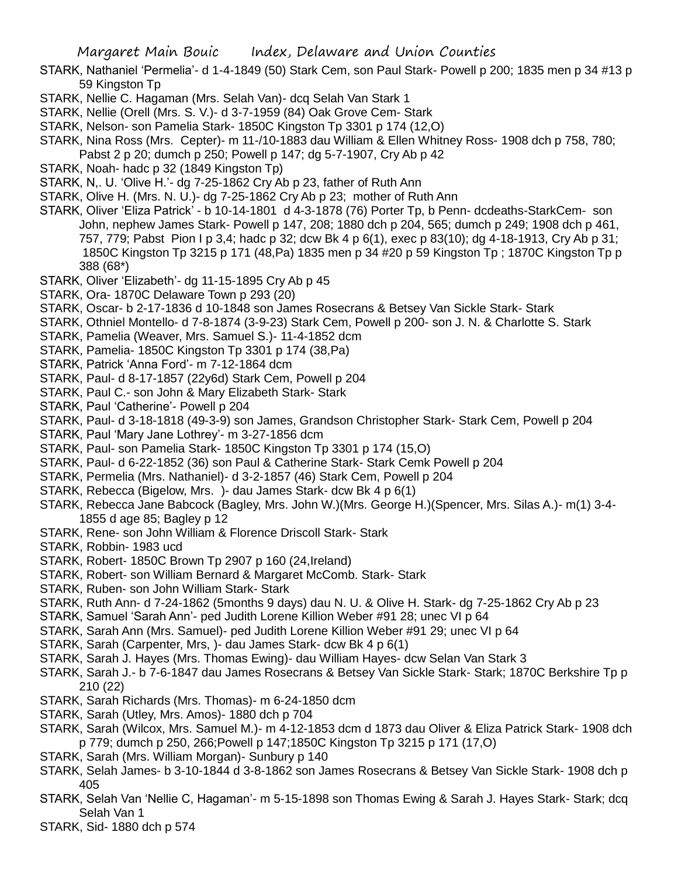STARK, Nathaniel 'Permelia'- d 1-4-1849 (50) Stark Cem, son Paul Stark- Powell p 200; 1835 men p 34 #13 p 59 Kingston Tp

STARK, Nellie C. Hagaman (Mrs. Selah Van)- dcq Selah Van Stark 1

STARK, Nellie (Orell (Mrs. S. V.)- d 3-7-1959 (84) Oak Grove Cem- Stark

STARK, Nelson- son Pamelia Stark- 1850C Kingston Tp 3301 p 174 (12,O)

STARK, Nina Ross (Mrs. Cepter)- m 11-/10-1883 dau William & Ellen Whitney Ross- 1908 dch p 758, 780; Pabst 2 p 20; dumch p 250; Powell p 147; dg 5-7-1907, Cry Ab p 42

STARK, Noah- hadc p 32 (1849 Kingston Tp)

STARK, N,. U. 'Olive H.'- dg 7-25-1862 Cry Ab p 23, father of Ruth Ann

STARK, Olive H. (Mrs. N. U.)- dg 7-25-1862 Cry Ab p 23; mother of Ruth Ann

STARK, Oliver 'Eliza Patrick' - b 10-14-1801 d 4-3-1878 (76) Porter Tp, b Penn- dcdeaths-StarkCem- son John, nephew James Stark- Powell p 147, 208; 1880 dch p 204, 565; dumch p 249; 1908 dch p 461, 757, 779; Pabst Pion I p 3,4; hadc p 32; dcw Bk 4 p 6(1), exec p 83(10); dg 4-18-1913, Cry Ab p 31; 1850C Kingston Tp 3215 p 171 (48,Pa) 1835 men p 34 #20 p 59 Kingston Tp ; 1870C Kingston Tp p 388 (68*)

STARK, Oliver 'Elizabeth'- dg 11-15-1895 Cry Ab p 45

STARK, Ora- 1870C Delaware Town p 293 (20)

STARK, Oscar- b 2-17-1836 d 10-1848 son James Rosecrans & Betsey Van Sickle Stark- Stark

STARK, Othniel Montello- d 7-8-1874 (3-9-23) Stark Cem, Powell p 200- son J. N. & Charlotte S. Stark

STARK, Pamelia (Weaver, Mrs. Samuel S.)- 11-4-1852 dcm

STARK, Pamelia- 1850C Kingston Tp 3301 p 174 (38,Pa)

STARK, Patrick 'Anna Ford'- m 7-12-1864 dcm

STARK, Paul- d 8-17-1857 (22y6d) Stark Cem, Powell p 204

STARK, Paul C.- son John & Mary Elizabeth Stark- Stark

STARK, Paul 'Catherine'- Powell p 204

STARK, Paul- d 3-18-1818 (49-3-9) son James, Grandson Christopher Stark- Stark Cem, Powell p 204

STARK, Paul 'Mary Jane Lothrey'- m 3-27-1856 dcm

STARK, Paul- son Pamelia Stark- 1850C Kingston Tp 3301 p 174 (15,O)

STARK, Paul- d 6-22-1852 (36) son Paul & Catherine Stark- Stark Cemk Powell p 204

STARK, Permelia (Mrs. Nathaniel)- d 3-2-1857 (46) Stark Cem, Powell p 204

STARK, Rebecca (Bigelow, Mrs. )- dau James Stark- dcw Bk 4 p 6(1)

STARK, Rebecca Jane Babcock (Bagley, Mrs. John W.)(Mrs. George H.)(Spencer, Mrs. Silas A.)- m(1) 3-4-1855 d age 85; Bagley p 12

STARK, Rene- son John William & Florence Driscoll Stark- Stark

STARK, Robbin- 1983 ucd

STARK, Robert- 1850C Brown Tp 2907 p 160 (24,Ireland)

STARK, Robert- son William Bernard & Margaret McComb. Stark- Stark

STARK, Ruben- son John William Stark- Stark

STARK, Ruth Ann- d 7-24-1862 (5months 9 days) dau N. U. & Olive H. Stark- dg 7-25-1862 Cry Ab p 23

STARK, Samuel 'Sarah Ann'- ped Judith Lorene Killion Weber #91 28; unec VI p 64

STARK, Sarah Ann (Mrs. Samuel)- ped Judith Lorene Killion Weber #91 29; unec VI p 64

STARK, Sarah (Carpenter, Mrs, )- dau James Stark- dcw Bk 4 p 6(1)

STARK, Sarah J. Hayes (Mrs. Thomas Ewing)- dau William Hayes- dcw Selan Van Stark 3

STARK, Sarah J.- b 7-6-1847 dau James Rosecrans & Betsey Van Sickle Stark- Stark; 1870C Berkshire Tp p 210 (22)

STARK, Sarah Richards (Mrs. Thomas)- m 6-24-1850 dcm

STARK, Sarah (Utley, Mrs. Amos)- 1880 dch p 704

STARK, Sarah (Wilcox, Mrs. Samuel M.)- m 4-12-1853 dcm d 1873 dau Oliver & Eliza Patrick Stark- 1908 dch p 779; dumch p 250, 266;Powell p 147;1850C Kingston Tp 3215 p 171 (17,O)

STARK, Sarah (Mrs. William Morgan)- Sunbury p 140

STARK, Selah James- b 3-10-1844 d 3-8-1862 son James Rosecrans & Betsey Van Sickle Stark- 1908 dch p 405

STARK, Selah Van 'Nellie C, Hagaman'- m 5-15-1898 son Thomas Ewing & Sarah J. Hayes Stark- Stark; dcq Selah Van 1

STARK, Sid- 1880 dch p 574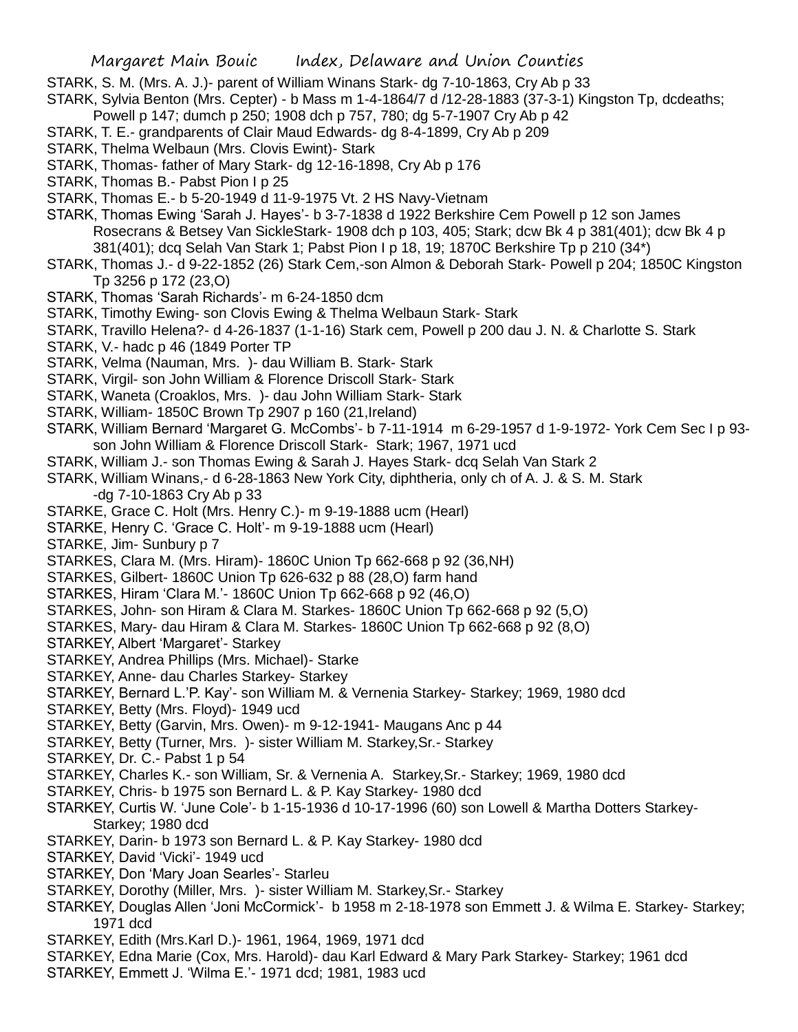STARK, S. M. (Mrs. A. J.)- parent of William Winans Stark- dg 7-10-1863, Cry Ab p 33

STARK, Sylvia Benton (Mrs. Cepter) - b Mass m 1-4-1864/7 d /12-28-1883 (37-3-1) Kingston Tp, dcdeaths; Powell p 147; dumch p 250; 1908 dch p 757, 780; dg 5-7-1907 Cry Ab p 42

STARK, T. E.- grandparents of Clair Maud Edwards- dg 8-4-1899, Cry Ab p 209

STARK, Thelma Welbaun (Mrs. Clovis Ewint)- Stark

STARK, Thomas- father of Mary Stark- dg 12-16-1898, Cry Ab p 176

STARK, Thomas B.- Pabst Pion I p 25

STARK, Thomas E.- b 5-20-1949 d 11-9-1975 Vt. 2 HS Navy-Vietnam

STARK, Thomas Ewing 'Sarah J. Hayes'- b 3-7-1838 d 1922 Berkshire Cem Powell p 12 son James Rosecrans & Betsey Van SickleStark- 1908 dch p 103, 405; Stark; dcw Bk 4 p 381(401); dcw Bk 4 p 381(401); dcq Selah Van Stark 1; Pabst Pion I p 18, 19; 1870C Berkshire Tp p 210 (34*)

STARK, Thomas J.- d 9-22-1852 (26) Stark Cem,-son Almon & Deborah Stark- Powell p 204; 1850C Kingston Tp 3256 p 172 (23,O)

STARK, Thomas 'Sarah Richards'- m 6-24-1850 dcm

STARK, Timothy Ewing- son Clovis Ewing & Thelma Welbaun Stark- Stark

STARK, Travillo Helena?- d 4-26-1837 (1-1-16) Stark cem, Powell p 200 dau J. N. & Charlotte S. Stark

STARK, V.- hadc p 46 (1849 Porter TP

STARK, Velma (Nauman, Mrs. )- dau William B. Stark- Stark

STARK, Virgil- son John William & Florence Driscoll Stark- Stark

STARK, Waneta (Croaklos, Mrs. )- dau John William Stark- Stark

STARK, William- 1850C Brown Tp 2907 p 160 (21,Ireland)

STARK, William Bernard 'Margaret G. McCombs'- b 7-11-1914 m 6-29-1957 d 1-9-1972- York Cem Sec I p 93- son John William & Florence Driscoll Stark- Stark; 1967, 1971 ucd

STARK, William J.- son Thomas Ewing & Sarah J. Hayes Stark- dcq Selah Van Stark 2

STARK, William Winans,- d 6-28-1863 New York City, diphtheria, only ch of A. J. & S. M. Stark -dg 7-10-1863 Cry Ab p 33

STARKE, Grace C. Holt (Mrs. Henry C.)- m 9-19-1888 ucm (Hearl)

STARKE, Henry C. 'Grace C. Holt'- m 9-19-1888 ucm (Hearl)

STARKE, Jim- Sunbury p 7

STARKES, Clara M. (Mrs. Hiram)- 1860C Union Tp 662-668 p 92 (36,NH)

STARKES, Gilbert- 1860C Union Tp 626-632 p 88 (28,O) farm hand

STARKES, Hiram 'Clara M.'- 1860C Union Tp 662-668 p 92 (46,O)

STARKES, John- son Hiram & Clara M. Starkes- 1860C Union Tp 662-668 p 92 (5,O)

STARKES, Mary- dau Hiram & Clara M. Starkes- 1860C Union Tp 662-668 p 92 (8,O)

STARKEY, Albert 'Margaret'- Starkey

STARKEY, Andrea Phillips (Mrs. Michael)- Starke

STARKEY, Anne- dau Charles Starkey- Starkey

STARKEY, Bernard L.'P. Kay'- son William M. & Vernenia Starkey- Starkey; 1969, 1980 dcd

STARKEY, Betty (Mrs. Floyd)- 1949 ucd

STARKEY, Betty (Garvin, Mrs. Owen)- m 9-12-1941- Maugans Anc p 44

STARKEY, Betty (Turner, Mrs. )- sister William M. Starkey,Sr.- Starkey

STARKEY, Dr. C.- Pabst 1 p 54

STARKEY, Charles K.- son William, Sr. & Vernenia A. Starkey,Sr.- Starkey; 1969, 1980 dcd

STARKEY, Chris- b 1975 son Bernard L. & P. Kay Starkey- 1980 dcd

STARKEY, Curtis W. 'June Cole'- b 1-15-1936 d 10-17-1996 (60) son Lowell & Martha Dotters Starkey- Starkey; 1980 dcd

STARKEY, Darin- b 1973 son Bernard L. & P. Kay Starkey- 1980 dcd

STARKEY, David 'Vicki'- 1949 ucd

STARKEY, Don 'Mary Joan Searles'- Starleu

STARKEY, Dorothy (Miller, Mrs. )- sister William M. Starkey,Sr.- Starkey

STARKEY, Douglas Allen 'Joni McCormick'- b 1958 m 2-18-1978 son Emmett J. & Wilma E. Starkey- Starkey; 1971 dcd

STARKEY, Edith (Mrs.Karl D.)- 1961, 1964, 1969, 1971 dcd

STARKEY, Edna Marie (Cox, Mrs. Harold)- dau Karl Edward & Mary Park Starkey- Starkey; 1961 dcd

STARKEY, Emmett J. 'Wilma E.'- 1971 dcd; 1981, 1983 ucd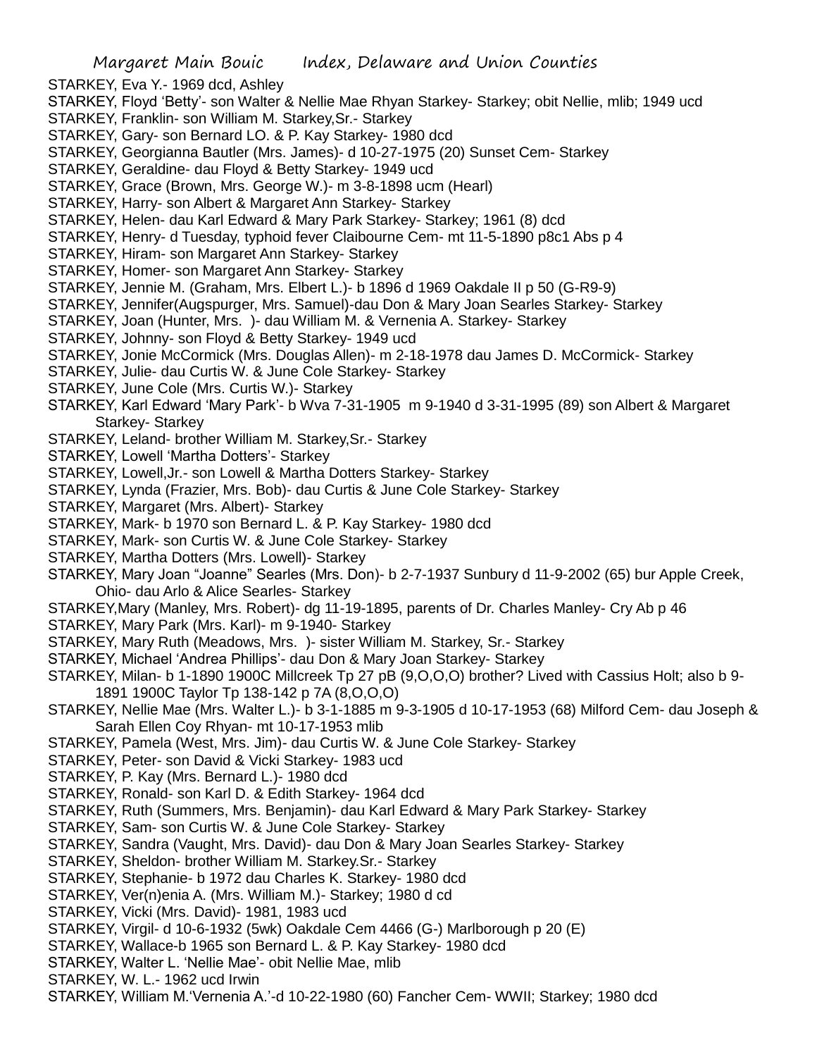STARKEY, Eva Y.- 1969 dcd, Ashley

STARKEY, Floyd 'Betty'- son Walter & Nellie Mae Rhyan Starkey- Starkey; obit Nellie, mlib; 1949 ucd

STARKEY, Franklin- son William M. Starkey,Sr.- Starkey

STARKEY, Gary- son Bernard LO. & P. Kay Starkey- 1980 dcd

STARKEY, Georgianna Bautler (Mrs. James)- d 10-27-1975 (20) Sunset Cem- Starkey

STARKEY, Geraldine- dau Floyd & Betty Starkey- 1949 ucd

STARKEY, Grace (Brown, Mrs. George W.)- m 3-8-1898 ucm (Hearl)

STARKEY, Harry- son Albert & Margaret Ann Starkey- Starkey

STARKEY, Helen- dau Karl Edward & Mary Park Starkey- Starkey; 1961 (8) dcd

STARKEY, Henry- d Tuesday, typhoid fever Claibourne Cem- mt 11-5-1890 p8c1 Abs p 4

STARKEY, Hiram- son Margaret Ann Starkey- Starkey

STARKEY, Homer- son Margaret Ann Starkey- Starkey

STARKEY, Jennie M. (Graham, Mrs. Elbert L.)- b 1896 d 1969 Oakdale II p 50 (G-R9-9)

STARKEY, Jennifer(Augspurger, Mrs. Samuel)-dau Don & Mary Joan Searles Starkey- Starkey

STARKEY, Joan (Hunter, Mrs. )- dau William M. & Vernenia A. Starkey- Starkey

STARKEY, Johnny- son Floyd & Betty Starkey- 1949 ucd

STARKEY, Jonie McCormick (Mrs. Douglas Allen)- m 2-18-1978 dau James D. McCormick- Starkey

STARKEY, Julie- dau Curtis W. & June Cole Starkey- Starkey

STARKEY, June Cole (Mrs. Curtis W.)- Starkey

STARKEY, Karl Edward 'Mary Park'- b Wva 7-31-1905 m 9-1940 d 3-31-1995 (89) son Albert & Margaret Starkey- Starkey

STARKEY, Leland- brother William M. Starkey,Sr.- Starkey

STARKEY, Lowell 'Martha Dotters'- Starkey

STARKEY, Lowell,Jr.- son Lowell & Martha Dotters Starkey- Starkey

STARKEY, Lynda (Frazier, Mrs. Bob)- dau Curtis & June Cole Starkey- Starkey

STARKEY, Margaret (Mrs. Albert)- Starkey

STARKEY, Mark- b 1970 son Bernard L. & P. Kay Starkey- 1980 dcd

STARKEY, Mark- son Curtis W. & June Cole Starkey- Starkey

STARKEY, Martha Dotters (Mrs. Lowell)- Starkey

STARKEY, Mary Joan "Joanne" Searles (Mrs. Don)- b 2-7-1937 Sunbury d 11-9-2002 (65) bur Apple Creek, Ohio- dau Arlo & Alice Searles- Starkey

STARKEY,Mary (Manley, Mrs. Robert)- dg 11-19-1895, parents of Dr. Charles Manley- Cry Ab p 46

STARKEY, Mary Park (Mrs. Karl)- m 9-1940- Starkey

STARKEY, Mary Ruth (Meadows, Mrs. )- sister William M. Starkey, Sr.- Starkey

STARKEY, Michael 'Andrea Phillips'- dau Don & Mary Joan Starkey- Starkey

STARKEY, Milan- b 1-1890 1900C Millcreek Tp 27 pB (9,O,O,O) brother? Lived with Cassius Holt; also b 9-1891 1900C Taylor Tp 138-142 p 7A (8,O,O,O)

STARKEY, Nellie Mae (Mrs. Walter L.)- b 3-1-1885 m 9-3-1905 d 10-17-1953 (68) Milford Cem- dau Joseph & Sarah Ellen Coy Rhyan- mt 10-17-1953 mlib

STARKEY, Pamela (West, Mrs. Jim)- dau Curtis W. & June Cole Starkey- Starkey

STARKEY, Peter- son David & Vicki Starkey- 1983 ucd

STARKEY, P. Kay (Mrs. Bernard L.)- 1980 dcd

STARKEY, Ronald- son Karl D. & Edith Starkey- 1964 dcd

STARKEY, Ruth (Summers, Mrs. Benjamin)- dau Karl Edward & Mary Park Starkey- Starkey

STARKEY, Sam- son Curtis W. & June Cole Starkey- Starkey

STARKEY, Sandra (Vaught, Mrs. David)- dau Don & Mary Joan Searles Starkey- Starkey

STARKEY, Sheldon- brother William M. Starkey.Sr.- Starkey

STARKEY, Stephanie- b 1972 dau Charles K. Starkey- 1980 dcd

STARKEY, Ver(n)enia A. (Mrs. William M.)- Starkey; 1980 d cd

STARKEY, Vicki (Mrs. David)- 1981, 1983 ucd

STARKEY, Virgil- d 10-6-1932 (5wk) Oakdale Cem 4466 (G-) Marlborough p 20 (E)

STARKEY, Wallace-b 1965 son Bernard L. & P. Kay Starkey- 1980 dcd

STARKEY, Walter L. 'Nellie Mae'- obit Nellie Mae, mlib

STARKEY, W. L.- 1962 ucd Irwin

STARKEY, William M.'Vernenia A.'-d 10-22-1980 (60) Fancher Cem- WWII; Starkey; 1980 dcd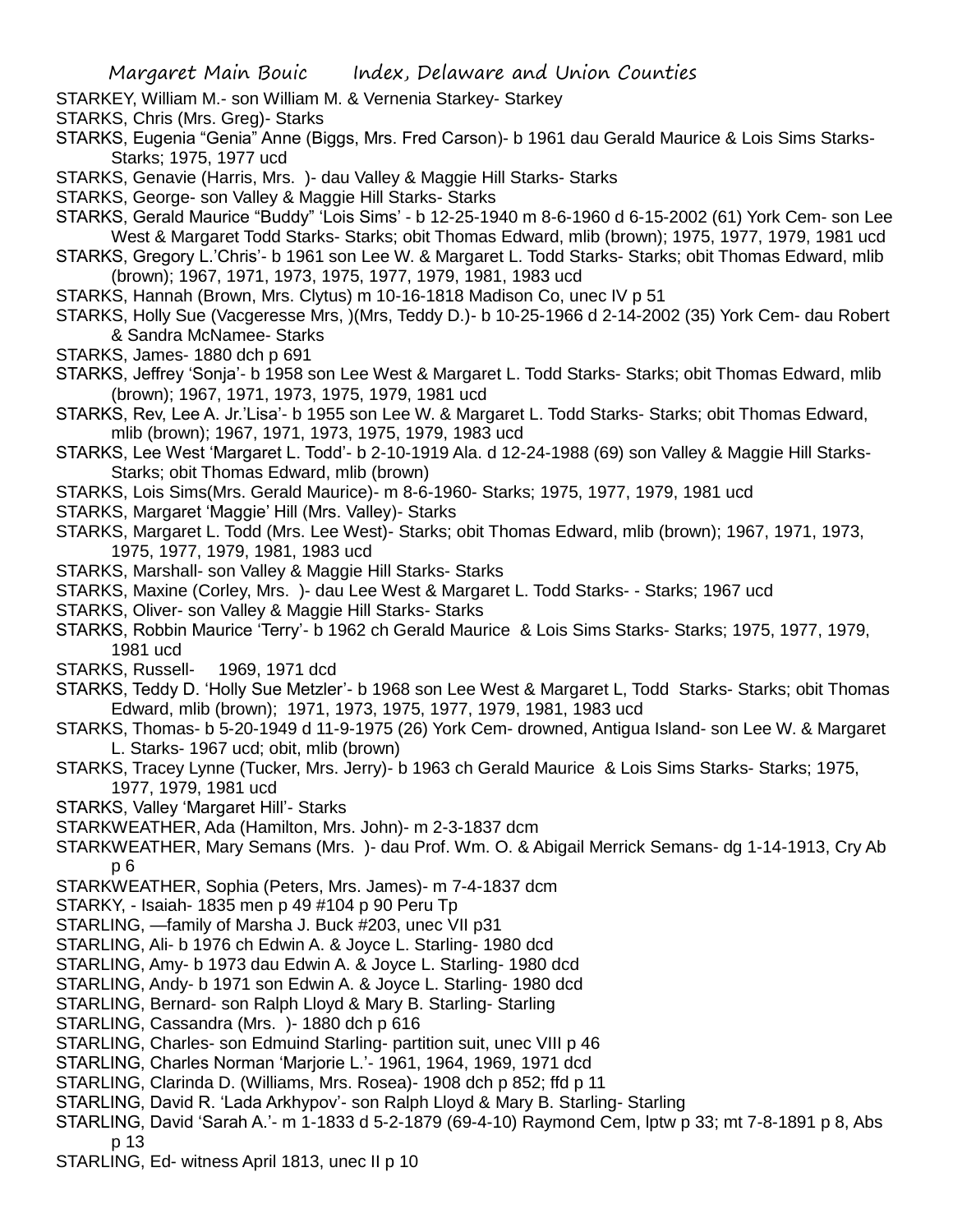STARKEY, William M.- son William M. & Vernenia Starkey- Starkey

STARKS, Chris (Mrs. Greg)- Starks

STARKS, Eugenia “Genia” Anne (Biggs, Mrs. Fred Carson)- b 1961 dau Gerald Maurice & Lois Sims Starks- Starks; 1975, 1977 ucd

STARKS, Genavie (Harris, Mrs. )- dau Valley & Maggie Hill Starks- Starks

STARKS, George- son Valley & Maggie Hill Starks- Starks

STARKS, Gerald Maurice “Buddy” ‘Lois Sims’ - b 12-25-1940 m 8-6-1960 d 6-15-2002 (61) York Cem- son Lee West & Margaret Todd Starks- Starks; obit Thomas Edward, mlib (brown); 1975, 1977, 1979, 1981 ucd

STARKS, Gregory L.’Chris’- b 1961 son Lee W. & Margaret L. Todd Starks- Starks; obit Thomas Edward, mlib (brown); 1967, 1971, 1973, 1975, 1977, 1979, 1981, 1983 ucd

STARKS, Hannah (Brown, Mrs. Clytus) m 10-16-1818 Madison Co, unec IV p 51

STARKS, Holly Sue (Vacgeresse Mrs, )(Mrs, Teddy D.)- b 10-25-1966 d 2-14-2002 (35) York Cem- dau Robert & Sandra McNamee- Starks

STARKS, James- 1880 dch p 691

STARKS, Jeffrey ‘Sonja’- b 1958 son Lee West & Margaret L. Todd Starks- Starks; obit Thomas Edward, mlib (brown); 1967, 1971, 1973, 1975, 1979, 1981 ucd

STARKS, Rev, Lee A. Jr.’Lisa’- b 1955 son Lee W. & Margaret L. Todd Starks- Starks; obit Thomas Edward, mlib (brown); 1967, 1971, 1973, 1975, 1979, 1983 ucd

STARKS, Lee West ‘Margaret L. Todd’- b 2-10-1919 Ala. d 12-24-1988 (69) son Valley & Maggie Hill Starks- Starks; obit Thomas Edward, mlib (brown)

STARKS, Lois Sims(Mrs. Gerald Maurice)- m 8-6-1960- Starks; 1975, 1977, 1979, 1981 ucd

STARKS, Margaret ‘Maggie’ Hill (Mrs. Valley)- Starks

STARKS, Margaret L. Todd (Mrs. Lee West)- Starks; obit Thomas Edward, mlib (brown); 1967, 1971, 1973, 1975, 1977, 1979, 1981, 1983 ucd

STARKS, Marshall- son Valley & Maggie Hill Starks- Starks

STARKS, Maxine (Corley, Mrs. )- dau Lee West & Margaret L. Todd Starks- - Starks; 1967 ucd

STARKS, Oliver- son Valley & Maggie Hill Starks- Starks

STARKS, Robbin Maurice ‘Terry’- b 1962 ch Gerald Maurice & Lois Sims Starks- Starks; 1975, 1977, 1979, 1981 ucd

STARKS, Russell- 1969, 1971 dcd

STARKS, Teddy D. ‘Holly Sue Metzler’- b 1968 son Lee West & Margaret L, Todd Starks- Starks; obit Thomas Edward, mlib (brown); 1971, 1973, 1975, 1977, 1979, 1981, 1983 ucd

STARKS, Thomas- b 5-20-1949 d 11-9-1975 (26) York Cem- drowned, Antigua Island- son Lee W. & Margaret L. Starks- 1967 ucd; obit, mlib (brown)

STARKS, Tracey Lynne (Tucker, Mrs. Jerry)- b 1963 ch Gerald Maurice & Lois Sims Starks- Starks; 1975, 1977, 1979, 1981 ucd

STARKS, Valley ‘Margaret Hill’- Starks

STARKWEATHER, Ada (Hamilton, Mrs. John)- m 2-3-1837 dcm

STARKWEATHER, Mary Semans (Mrs. )- dau Prof. Wm. O. & Abigail Merrick Semans- dg 1-14-1913, Cry Ab p 6

STARKWEATHER, Sophia (Peters, Mrs. James)- m 7-4-1837 dcm

STARKY, - Isaiah- 1835 men p 49 #104 p 90 Peru Tp

STARLING, —family of Marsha J. Buck #203, unec VII p31

STARLING, Ali- b 1976 ch Edwin A. & Joyce L. Starling- 1980 dcd

STARLING, Amy- b 1973 dau Edwin A. & Joyce L. Starling- 1980 dcd

STARLING, Andy- b 1971 son Edwin A. & Joyce L. Starling- 1980 dcd

STARLING, Bernard- son Ralph Lloyd & Mary B. Starling- Starling

STARLING, Cassandra (Mrs. )- 1880 dch p 616

STARLING, Charles- son Edmuind Starling- partition suit, unec VIII p 46

STARLING, Charles Norman ‘Marjorie L.’- 1961, 1964, 1969, 1971 dcd

STARLING, Clarinda D. (Williams, Mrs. Rosea)- 1908 dch p 852; ffd p 11

STARLING, David R. ‘Lada Arkhypov’- son Ralph Lloyd & Mary B. Starling- Starling

STARLING, David ‘Sarah A.’- m 1-1833 d 5-2-1879 (69-4-10) Raymond Cem, lptw p 33; mt 7-8-1891 p 8, Abs p 13

STARLING, Ed- witness April 1813, unec II p 10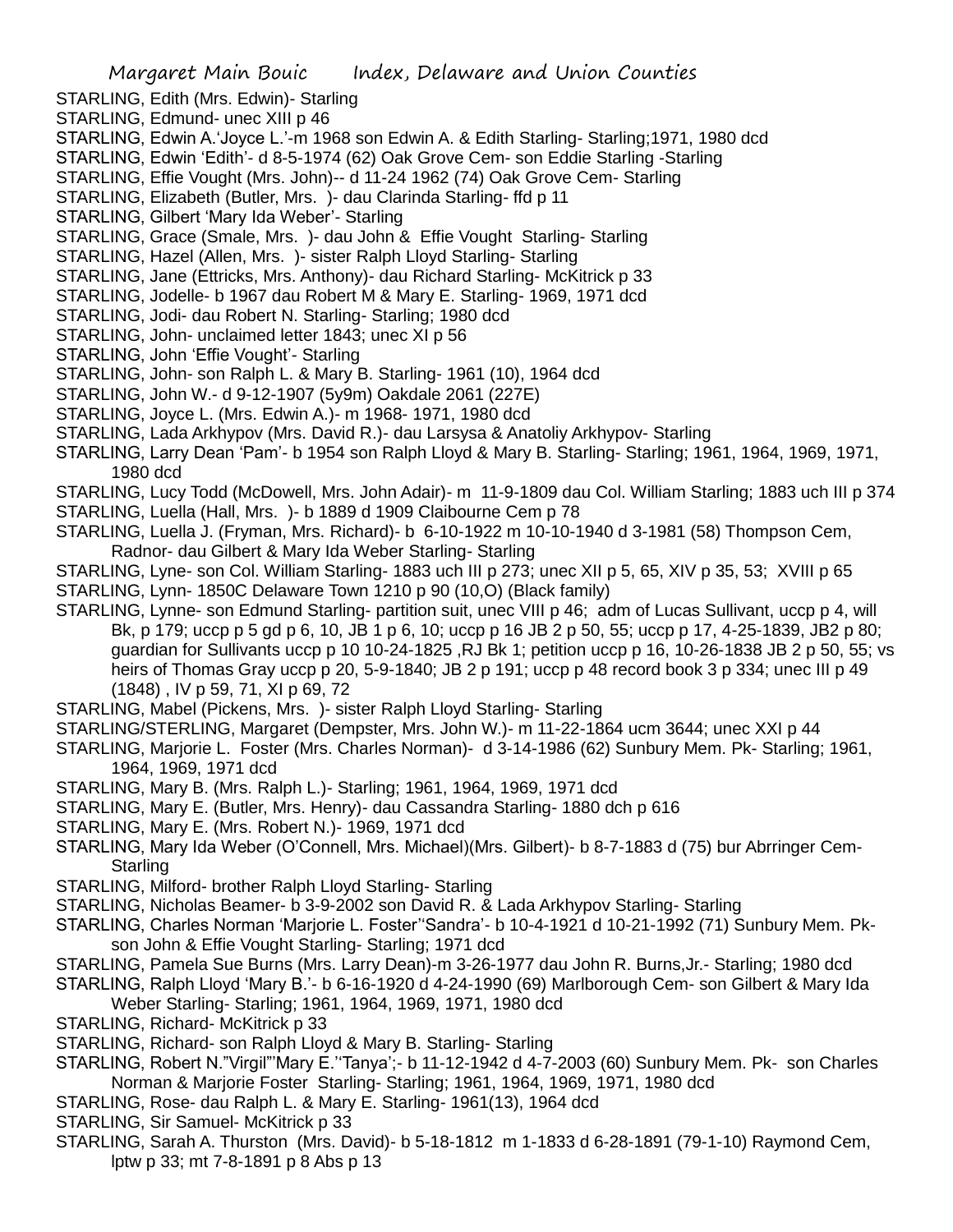STARLING, Edith (Mrs. Edwin)- Starling

STARLING, Edmund- unec XIII p 46

STARLING, Edwin A.'Joyce L.'-m 1968 son Edwin A. & Edith Starling- Starling;1971, 1980 dcd

STARLING, Edwin 'Edith'- d 8-5-1974 (62) Oak Grove Cem- son Eddie Starling -Starling

STARLING, Effie Vought (Mrs. John)-- d 11-24 1962 (74) Oak Grove Cem- Starling

STARLING, Elizabeth (Butler, Mrs. )- dau Clarinda Starling- ffd p 11

STARLING, Gilbert 'Mary Ida Weber'- Starling

STARLING, Grace (Smale, Mrs. )- dau John & Effie Vought Starling- Starling

STARLING, Hazel (Allen, Mrs. )- sister Ralph Lloyd Starling- Starling

STARLING, Jane (Ettricks, Mrs. Anthony)- dau Richard Starling- McKitrick p 33

STARLING, Jodelle- b 1967 dau Robert M & Mary E. Starling- 1969, 1971 dcd

STARLING, Jodi- dau Robert N. Starling- Starling; 1980 dcd

STARLING, John- unclaimed letter 1843; unec XI p 56

STARLING, John 'Effie Vought'- Starling

STARLING, John- son Ralph L. & Mary B. Starling- 1961 (10), 1964 dcd

STARLING, John W.- d 9-12-1907 (5y9m) Oakdale 2061 (227E)

STARLING, Joyce L. (Mrs. Edwin A.)- m 1968- 1971, 1980 dcd

STARLING, Lada Arkhypov (Mrs. David R.)- dau Larsysa & Anatoliy Arkhypov- Starling

STARLING, Larry Dean 'Pam'- b 1954 son Ralph Lloyd & Mary B. Starling- Starling; 1961, 1964, 1969, 1971, 1980 dcd

STARLING, Lucy Todd (McDowell, Mrs. John Adair)- m 11-9-1809 dau Col. William Starling; 1883 uch III p 374

STARLING, Luella (Hall, Mrs. )- b 1889 d 1909 Claibourne Cem p 78

STARLING, Luella J. (Fryman, Mrs. Richard)- b 6-10-1922 m 10-10-1940 d 3-1981 (58) Thompson Cem, Radnor- dau Gilbert & Mary Ida Weber Starling- Starling

STARLING, Lyne- son Col. William Starling- 1883 uch III p 273; unec XII p 5, 65, XIV p 35, 53; XVIII p 65

STARLING, Lynn- 1850C Delaware Town 1210 p 90 (10,O) (Black family)

STARLING, Lynne- son Edmund Starling- partition suit, unec VIII p 46; adm of Lucas Sullivant, uccp p 4, will Bk, p 179; uccp p 5 gd p 6, 10, JB 1 p 6, 10; uccp p 16 JB 2 p 50, 55; uccp p 17, 4-25-1839, JB2 p 80; guardian for Sullivants uccp p 10 10-24-1825 ,RJ Bk 1; petition uccp p 16, 10-26-1838 JB 2 p 50, 55; vs heirs of Thomas Gray uccp p 20, 5-9-1840; JB 2 p 191; uccp p 48 record book 3 p 334; unec III p 49 (1848) , IV p 59, 71, XI p 69, 72

STARLING, Mabel (Pickens, Mrs. )- sister Ralph Lloyd Starling- Starling

STARLING/STERLING, Margaret (Dempster, Mrs. John W.)- m 11-22-1864 ucm 3644; unec XXI p 44

STARLING, Marjorie L. Foster (Mrs. Charles Norman)- d 3-14-1986 (62) Sunbury Mem. Pk- Starling; 1961, 1964, 1969, 1971 dcd

STARLING, Mary B. (Mrs. Ralph L.)- Starling; 1961, 1964, 1969, 1971 dcd

STARLING, Mary E. (Butler, Mrs. Henry)- dau Cassandra Starling- 1880 dch p 616

STARLING, Mary E. (Mrs. Robert N.)- 1969, 1971 dcd

STARLING, Mary Ida Weber (O'Connell, Mrs. Michael)(Mrs. Gilbert)- b 8-7-1883 d (75) bur Abrringer Cem- Starling

STARLING, Milford- brother Ralph Lloyd Starling- Starling

STARLING, Nicholas Beamer- b 3-9-2002 son David R. & Lada Arkhypov Starling- Starling

STARLING, Charles Norman 'Marjorie L. Foster''Sandra'- b 10-4-1921 d 10-21-1992 (71) Sunbury Mem. Pk- son John & Effie Vought Starling- Starling; 1971 dcd

STARLING, Pamela Sue Burns (Mrs. Larry Dean)-m 3-26-1977 dau John R. Burns,Jr.- Starling; 1980 dcd

STARLING, Ralph Lloyd 'Mary B.'- b 6-16-1920 d 4-24-1990 (69) Marlborough Cem- son Gilbert & Mary Ida Weber Starling- Starling; 1961, 1964, 1969, 1971, 1980 dcd

STARLING, Richard- McKitrick p 33

STARLING, Richard- son Ralph Lloyd & Mary B. Starling- Starling

STARLING, Robert N."Virgil"'Mary E.''Tanya';- b 11-12-1942 d 4-7-2003 (60) Sunbury Mem. Pk- son Charles Norman & Marjorie Foster Starling- Starling; 1961, 1964, 1969, 1971, 1980 dcd

STARLING, Rose- dau Ralph L. & Mary E. Starling- 1961(13), 1964 dcd

STARLING, Sir Samuel- McKitrick p 33

STARLING, Sarah A. Thurston (Mrs. David)- b 5-18-1812 m 1-1833 d 6-28-1891 (79-1-10) Raymond Cem, lptw p 33; mt 7-8-1891 p 8 Abs p 13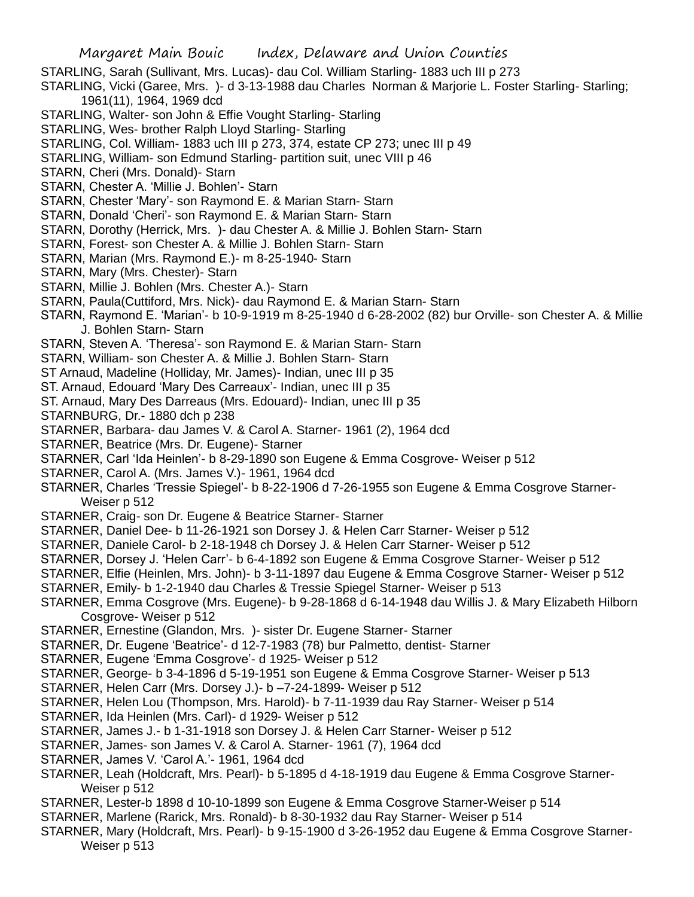STARLING, Sarah (Sullivant, Mrs. Lucas)- dau Col. William Starling- 1883 uch III p 273

STARLING, Vicki (Garee, Mrs. )- d 3-13-1988 dau Charles Norman & Marjorie L. Foster Starling- Starling; 1961(11), 1964, 1969 dcd

STARLING, Walter- son John & Effie Vought Starling- Starling

STARLING, Wes- brother Ralph Lloyd Starling- Starling

STARLING, Col. William- 1883 uch III p 273, 374, estate CP 273; unec III p 49

STARLING, William- son Edmund Starling- partition suit, unec VIII p 46

STARN, Cheri (Mrs. Donald)- Starn

STARN, Chester A. 'Millie J. Bohlen'- Starn

STARN, Chester 'Mary'- son Raymond E. & Marian Starn- Starn

STARN, Donald 'Cheri'- son Raymond E. & Marian Starn- Starn

STARN, Dorothy (Herrick, Mrs. )- dau Chester A. & Millie J. Bohlen Starn- Starn

STARN, Forest- son Chester A. & Millie J. Bohlen Starn- Starn

STARN, Marian (Mrs. Raymond E.)- m 8-25-1940- Starn

STARN, Mary (Mrs. Chester)- Starn

STARN, Millie J. Bohlen (Mrs. Chester A.)- Starn

STARN, Paula(Cuttiford, Mrs. Nick)- dau Raymond E. & Marian Starn- Starn

STARN, Raymond E. 'Marian'- b 10-9-1919 m 8-25-1940 d 6-28-2002 (82) bur Orville- son Chester A. & Millie J. Bohlen Starn- Starn

STARN, Steven A. 'Theresa'- son Raymond E. & Marian Starn- Starn

STARN, William- son Chester A. & Millie J. Bohlen Starn- Starn

ST Arnaud, Madeline (Holliday, Mr. James)- Indian, unec III p 35

ST. Arnaud, Edouard 'Mary Des Carreaux'- Indian, unec III p 35

ST. Arnaud, Mary Des Darreaus (Mrs. Edouard)- Indian, unec III p 35

STARNBURG, Dr.- 1880 dch p 238

STARNER, Barbara- dau James V. & Carol A. Starner- 1961 (2), 1964 dcd

STARNER, Beatrice (Mrs. Dr. Eugene)- Starner

STARNER, Carl 'Ida Heinlen'- b 8-29-1890 son Eugene & Emma Cosgrove- Weiser p 512

STARNER, Carol A. (Mrs. James V.)- 1961, 1964 dcd

STARNER, Charles 'Tressie Spiegel'- b 8-22-1906 d 7-26-1955 son Eugene & Emma Cosgrove Starner- Weiser p 512

STARNER, Craig- son Dr. Eugene & Beatrice Starner- Starner

STARNER, Daniel Dee- b 11-26-1921 son Dorsey J. & Helen Carr Starner- Weiser p 512

STARNER, Daniele Carol- b 2-18-1948 ch Dorsey J. & Helen Carr Starner- Weiser p 512

STARNER, Dorsey J. 'Helen Carr'- b 6-4-1892 son Eugene & Emma Cosgrove Starner- Weiser p 512

STARNER, Elfie (Heinlen, Mrs. John)- b 3-11-1897 dau Eugene & Emma Cosgrove Starner- Weiser p 512

STARNER, Emily- b 1-2-1940 dau Charles & Tressie Spiegel Starner- Weiser p 513

STARNER, Emma Cosgrove (Mrs. Eugene)- b 9-28-1868 d 6-14-1948 dau Willis J. & Mary Elizabeth Hilborn Cosgrove- Weiser p 512

STARNER, Ernestine (Glandon, Mrs. )- sister Dr. Eugene Starner- Starner

STARNER, Dr. Eugene 'Beatrice'- d 12-7-1983 (78) bur Palmetto, dentist- Starner

STARNER, Eugene 'Emma Cosgrove'- d 1925- Weiser p 512

STARNER, George- b 3-4-1896 d 5-19-1951 son Eugene & Emma Cosgrove Starner- Weiser p 513

STARNER, Helen Carr (Mrs. Dorsey J.)- b –7-24-1899- Weiser p 512

STARNER, Helen Lou (Thompson, Mrs. Harold)- b 7-11-1939 dau Ray Starner- Weiser p 514

STARNER, Ida Heinlen (Mrs. Carl)- d 1929- Weiser p 512

STARNER, James J.- b 1-31-1918 son Dorsey J. & Helen Carr Starner- Weiser p 512

STARNER, James- son James V. & Carol A. Starner- 1961 (7), 1964 dcd

STARNER, James V. 'Carol A.'- 1961, 1964 dcd

STARNER, Leah (Holdcraft, Mrs. Pearl)- b 5-1895 d 4-18-1919 dau Eugene & Emma Cosgrove Starner- Weiser p 512

STARNER, Lester-b 1898 d 10-10-1899 son Eugene & Emma Cosgrove Starner-Weiser p 514

STARNER, Marlene (Rarick, Mrs. Ronald)- b 8-30-1932 dau Ray Starner- Weiser p 514

STARNER, Mary (Holdcraft, Mrs. Pearl)- b 9-15-1900 d 3-26-1952 dau Eugene & Emma Cosgrove Starner- Weiser p 513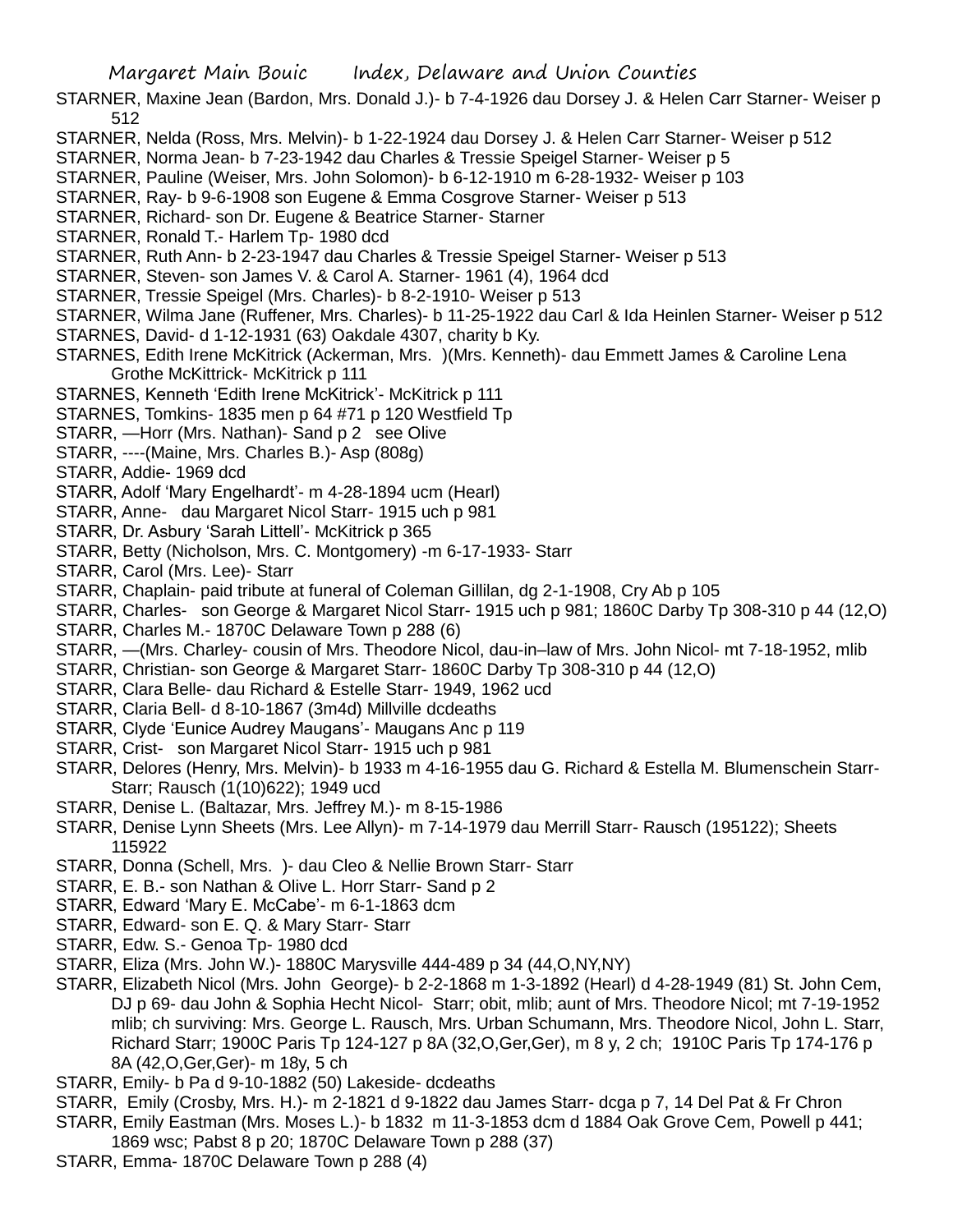STARNER, Maxine Jean (Bardon, Mrs. Donald J.)- b 7-4-1926 dau Dorsey J. & Helen Carr Starner- Weiser p 512

STARNER, Nelda (Ross, Mrs. Melvin)- b 1-22-1924 dau Dorsey J. & Helen Carr Starner- Weiser p 512

STARNER, Norma Jean- b 7-23-1942 dau Charles & Tressie Speigel Starner- Weiser p 5

STARNER, Pauline (Weiser, Mrs. John Solomon)- b 6-12-1910 m 6-28-1932- Weiser p 103

STARNER, Ray- b 9-6-1908 son Eugene & Emma Cosgrove Starner- Weiser p 513

STARNER, Richard- son Dr. Eugene & Beatrice Starner- Starner

STARNER, Ronald T.- Harlem Tp- 1980 dcd

STARNER, Ruth Ann- b 2-23-1947 dau Charles & Tressie Speigel Starner- Weiser p 513

STARNER, Steven- son James V. & Carol A. Starner- 1961 (4), 1964 dcd

STARNER, Tressie Speigel (Mrs. Charles)- b 8-2-1910- Weiser p 513

STARNER, Wilma Jane (Ruffener, Mrs. Charles)- b 11-25-1922 dau Carl & Ida Heinlen Starner- Weiser p 512

STARNES, David- d 1-12-1931 (63) Oakdale 4307, charity b Ky.

STARNES, Edith Irene McKitrick (Ackerman, Mrs. )(Mrs. Kenneth)- dau Emmett James & Caroline Lena Grothe McKittrick- McKitrick p 111

STARNES, Kenneth 'Edith Irene McKitrick'- McKitrick p 111

STARNES, Tomkins- 1835 men p 64 #71 p 120 Westfield Tp

STARR, —Horr (Mrs. Nathan)- Sand p 2 see Olive

STARR, ----(Maine, Mrs. Charles B.)- Asp (808g)

STARR, Addie- 1969 dcd

STARR, Adolf 'Mary Engelhardt'- m 4-28-1894 ucm (Hearl)

STARR, Anne- dau Margaret Nicol Starr- 1915 uch p 981

STARR, Dr. Asbury 'Sarah Littell'- McKitrick p 365

STARR, Betty (Nicholson, Mrs. C. Montgomery) -m 6-17-1933- Starr

STARR, Carol (Mrs. Lee)- Starr

STARR, Chaplain- paid tribute at funeral of Coleman Gillilan, dg 2-1-1908, Cry Ab p 105

STARR, Charles- son George & Margaret Nicol Starr- 1915 uch p 981; 1860C Darby Tp 308-310 p 44 (12,O)

STARR, Charles M.- 1870C Delaware Town p 288 (6)

STARR, —(Mrs. Charley- cousin of Mrs. Theodore Nicol, dau-in–law of Mrs. John Nicol- mt 7-18-1952, mlib

STARR, Christian- son George & Margaret Starr- 1860C Darby Tp 308-310 p 44 (12,O)

STARR, Clara Belle- dau Richard & Estelle Starr- 1949, 1962 ucd

STARR, Claria Bell- d 8-10-1867 (3m4d) Millville dcdeaths

STARR, Clyde 'Eunice Audrey Maugans'- Maugans Anc p 119

STARR, Crist- son Margaret Nicol Starr- 1915 uch p 981

STARR, Delores (Henry, Mrs. Melvin)- b 1933 m 4-16-1955 dau G. Richard & Estella M. Blumenschein Starr- Starr; Rausch (1(10)622); 1949 ucd

STARR, Denise L. (Baltazar, Mrs. Jeffrey M.)- m 8-15-1986

STARR, Denise Lynn Sheets (Mrs. Lee Allyn)- m 7-14-1979 dau Merrill Starr- Rausch (195122); Sheets 115922

STARR, Donna (Schell, Mrs. )- dau Cleo & Nellie Brown Starr- Starr

STARR, E. B.- son Nathan & Olive L. Horr Starr- Sand p 2

STARR, Edward 'Mary E. McCabe'- m 6-1-1863 dcm

STARR, Edward- son E. Q. & Mary Starr- Starr

STARR, Edw. S.- Genoa Tp- 1980 dcd

STARR, Eliza (Mrs. John W.)- 1880C Marysville 444-489 p 34 (44,O,NY,NY)

STARR, Elizabeth Nicol (Mrs. John George)- b 2-2-1868 m 1-3-1892 (Hearl) d 4-28-1949 (81) St. John Cem, DJ p 69- dau John & Sophia Hecht Nicol- Starr; obit, mlib; aunt of Mrs. Theodore Nicol; mt 7-19-1952 mlib; ch surviving: Mrs. George L. Rausch, Mrs. Urban Schumann, Mrs. Theodore Nicol, John L. Starr, Richard Starr; 1900C Paris Tp 124-127 p 8A (32,O,Ger,Ger), m 8 y, 2 ch; 1910C Paris Tp 174-176 p 8A (42,O,Ger,Ger)- m 18y, 5 ch

STARR, Emily- b Pa d 9-10-1882 (50) Lakeside- dcdeaths

STARR, Emily (Crosby, Mrs. H.)- m 2-1821 d 9-1822 dau James Starr- dcga p 7, 14 Del Pat & Fr Chron

STARR, Emily Eastman (Mrs. Moses L.)- b 1832 m 11-3-1853 dcm d 1884 Oak Grove Cem, Powell p 441; 1869 wsc; Pabst 8 p 20; 1870C Delaware Town p 288 (37)

STARR, Emma- 1870C Delaware Town p 288 (4)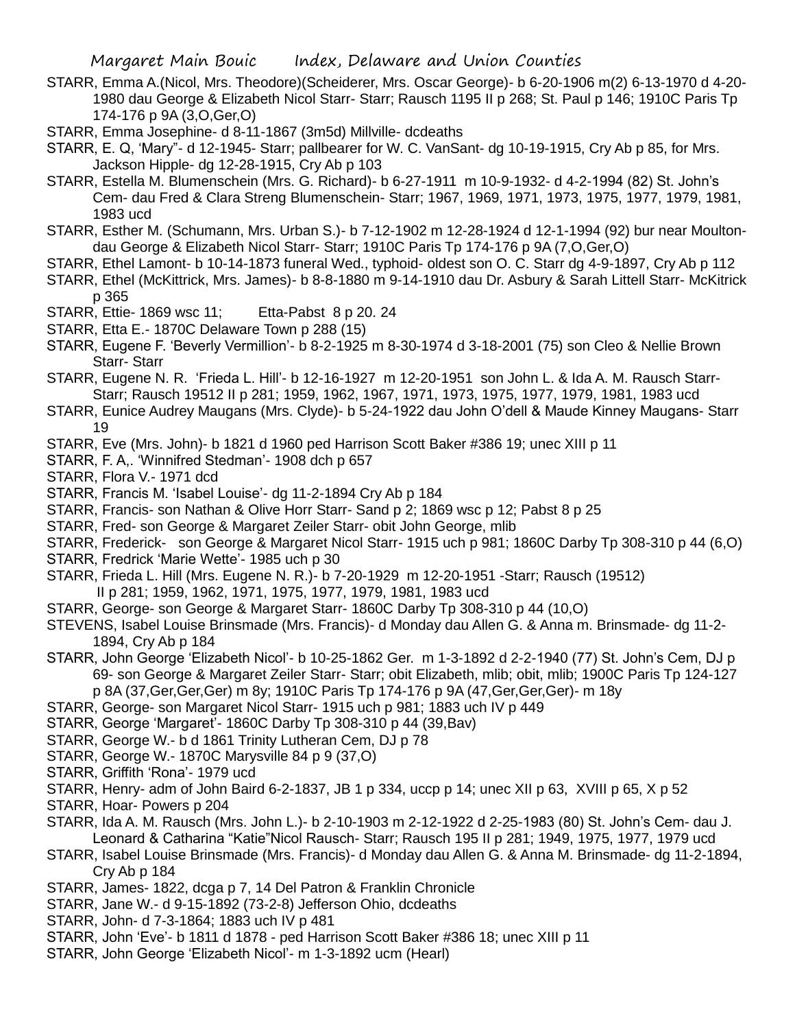STARR, Emma A.(Nicol, Mrs. Theodore)(Scheiderer, Mrs. Oscar George)- b 6-20-1906 m(2) 6-13-1970 d 4-20-1980 dau George & Elizabeth Nicol Starr- Starr; Rausch 1195 II p 268; St. Paul p 146; 1910C Paris Tp 174-176 p 9A (3,O,Ger,O)

STARR, Emma Josephine- d 8-11-1867 (3m5d) Millville- dcdeaths

STARR, E. Q, 'Mary"- d 12-1945- Starr; pallbearer for W. C. VanSant- dg 10-19-1915, Cry Ab p 85, for Mrs. Jackson Hipple- dg 12-28-1915, Cry Ab p 103

STARR, Estella M. Blumenschein (Mrs. G. Richard)- b 6-27-1911 m 10-9-1932- d 4-2-1994 (82) St. John's Cem- dau Fred & Clara Streng Blumenschein- Starr; 1967, 1969, 1971, 1973, 1975, 1977, 1979, 1981, 1983 ucd

STARR, Esther M. (Schumann, Mrs. Urban S.)- b 7-12-1902 m 12-28-1924 d 12-1-1994 (92) bur near Moulton- dau George & Elizabeth Nicol Starr- Starr; 1910C Paris Tp 174-176 p 9A (7,O,Ger,O)

STARR, Ethel Lamont- b 10-14-1873 funeral Wed., typhoid- oldest son O. C. Starr dg 4-9-1897, Cry Ab p 112

STARR, Ethel (McKittrick, Mrs. James)- b 8-8-1880 m 9-14-1910 dau Dr. Asbury & Sarah Littell Starr- McKitrick p 365

STARR, Ettie- 1869 wsc 11; Etta-Pabst 8 p 20. 24

STARR, Etta E.- 1870C Delaware Town p 288 (15)

STARR, Eugene F. 'Beverly Vermillion'- b 8-2-1925 m 8-30-1974 d 3-18-2001 (75) son Cleo & Nellie Brown Starr- Starr

STARR, Eugene N. R. 'Frieda L. Hill'- b 12-16-1927 m 12-20-1951 son John L. & Ida A. M. Rausch Starr- Starr; Rausch 19512 II p 281; 1959, 1962, 1967, 1971, 1973, 1975, 1977, 1979, 1981, 1983 ucd

STARR, Eunice Audrey Maugans (Mrs. Clyde)- b 5-24-1922 dau John O'dell & Maude Kinney Maugans- Starr 19

STARR, Eve (Mrs. John)- b 1821 d 1960 ped Harrison Scott Baker #386 19; unec XIII p 11

STARR, F. A,. 'Winnifred Stedman'- 1908 dch p 657

STARR, Flora V.- 1971 dcd

STARR, Francis M. 'Isabel Louise'- dg 11-2-1894 Cry Ab p 184

STARR, Francis- son Nathan & Olive Horr Starr- Sand p 2; 1869 wsc p 12; Pabst 8 p 25

STARR, Fred- son George & Margaret Zeiler Starr- obit John George, mlib

STARR, Frederick- son George & Margaret Nicol Starr- 1915 uch p 981; 1860C Darby Tp 308-310 p 44 (6,O)

STARR, Fredrick 'Marie Wette'- 1985 uch p 30

STARR, Frieda L. Hill (Mrs. Eugene N. R.)- b 7-20-1929 m 12-20-1951 -Starr; Rausch (19512) II p 281; 1959, 1962, 1971, 1975, 1977, 1979, 1981, 1983 ucd

STARR, George- son George & Margaret Starr- 1860C Darby Tp 308-310 p 44 (10,O)

STEVENS, Isabel Louise Brinsmade (Mrs. Francis)- d Monday dau Allen G. & Anna m. Brinsmade- dg 11-2-1894, Cry Ab p 184

STARR, John George 'Elizabeth Nicol'- b 10-25-1862 Ger. m 1-3-1892 d 2-2-1940 (77) St. John's Cem, DJ p 69- son George & Margaret Zeiler Starr- Starr; obit Elizabeth, mlib; obit, mlib; 1900C Paris Tp 124-127 p 8A (37,Ger,Ger,Ger) m 8y; 1910C Paris Tp 174-176 p 9A (47,Ger,Ger,Ger)- m 18y

STARR, George- son Margaret Nicol Starr- 1915 uch p 981; 1883 uch IV p 449

STARR, George 'Margaret'- 1860C Darby Tp 308-310 p 44 (39,Bav)

STARR, George W.- b d 1861 Trinity Lutheran Cem, DJ p 78

STARR, George W.- 1870C Marysville 84 p 9 (37,O)

STARR, Griffith 'Rona'- 1979 ucd

STARR, Henry- adm of John Baird 6-2-1837, JB 1 p 334, uccp p 14; unec XII p 63, XVIII p 65, X p 52

STARR, Hoar- Powers p 204

STARR, Ida A. M. Rausch (Mrs. John L.)- b 2-10-1903 m 2-12-1922 d 2-25-1983 (80) St. John's Cem- dau J. Leonard & Catharina "Katie"Nicol Rausch- Starr; Rausch 195 II p 281; 1949, 1975, 1977, 1979 ucd

STARR, Isabel Louise Brinsmade (Mrs. Francis)- d Monday dau Allen G. & Anna M. Brinsmade- dg 11-2-1894, Cry Ab p 184

STARR, James- 1822, dcga p 7, 14 Del Patron & Franklin Chronicle

STARR, Jane W.- d 9-15-1892 (73-2-8) Jefferson Ohio, dcdeaths

STARR, John- d 7-3-1864; 1883 uch IV p 481

STARR, John 'Eve'- b 1811 d 1878 - ped Harrison Scott Baker #386 18; unec XIII p 11

STARR, John George 'Elizabeth Nicol'- m 1-3-1892 ucm (Hearl)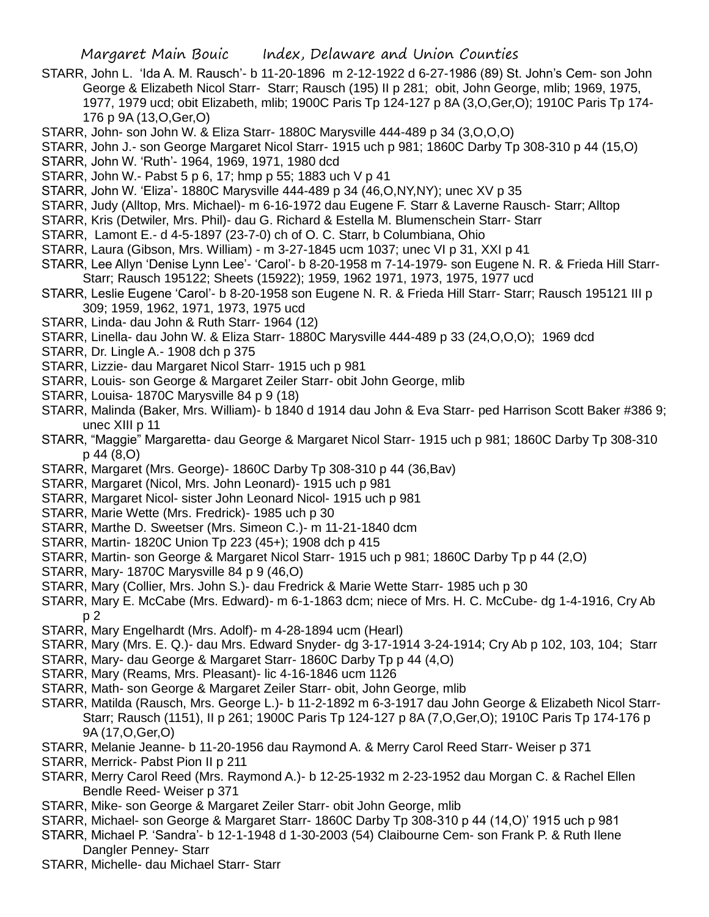STARR, John L. 'Ida A. M. Rausch'- b 11-20-1896 m 2-12-1922 d 6-27-1986 (89) St. John's Cem- son John George & Elizabeth Nicol Starr- Starr; Rausch (195) II p 281; obit, John George, mlib; 1969, 1975, 1977, 1979 ucd; obit Elizabeth, mlib; 1900C Paris Tp 124-127 p 8A (3,O,Ger,O); 1910C Paris Tp 174-176 p 9A (13,O,Ger,O)

STARR, John- son John W. & Eliza Starr- 1880C Marysville 444-489 p 34 (3,O,O,O)

STARR, John J.- son George Margaret Nicol Starr- 1915 uch p 981; 1860C Darby Tp 308-310 p 44 (15,O)

STARR, John W. 'Ruth'- 1964, 1969, 1971, 1980 dcd

STARR, John W.- Pabst 5 p 6, 17; hmp p 55; 1883 uch V p 41

STARR, John W. 'Eliza'- 1880C Marysville 444-489 p 34 (46,O,NY,NY); unec XV p 35

STARR, Judy (Alltop, Mrs. Michael)- m 6-16-1972 dau Eugene F. Starr & Laverne Rausch- Starr; Alltop

STARR, Kris (Detwiler, Mrs. Phil)- dau G. Richard & Estella M. Blumenschein Starr- Starr

STARR, Lamont E.- d 4-5-1897 (23-7-0) ch of O. C. Starr, b Columbiana, Ohio

STARR, Laura (Gibson, Mrs. William) - m 3-27-1845 ucm 1037; unec VI p 31, XXI p 41

STARR, Lee Allyn 'Denise Lynn Lee'- 'Carol'- b 8-20-1958 m 7-14-1979- son Eugene N. R. & Frieda Hill Starr- Starr; Rausch 195122; Sheets (15922); 1959, 1962 1971, 1973, 1975, 1977 ucd

STARR, Leslie Eugene 'Carol'- b 8-20-1958 son Eugene N. R. & Frieda Hill Starr- Starr; Rausch 195121 III p 309; 1959, 1962, 1971, 1973, 1975 ucd

STARR, Linda- dau John & Ruth Starr- 1964 (12)

STARR, Linella- dau John W. & Eliza Starr- 1880C Marysville 444-489 p 33 (24,O,O,O); 1969 dcd

STARR, Dr. Lingle A.- 1908 dch p 375

STARR, Lizzie- dau Margaret Nicol Starr- 1915 uch p 981

STARR, Louis- son George & Margaret Zeiler Starr- obit John George, mlib

STARR, Louisa- 1870C Marysville 84 p 9 (18)

STARR, Malinda (Baker, Mrs. William)- b 1840 d 1914 dau John & Eva Starr- ped Harrison Scott Baker #386 9; unec XIII p 11

STARR, "Maggie" Margaretta- dau George & Margaret Nicol Starr- 1915 uch p 981; 1860C Darby Tp 308-310 p 44 (8,O)

STARR, Margaret (Mrs. George)- 1860C Darby Tp 308-310 p 44 (36,Bav)

STARR, Margaret (Nicol, Mrs. John Leonard)- 1915 uch p 981

STARR, Margaret Nicol- sister John Leonard Nicol- 1915 uch p 981

STARR, Marie Wette (Mrs. Fredrick)- 1985 uch p 30

STARR, Marthe D. Sweetser (Mrs. Simeon C.)- m 11-21-1840 dcm

STARR, Martin- 1820C Union Tp 223 (45+); 1908 dch p 415

STARR, Martin- son George & Margaret Nicol Starr- 1915 uch p 981; 1860C Darby Tp p 44 (2,O)

STARR, Mary- 1870C Marysville 84 p 9 (46,O)

STARR, Mary (Collier, Mrs. John S.)- dau Fredrick & Marie Wette Starr- 1985 uch p 30

STARR, Mary E. McCabe (Mrs. Edward)- m 6-1-1863 dcm; niece of Mrs. H. C. McCube- dg 1-4-1916, Cry Ab p 2

STARR, Mary Engelhardt (Mrs. Adolf)- m 4-28-1894 ucm (Hearl)

STARR, Mary (Mrs. E. Q.)- dau Mrs. Edward Snyder- dg 3-17-1914 3-24-1914; Cry Ab p 102, 103, 104; Starr

STARR, Mary- dau George & Margaret Starr- 1860C Darby Tp p 44 (4,O)

STARR, Mary (Reams, Mrs. Pleasant)- lic 4-16-1846 ucm 1126

STARR, Math- son George & Margaret Zeiler Starr- obit, John George, mlib

STARR, Matilda (Rausch, Mrs. George L.)- b 11-2-1892 m 6-3-1917 dau John George & Elizabeth Nicol Starr- Starr; Rausch (1151), II p 261; 1900C Paris Tp 124-127 p 8A (7,O,Ger,O); 1910C Paris Tp 174-176 p 9A (17,O,Ger,O)

STARR, Melanie Jeanne- b 11-20-1956 dau Raymond A. & Merry Carol Reed Starr- Weiser p 371

STARR, Merrick- Pabst Pion II p 211

STARR, Merry Carol Reed (Mrs. Raymond A.)- b 12-25-1932 m 2-23-1952 dau Morgan C. & Rachel Ellen Bendle Reed- Weiser p 371

STARR, Mike- son George & Margaret Zeiler Starr- obit John George, mlib

STARR, Michael- son George & Margaret Starr- 1860C Darby Tp 308-310 p 44 (14,O)' 1915 uch p 981

STARR, Michael P. 'Sandra'- b 12-1-1948 d 1-30-2003 (54) Claibourne Cem- son Frank P. & Ruth Ilene Dangler Penney- Starr

STARR, Michelle- dau Michael Starr- Starr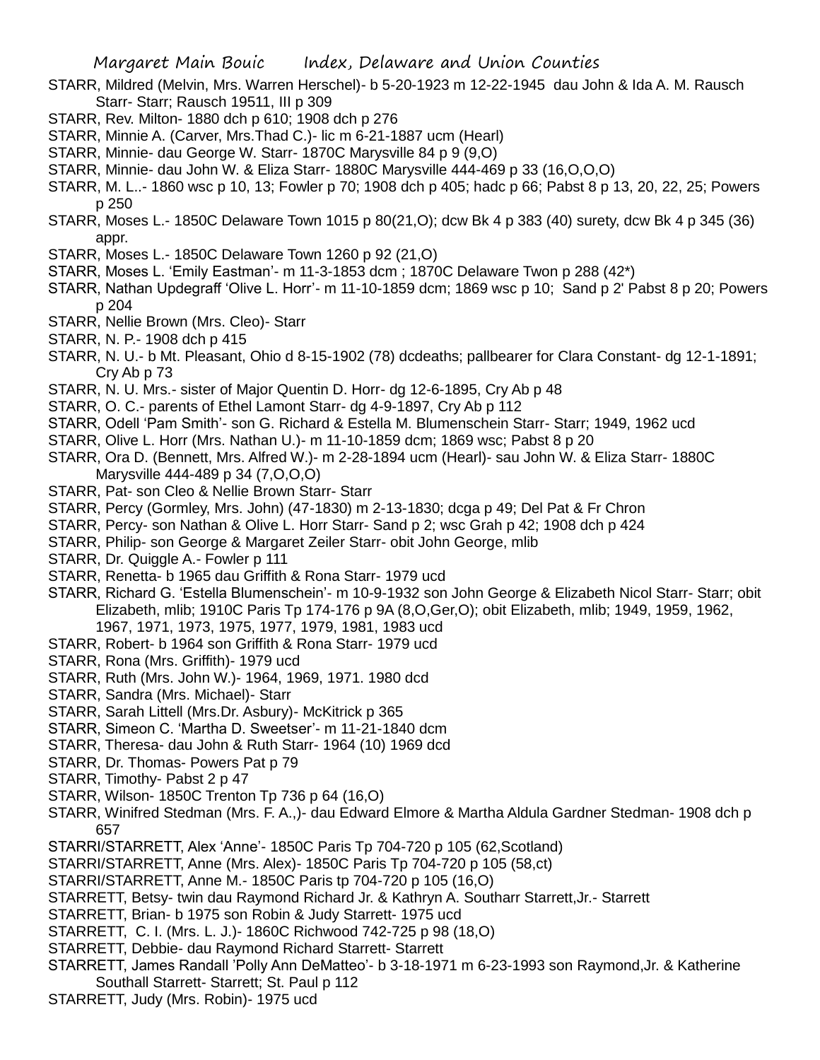STARR, Mildred (Melvin, Mrs. Warren Herschel)- b 5-20-1923 m 12-22-1945 dau John & Ida A. M. Rausch Starr- Starr; Rausch 19511, III p 309

STARR, Rev. Milton- 1880 dch p 610; 1908 dch p 276

STARR, Minnie A. (Carver, Mrs.Thad C.)- lic m 6-21-1887 ucm (Hearl)

STARR, Minnie- dau George W. Starr- 1870C Marysville 84 p 9 (9,O)

STARR, Minnie- dau John W. & Eliza Starr- 1880C Marysville 444-469 p 33 (16,O,O,O)

STARR, M. L..- 1860 wsc p 10, 13; Fowler p 70; 1908 dch p 405; hadc p 66; Pabst 8 p 13, 20, 22, 25; Powers p 250

STARR, Moses L.- 1850C Delaware Town 1015 p 80(21,O); dcw Bk 4 p 383 (40) surety, dcw Bk 4 p 345 (36) appr.

STARR, Moses L.- 1850C Delaware Town 1260 p 92 (21,O)

STARR, Moses L. 'Emily Eastman'- m 11-3-1853 dcm ; 1870C Delaware Twon p 288 (42*)

STARR, Nathan Updegraff 'Olive L. Horr'- m 11-10-1859 dcm; 1869 wsc p 10; Sand p 2' Pabst 8 p 20; Powers p 204

STARR, Nellie Brown (Mrs. Cleo)- Starr

STARR, N. P.- 1908 dch p 415

STARR, N. U.- b Mt. Pleasant, Ohio d 8-15-1902 (78) dcdeaths; pallbearer for Clara Constant- dg 12-1-1891; Cry Ab p 73

STARR, N. U. Mrs.- sister of Major Quentin D. Horr- dg 12-6-1895, Cry Ab p 48

STARR, O. C.- parents of Ethel Lamont Starr- dg 4-9-1897, Cry Ab p 112

STARR, Odell 'Pam Smith'- son G. Richard & Estella M. Blumenschein Starr- Starr; 1949, 1962 ucd

STARR, Olive L. Horr (Mrs. Nathan U.)- m 11-10-1859 dcm; 1869 wsc; Pabst 8 p 20

STARR, Ora D. (Bennett, Mrs. Alfred W.)- m 2-28-1894 ucm (Hearl)- sau John W. & Eliza Starr- 1880C Marysville 444-489 p 34 (7,O,O,O)

STARR, Pat- son Cleo & Nellie Brown Starr- Starr

STARR, Percy (Gormley, Mrs. John) (47-1830) m 2-13-1830; dcga p 49; Del Pat & Fr Chron

STARR, Percy- son Nathan & Olive L. Horr Starr- Sand p 2; wsc Grah p 42; 1908 dch p 424

STARR, Philip- son George & Margaret Zeiler Starr- obit John George, mlib

STARR, Dr. Quiggle A.- Fowler p 111

STARR, Renetta- b 1965 dau Griffith & Rona Starr- 1979 ucd

STARR, Richard G. 'Estella Blumenschein'- m 10-9-1932 son John George & Elizabeth Nicol Starr- Starr; obit Elizabeth, mlib; 1910C Paris Tp 174-176 p 9A (8,O,Ger,O); obit Elizabeth, mlib; 1949, 1959, 1962, 1967, 1971, 1973, 1975, 1977, 1979, 1981, 1983 ucd

STARR, Robert- b 1964 son Griffith & Rona Starr- 1979 ucd

STARR, Rona (Mrs. Griffith)- 1979 ucd

STARR, Ruth (Mrs. John W.)- 1964, 1969, 1971. 1980 dcd

STARR, Sandra (Mrs. Michael)- Starr

STARR, Sarah Littell (Mrs.Dr. Asbury)- McKitrick p 365

STARR, Simeon C. 'Martha D. Sweetser'- m 11-21-1840 dcm

STARR, Theresa- dau John & Ruth Starr- 1964 (10) 1969 dcd

STARR, Dr. Thomas- Powers Pat p 79

STARR, Timothy- Pabst 2 p 47

STARR, Wilson- 1850C Trenton Tp 736 p 64 (16,O)

STARR, Winifred Stedman (Mrs. F. A.,)- dau Edward Elmore & Martha Aldula Gardner Stedman- 1908 dch p 657

STARRI/STARRETT, Alex 'Anne'- 1850C Paris Tp 704-720 p 105 (62,Scotland)

STARRI/STARRETT, Anne (Mrs. Alex)- 1850C Paris Tp 704-720 p 105 (58,ct)

STARRI/STARRETT, Anne M.- 1850C Paris tp 704-720 p 105 (16,O)

STARRETT, Betsy- twin dau Raymond Richard Jr. & Kathryn A. Southarr Starrett,Jr.- Starrett

STARRETT, Brian- b 1975 son Robin & Judy Starrett- 1975 ucd

STARRETT, C. I. (Mrs. L. J.)- 1860C Richwood 742-725 p 98 (18,O)

STARRETT, Debbie- dau Raymond Richard Starrett- Starrett

STARRETT, James Randall 'Polly Ann DeMatteo'- b 3-18-1971 m 6-23-1993 son Raymond,Jr. & Katherine Southall Starrett- Starrett; St. Paul p 112

STARRETT, Judy (Mrs. Robin)- 1975 ucd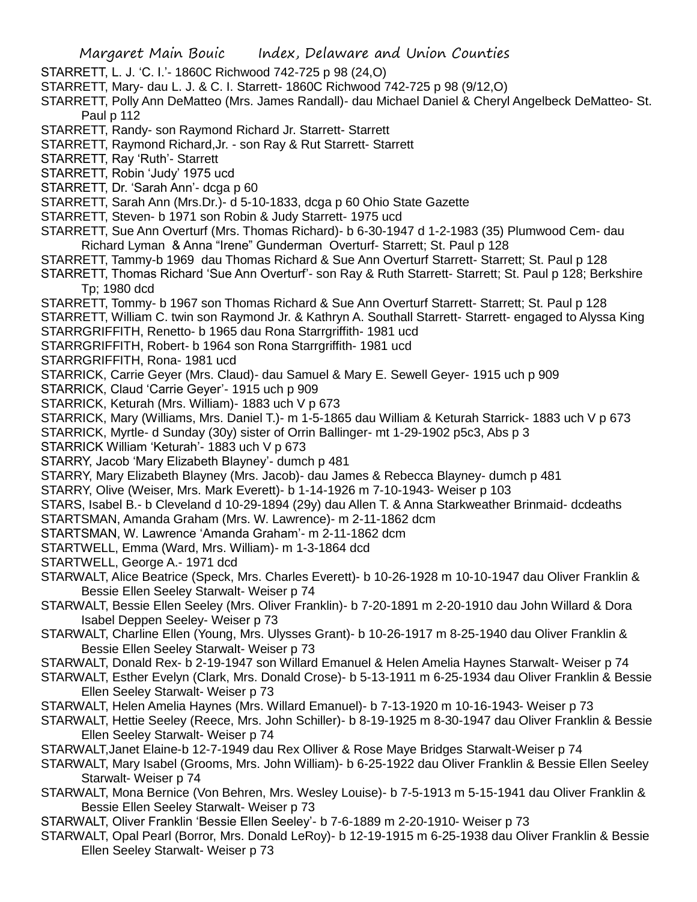STARRETT, L. J. 'C. I.'- 1860C Richwood 742-725 p 98 (24,O)

STARRETT, Mary- dau L. J. & C. I. Starrett- 1860C Richwood 742-725 p 98 (9/12,O)

STARRETT, Polly Ann DeMatteo (Mrs. James Randall)- dau Michael Daniel & Cheryl Angelbeck DeMatteo- St. Paul p 112

STARRETT, Randy- son Raymond Richard Jr. Starrett- Starrett

STARRETT, Raymond Richard,Jr. - son Ray & Rut Starrett- Starrett

STARRETT, Ray 'Ruth'- Starrett

STARRETT, Robin 'Judy' 1975 ucd

STARRETT, Dr. 'Sarah Ann'- dcga p 60

STARRETT, Sarah Ann (Mrs.Dr.)- d 5-10-1833, dcga p 60 Ohio State Gazette

STARRETT, Steven- b 1971 son Robin & Judy Starrett- 1975 ucd

STARRETT, Sue Ann Overturf (Mrs. Thomas Richard)- b 6-30-1947 d 1-2-1983 (35) Plumwood Cem- dau Richard Lyman & Anna "Irene" Gunderman Overturf- Starrett; St. Paul p 128

STARRETT, Tammy-b 1969 dau Thomas Richard & Sue Ann Overturf Starrett- Starrett; St. Paul p 128

STARRETT, Thomas Richard 'Sue Ann Overturf'- son Ray & Ruth Starrett- Starrett; St. Paul p 128; Berkshire Tp; 1980 dcd

STARRETT, Tommy- b 1967 son Thomas Richard & Sue Ann Overturf Starrett- Starrett; St. Paul p 128

STARRETT, William C. twin son Raymond Jr. & Kathryn A. Southall Starrett- Starrett- engaged to Alyssa King

STARRGRIFFITH, Renetto- b 1965 dau Rona Starrgriffith- 1981 ucd

STARRGRIFFITH, Robert- b 1964 son Rona Starrgriffith- 1981 ucd

STARRGRIFFITH, Rona- 1981 ucd

STARRICK, Carrie Geyer (Mrs. Claud)- dau Samuel & Mary E. Sewell Geyer- 1915 uch p 909

STARRICK, Claud 'Carrie Geyer'- 1915 uch p 909

STARRICK, Keturah (Mrs. William)- 1883 uch V p 673

STARRICK, Mary (Williams, Mrs. Daniel T.)- m 1-5-1865 dau William & Keturah Starrick- 1883 uch V p 673

STARRICK, Myrtle- d Sunday (30y) sister of Orrin Ballinger- mt 1-29-1902 p5c3, Abs p 3

STARRICK William 'Keturah'- 1883 uch V p 673

STARRY, Jacob 'Mary Elizabeth Blayney'- dumch p 481

STARRY, Mary Elizabeth Blayney (Mrs. Jacob)- dau James & Rebecca Blayney- dumch p 481

STARRY, Olive (Weiser, Mrs. Mark Everett)- b 1-14-1926 m 7-10-1943- Weiser p 103

STARS, Isabel B.- b Cleveland d 10-29-1894 (29y) dau Allen T. & Anna Starkweather Brinmaid- dcdeaths

STARTSMAN, Amanda Graham (Mrs. W. Lawrence)- m 2-11-1862 dcm

STARTSMAN, W. Lawrence 'Amanda Graham'- m 2-11-1862 dcm

STARTWELL, Emma (Ward, Mrs. William)- m 1-3-1864 dcd

STARTWELL, George A.- 1971 dcd

STARWALT, Alice Beatrice (Speck, Mrs. Charles Everett)- b 10-26-1928 m 10-10-1947 dau Oliver Franklin & Bessie Ellen Seeley Starwalt- Weiser p 74

STARWALT, Bessie Ellen Seeley (Mrs. Oliver Franklin)- b 7-20-1891 m 2-20-1910 dau John Willard & Dora Isabel Deppen Seeley- Weiser p 73

STARWALT, Charline Ellen (Young, Mrs. Ulysses Grant)- b 10-26-1917 m 8-25-1940 dau Oliver Franklin & Bessie Ellen Seeley Starwalt- Weiser p 73

STARWALT, Donald Rex- b 2-19-1947 son Willard Emanuel & Helen Amelia Haynes Starwalt- Weiser p 74

STARWALT, Esther Evelyn (Clark, Mrs. Donald Crose)- b 5-13-1911 m 6-25-1934 dau Oliver Franklin & Bessie Ellen Seeley Starwalt- Weiser p 73

STARWALT, Helen Amelia Haynes (Mrs. Willard Emanuel)- b 7-13-1920 m 10-16-1943- Weiser p 73

STARWALT, Hettie Seeley (Reece, Mrs. John Schiller)- b 8-19-1925 m 8-30-1947 dau Oliver Franklin & Bessie Ellen Seeley Starwalt- Weiser p 74

STARWALT,Janet Elaine-b 12-7-1949 dau Rex Olliver & Rose Maye Bridges Starwalt-Weiser p 74

STARWALT, Mary Isabel (Grooms, Mrs. John William)- b 6-25-1922 dau Oliver Franklin & Bessie Ellen Seeley Starwalt- Weiser p 74

STARWALT, Mona Bernice (Von Behren, Mrs. Wesley Louise)- b 7-5-1913 m 5-15-1941 dau Oliver Franklin & Bessie Ellen Seeley Starwalt- Weiser p 73

STARWALT, Oliver Franklin 'Bessie Ellen Seeley'- b 7-6-1889 m 2-20-1910- Weiser p 73

STARWALT, Opal Pearl (Borror, Mrs. Donald LeRoy)- b 12-19-1915 m 6-25-1938 dau Oliver Franklin & Bessie Ellen Seeley Starwalt- Weiser p 73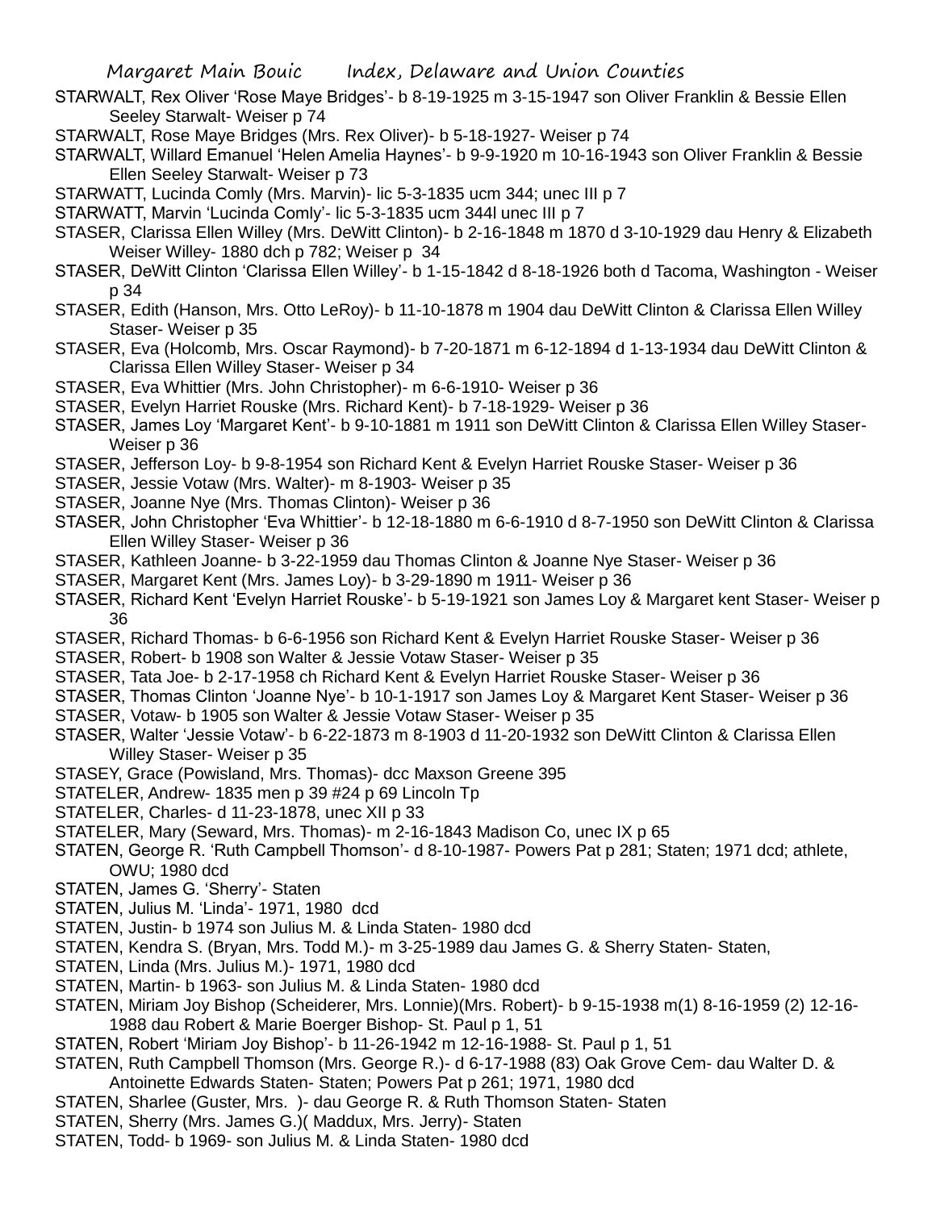STARWALT, Rex Oliver 'Rose Maye Bridges'- b 8-19-1925 m 3-15-1947 son Oliver Franklin & Bessie Ellen Seeley Starwalt- Weiser p 74

STARWALT, Rose Maye Bridges (Mrs. Rex Oliver)- b 5-18-1927- Weiser p 74

STARWALT, Willard Emanuel 'Helen Amelia Haynes'- b 9-9-1920 m 10-16-1943 son Oliver Franklin & Bessie Ellen Seeley Starwalt- Weiser p 73

STARWATT, Lucinda Comly (Mrs. Marvin)- lic 5-3-1835 ucm 344; unec III p 7

STARWATT, Marvin 'Lucinda Comly'- lic 5-3-1835 ucm 344l unec III p 7

STASER, Clarissa Ellen Willey (Mrs. DeWitt Clinton)- b 2-16-1848 m 1870 d 3-10-1929 dau Henry & Elizabeth Weiser Willey- 1880 dch p 782; Weiser p 34

STASER, DeWitt Clinton 'Clarissa Ellen Willey'- b 1-15-1842 d 8-18-1926 both d Tacoma, Washington - Weiser p 34

STASER, Edith (Hanson, Mrs. Otto LeRoy)- b 11-10-1878 m 1904 dau DeWitt Clinton & Clarissa Ellen Willey Staser- Weiser p 35

STASER, Eva (Holcomb, Mrs. Oscar Raymond)- b 7-20-1871 m 6-12-1894 d 1-13-1934 dau DeWitt Clinton & Clarissa Ellen Willey Staser- Weiser p 34

STASER, Eva Whittier (Mrs. John Christopher)- m 6-6-1910- Weiser p 36

STASER, Evelyn Harriet Rouske (Mrs. Richard Kent)- b 7-18-1929- Weiser p 36

STASER, James Loy 'Margaret Kent'- b 9-10-1881 m 1911 son DeWitt Clinton & Clarissa Ellen Willey Staser- Weiser p 36

STASER, Jefferson Loy- b 9-8-1954 son Richard Kent & Evelyn Harriet Rouske Staser- Weiser p 36

STASER, Jessie Votaw (Mrs. Walter)- m 8-1903- Weiser p 35

STASER, Joanne Nye (Mrs. Thomas Clinton)- Weiser p 36

STASER, John Christopher 'Eva Whittier'- b 12-18-1880 m 6-6-1910 d 8-7-1950 son DeWitt Clinton & Clarissa Ellen Willey Staser- Weiser p 36

STASER, Kathleen Joanne- b 3-22-1959 dau Thomas Clinton & Joanne Nye Staser- Weiser p 36

STASER, Margaret Kent (Mrs. James Loy)- b 3-29-1890 m 1911- Weiser p 36

STASER, Richard Kent 'Evelyn Harriet Rouske'- b 5-19-1921 son James Loy & Margaret kent Staser- Weiser p 36

STASER, Richard Thomas- b 6-6-1956 son Richard Kent & Evelyn Harriet Rouske Staser- Weiser p 36

STASER, Robert- b 1908 son Walter & Jessie Votaw Staser- Weiser p 35

STASER, Tata Joe- b 2-17-1958 ch Richard Kent & Evelyn Harriet Rouske Staser- Weiser p 36

STASER, Thomas Clinton 'Joanne Nye'- b 10-1-1917 son James Loy & Margaret Kent Staser- Weiser p 36

STASER, Votaw- b 1905 son Walter & Jessie Votaw Staser- Weiser p 35

STASER, Walter 'Jessie Votaw'- b 6-22-1873 m 8-1903 d 11-20-1932 son DeWitt Clinton & Clarissa Ellen Willey Staser- Weiser p 35

STASEY, Grace (Powisland, Mrs. Thomas)- dcc Maxson Greene 395

STATELER, Andrew- 1835 men p 39 #24 p 69 Lincoln Tp

STATELER, Charles- d 11-23-1878, unec XII p 33

STATELER, Mary (Seward, Mrs. Thomas)- m 2-16-1843 Madison Co, unec IX p 65

STATEN, George R. 'Ruth Campbell Thomson'- d 8-10-1987- Powers Pat p 281; Staten; 1971 dcd; athlete, OWU; 1980 dcd

STATEN, James G. 'Sherry'- Staten

STATEN, Julius M. 'Linda'- 1971, 1980 dcd

STATEN, Justin- b 1974 son Julius M. & Linda Staten- 1980 dcd

STATEN, Kendra S. (Bryan, Mrs. Todd M.)- m 3-25-1989 dau James G. & Sherry Staten- Staten,

STATEN, Linda (Mrs. Julius M.)- 1971, 1980 dcd

STATEN, Martin- b 1963- son Julius M. & Linda Staten- 1980 dcd

STATEN, Miriam Joy Bishop (Scheiderer, Mrs. Lonnie)(Mrs. Robert)- b 9-15-1938 m(1) 8-16-1959 (2) 12-16-1988 dau Robert & Marie Boerger Bishop- St. Paul p 1, 51

STATEN, Robert 'Miriam Joy Bishop'- b 11-26-1942 m 12-16-1988- St. Paul p 1, 51

STATEN, Ruth Campbell Thomson (Mrs. George R.)- d 6-17-1988 (83) Oak Grove Cem- dau Walter D. & Antoinette Edwards Staten- Staten; Powers Pat p 261; 1971, 1980 dcd

STATEN, Sharlee (Guster, Mrs. )- dau George R. & Ruth Thomson Staten- Staten

STATEN, Sherry (Mrs. James G.)( Maddux, Mrs. Jerry)- Staten

STATEN, Todd- b 1969- son Julius M. & Linda Staten- 1980 dcd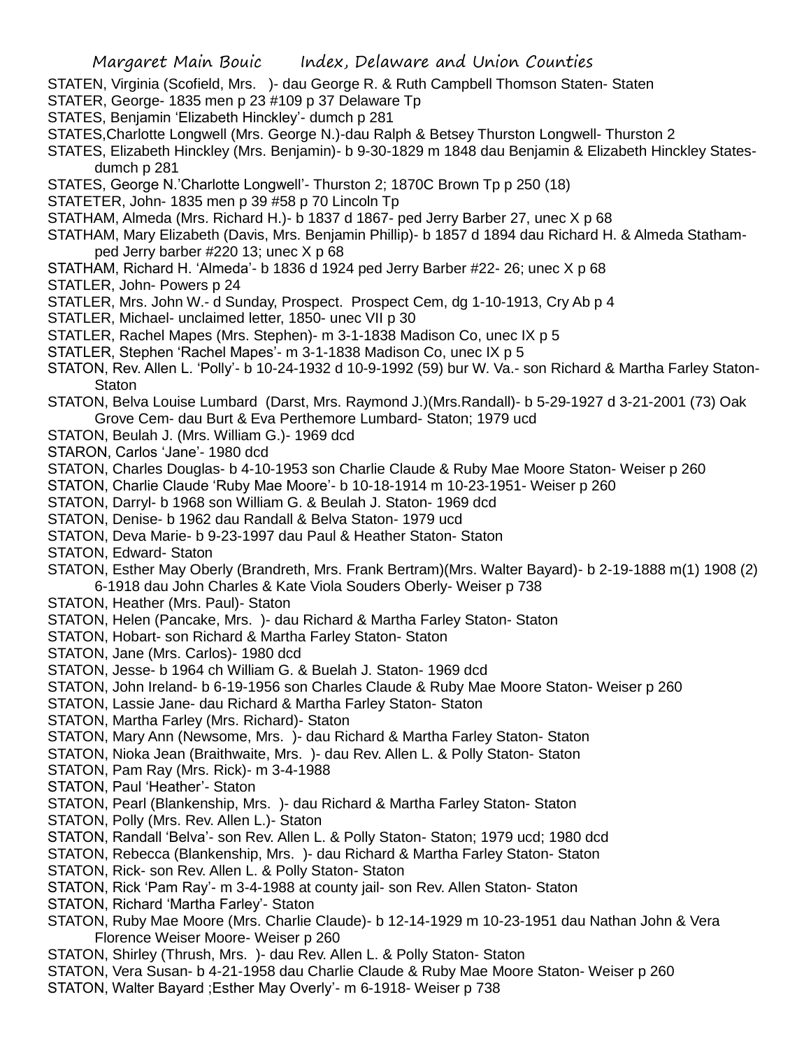STATEN, Virginia (Scofield, Mrs. )- dau George R. & Ruth Campbell Thomson Staten- Staten

STATER, George- 1835 men p 23 #109 p 37 Delaware Tp

STATES, Benjamin 'Elizabeth Hinckley'- dumch p 281

STATES,Charlotte Longwell (Mrs. George N.)-dau Ralph & Betsey Thurston Longwell- Thurston 2

STATES, Elizabeth Hinckley (Mrs. Benjamin)- b 9-30-1829 m 1848 dau Benjamin & Elizabeth Hinckley States- dumch p 281

STATES, George N.'Charlotte Longwell'- Thurston 2; 1870C Brown Tp p 250 (18)

STATETER, John- 1835 men p 39 #58 p 70 Lincoln Tp

STATHAM, Almeda (Mrs. Richard H.)- b 1837 d 1867- ped Jerry Barber 27, unec X p 68

STATHAM, Mary Elizabeth (Davis, Mrs. Benjamin Phillip)- b 1857 d 1894 dau Richard H. & Almeda Statham- ped Jerry barber #220 13; unec X p 68

STATHAM, Richard H. 'Almeda'- b 1836 d 1924 ped Jerry Barber #22- 26; unec X p 68

STATLER, John- Powers p 24

STATLER, Mrs. John W.- d Sunday, Prospect. Prospect Cem, dg 1-10-1913, Cry Ab p 4

STATLER, Michael- unclaimed letter, 1850- unec VII p 30

STATLER, Rachel Mapes (Mrs. Stephen)- m 3-1-1838 Madison Co, unec IX p 5

STATLER, Stephen 'Rachel Mapes'- m 3-1-1838 Madison Co, unec IX p 5

STATON, Rev. Allen L. 'Polly'- b 10-24-1932 d 10-9-1992 (59) bur W. Va.- son Richard & Martha Farley Staton- Staton

STATON, Belva Louise Lumbard (Darst, Mrs. Raymond J.)(Mrs.Randall)- b 5-29-1927 d 3-21-2001 (73) Oak Grove Cem- dau Burt & Eva Perthemore Lumbard- Staton; 1979 ucd

STATON, Beulah J. (Mrs. William G.)- 1969 dcd

STARON, Carlos 'Jane'- 1980 dcd

STATON, Charles Douglas- b 4-10-1953 son Charlie Claude & Ruby Mae Moore Staton- Weiser p 260

STATON, Charlie Claude 'Ruby Mae Moore'- b 10-18-1914 m 10-23-1951- Weiser p 260

STATON, Darryl- b 1968 son William G. & Beulah J. Staton- 1969 dcd

STATON, Denise- b 1962 dau Randall & Belva Staton- 1979 ucd

STATON, Deva Marie- b 9-23-1997 dau Paul & Heather Staton- Staton

STATON, Edward- Staton

STATON, Esther May Oberly (Brandreth, Mrs. Frank Bertram)(Mrs. Walter Bayard)- b 2-19-1888 m(1) 1908 (2) 6-1918 dau John Charles & Kate Viola Souders Oberly- Weiser p 738

STATON, Heather (Mrs. Paul)- Staton

STATON, Helen (Pancake, Mrs. )- dau Richard & Martha Farley Staton- Staton

STATON, Hobart- son Richard & Martha Farley Staton- Staton

STATON, Jane (Mrs. Carlos)- 1980 dcd

STATON, Jesse- b 1964 ch William G. & Buelah J. Staton- 1969 dcd

STATON, John Ireland- b 6-19-1956 son Charles Claude & Ruby Mae Moore Staton- Weiser p 260

STATON, Lassie Jane- dau Richard & Martha Farley Staton- Staton

STATON, Martha Farley (Mrs. Richard)- Staton

STATON, Mary Ann (Newsome, Mrs. )- dau Richard & Martha Farley Staton- Staton

STATON, Nioka Jean (Braithwaite, Mrs. )- dau Rev. Allen L. & Polly Staton- Staton

STATON, Pam Ray (Mrs. Rick)- m 3-4-1988

STATON, Paul 'Heather'- Staton

STATON, Pearl (Blankenship, Mrs. )- dau Richard & Martha Farley Staton- Staton

STATON, Polly (Mrs. Rev. Allen L.)- Staton

STATON, Randall 'Belva'- son Rev. Allen L. & Polly Staton- Staton; 1979 ucd; 1980 dcd

STATON, Rebecca (Blankenship, Mrs. )- dau Richard & Martha Farley Staton- Staton

STATON, Rick- son Rev. Allen L. & Polly Staton- Staton

STATON, Rick 'Pam Ray'- m 3-4-1988 at county jail- son Rev. Allen Staton- Staton

STATON, Richard 'Martha Farley'- Staton

STATON, Ruby Mae Moore (Mrs. Charlie Claude)- b 12-14-1929 m 10-23-1951 dau Nathan John & Vera Florence Weiser Moore- Weiser p 260

STATON, Shirley (Thrush, Mrs. )- dau Rev. Allen L. & Polly Staton- Staton

STATON, Vera Susan- b 4-21-1958 dau Charlie Claude & Ruby Mae Moore Staton- Weiser p 260

STATON, Walter Bayard ;Esther May Overly'- m 6-1918- Weiser p 738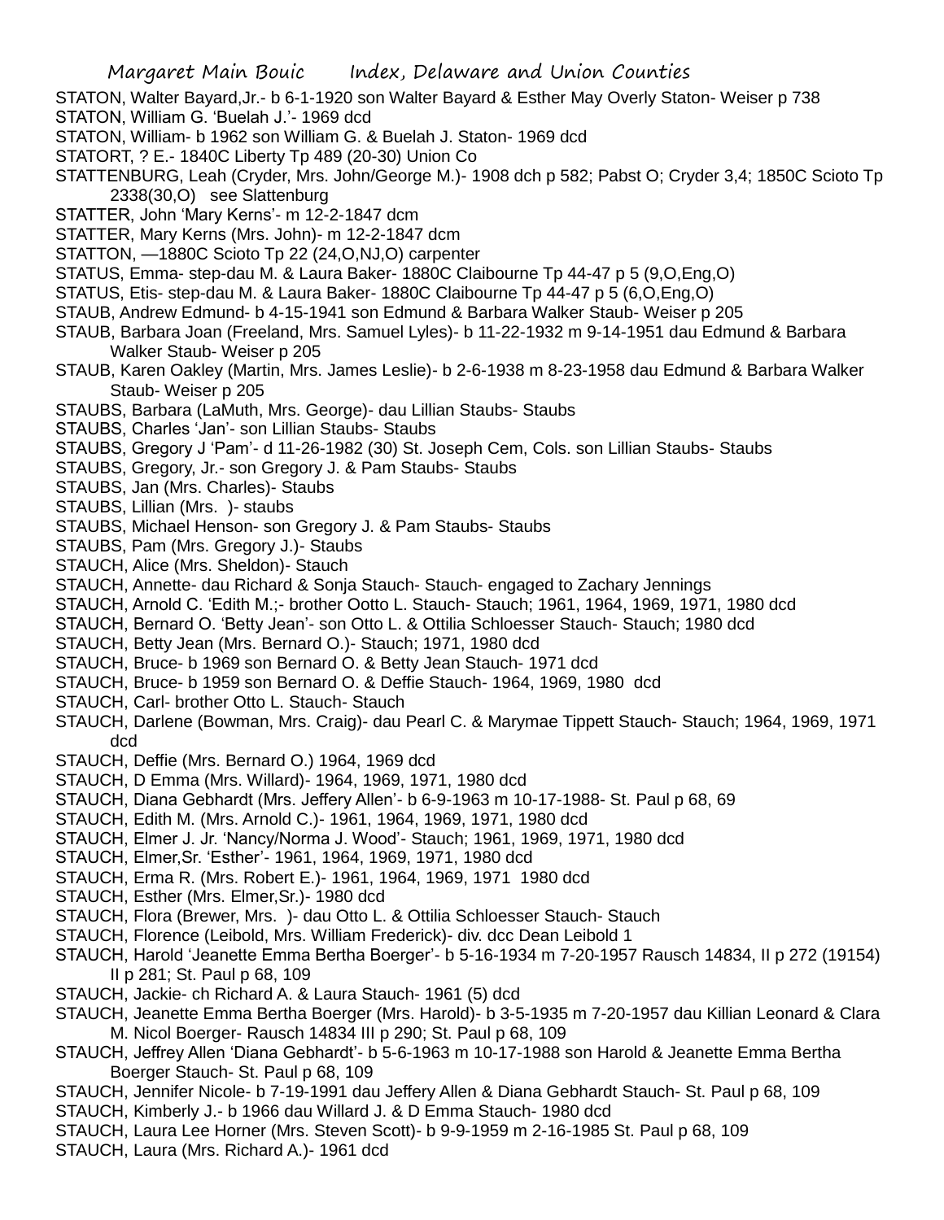STATON, Walter Bayard,Jr.- b 6-1-1920 son Walter Bayard & Esther May Overly Staton- Weiser p 738
STATON, William G. 'Buelah J.'- 1969 dcd
STATON, William- b 1962 son William G. & Buelah J. Staton- 1969 dcd
STATORT, ? E.- 1840C Liberty Tp 489 (20-30) Union Co
STATTENBURG, Leah (Cryder, Mrs. John/George M.)- 1908 dch p 582; Pabst O; Cryder 3,4; 1850C Scioto Tp 2338(30,O) see Slattenburg
STATTER, John 'Mary Kerns'- m 12-2-1847 dcm
STATTER, Mary Kerns (Mrs. John)- m 12-2-1847 dcm
STATTON, —1880C Scioto Tp 22 (24,O,NJ,O) carpenter
STATUS, Emma- step-dau M. & Laura Baker- 1880C Claibourne Tp 44-47 p 5 (9,O,Eng,O)
STATUS, Etis- step-dau M. & Laura Baker- 1880C Claibourne Tp 44-47 p 5 (6,O,Eng,O)
STAUB, Andrew Edmund- b 4-15-1941 son Edmund & Barbara Walker Staub- Weiser p 205
STAUB, Barbara Joan (Freeland, Mrs. Samuel Lyles)- b 11-22-1932 m 9-14-1951 dau Edmund & Barbara Walker Staub- Weiser p 205
STAUB, Karen Oakley (Martin, Mrs. James Leslie)- b 2-6-1938 m 8-23-1958 dau Edmund & Barbara Walker Staub- Weiser p 205
STAUBS, Barbara (LaMuth, Mrs. George)- dau Lillian Staubs- Staubs
STAUBS, Charles 'Jan'- son Lillian Staubs- Staubs
STAUBS, Gregory J 'Pam'- d 11-26-1982 (30) St. Joseph Cem, Cols. son Lillian Staubs- Staubs
STAUBS, Gregory, Jr.- son Gregory J. & Pam Staubs- Staubs
STAUBS, Jan (Mrs. Charles)- Staubs
STAUBS, Lillian (Mrs. )- staubs
STAUBS, Michael Henson- son Gregory J. & Pam Staubs- Staubs
STAUBS, Pam (Mrs. Gregory J.)- Staubs
STAUCH, Alice (Mrs. Sheldon)- Stauch
STAUCH, Annette- dau Richard & Sonja Stauch- Stauch- engaged to Zachary Jennings
STAUCH, Arnold C. 'Edith M.;- brother Ootto L. Stauch- Stauch; 1961, 1964, 1969, 1971, 1980 dcd
STAUCH, Bernard O. 'Betty Jean'- son Otto L. & Ottilia Schloesser Stauch- Stauch; 1980 dcd
STAUCH, Betty Jean (Mrs. Bernard O.)- Stauch; 1971, 1980 dcd
STAUCH, Bruce- b 1969 son Bernard O. & Betty Jean Stauch- 1971 dcd
STAUCH, Bruce- b 1959 son Bernard O. & Deffie Stauch- 1964, 1969, 1980 dcd
STAUCH, Carl- brother Otto L. Stauch- Stauch
STAUCH, Darlene (Bowman, Mrs. Craig)- dau Pearl C. & Marymae Tippett Stauch- Stauch; 1964, 1969, 1971 dcd
STAUCH, Deffie (Mrs. Bernard O.) 1964, 1969 dcd
STAUCH, D Emma (Mrs. Willard)- 1964, 1969, 1971, 1980 dcd
STAUCH, Diana Gebhardt (Mrs. Jeffery Allen'- b 6-9-1963 m 10-17-1988- St. Paul p 68, 69
STAUCH, Edith M. (Mrs. Arnold C.)- 1961, 1964, 1969, 1971, 1980 dcd
STAUCH, Elmer J. Jr. 'Nancy/Norma J. Wood'- Stauch; 1961, 1969, 1971, 1980 dcd
STAUCH, Elmer,Sr. 'Esther'- 1961, 1964, 1969, 1971, 1980 dcd
STAUCH, Erma R. (Mrs. Robert E.)- 1961, 1964, 1969, 1971 1980 dcd
STAUCH, Esther (Mrs. Elmer,Sr.)- 1980 dcd
STAUCH, Flora (Brewer, Mrs. )- dau Otto L. & Ottilia Schloesser Stauch- Stauch
STAUCH, Florence (Leibold, Mrs. William Frederick)- div. dcc Dean Leibold 1
STAUCH, Harold 'Jeanette Emma Bertha Boerger'- b 5-16-1934 m 7-20-1957 Rausch 14834, II p 272 (19154) II p 281; St. Paul p 68, 109
STAUCH, Jackie- ch Richard A. & Laura Stauch- 1961 (5) dcd
STAUCH, Jeanette Emma Bertha Boerger (Mrs. Harold)- b 3-5-1935 m 7-20-1957 dau Killian Leonard & Clara M. Nicol Boerger- Rausch 14834 III p 290; St. Paul p 68, 109
STAUCH, Jeffrey Allen 'Diana Gebhardt'- b 5-6-1963 m 10-17-1988 son Harold & Jeanette Emma Bertha Boerger Stauch- St. Paul p 68, 109
STAUCH, Jennifer Nicole- b 7-19-1991 dau Jeffery Allen & Diana Gebhardt Stauch- St. Paul p 68, 109
STAUCH, Kimberly J.- b 1966 dau Willard J. & D Emma Stauch- 1980 dcd
STAUCH, Laura Lee Horner (Mrs. Steven Scott)- b 9-9-1959 m 2-16-1985 St. Paul p 68, 109
STAUCH, Laura (Mrs. Richard A.)- 1961 dcd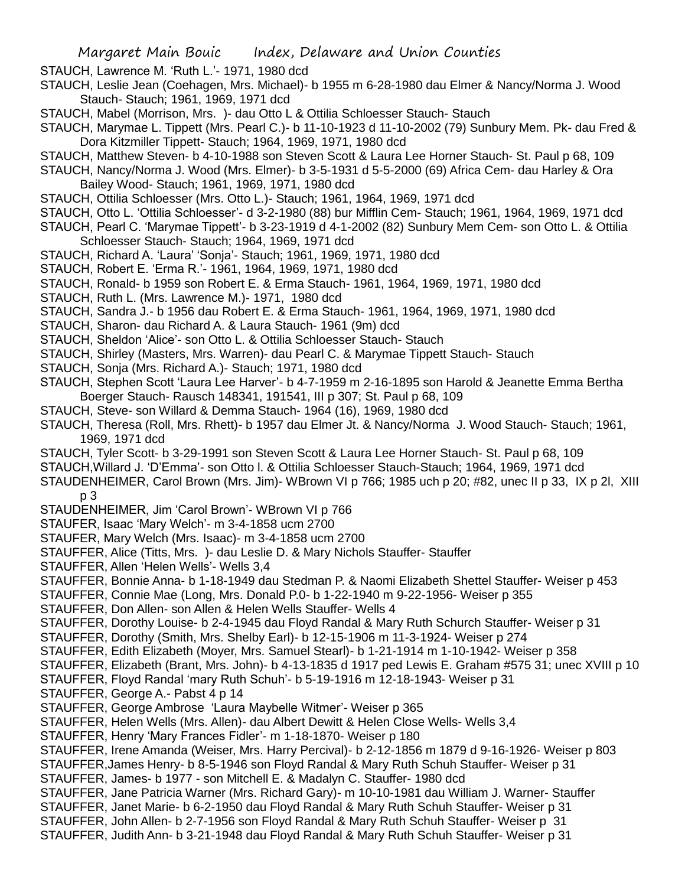STAUCH, Lawrence M. 'Ruth L.'- 1971, 1980 dcd

STAUCH, Leslie Jean (Coehagen, Mrs. Michael)- b 1955 m 6-28-1980 dau Elmer & Nancy/Norma J. Wood Stauch- Stauch; 1961, 1969, 1971 dcd

STAUCH, Mabel (Morrison, Mrs. )- dau Otto L & Ottilia Schloesser Stauch- Stauch

STAUCH, Marymae L. Tippett (Mrs. Pearl C.)- b 11-10-1923 d 11-10-2002 (79) Sunbury Mem. Pk- dau Fred & Dora Kitzmiller Tippett- Stauch; 1964, 1969, 1971, 1980 dcd

STAUCH, Matthew Steven- b 4-10-1988 son Steven Scott & Laura Lee Horner Stauch- St. Paul p 68, 109

STAUCH, Nancy/Norma J. Wood (Mrs. Elmer)- b 3-5-1931 d 5-5-2000 (69) Africa Cem- dau Harley & Ora Bailey Wood- Stauch; 1961, 1969, 1971, 1980 dcd

STAUCH, Ottilia Schloesser (Mrs. Otto L.)- Stauch; 1961, 1964, 1969, 1971 dcd

STAUCH, Otto L. 'Ottilia Schloesser'- d 3-2-1980 (88) bur Mifflin Cem- Stauch; 1961, 1964, 1969, 1971 dcd

STAUCH, Pearl C. 'Marymae Tippett'- b 3-23-1919 d 4-1-2002 (82) Sunbury Mem Cem- son Otto L. & Ottilia Schloesser Stauch- Stauch; 1964, 1969, 1971 dcd

STAUCH, Richard A. 'Laura' 'Sonja'- Stauch; 1961, 1969, 1971, 1980 dcd

STAUCH, Robert E. 'Erma R.'- 1961, 1964, 1969, 1971, 1980 dcd

STAUCH, Ronald- b 1959 son Robert E. & Erma Stauch- 1961, 1964, 1969, 1971, 1980 dcd

STAUCH, Ruth L. (Mrs. Lawrence M.)- 1971, 1980 dcd

STAUCH, Sandra J.- b 1956 dau Robert E. & Erma Stauch- 1961, 1964, 1969, 1971, 1980 dcd

STAUCH, Sharon- dau Richard A. & Laura Stauch- 1961 (9m) dcd

STAUCH, Sheldon 'Alice'- son Otto L. & Ottilia Schloesser Stauch- Stauch

STAUCH, Shirley (Masters, Mrs. Warren)- dau Pearl C. & Marymae Tippett Stauch- Stauch

STAUCH, Sonja (Mrs. Richard A.)- Stauch; 1971, 1980 dcd

STAUCH, Stephen Scott 'Laura Lee Harver'- b 4-7-1959 m 2-16-1895 son Harold & Jeanette Emma Bertha Boerger Stauch- Rausch 148341, 191541, III p 307; St. Paul p 68, 109

STAUCH, Steve- son Willard & Demma Stauch- 1964 (16), 1969, 1980 dcd

STAUCH, Theresa (Roll, Mrs. Rhett)- b 1957 dau Elmer Jt. & Nancy/Norma J. Wood Stauch- Stauch; 1961, 1969, 1971 dcd

STAUCH, Tyler Scott- b 3-29-1991 son Steven Scott & Laura Lee Horner Stauch- St. Paul p 68, 109

STAUCH,Willard J. 'D'Emma'- son Otto l. & Ottilia Schloesser Stauch-Stauch; 1964, 1969, 1971 dcd

STAUDENHEIMER, Carol Brown (Mrs. Jim)- WBrown VI p 766; 1985 uch p 20; #82, unec II p 33, IX p 2l, XIII p 3

STAUDENHEIMER, Jim 'Carol Brown'- WBrown VI p 766

STAUFER, Isaac 'Mary Welch'- m 3-4-1858 ucm 2700

STAUFER, Mary Welch (Mrs. Isaac)- m 3-4-1858 ucm 2700

STAUFFER, Alice (Titts, Mrs. )- dau Leslie D. & Mary Nichols Stauffer- Stauffer

STAUFFER, Allen 'Helen Wells'- Wells 3,4

STAUFFER, Bonnie Anna- b 1-18-1949 dau Stedman P. & Naomi Elizabeth Shettel Stauffer- Weiser p 453

STAUFFER, Connie Mae (Long, Mrs. Donald P.0- b 1-22-1940 m 9-22-1956- Weiser p 355

STAUFFER, Don Allen- son Allen & Helen Wells Stauffer- Wells 4

STAUFFER, Dorothy Louise- b 2-4-1945 dau Floyd Randal & Mary Ruth Schurch Stauffer- Weiser p 31

STAUFFER, Dorothy (Smith, Mrs. Shelby Earl)- b 12-15-1906 m 11-3-1924- Weiser p 274

STAUFFER, Edith Elizabeth (Moyer, Mrs. Samuel Stearl)- b 1-21-1914 m 1-10-1942- Weiser p 358

STAUFFER, Elizabeth (Brant, Mrs. John)- b 4-13-1835 d 1917 ped Lewis E. Graham #575 31; unec XVIII p 10

STAUFFER, Floyd Randal 'mary Ruth Schuh'- b 5-19-1916 m 12-18-1943- Weiser p 31

STAUFFER, George A.- Pabst 4 p 14

STAUFFER, George Ambrose 'Laura Maybelle Witmer'- Weiser p 365

STAUFFER, Helen Wells (Mrs. Allen)- dau Albert Dewitt & Helen Close Wells- Wells 3,4

STAUFFER, Henry 'Mary Frances Fidler'- m 1-18-1870- Weiser p 180

STAUFFER, Irene Amanda (Weiser, Mrs. Harry Percival)- b 2-12-1856 m 1879 d 9-16-1926- Weiser p 803

STAUFFER,James Henry- b 8-5-1946 son Floyd Randal & Mary Ruth Schuh Stauffer- Weiser p 31

STAUFFER, James- b 1977 - son Mitchell E. & Madalyn C. Stauffer- 1980 dcd

STAUFFER, Jane Patricia Warner (Mrs. Richard Gary)- m 10-10-1981 dau William J. Warner- Stauffer

STAUFFER, Janet Marie- b 6-2-1950 dau Floyd Randal & Mary Ruth Schuh Stauffer- Weiser p 31

STAUFFER, John Allen- b 2-7-1956 son Floyd Randal & Mary Ruth Schuh Stauffer- Weiser p 31

STAUFFER, Judith Ann- b 3-21-1948 dau Floyd Randal & Mary Ruth Schuh Stauffer- Weiser p 31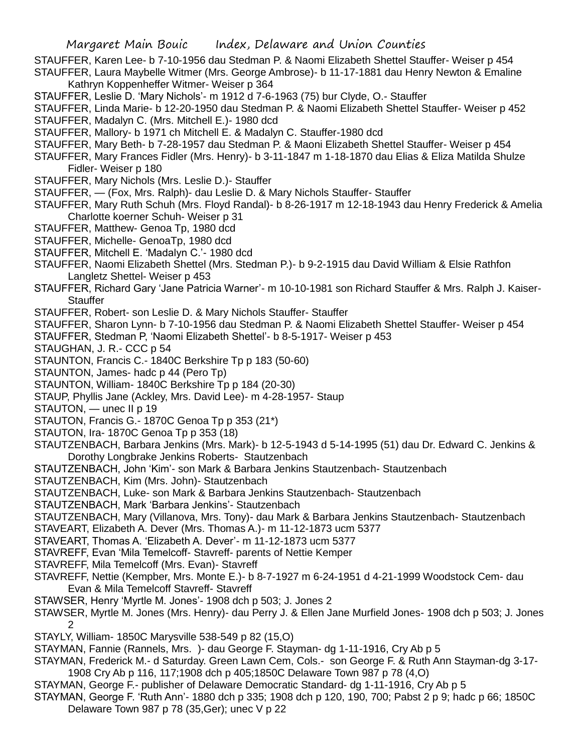STAUFFER, Karen Lee- b 7-10-1956 dau Stedman P. & Naomi Elizabeth Shettel Stauffer- Weiser p 454

STAUFFER, Laura Maybelle Witmer (Mrs. George Ambrose)- b 11-17-1881 dau Henry Newton & Emaline Kathryn Koppenheffer Witmer- Weiser p 364

STAUFFER, Leslie D. 'Mary Nichols'- m 1912 d 7-6-1963 (75) bur Clyde, O.- Stauffer

STAUFFER, Linda Marie- b 12-20-1950 dau Stedman P. & Naomi Elizabeth Shettel Stauffer- Weiser p 452

STAUFFER, Madalyn C. (Mrs. Mitchell E.)- 1980 dcd

STAUFFER, Mallory- b 1971 ch Mitchell E. & Madalyn C. Stauffer-1980 dcd

STAUFFER, Mary Beth- b 7-28-1957 dau Stedman P. & Maoni Elizabeth Shettel Stauffer- Weiser p 454

STAUFFER, Mary Frances Fidler (Mrs. Henry)- b 3-11-1847 m 1-18-1870 dau Elias & Eliza Matilda Shulze Fidler- Weiser p 180

STAUFFER, Mary Nichols (Mrs. Leslie D.)- Stauffer

STAUFFER, — (Fox, Mrs. Ralph)- dau Leslie D. & Mary Nichols Stauffer- Stauffer

STAUFFER, Mary Ruth Schuh (Mrs. Floyd Randal)- b 8-26-1917 m 12-18-1943 dau Henry Frederick & Amelia Charlotte koerner Schuh- Weiser p 31

STAUFFER, Matthew- Genoa Tp, 1980 dcd

STAUFFER, Michelle- GenoaTp, 1980 dcd

STAUFFER, Mitchell E. 'Madalyn C.'- 1980 dcd

STAUFFER, Naomi Elizabeth Shettel (Mrs. Stedman P.)- b 9-2-1915 dau David William & Elsie Rathfon Langletz Shettel- Weiser p 453

STAUFFER, Richard Gary 'Jane Patricia Warner'- m 10-10-1981 son Richard Stauffer & Mrs. Ralph J. Kaiser- Stauffer

STAUFFER, Robert- son Leslie D. & Mary Nichols Stauffer- Stauffer

STAUFFER, Sharon Lynn- b 7-10-1956 dau Stedman P. & Naomi Elizabeth Shettel Stauffer- Weiser p 454

STAUFFER, Stedman P, 'Naomi Elizabeth Shettel'- b 8-5-1917- Weiser p 453

STAUGHAN, J. R.- CCC p 54

STAUNTON, Francis C.- 1840C Berkshire Tp p 183 (50-60)

STAUNTON, James- hadc p 44 (Pero Tp)

STAUNTON, William- 1840C Berkshire Tp p 184 (20-30)

STAUP, Phyllis Jane (Ackley, Mrs. David Lee)- m 4-28-1957- Staup

STAUTON, — unec II p 19

STAUTON, Francis G.- 1870C Genoa Tp p 353 (21*)

STAUTON, Ira- 1870C Genoa Tp p 353 (18)

STAUTZENBACH, Barbara Jenkins (Mrs. Mark)- b 12-5-1943 d 5-14-1995 (51) dau Dr. Edward C. Jenkins & Dorothy Longbrake Jenkins Roberts- Stautzenbach

STAUTZENBACH, John 'Kim'- son Mark & Barbara Jenkins Stautzenbach- Stautzenbach

STAUTZENBACH, Kim (Mrs. John)- Stautzenbach

STAUTZENBACH, Luke- son Mark & Barbara Jenkins Stautzenbach- Stautzenbach

STAUTZENBACH, Mark 'Barbara Jenkins'- Stautzenbach

STAUTZENBACH, Mary (Villanova, Mrs. Tony)- dau Mark & Barbara Jenkins Stautzenbach- Stautzenbach

STAVEART, Elizabeth A. Dever (Mrs. Thomas A.)- m 11-12-1873 ucm 5377

STAVEART, Thomas A. 'Elizabeth A. Dever'- m 11-12-1873 ucm 5377

STAVREFF, Evan 'Mila Temelcoff- Stavreff- parents of Nettie Kemper

STAVREFF, Mila Temelcoff (Mrs. Evan)- Stavreff

STAVREFF, Nettie (Kempber, Mrs. Monte E.)- b 8-7-1927 m 6-24-1951 d 4-21-1999 Woodstock Cem- dau Evan & Mila Temelcoff Stavreff- Stavreff

STAWSER, Henry 'Myrtle M. Jones'- 1908 dch p 503; J. Jones 2

STAWSER, Myrtle M. Jones (Mrs. Henry)- dau Perry J. & Ellen Jane Murfield Jones- 1908 dch p 503; J. Jones 2

STAYLY, William- 1850C Marysville 538-549 p 82 (15,O)

STAYMAN, Fannie (Rannels, Mrs. )- dau George F. Stayman- dg 1-11-1916, Cry Ab p 5

STAYMAN, Frederick M.- d Saturday. Green Lawn Cem, Cols.- son George F. & Ruth Ann Stayman-dg 3-17-1908 Cry Ab p 116, 117;1908 dch p 405;1850C Delaware Town 987 p 78 (4,O)

STAYMAN, George F.- publisher of Delaware Democratic Standard- dg 1-11-1916, Cry Ab p 5

STAYMAN, George F. 'Ruth Ann'- 1880 dch p 335; 1908 dch p 120, 190, 700; Pabst 2 p 9; hadc p 66; 1850C Delaware Town 987 p 78 (35,Ger); unec V p 22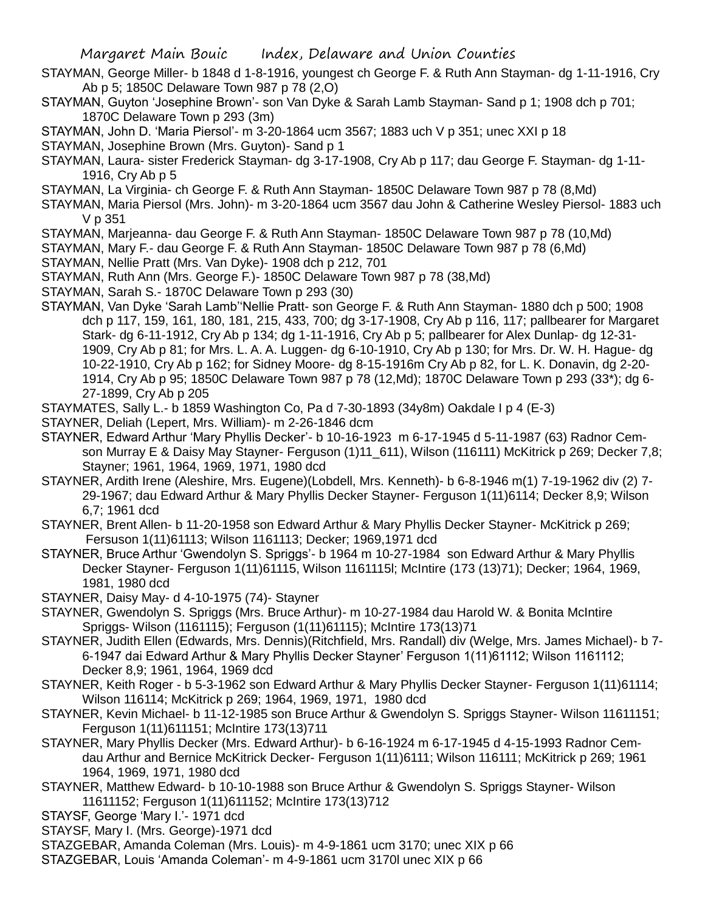STAYMAN, George Miller- b 1848 d 1-8-1916, youngest ch George F. & Ruth Ann Stayman- dg 1-11-1916, Cry Ab p 5; 1850C Delaware Town 987 p 78 (2,O)

STAYMAN, Guyton 'Josephine Brown'- son Van Dyke & Sarah Lamb Stayman- Sand p 1; 1908 dch p 701; 1870C Delaware Town p 293 (3m)

STAYMAN, John D. 'Maria Piersol'- m 3-20-1864 ucm 3567; 1883 uch V p 351; unec XXI p 18

STAYMAN, Josephine Brown (Mrs. Guyton)- Sand p 1

STAYMAN, Laura- sister Frederick Stayman- dg 3-17-1908, Cry Ab p 117; dau George F. Stayman- dg 1-11-1916, Cry Ab p 5

STAYMAN, La Virginia- ch George F. & Ruth Ann Stayman- 1850C Delaware Town 987 p 78 (8,Md)

STAYMAN, Maria Piersol (Mrs. John)- m 3-20-1864 ucm 3567 dau John & Catherine Wesley Piersol- 1883 uch V p 351

STAYMAN, Marjeanna- dau George F. & Ruth Ann Stayman- 1850C Delaware Town 987 p 78 (10,Md)

STAYMAN, Mary F.- dau George F. & Ruth Ann Stayman- 1850C Delaware Town 987 p 78 (6,Md)

STAYMAN, Nellie Pratt (Mrs. Van Dyke)- 1908 dch p 212, 701

STAYMAN, Ruth Ann (Mrs. George F.)- 1850C Delaware Town 987 p 78 (38,Md)

STAYMAN, Sarah S.- 1870C Delaware Town p 293 (30)

STAYMAN, Van Dyke 'Sarah Lamb''Nellie Pratt- son George F. & Ruth Ann Stayman- 1880 dch p 500; 1908 dch p 117, 159, 161, 180, 181, 215, 433, 700; dg 3-17-1908, Cry Ab p 116, 117; pallbearer for Margaret Stark- dg 6-11-1912, Cry Ab p 134; dg 1-11-1916, Cry Ab p 5; pallbearer for Alex Dunlap- dg 12-31-1909, Cry Ab p 81; for Mrs. L. A. A. Luggen- dg 6-10-1910, Cry Ab p 130; for Mrs. Dr. W. H. Hague- dg 10-22-1910, Cry Ab p 162; for Sidney Moore- dg 8-15-1916m Cry Ab p 82, for L. K. Donavin, dg 2-20-1914, Cry Ab p 95; 1850C Delaware Town 987 p 78 (12,Md); 1870C Delaware Town p 293 (33*); dg 6-27-1899, Cry Ab p 205

STAYMATES, Sally L.- b 1859 Washington Co, Pa d 7-30-1893 (34y8m) Oakdale I p 4 (E-3)

STAYNER, Deliah (Lepert, Mrs. William)- m 2-26-1846 dcm

STAYNER, Edward Arthur 'Mary Phyllis Decker'- b 10-16-1923 m 6-17-1945 d 5-11-1987 (63) Radnor Cem-son Murray E & Daisy May Stayner- Ferguson (1)11_611), Wilson (116111) McKitrick p 269; Decker 7,8; Stayner; 1961, 1964, 1969, 1971, 1980 dcd

STAYNER, Ardith Irene (Aleshire, Mrs. Eugene)(Lobdell, Mrs. Kenneth)- b 6-8-1946 m(1) 7-19-1962 div (2) 7-29-1967; dau Edward Arthur & Mary Phyllis Decker Stayner- Ferguson 1(11)6114; Decker 8,9; Wilson 6,7; 1961 dcd

STAYNER, Brent Allen- b 11-20-1958 son Edward Arthur & Mary Phyllis Decker Stayner- McKitrick p 269; Fersuson 1(11)61113; Wilson 1161113; Decker; 1969,1971 dcd

STAYNER, Bruce Arthur 'Gwendolyn S. Spriggs'- b 1964 m 10-27-1984 son Edward Arthur & Mary Phyllis Decker Stayner- Ferguson 1(11)61115, Wilson 1161115l; McIntire (173 (13)71); Decker; 1964, 1969, 1981, 1980 dcd

STAYNER, Daisy May- d 4-10-1975 (74)- Stayner

STAYNER, Gwendolyn S. Spriggs (Mrs. Bruce Arthur)- m 10-27-1984 dau Harold W. & Bonita McIntire Spriggs- Wilson (1161115); Ferguson (1(11)61115); McIntire 173(13)71

STAYNER, Judith Ellen (Edwards, Mrs. Dennis)(Ritchfield, Mrs. Randall) div (Welge, Mrs. James Michael)- b 7-6-1947 dai Edward Arthur & Mary Phyllis Decker Stayner' Ferguson 1(11)61112; Wilson 1161112; Decker 8,9; 1961, 1964, 1969 dcd

STAYNER, Keith Roger - b 5-3-1962 son Edward Arthur & Mary Phyllis Decker Stayner- Ferguson 1(11)61114; Wilson 116114; McKitrick p 269; 1964, 1969, 1971, 1980 dcd

STAYNER, Kevin Michael- b 11-12-1985 son Bruce Arthur & Gwendolyn S. Spriggs Stayner- Wilson 11611151; Ferguson 1(11)611151; McIntire 173(13)711

STAYNER, Mary Phyllis Decker (Mrs. Edward Arthur)- b 6-16-1924 m 6-17-1945 d 4-15-1993 Radnor Cem-dau Arthur and Bernice McKitrick Decker- Ferguson 1(11)6111; Wilson 116111; McKitrick p 269; 1961 1964, 1969, 1971, 1980 dcd

STAYNER, Matthew Edward- b 10-10-1988 son Bruce Arthur & Gwendolyn S. Spriggs Stayner- Wilson 11611152; Ferguson 1(11)611152; McIntire 173(13)712

STAYSF, George 'Mary I.'- 1971 dcd

STAYSF, Mary I. (Mrs. George)-1971 dcd

STAZGEBAR, Amanda Coleman (Mrs. Louis)- m 4-9-1861 ucm 3170; unec XIX p 66

STAZGEBAR, Louis 'Amanda Coleman'- m 4-9-1861 ucm 3170l unec XIX p 66